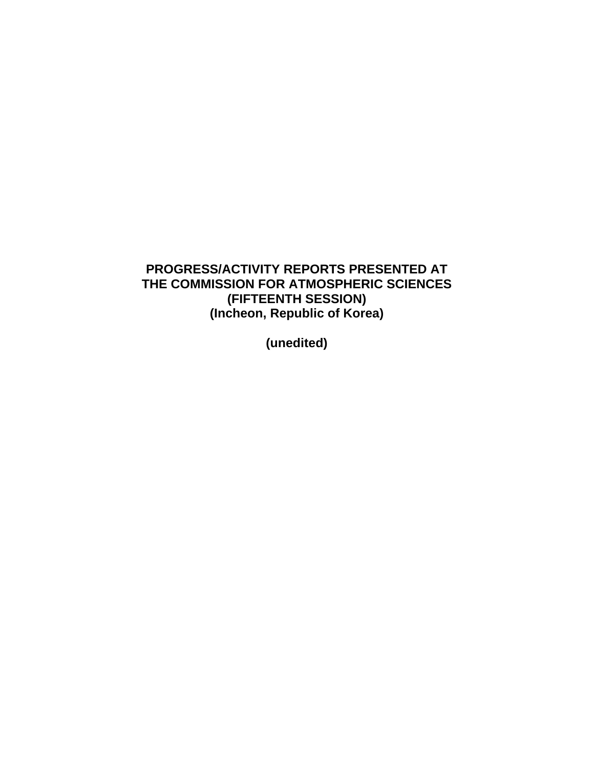# PROGRESS/ACTIVITY REPORTS PRESENTED AT THE COMMISSION FOR ATMOSPHERIC SCIENCES (FIFTEENTH SESSION) (Incheon, Republic of Korea)

**(unedited)**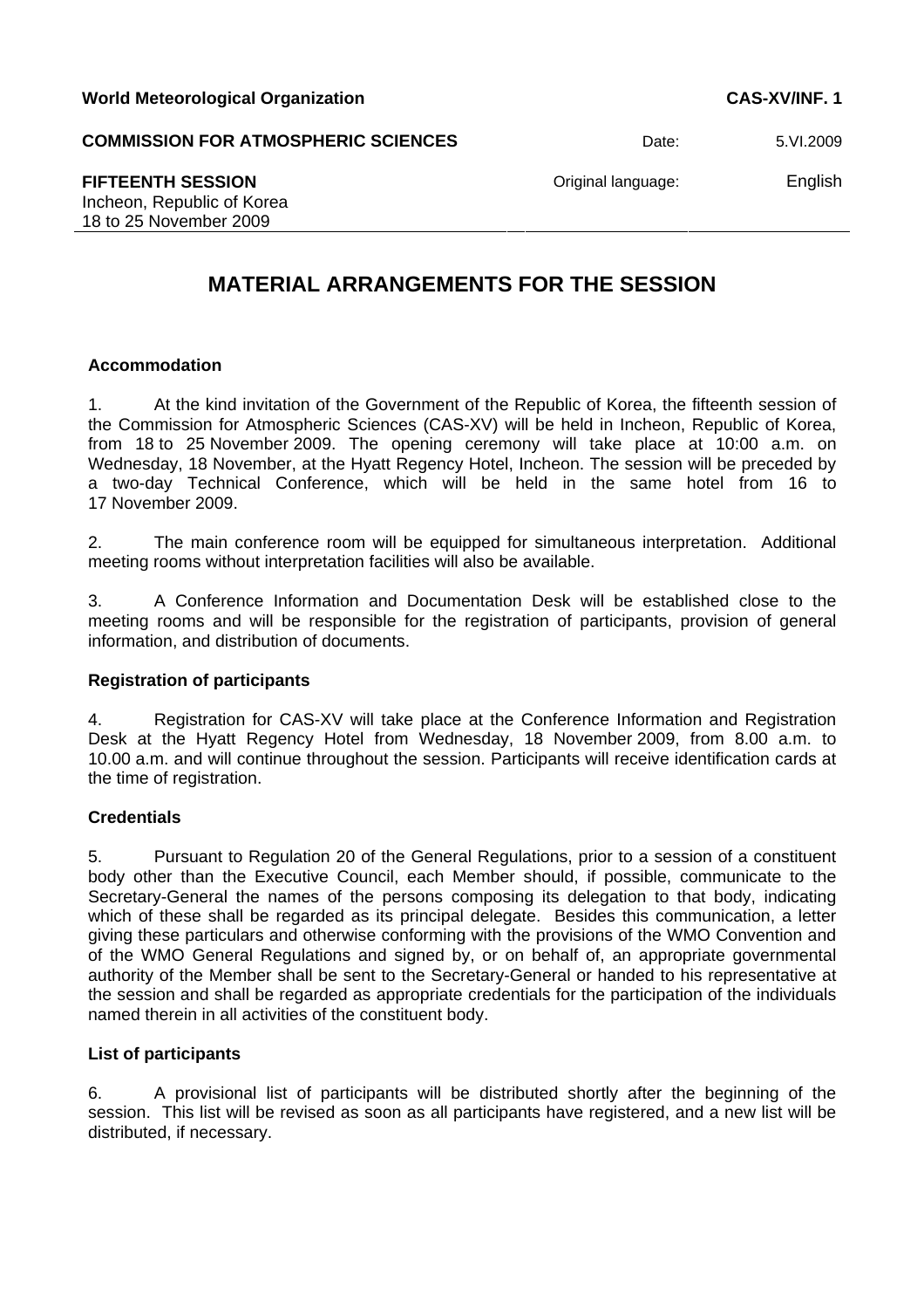World Meteorological Organization | CAS-XV/INF. 1

COMMISSION FOR ATMOSPHERIC SCIENCES | Date: 5.VI.2009

FIFTEENTH SESSION
Incheon, Republic of Korea
18 to 25 November 2009 | Original language: English

# MATERIAL ARRANGEMENTS FOR THE SESSION

### Accommodation

1. At the kind invitation of the Government of the Republic of Korea, the fifteenth session of the Commission for Atmospheric Sciences (CAS-XV) will be held in Incheon, Republic of Korea, from 18 to 25 November 2009. The opening ceremony will take place at 10:00 a.m. on Wednesday, 18 November, at the Hyatt Regency Hotel, Incheon. The session will be preceded by a two-day Technical Conference, which will be held in the same hotel from 16 to 17 November 2009.

2. The main conference room will be equipped for simultaneous interpretation. Additional meeting rooms without interpretation facilities will also be available.

3. A Conference Information and Documentation Desk will be established close to the meeting rooms and will be responsible for the registration of participants, provision of general information, and distribution of documents.

### Registration of participants

4. Registration for CAS-XV will take place at the Conference Information and Registration Desk at the Hyatt Regency Hotel from Wednesday, 18 November 2009, from 8.00 a.m. to 10.00 a.m. and will continue throughout the session. Participants will receive identification cards at the time of registration.

### Credentials

5. Pursuant to Regulation 20 of the General Regulations, prior to a session of a constituent body other than the Executive Council, each Member should, if possible, communicate to the Secretary-General the names of the persons composing its delegation to that body, indicating which of these shall be regarded as its principal delegate. Besides this communication, a letter giving these particulars and otherwise conforming with the provisions of the WMO Convention and of the WMO General Regulations and signed by, or on behalf of, an appropriate governmental authority of the Member shall be sent to the Secretary-General or handed to his representative at the session and shall be regarded as appropriate credentials for the participation of the individuals named therein in all activities of the constituent body.

### List of participants

6. A provisional list of participants will be distributed shortly after the beginning of the session. This list will be revised as soon as all participants have registered, and a new list will be distributed, if necessary.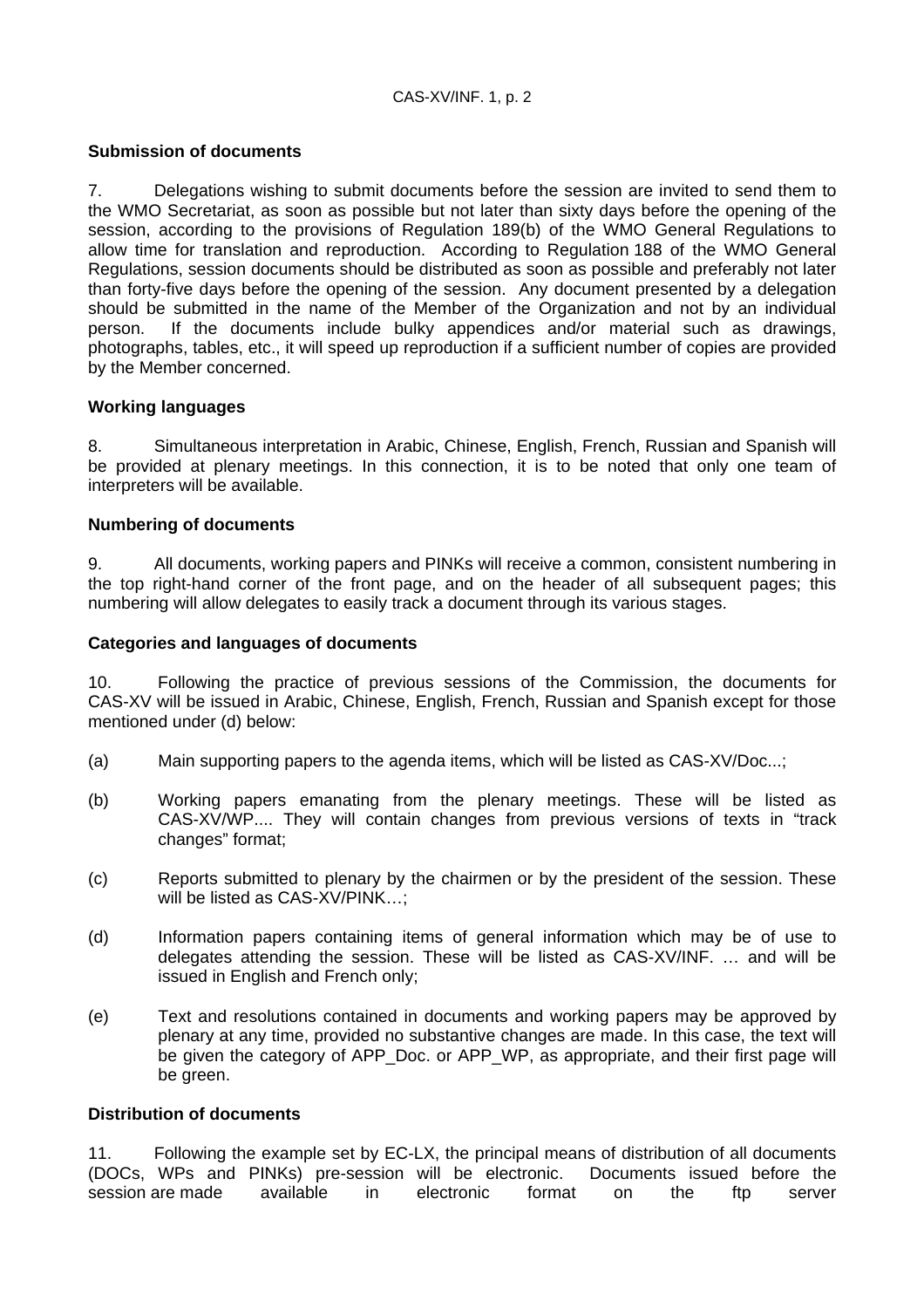**Submission of documents**

7. Delegations wishing to submit documents before the session are invited to send them to the WMO Secretariat, as soon as possible but not later than sixty days before the opening of the session, according to the provisions of Regulation 189(b) of the WMO General Regulations to allow time for translation and reproduction. According to Regulation 188 of the WMO General Regulations, session documents should be distributed as soon as possible and preferably not later than forty-five days before the opening of the session. Any document presented by a delegation should be submitted in the name of the Member of the Organization and not by an individual person. If the documents include bulky appendices and/or material such as drawings, photographs, tables, etc., it will speed up reproduction if a sufficient number of copies are provided by the Member concerned.

**Working languages**

8. Simultaneous interpretation in Arabic, Chinese, English, French, Russian and Spanish will be provided at plenary meetings. In this connection, it is to be noted that only one team of interpreters will be available.

**Numbering of documents**

9. All documents, working papers and PINKs will receive a common, consistent numbering in the top right-hand corner of the front page, and on the header of all subsequent pages; this numbering will allow delegates to easily track a document through its various stages.

**Categories and languages of documents**

10. Following the practice of previous sessions of the Commission, the documents for CAS-XV will be issued in Arabic, Chinese, English, French, Russian and Spanish except for those mentioned under (d) below:

(a) Main supporting papers to the agenda items, which will be listed as CAS-XV/Doc...;

(b) Working papers emanating from the plenary meetings. These will be listed as CAS-XV/WP.... They will contain changes from previous versions of texts in "track changes" format;

(c) Reports submitted to plenary by the chairmen or by the president of the session. These will be listed as CAS-XV/PINK…;

(d) Information papers containing items of general information which may be of use to delegates attending the session. These will be listed as CAS-XV/INF. … and will be issued in English and French only;

(e) Text and resolutions contained in documents and working papers may be approved by plenary at any time, provided no substantive changes are made. In this case, the text will be given the category of APP_Doc. or APP_WP, as appropriate, and their first page will be green.

**Distribution of documents**

11. Following the example set by EC-LX, the principal means of distribution of all documents (DOCs, WPs and PINKs) pre-session will be electronic. Documents issued before the session are made available in electronic format on the ftp server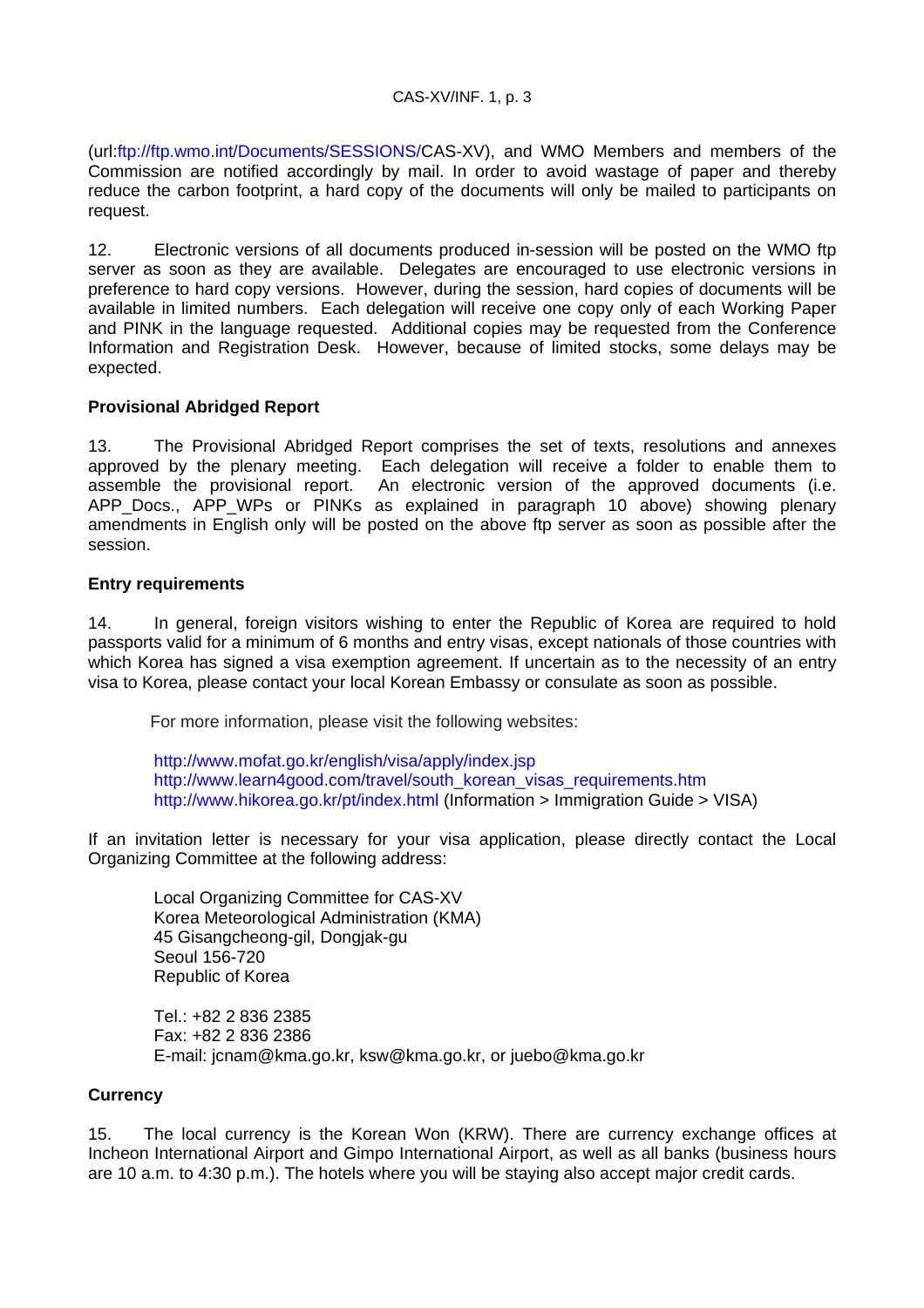(url:ftp://ftp.wmo.int/Documents/SESSIONS/CAS-XV), and WMO Members and members of the Commission are notified accordingly by mail. In order to avoid wastage of paper and thereby reduce the carbon footprint, a hard copy of the documents will only be mailed to participants on request.

12. Electronic versions of all documents produced in-session will be posted on the WMO ftp server as soon as they are available. Delegates are encouraged to use electronic versions in preference to hard copy versions. However, during the session, hard copies of documents will be available in limited numbers. Each delegation will receive one copy only of each Working Paper and PINK in the language requested. Additional copies may be requested from the Conference Information and Registration Desk. However, because of limited stocks, some delays may be expected.

**Provisional Abridged Report**

13. The Provisional Abridged Report comprises the set of texts, resolutions and annexes approved by the plenary meeting. Each delegation will receive a folder to enable them to assemble the provisional report. An electronic version of the approved documents (i.e. APP_Docs., APP_WPs or PINKs as explained in paragraph 10 above) showing plenary amendments in English only will be posted on the above ftp server as soon as possible after the session.

**Entry requirements**

14. In general, foreign visitors wishing to enter the Republic of Korea are required to hold passports valid for a minimum of 6 months and entry visas, except nationals of those countries with which Korea has signed a visa exemption agreement. If uncertain as to the necessity of an entry visa to Korea, please contact your local Korean Embassy or consulate as soon as possible.

For more information, please visit the following websites:

http://www.mofat.go.kr/english/visa/apply/index.jsp
http://www.learn4good.com/travel/south_korean_visas_requirements.htm
http://www.hikorea.go.kr/pt/index.html (Information > Immigration Guide > VISA)

If an invitation letter is necessary for your visa application, please directly contact the Local Organizing Committee at the following address:

Local Organizing Committee for CAS-XV
Korea Meteorological Administration (KMA)
45 Gisangcheong-gil, Dongjak-gu
Seoul 156-720
Republic of Korea

Tel.: +82 2 836 2385
Fax: +82 2 836 2386
E-mail: jcnam@kma.go.kr, ksw@kma.go.kr, or juebo@kma.go.kr

**Currency**

15. The local currency is the Korean Won (KRW). There are currency exchange offices at Incheon International Airport and Gimpo International Airport, as well as all banks (business hours are 10 a.m. to 4:30 p.m.). The hotels where you will be staying also accept major credit cards.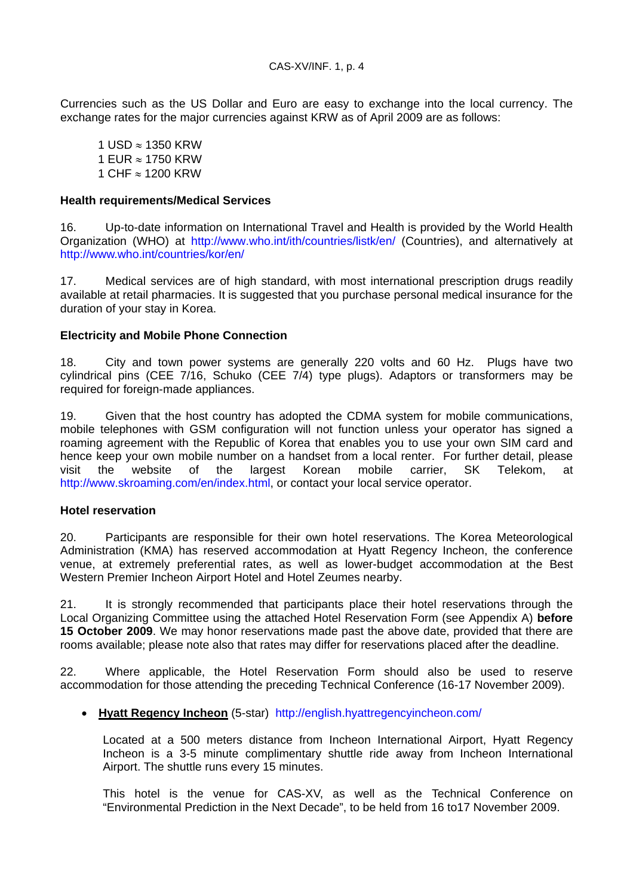Currencies such as the US Dollar and Euro are easy to exchange into the local currency. The exchange rates for the major currencies against KRW as of April 2009 are as follows:

1 USD ≈ 1350 KRW
1 EUR ≈ 1750 KRW
1 CHF ≈ 1200 KRW

**Health requirements/Medical Services**

16. Up-to-date information on International Travel and Health is provided by the World Health Organization (WHO) at http://www.who.int/ith/countries/listk/en/ (Countries), and alternatively at http://www.who.int/countries/kor/en/

17. Medical services are of high standard, with most international prescription drugs readily available at retail pharmacies. It is suggested that you purchase personal medical insurance for the duration of your stay in Korea.

**Electricity and Mobile Phone Connection**

18. City and town power systems are generally 220 volts and 60 Hz. Plugs have two cylindrical pins (CEE 7/16, Schuko (CEE 7/4) type plugs). Adaptors or transformers may be required for foreign-made appliances.

19. Given that the host country has adopted the CDMA system for mobile communications, mobile telephones with GSM configuration will not function unless your operator has signed a roaming agreement with the Republic of Korea that enables you to use your own SIM card and hence keep your own mobile number on a handset from a local renter. For further detail, please visit the website of the largest Korean mobile carrier, SK Telekom, at http://www.skroaming.com/en/index.html, or contact your local service operator.

**Hotel reservation**

20. Participants are responsible for their own hotel reservations. The Korea Meteorological Administration (KMA) has reserved accommodation at Hyatt Regency Incheon, the conference venue, at extremely preferential rates, as well as lower-budget accommodation at the Best Western Premier Incheon Airport Hotel and Hotel Zeumes nearby.

21. It is strongly recommended that participants place their hotel reservations through the Local Organizing Committee using the attached Hotel Reservation Form (see Appendix A) **before 15 October 2009**. We may honor reservations made past the above date, provided that there are rooms available; please note also that rates may differ for reservations placed after the deadline.

22. Where applicable, the Hotel Reservation Form should also be used to reserve accommodation for those attending the preceding Technical Conference (16-17 November 2009).

- **Hyatt Regency Incheon** (5-star) http://english.hyattregencyincheon.com/

  Located at a 500 meters distance from Incheon International Airport, Hyatt Regency Incheon is a 3-5 minute complimentary shuttle ride away from Incheon International Airport. The shuttle runs every 15 minutes.

  This hotel is the venue for CAS-XV, as well as the Technical Conference on "Environmental Prediction in the Next Decade", to be held from 16 to17 November 2009.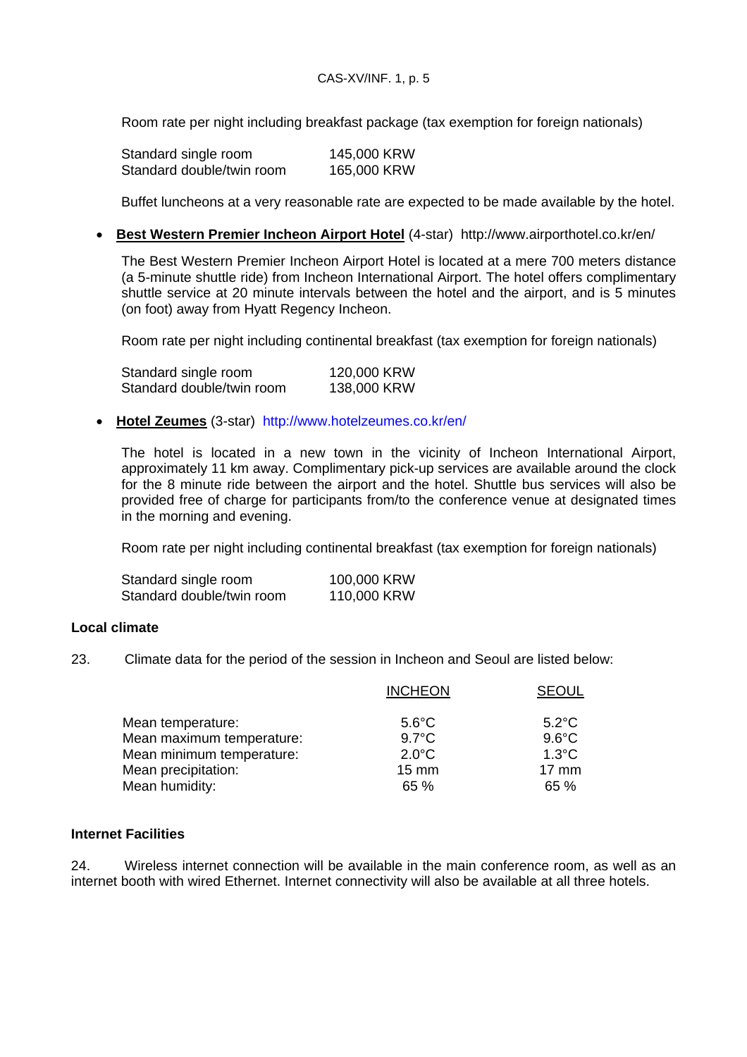Room rate per night including breakfast package (tax exemption for foreign nationals)

| | |
|---|---|
| Standard single room | 145,000 KRW |
| Standard double/twin room | 165,000 KRW |

Buffet luncheons at a very reasonable rate are expected to be made available by the hotel.

- **Best Western Premier Incheon Airport Hotel** (4-star) http://www.airporthotel.co.kr/en/

  The Best Western Premier Incheon Airport Hotel is located at a mere 700 meters distance (a 5-minute shuttle ride) from Incheon International Airport. The hotel offers complimentary shuttle service at 20 minute intervals between the hotel and the airport, and is 5 minutes (on foot) away from Hyatt Regency Incheon.

  Room rate per night including continental breakfast (tax exemption for foreign nationals)

  | | |
  |---|---|
  | Standard single room | 120,000 KRW |
  | Standard double/twin room | 138,000 KRW |

- **Hotel Zeumes** (3-star) http://www.hotelzeumes.co.kr/en/

  The hotel is located in a new town in the vicinity of Incheon International Airport, approximately 11 km away. Complimentary pick-up services are available around the clock for the 8 minute ride between the airport and the hotel. Shuttle bus services will also be provided free of charge for participants from/to the conference venue at designated times in the morning and evening.

  Room rate per night including continental breakfast (tax exemption for foreign nationals)

  | | |
  |---|---|
  | Standard single room | 100,000 KRW |
  | Standard double/twin room | 110,000 KRW |

**Local climate**

23. Climate data for the period of the session in Incheon and Seoul are listed below:

| | INCHEON | SEOUL |
|---|---|---|
| Mean temperature: | 5.6°C | 5.2°C |
| Mean maximum temperature: | 9.7°C | 9.6°C |
| Mean minimum temperature: | 2.0°C | 1.3°C |
| Mean precipitation: | 15 mm | 17 mm |
| Mean humidity: | 65 % | 65 % |

**Internet Facilities**

24. Wireless internet connection will be available in the main conference room, as well as an internet booth with wired Ethernet. Internet connectivity will also be available at all three hotels.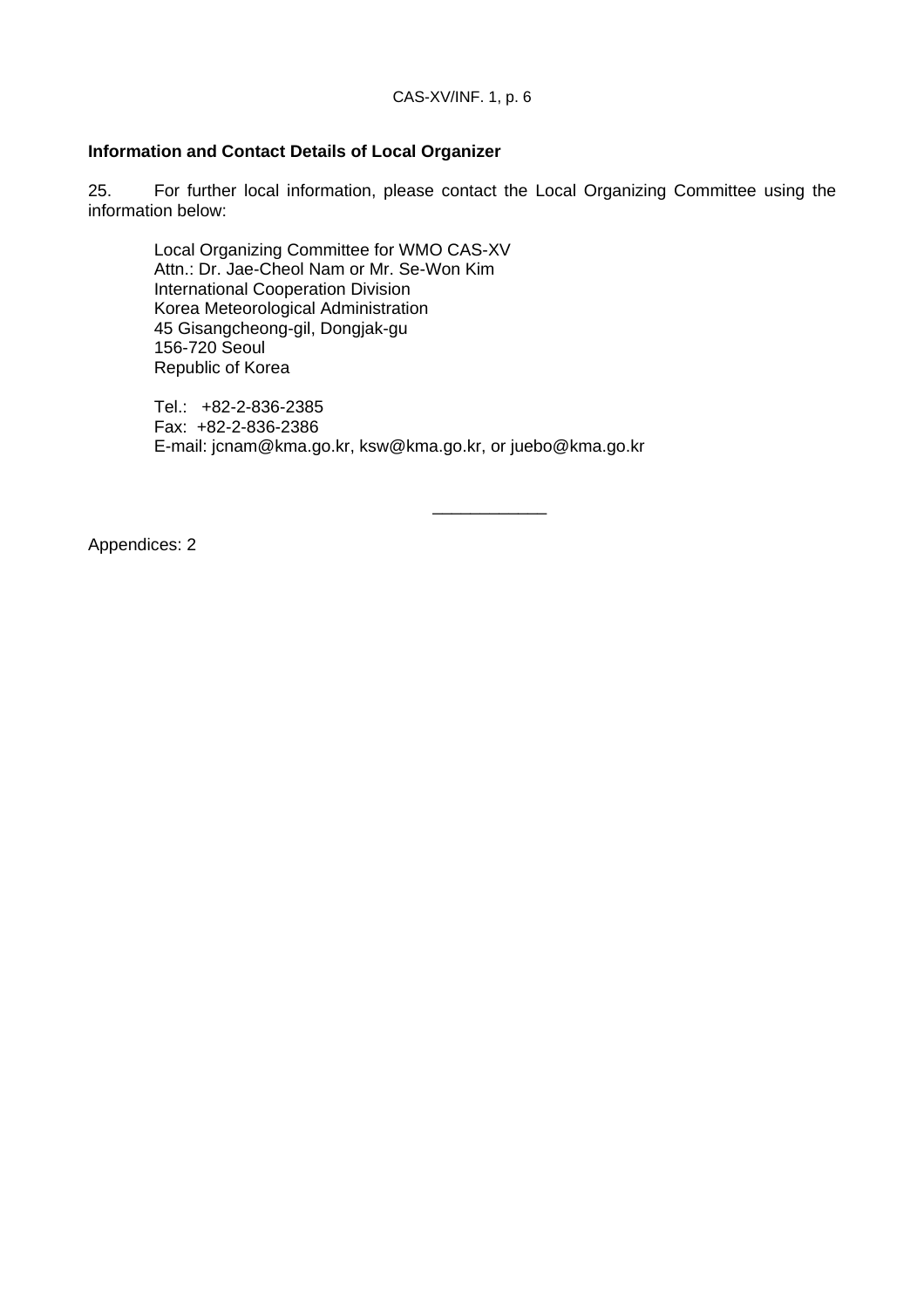**Information and Contact Details of Local Organizer**

25. For further local information, please contact the Local Organizing Committee using the information below:

> Local Organizing Committee for WMO CAS-XV
> Attn.: Dr. Jae-Cheol Nam or Mr. Se-Won Kim
> International Cooperation Division
> Korea Meteorological Administration
> 45 Gisangcheong-gil, Dongjak-gu
> 156-720 Seoul
> Republic of Korea
>
> Tel.: +82-2-836-2385
> Fax: +82-2-836-2386
> E-mail: jcnam@kma.go.kr, ksw@kma.go.kr, or juebo@kma.go.kr

---

Appendices: 2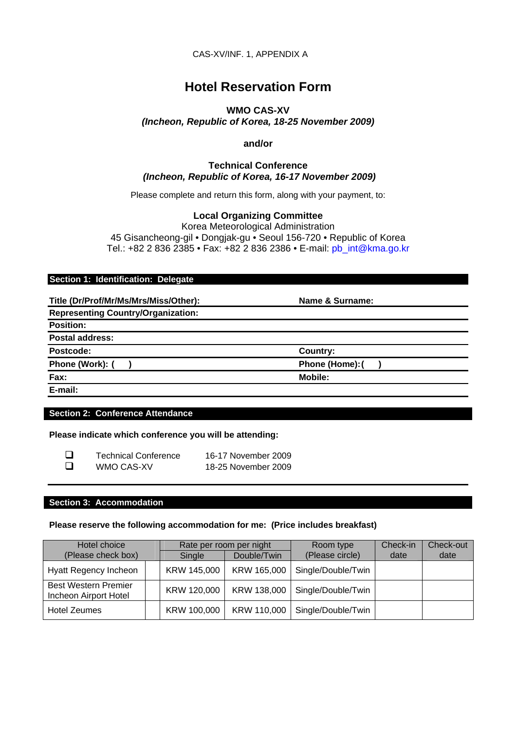CAS-XV/INF. 1, APPENDIX A

# Hotel Reservation Form

**WMO CAS-XV**
***(Incheon, Republic of Korea, 18-25 November 2009)***

**and/or**

**Technical Conference**
***(Incheon, Republic of Korea, 16-17 November 2009)***

Please complete and return this form, along with your payment, to:

**Local Organizing Committee**
Korea Meteorological Administration
45 Gisancheong-gil • Dongjak-gu • Seoul 156-720 • Republic of Korea
Tel.: +82 2 836 2385 • Fax: +82 2 836 2386 • E-mail: pb_int@kma.go.kr

## Section 1: Identification: Delegate

| | |
|---|---|
| **Title (Dr/Prof/Mr/Ms/Mrs/Miss/Other):** | **Name & Surname:** |
| **Representing Country/Organization:** | |
| **Position:** | |
| **Postal address:** | |
| **Postcode:** | **Country:** |
| **Phone (Work): (    )** | **Phone (Home): (    )** |
| **Fax:** | **Mobile:** |
| **E-mail:** | |

## Section 2: Conference Attendance

**Please indicate which conference you will be attending:**

- ☐ Technical Conference 16-17 November 2009
- ☐ WMO CAS-XV 18-25 November 2009

## Section 3: Accommodation

**Please reserve the following accommodation for me: (Price includes breakfast)**

| Hotel choice (Please check box) | | Rate per room per night | | Room type (Please circle) | Check-in date | Check-out date |
|---|---|---|---|---|---|---|
| | | Single | Double/Twin | | | |
| Hyatt Regency Incheon | | KRW 145,000 | KRW 165,000 | Single/Double/Twin | | |
| Best Western Premier Incheon Airport Hotel | | KRW 120,000 | KRW 138,000 | Single/Double/Twin | | |
| Hotel Zeumes | | KRW 100,000 | KRW 110,000 | Single/Double/Twin | | |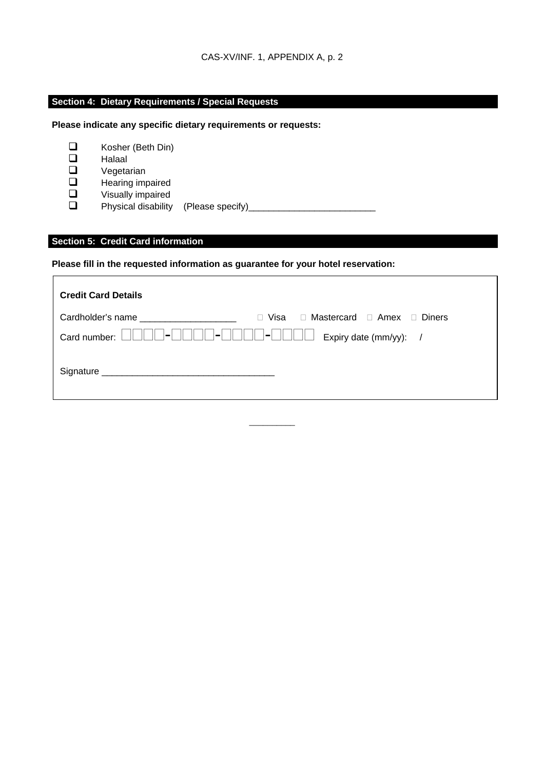## Section 4: Dietary Requirements / Special Requests

**Please indicate any specific dietary requirements or requests:**

- ☐ Kosher (Beth Din)
- ☐ Halaal
- ☐ Vegetarian
- ☐ Hearing impaired
- ☐ Visually impaired
- ☐ Physical disability (Please specify)_________________________

## Section 5: Credit Card information

**Please fill in the requested information as guarantee for your hotel reservation:**

**Credit Card Details**

Cardholder's name ___________________ ☐ Visa ☐ Mastercard ☐ Amex ☐ Diners

Card number: ☐☐☐☐-☐☐☐☐-☐☐☐☐-☐☐☐☐ Expiry date (mm/yy): /

Signature _________________________________

_________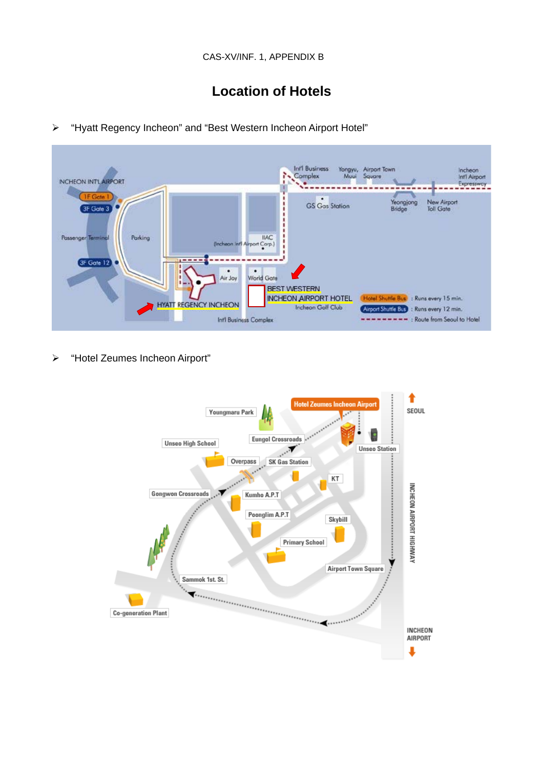CAS-XV/INF. 1, APPENDIX B

# Location of Hotels

- "Hyatt Regency Incheon" and "Best Western Incheon Airport Hotel"

- "Hotel Zeumes Incheon Airport"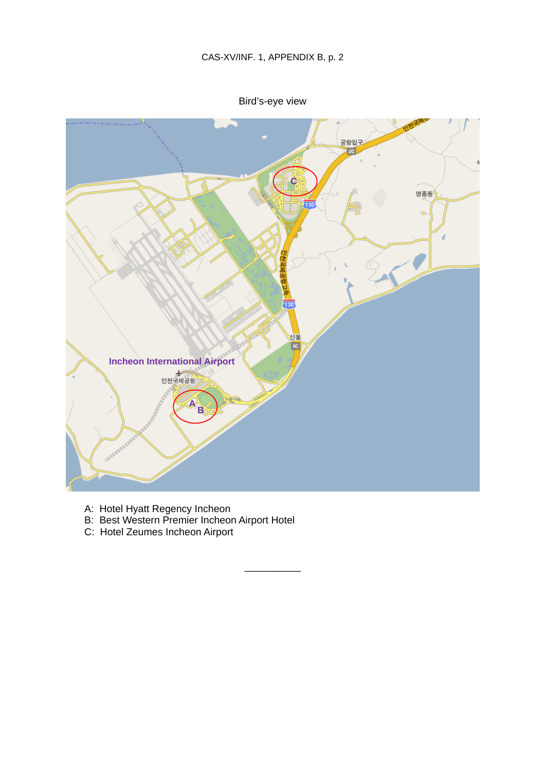Bird's-eye view

A: Hotel Hyatt Regency Incheon
B: Best Western Premier Incheon Airport Hotel
C: Hotel Zeumes Incheon Airport

__________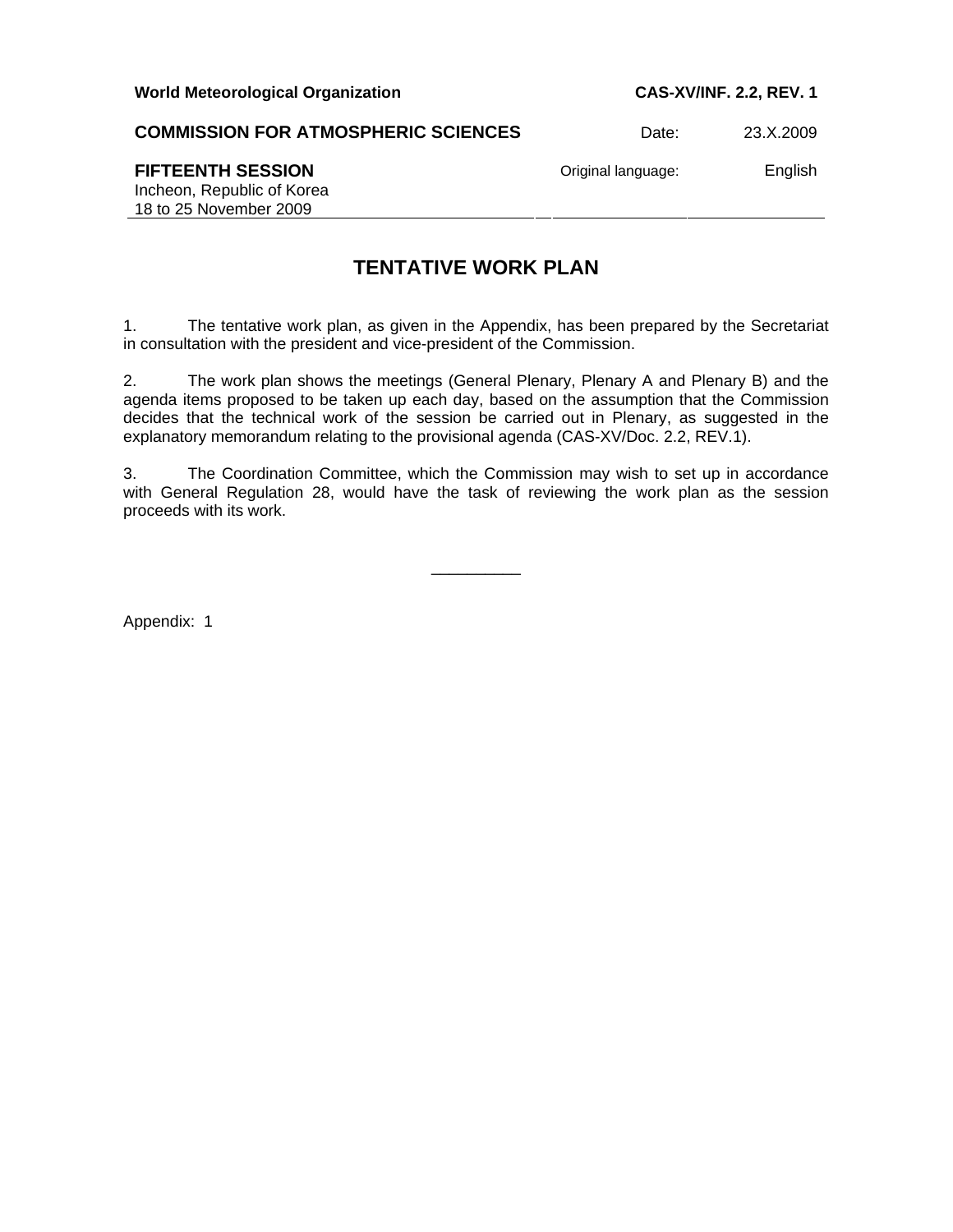| World Meteorological Organization | CAS-XV/INF. 2.2, REV. 1 |
| --- | --- |
| **COMMISSION FOR ATMOSPHERIC SCIENCES** | Date: 23.X.2009 |
| **FIFTEENTH SESSION** | Original language: English |
| Incheon, Republic of Korea | |
| 18 to 25 November 2009 | |

# TENTATIVE WORK PLAN

1. The tentative work plan, as given in the Appendix, has been prepared by the Secretariat in consultation with the president and vice-president of the Commission.

2. The work plan shows the meetings (General Plenary, Plenary A and Plenary B) and the agenda items proposed to be taken up each day, based on the assumption that the Commission decides that the technical work of the session be carried out in Plenary, as suggested in the explanatory memorandum relating to the provisional agenda (CAS-XV/Doc. 2.2, REV.1).

3. The Coordination Committee, which the Commission may wish to set up in accordance with General Regulation 28, would have the task of reviewing the work plan as the session proceeds with its work.

__________

Appendix: 1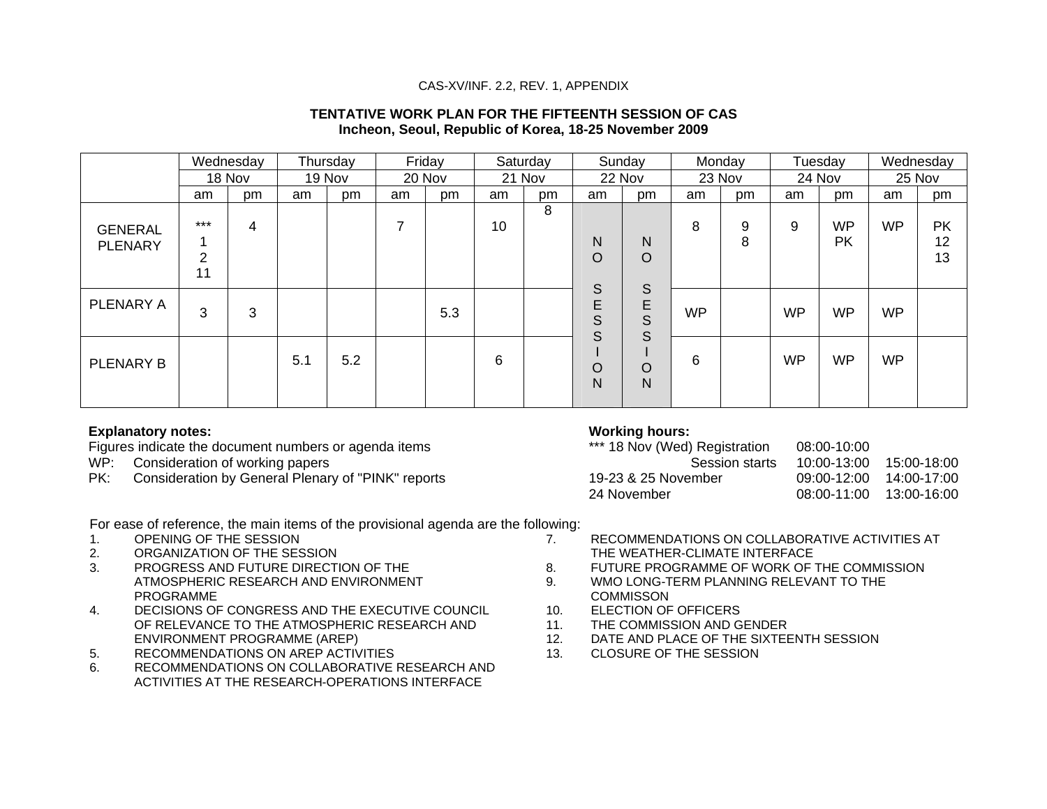CAS-XV/INF. 2.2, REV. 1, APPENDIX

**TENTATIVE WORK PLAN FOR THE FIFTEENTH SESSION OF CAS**
**Incheon, Seoul, Republic of Korea, 18-25 November 2009**

| | Wednesday | | Thursday | | Friday | | Saturday | | Sunday | | Monday | | Tuesday | | Wednesday | |
|---|---|---|---|---|---|---|---|---|---|---|---|---|---|---|---|---|
| | 18 Nov | | 19 Nov | | 20 Nov | | 21 Nov | | 22 Nov | | 23 Nov | | 24 Nov | | 25 Nov | |
| | am | pm | am | pm | am | pm | am | pm | am | pm | am | pm | am | pm | am | pm |
| GENERAL PLENARY | *** 1 2 11 | 4 | | | 7 | | 10 | 8 | NO SESSION | NO SESSION | 8 | 9 8 | 9 | WP PK | WP | PK 12 13 |
| PLENARY A | 3 | 3 | | | | 5.3 | | | NO SESSION | NO SESSION | WP | | WP | WP | WP | |
| PLENARY B | | | 5.1 | 5.2 | | | 6 | | NO SESSION | NO SESSION | 6 | | WP | WP | WP | |

**Explanatory notes:**

Figures indicate the document numbers or agenda items

WP: Consideration of working papers

PK: Consideration by General Plenary of "PINK" reports

**Working hours:**

| | | |
|---|---|---|
| *** 18 Nov (Wed) Registration | 08:00-10:00 | |
| Session starts | 10:00-13:00 | 15:00-18:00 |
| 19-23 & 25 November | 09:00-12:00 | 14:00-17:00 |
| 24 November | 08:00-11:00 | 13:00-16:00 |

For ease of reference, the main items of the provisional agenda are the following:

1. OPENING OF THE SESSION
2. ORGANIZATION OF THE SESSION
3. PROGRESS AND FUTURE DIRECTION OF THE ATMOSPHERIC RESEARCH AND ENVIRONMENT PROGRAMME
4. DECISIONS OF CONGRESS AND THE EXECUTIVE COUNCIL OF RELEVANCE TO THE ATMOSPHERIC RESEARCH AND ENVIRONMENT PROGRAMME (AREP)
5. RECOMMENDATIONS ON AREP ACTIVITIES
6. RECOMMENDATIONS ON COLLABORATIVE RESEARCH AND ACTIVITIES AT THE RESEARCH-OPERATIONS INTERFACE
7. RECOMMENDATIONS ON COLLABORATIVE ACTIVITIES AT THE WEATHER-CLIMATE INTERFACE
8. FUTURE PROGRAMME OF WORK OF THE COMMISSION
9. WMO LONG-TERM PLANNING RELEVANT TO THE COMMISSON
10. ELECTION OF OFFICERS
11. THE COMMISSION AND GENDER
12. DATE AND PLACE OF THE SIXTEENTH SESSION
13. CLOSURE OF THE SESSION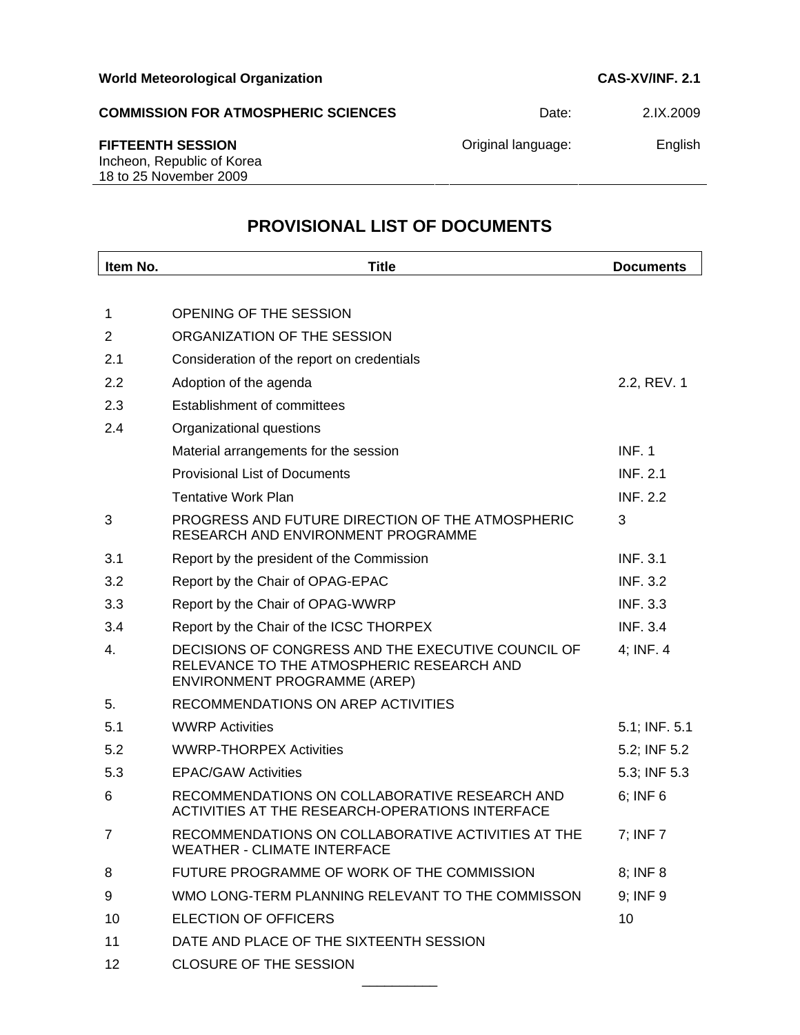**World Meteorological Organization** | **CAS-XV/INF. 2.1**

**COMMISSION FOR ATMOSPHERIC SCIENCES** — Date: 2.IX.2009

**FIFTEENTH SESSION**
Incheon, Republic of Korea
18 to 25 November 2009

Original language: English

# PROVISIONAL LIST OF DOCUMENTS

| Item No. | Title | Documents |
|---|---|---|
| 1 | OPENING OF THE SESSION | |
| 2 | ORGANIZATION OF THE SESSION | |
| 2.1 | Consideration of the report on credentials | |
| 2.2 | Adoption of the agenda | 2.2, REV. 1 |
| 2.3 | Establishment of committees | |
| 2.4 | Organizational questions | |
| | Material arrangements for the session | INF. 1 |
| | Provisional List of Documents | INF. 2.1 |
| | Tentative Work Plan | INF. 2.2 |
| 3 | PROGRESS AND FUTURE DIRECTION OF THE ATMOSPHERIC RESEARCH AND ENVIRONMENT PROGRAMME | 3 |
| 3.1 | Report by the president of the Commission | INF. 3.1 |
| 3.2 | Report by the Chair of OPAG-EPAC | INF. 3.2 |
| 3.3 | Report by the Chair of OPAG-WWRP | INF. 3.3 |
| 3.4 | Report by the Chair of the ICSC THORPEX | INF. 3.4 |
| 4. | DECISIONS OF CONGRESS AND THE EXECUTIVE COUNCIL OF RELEVANCE TO THE ATMOSPHERIC RESEARCH AND ENVIRONMENT PROGRAMME (AREP) | 4; INF. 4 |
| 5. | RECOMMENDATIONS ON AREP ACTIVITIES | |
| 5.1 | WWRP Activities | 5.1; INF. 5.1 |
| 5.2 | WWRP-THORPEX Activities | 5.2; INF 5.2 |
| 5.3 | EPAC/GAW Activities | 5.3; INF 5.3 |
| 6 | RECOMMENDATIONS ON COLLABORATIVE RESEARCH AND ACTIVITIES AT THE RESEARCH-OPERATIONS INTERFACE | 6; INF 6 |
| 7 | RECOMMENDATIONS ON COLLABORATIVE ACTIVITIES AT THE WEATHER - CLIMATE INTERFACE | 7; INF 7 |
| 8 | FUTURE PROGRAMME OF WORK OF THE COMMISSION | 8; INF 8 |
| 9 | WMO LONG-TERM PLANNING RELEVANT TO THE COMMISSON | 9; INF 9 |
| 10 | ELECTION OF OFFICERS | 10 |
| 11 | DATE AND PLACE OF THE SIXTEENTH SESSION | |
| 12 | CLOSURE OF THE SESSION | |

__________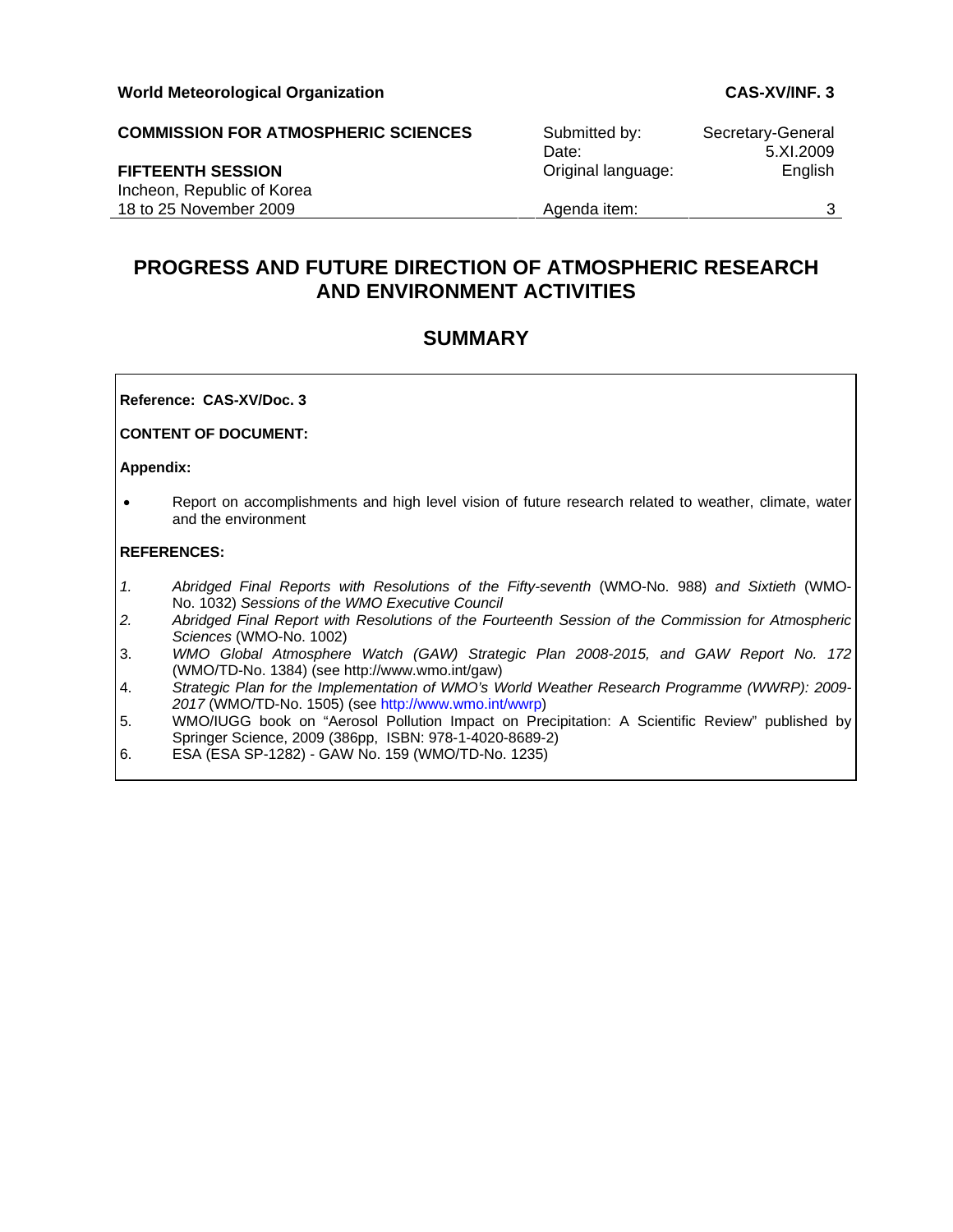**World Meteorological Organization** **CAS-XV/INF. 3**

**COMMISSION FOR ATMOSPHERIC SCIENCES**

**FIFTEENTH SESSION**
Incheon, Republic of Korea
18 to 25 November 2009

| | |
|---|---|
| Submitted by: | Secretary-General |
| Date: | 5.XI.2009 |
| Original language: | English |
| Agenda item: | 3 |

# PROGRESS AND FUTURE DIRECTION OF ATMOSPHERIC RESEARCH AND ENVIRONMENT ACTIVITIES

## SUMMARY

**Reference: CAS-XV/Doc. 3**

**CONTENT OF DOCUMENT:**

**Appendix:**

- Report on accomplishments and high level vision of future research related to weather, climate, water and the environment

**REFERENCES:**

1. *Abridged Final Reports with Resolutions of the Fifty-seventh* (WMO-No. 988) *and Sixtieth* (WMO-No. 1032) *Sessions of the WMO Executive Council*
2. *Abridged Final Report with Resolutions of the Fourteenth Session of the Commission for Atmospheric Sciences* (WMO-No. 1002)
3. *WMO Global Atmosphere Watch (GAW) Strategic Plan 2008-2015, and GAW Report No. 172* (WMO/TD-No. 1384) (see http://www.wmo.int/gaw)
4. *Strategic Plan for the Implementation of WMO's World Weather Research Programme (WWRP): 2009-2017* (WMO/TD-No. 1505) (see http://www.wmo.int/wwrp)
5. WMO/IUGG book on "Aerosol Pollution Impact on Precipitation: A Scientific Review" published by Springer Science, 2009 (386pp, ISBN: 978-1-4020-8689-2)
6. ESA (ESA SP-1282) - GAW No. 159 (WMO/TD-No. 1235)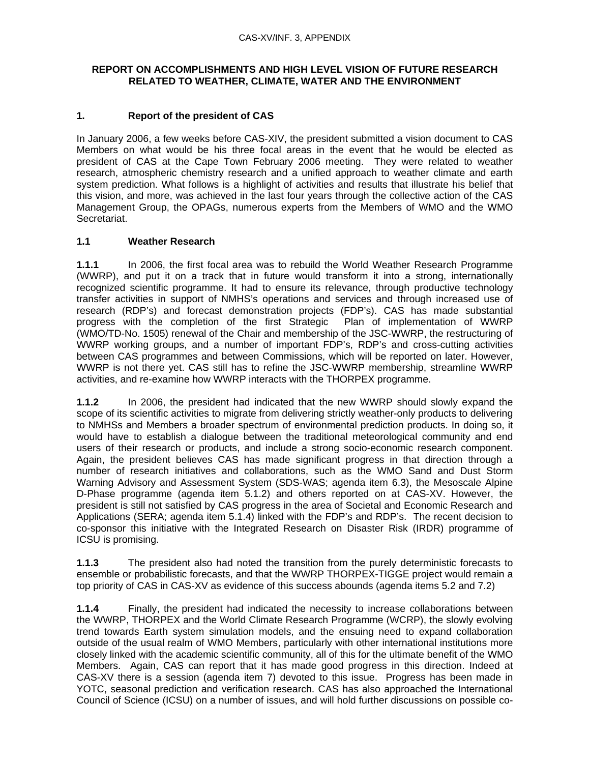**REPORT ON ACCOMPLISHMENTS AND HIGH LEVEL VISION OF FUTURE RESEARCH RELATED TO WEATHER, CLIMATE, WATER AND THE ENVIRONMENT**

## 1. Report of the president of CAS

In January 2006, a few weeks before CAS-XIV, the president submitted a vision document to CAS Members on what would be his three focal areas in the event that he would be elected as president of CAS at the Cape Town February 2006 meeting. They were related to weather research, atmospheric chemistry research and a unified approach to weather climate and earth system prediction. What follows is a highlight of activities and results that illustrate his belief that this vision, and more, was achieved in the last four years through the collective action of the CAS Management Group, the OPAGs, numerous experts from the Members of WMO and the WMO Secretariat.

### 1.1 Weather Research

**1.1.1** In 2006, the first focal area was to rebuild the World Weather Research Programme (WWRP), and put it on a track that in future would transform it into a strong, internationally recognized scientific programme. It had to ensure its relevance, through productive technology transfer activities in support of NMHS's operations and services and through increased use of research (RDP's) and forecast demonstration projects (FDP's). CAS has made substantial progress with the completion of the first Strategic Plan of implementation of WWRP (WMO/TD-No. 1505) renewal of the Chair and membership of the JSC-WWRP, the restructuring of WWRP working groups, and a number of important FDP's, RDP's and cross-cutting activities between CAS programmes and between Commissions, which will be reported on later. However, WWRP is not there yet. CAS still has to refine the JSC-WWRP membership, streamline WWRP activities, and re-examine how WWRP interacts with the THORPEX programme.

**1.1.2** In 2006, the president had indicated that the new WWRP should slowly expand the scope of its scientific activities to migrate from delivering strictly weather-only products to delivering to NMHSs and Members a broader spectrum of environmental prediction products. In doing so, it would have to establish a dialogue between the traditional meteorological community and end users of their research or products, and include a strong socio-economic research component. Again, the president believes CAS has made significant progress in that direction through a number of research initiatives and collaborations, such as the WMO Sand and Dust Storm Warning Advisory and Assessment System (SDS-WAS; agenda item 6.3), the Mesoscale Alpine D-Phase programme (agenda item 5.1.2) and others reported on at CAS-XV. However, the president is still not satisfied by CAS progress in the area of Societal and Economic Research and Applications (SERA; agenda item 5.1.4) linked with the FDP's and RDP's. The recent decision to co-sponsor this initiative with the Integrated Research on Disaster Risk (IRDR) programme of ICSU is promising.

**1.1.3** The president also had noted the transition from the purely deterministic forecasts to ensemble or probabilistic forecasts, and that the WWRP THORPEX-TIGGE project would remain a top priority of CAS in CAS-XV as evidence of this success abounds (agenda items 5.2 and 7.2)

**1.1.4** Finally, the president had indicated the necessity to increase collaborations between the WWRP, THORPEX and the World Climate Research Programme (WCRP), the slowly evolving trend towards Earth system simulation models, and the ensuing need to expand collaboration outside of the usual realm of WMO Members, particularly with other international institutions more closely linked with the academic scientific community, all of this for the ultimate benefit of the WMO Members. Again, CAS can report that it has made good progress in this direction. Indeed at CAS-XV there is a session (agenda item 7) devoted to this issue. Progress has been made in YOTC, seasonal prediction and verification research. CAS has also approached the International Council of Science (ICSU) on a number of issues, and will hold further discussions on possible co-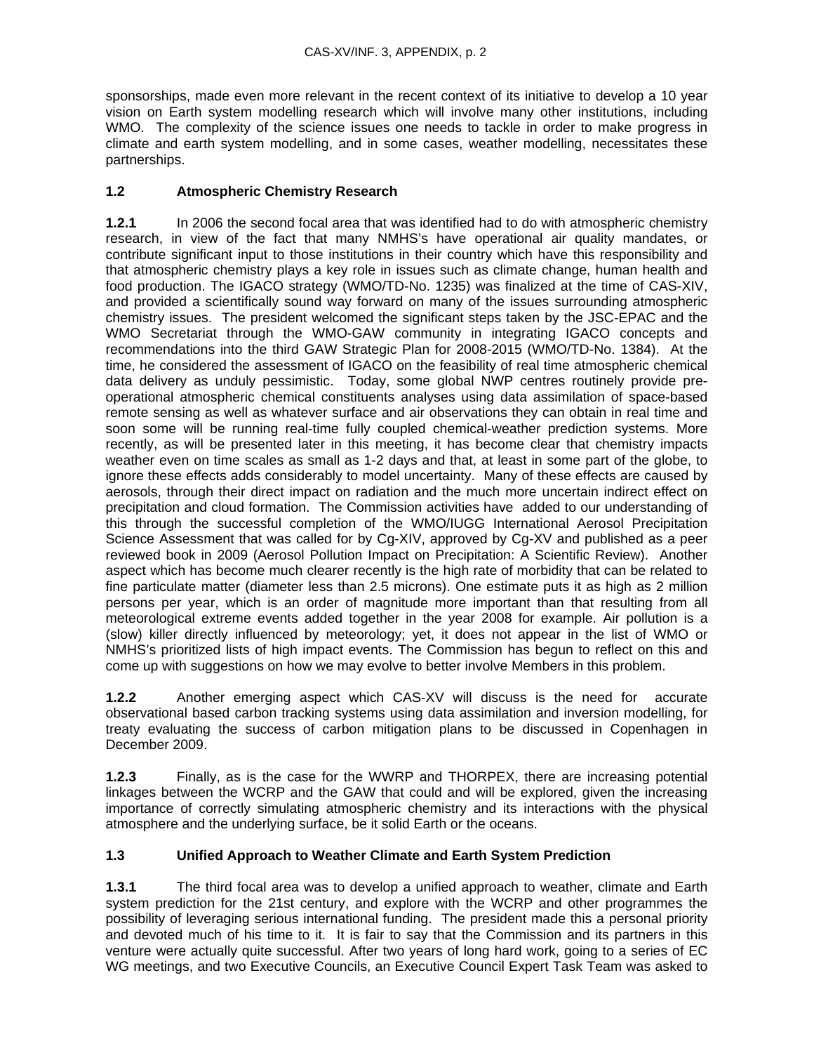sponsorships, made even more relevant in the recent context of its initiative to develop a 10 year vision on Earth system modelling research which will involve many other institutions, including WMO. The complexity of the science issues one needs to tackle in order to make progress in climate and earth system modelling, and in some cases, weather modelling, necessitates these partnerships.

### 1.2 Atmospheric Chemistry Research

**1.2.1** In 2006 the second focal area that was identified had to do with atmospheric chemistry research, in view of the fact that many NMHS's have operational air quality mandates, or contribute significant input to those institutions in their country which have this responsibility and that atmospheric chemistry plays a key role in issues such as climate change, human health and food production. The IGACO strategy (WMO/TD-No. 1235) was finalized at the time of CAS-XIV, and provided a scientifically sound way forward on many of the issues surrounding atmospheric chemistry issues. The president welcomed the significant steps taken by the JSC-EPAC and the WMO Secretariat through the WMO-GAW community in integrating IGACO concepts and recommendations into the third GAW Strategic Plan for 2008-2015 (WMO/TD-No. 1384). At the time, he considered the assessment of IGACO on the feasibility of real time atmospheric chemical data delivery as unduly pessimistic. Today, some global NWP centres routinely provide pre-operational atmospheric chemical constituents analyses using data assimilation of space-based remote sensing as well as whatever surface and air observations they can obtain in real time and soon some will be running real-time fully coupled chemical-weather prediction systems. More recently, as will be presented later in this meeting, it has become clear that chemistry impacts weather even on time scales as small as 1-2 days and that, at least in some part of the globe, to ignore these effects adds considerably to model uncertainty. Many of these effects are caused by aerosols, through their direct impact on radiation and the much more uncertain indirect effect on precipitation and cloud formation. The Commission activities have added to our understanding of this through the successful completion of the WMO/IUGG International Aerosol Precipitation Science Assessment that was called for by Cg-XIV, approved by Cg-XV and published as a peer reviewed book in 2009 (Aerosol Pollution Impact on Precipitation: A Scientific Review). Another aspect which has become much clearer recently is the high rate of morbidity that can be related to fine particulate matter (diameter less than 2.5 microns). One estimate puts it as high as 2 million persons per year, which is an order of magnitude more important than that resulting from all meteorological extreme events added together in the year 2008 for example. Air pollution is a (slow) killer directly influenced by meteorology; yet, it does not appear in the list of WMO or NMHS's prioritized lists of high impact events. The Commission has begun to reflect on this and come up with suggestions on how we may evolve to better involve Members in this problem.

**1.2.2** Another emerging aspect which CAS-XV will discuss is the need for accurate observational based carbon tracking systems using data assimilation and inversion modelling, for treaty evaluating the success of carbon mitigation plans to be discussed in Copenhagen in December 2009.

**1.2.3** Finally, as is the case for the WWRP and THORPEX, there are increasing potential linkages between the WCRP and the GAW that could and will be explored, given the increasing importance of correctly simulating atmospheric chemistry and its interactions with the physical atmosphere and the underlying surface, be it solid Earth or the oceans.

### 1.3 Unified Approach to Weather Climate and Earth System Prediction

**1.3.1** The third focal area was to develop a unified approach to weather, climate and Earth system prediction for the 21st century, and explore with the WCRP and other programmes the possibility of leveraging serious international funding. The president made this a personal priority and devoted much of his time to it. It is fair to say that the Commission and its partners in this venture were actually quite successful. After two years of long hard work, going to a series of EC WG meetings, and two Executive Councils, an Executive Council Expert Task Team was asked to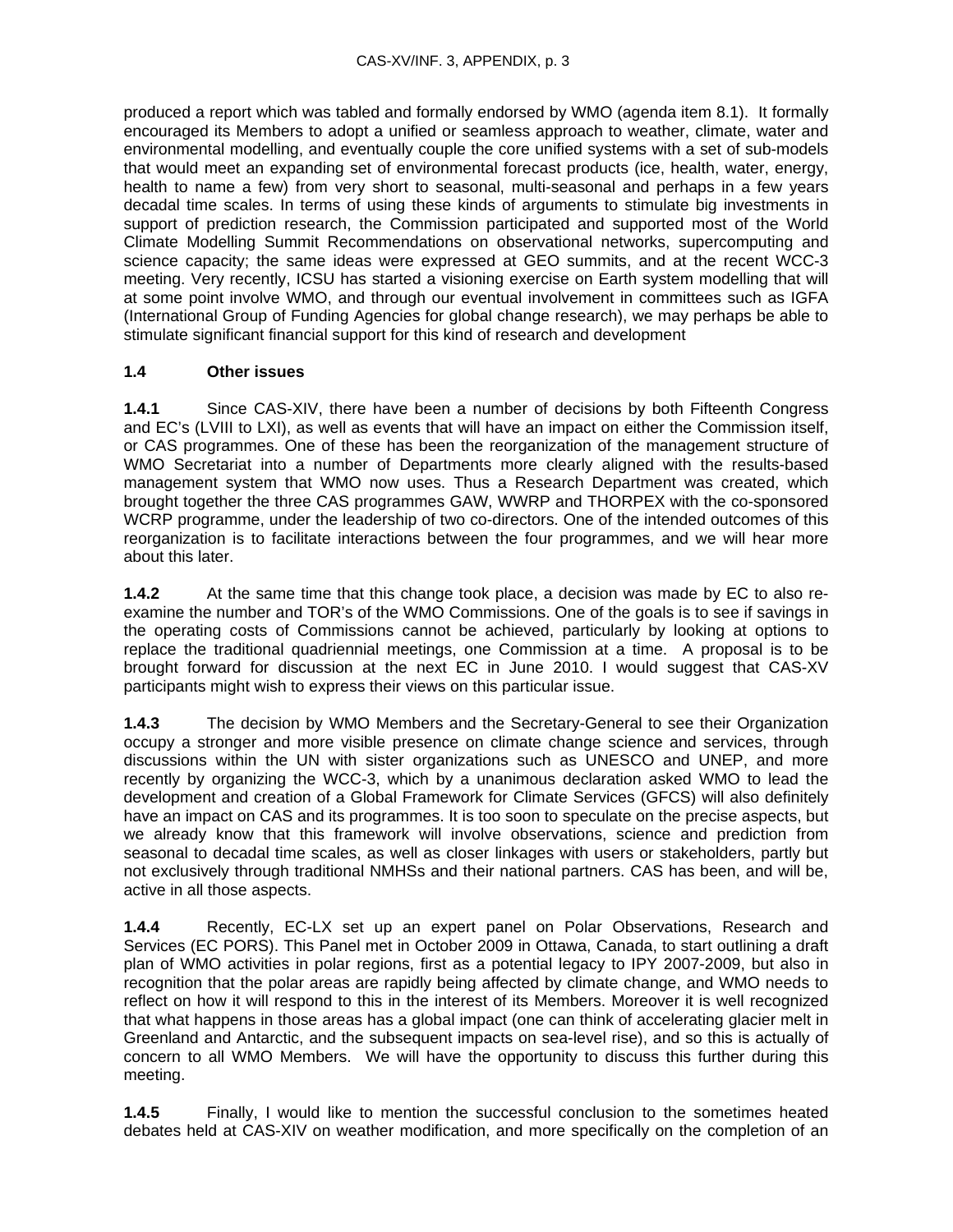produced a report which was tabled and formally endorsed by WMO (agenda item 8.1). It formally encouraged its Members to adopt a unified or seamless approach to weather, climate, water and environmental modelling, and eventually couple the core unified systems with a set of sub-models that would meet an expanding set of environmental forecast products (ice, health, water, energy, health to name a few) from very short to seasonal, multi-seasonal and perhaps in a few years decadal time scales. In terms of using these kinds of arguments to stimulate big investments in support of prediction research, the Commission participated and supported most of the World Climate Modelling Summit Recommendations on observational networks, supercomputing and science capacity; the same ideas were expressed at GEO summits, and at the recent WCC-3 meeting. Very recently, ICSU has started a visioning exercise on Earth system modelling that will at some point involve WMO, and through our eventual involvement in committees such as IGFA (International Group of Funding Agencies for global change research), we may perhaps be able to stimulate significant financial support for this kind of research and development

### 1.4 Other issues

**1.4.1** Since CAS-XIV, there have been a number of decisions by both Fifteenth Congress and EC's (LVIII to LXI), as well as events that will have an impact on either the Commission itself, or CAS programmes. One of these has been the reorganization of the management structure of WMO Secretariat into a number of Departments more clearly aligned with the results-based management system that WMO now uses. Thus a Research Department was created, which brought together the three CAS programmes GAW, WWRP and THORPEX with the co-sponsored WCRP programme, under the leadership of two co-directors. One of the intended outcomes of this reorganization is to facilitate interactions between the four programmes, and we will hear more about this later.

**1.4.2** At the same time that this change took place, a decision was made by EC to also re-examine the number and TOR's of the WMO Commissions. One of the goals is to see if savings in the operating costs of Commissions cannot be achieved, particularly by looking at options to replace the traditional quadriennial meetings, one Commission at a time. A proposal is to be brought forward for discussion at the next EC in June 2010. I would suggest that CAS-XV participants might wish to express their views on this particular issue.

**1.4.3** The decision by WMO Members and the Secretary-General to see their Organization occupy a stronger and more visible presence on climate change science and services, through discussions within the UN with sister organizations such as UNESCO and UNEP, and more recently by organizing the WCC-3, which by a unanimous declaration asked WMO to lead the development and creation of a Global Framework for Climate Services (GFCS) will also definitely have an impact on CAS and its programmes. It is too soon to speculate on the precise aspects, but we already know that this framework will involve observations, science and prediction from seasonal to decadal time scales, as well as closer linkages with users or stakeholders, partly but not exclusively through traditional NMHSs and their national partners. CAS has been, and will be, active in all those aspects.

**1.4.4** Recently, EC-LX set up an expert panel on Polar Observations, Research and Services (EC PORS). This Panel met in October 2009 in Ottawa, Canada, to start outlining a draft plan of WMO activities in polar regions, first as a potential legacy to IPY 2007-2009, but also in recognition that the polar areas are rapidly being affected by climate change, and WMO needs to reflect on how it will respond to this in the interest of its Members. Moreover it is well recognized that what happens in those areas has a global impact (one can think of accelerating glacier melt in Greenland and Antarctic, and the subsequent impacts on sea-level rise), and so this is actually of concern to all WMO Members. We will have the opportunity to discuss this further during this meeting.

**1.4.5** Finally, I would like to mention the successful conclusion to the sometimes heated debates held at CAS-XIV on weather modification, and more specifically on the completion of an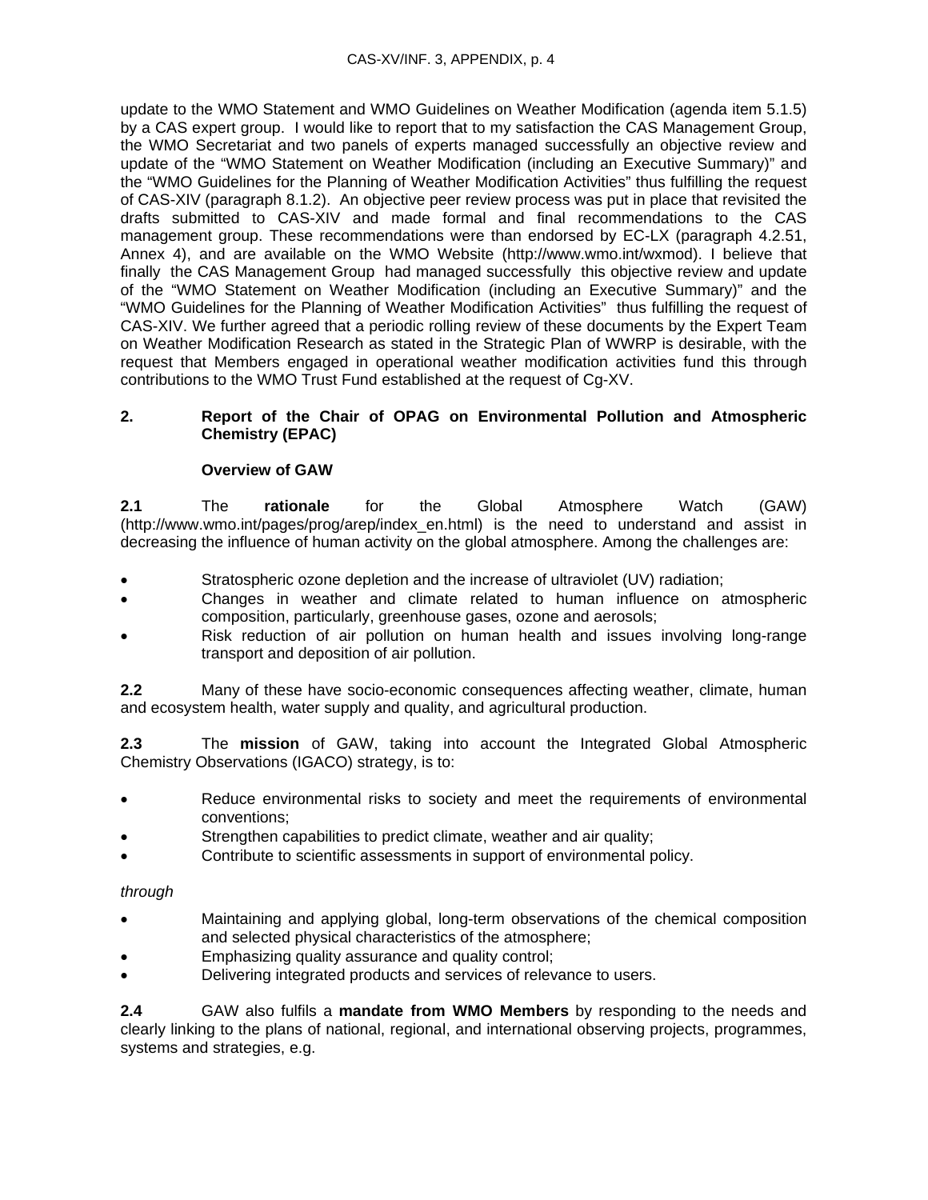update to the WMO Statement and WMO Guidelines on Weather Modification (agenda item 5.1.5) by a CAS expert group. I would like to report that to my satisfaction the CAS Management Group, the WMO Secretariat and two panels of experts managed successfully an objective review and update of the "WMO Statement on Weather Modification (including an Executive Summary)" and the "WMO Guidelines for the Planning of Weather Modification Activities" thus fulfilling the request of CAS-XIV (paragraph 8.1.2). An objective peer review process was put in place that revisited the drafts submitted to CAS-XIV and made formal and final recommendations to the CAS management group. These recommendations were than endorsed by EC-LX (paragraph 4.2.51, Annex 4), and are available on the WMO Website (http://www.wmo.int/wxmod). I believe that finally the CAS Management Group had managed successfully this objective review and update of the "WMO Statement on Weather Modification (including an Executive Summary)" and the "WMO Guidelines for the Planning of Weather Modification Activities" thus fulfilling the request of CAS-XIV. We further agreed that a periodic rolling review of these documents by the Expert Team on Weather Modification Research as stated in the Strategic Plan of WWRP is desirable, with the request that Members engaged in operational weather modification activities fund this through contributions to the WMO Trust Fund established at the request of Cg-XV.

## 2. Report of the Chair of OPAG on Environmental Pollution and Atmospheric Chemistry (EPAC)

### Overview of GAW

**2.1** The **rationale** for the Global Atmosphere Watch (GAW) (http://www.wmo.int/pages/prog/arep/index_en.html) is the need to understand and assist in decreasing the influence of human activity on the global atmosphere. Among the challenges are:

- Stratospheric ozone depletion and the increase of ultraviolet (UV) radiation;
- Changes in weather and climate related to human influence on atmospheric composition, particularly, greenhouse gases, ozone and aerosols;
- Risk reduction of air pollution on human health and issues involving long-range transport and deposition of air pollution.

**2.2** Many of these have socio-economic consequences affecting weather, climate, human and ecosystem health, water supply and quality, and agricultural production.

**2.3** The **mission** of GAW, taking into account the Integrated Global Atmospheric Chemistry Observations (IGACO) strategy, is to:

- Reduce environmental risks to society and meet the requirements of environmental conventions;
- Strengthen capabilities to predict climate, weather and air quality;
- Contribute to scientific assessments in support of environmental policy.

*through*

- Maintaining and applying global, long-term observations of the chemical composition and selected physical characteristics of the atmosphere;
- Emphasizing quality assurance and quality control;
- Delivering integrated products and services of relevance to users.

**2.4** GAW also fulfils a **mandate from WMO Members** by responding to the needs and clearly linking to the plans of national, regional, and international observing projects, programmes, systems and strategies, e.g.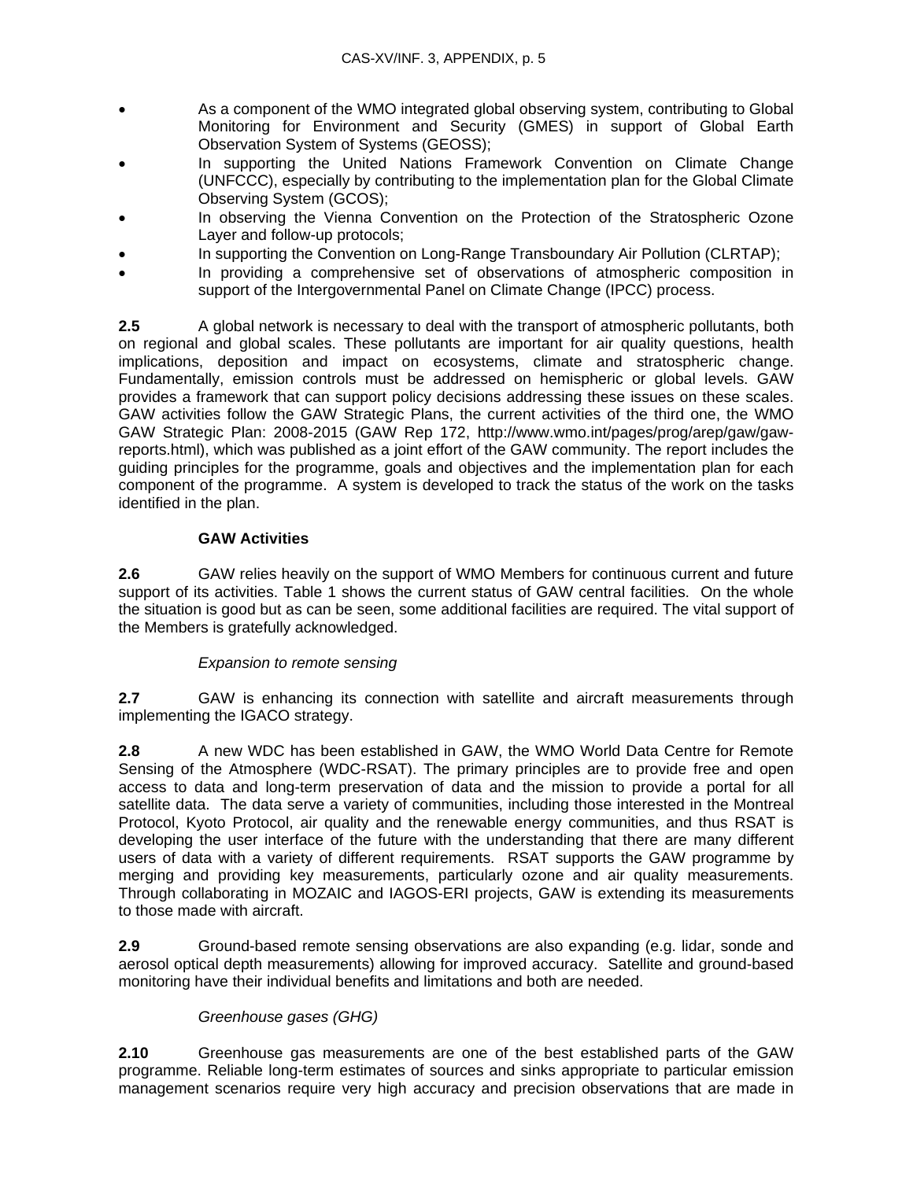- As a component of the WMO integrated global observing system, contributing to Global Monitoring for Environment and Security (GMES) in support of Global Earth Observation System of Systems (GEOSS);
- In supporting the United Nations Framework Convention on Climate Change (UNFCCC), especially by contributing to the implementation plan for the Global Climate Observing System (GCOS);
- In observing the Vienna Convention on the Protection of the Stratospheric Ozone Layer and follow-up protocols;
- In supporting the Convention on Long-Range Transboundary Air Pollution (CLRTAP);
- In providing a comprehensive set of observations of atmospheric composition in support of the Intergovernmental Panel on Climate Change (IPCC) process.

**2.5** A global network is necessary to deal with the transport of atmospheric pollutants, both on regional and global scales. These pollutants are important for air quality questions, health implications, deposition and impact on ecosystems, climate and stratospheric change. Fundamentally, emission controls must be addressed on hemispheric or global levels. GAW provides a framework that can support policy decisions addressing these issues on these scales. GAW activities follow the GAW Strategic Plans, the current activities of the third one, the WMO GAW Strategic Plan: 2008-2015 (GAW Rep 172, http://www.wmo.int/pages/prog/arep/gaw/gaw-reports.html), which was published as a joint effort of the GAW community. The report includes the guiding principles for the programme, goals and objectives and the implementation plan for each component of the programme. A system is developed to track the status of the work on the tasks identified in the plan.

**GAW Activities**

**2.6** GAW relies heavily on the support of WMO Members for continuous current and future support of its activities. Table 1 shows the current status of GAW central facilities. On the whole the situation is good but as can be seen, some additional facilities are required. The vital support of the Members is gratefully acknowledged.

*Expansion to remote sensing*

**2.7** GAW is enhancing its connection with satellite and aircraft measurements through implementing the IGACO strategy.

**2.8** A new WDC has been established in GAW, the WMO World Data Centre for Remote Sensing of the Atmosphere (WDC-RSAT). The primary principles are to provide free and open access to data and long-term preservation of data and the mission to provide a portal for all satellite data. The data serve a variety of communities, including those interested in the Montreal Protocol, Kyoto Protocol, air quality and the renewable energy communities, and thus RSAT is developing the user interface of the future with the understanding that there are many different users of data with a variety of different requirements. RSAT supports the GAW programme by merging and providing key measurements, particularly ozone and air quality measurements. Through collaborating in MOZAIC and IAGOS-ERI projects, GAW is extending its measurements to those made with aircraft.

**2.9** Ground-based remote sensing observations are also expanding (e.g. lidar, sonde and aerosol optical depth measurements) allowing for improved accuracy. Satellite and ground-based monitoring have their individual benefits and limitations and both are needed.

*Greenhouse gases (GHG)*

**2.10** Greenhouse gas measurements are one of the best established parts of the GAW programme. Reliable long-term estimates of sources and sinks appropriate to particular emission management scenarios require very high accuracy and precision observations that are made in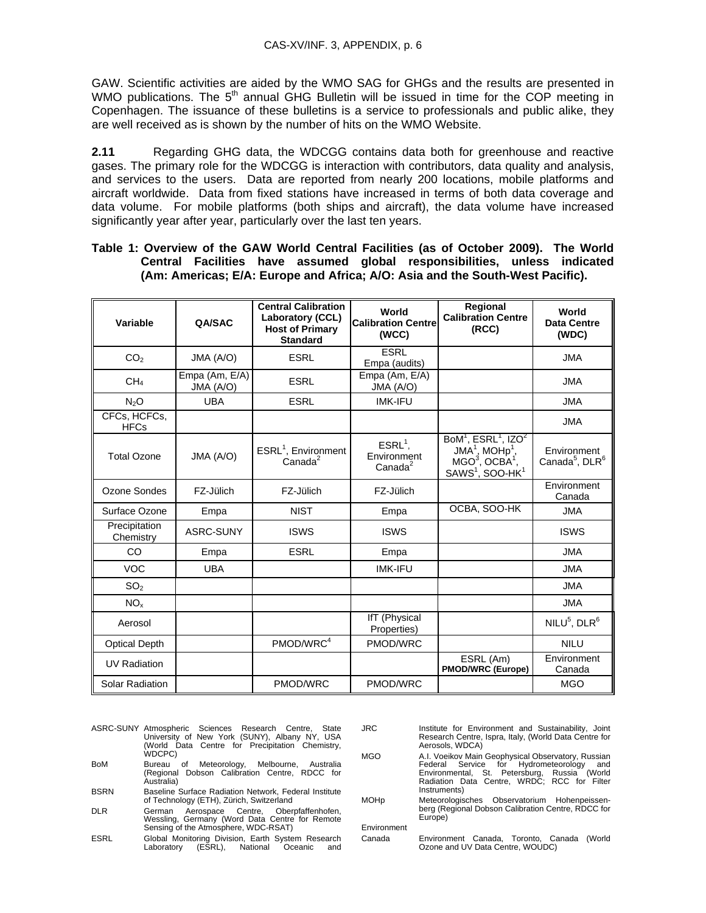GAW. Scientific activities are aided by the WMO SAG for GHGs and the results are presented in WMO publications. The 5th annual GHG Bulletin will be issued in time for the COP meeting in Copenhagen. The issuance of these bulletins is a service to professionals and public alike, they are well received as is shown by the number of hits on the WMO Website.

**2.11** Regarding GHG data, the WDCGG contains data both for greenhouse and reactive gases. The primary role for the WDCGG is interaction with contributors, data quality and analysis, and services to the users. Data are reported from nearly 200 locations, mobile platforms and aircraft worldwide. Data from fixed stations have increased in terms of both data coverage and data volume. For mobile platforms (both ships and aircraft), the data volume have increased significantly year after year, particularly over the last ten years.

**Table 1: Overview of the GAW World Central Facilities (as of October 2009). The World Central Facilities have assumed global responsibilities, unless indicated (Am: Americas; E/A: Europe and Africa; A/O: Asia and the South-West Pacific).**

| Variable | QA/SAC | Central Calibration Laboratory (CCL) Host of Primary Standard | World Calibration Centre (WCC) | Regional Calibration Centre (RCC) | World Data Centre (WDC) |
|---|---|---|---|---|---|
| $CO_2$ | JMA (A/O) | ESRL | ESRL Empa (audits) | | JMA |
| $CH_4$ | Empa (Am, E/A) JMA (A/O) | ESRL | Empa (Am, E/A) JMA (A/O) | | JMA |
| $N_2O$ | UBA | ESRL | IMK-IFU | | JMA |
| CFCs, HCFCs, HFCs | | | | | JMA |
| Total Ozone | JMA (A/O) | ESRL[1], Environment Canada[2] | ESRL[1], Environment Canada[2] | BoM[1], ESRL[1], IZO[2] JMA[1], MOHp[1], MGO[3], OCBA[1], SAWS[1], SOO-HK[1] | Environment Canada[5], DLR[6] |
| Ozone Sondes | FZ-Jülich | FZ-Jülich | FZ-Jülich | | Environment Canada |
| Surface Ozone | Empa | NIST | Empa | OCBA, SOO-HK | JMA |
| Precipitation Chemistry | ASRC-SUNY | ISWS | ISWS | | ISWS |
| CO | Empa | ESRL | Empa | | JMA |
| VOC | UBA | | IMK-IFU | | JMA |
| $SO_2$ | | | | | JMA |
| $NO_x$ | | | | | JMA |
| Aerosol | | | IfT (Physical Properties) | | NILU[5], DLR[6] |
| Optical Depth | | PMOD/WRC[4] | PMOD/WRC | | NILU |
| UV Radiation | | | | ESRL (Am) **PMOD/WRC (Europe)** | Environment Canada |
| Solar Radiation | | PMOD/WRC | PMOD/WRC | | MGO |

ASRC-SUNY Atmospheric Sciences Research Centre, State University of New York (SUNY), Albany NY, USA (World Data Centre for Precipitation Chemistry, WDCPC)

BoM Bureau of Meteorology, Melbourne, Australia (Regional Dobson Calibration Centre, RDCC for Australia)

BSRN Baseline Surface Radiation Network, Federal Institute of Technology (ETH), Zürich, Switzerland

DLR German Aerospace Centre, Oberpfaffenhofen, Wessling, Germany (Word Data Centre for Remote Sensing of the Atmosphere, WDC-RSAT)

ESRL Global Monitoring Division, Earth System Research Laboratory (ESRL), National Oceanic and

JRC Institute for Environment and Sustainability, Joint Research Centre, Ispra, Italy, (World Data Centre for Aerosols, WDCA)

MGO A.I. Voeikov Main Geophysical Observatory, Russian Federal Service for Hydrometeorology and Environmental, St. Petersburg, Russia (World Radiation Data Centre, WRDC; RCC for Filter Instruments)

MOHp Meteorologisches Observatorium Hohenpeissenberg (Regional Dobson Calibration Centre, RDCC for Europe)

Environment Canada Environment Canada, Toronto, Canada (World Ozone and UV Data Centre, WOUDC)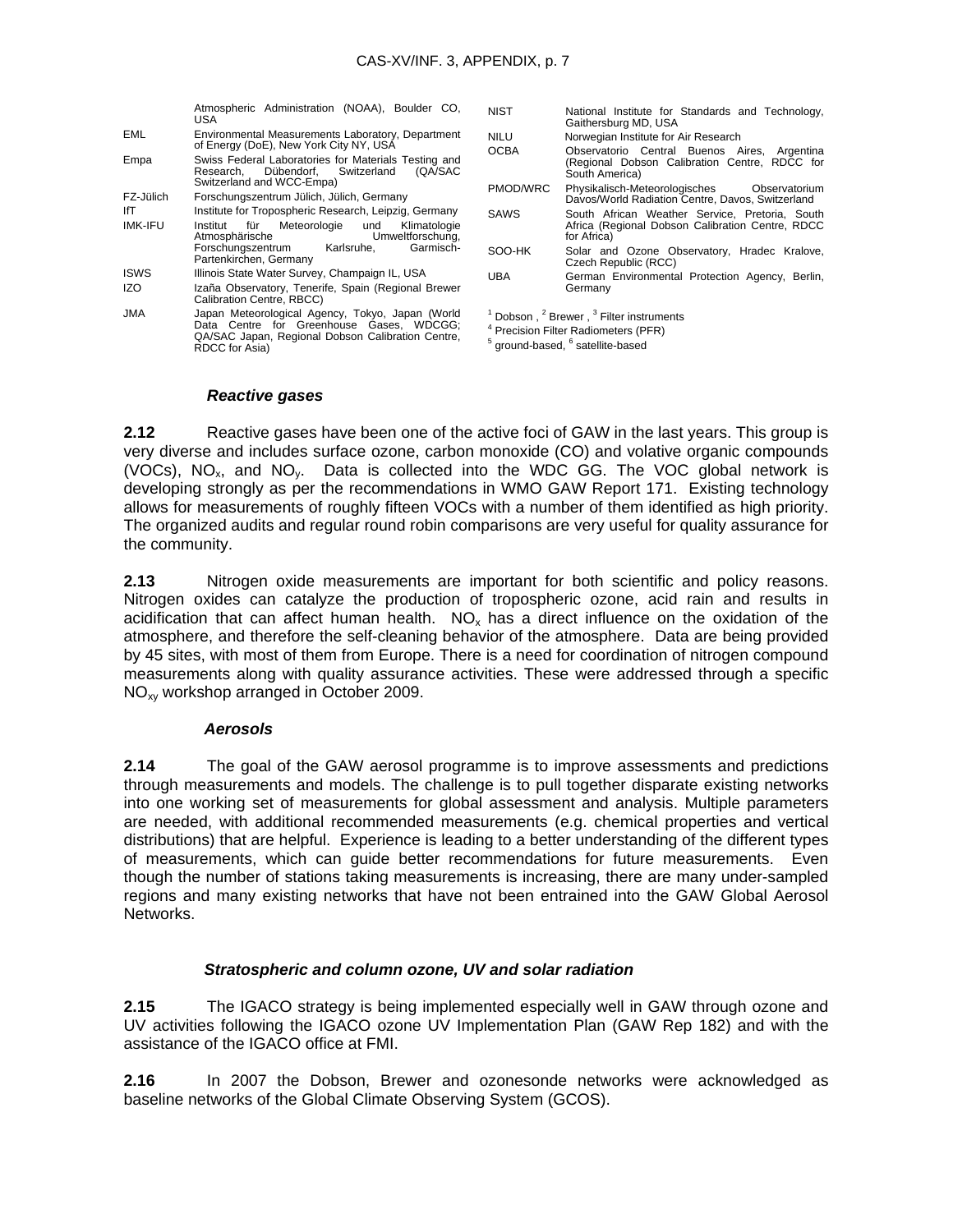| | |
|---|---|
| | Atmospheric Administration (NOAA), Boulder CO, USA |
| EML | Environmental Measurements Laboratory, Department of Energy (DoE), New York City NY, USA |
| Empa | Swiss Federal Laboratories for Materials Testing and Research, Dübendorf, Switzerland (QA/SAC Switzerland and WCC-Empa) |
| FZ-Jülich | Forschungszentrum Jülich, Jülich, Germany |
| IfT | Institute for Tropospheric Research, Leipzig, Germany |
| IMK-IFU | Institut für Meteorologie und Klimatologie Atmosphärische Umweltforschung, Forschungszentrum Karlsruhe, Garmisch-Partenkirchen, Germany |
| ISWS | Illinois State Water Survey, Champaign IL, USA |
| IZO | Izaña Observatory, Tenerife, Spain (Regional Brewer Calibration Centre, RBCC) |
| JMA | Japan Meteorological Agency, Tokyo, Japan (World Data Centre for Greenhouse Gases, WDCGG; QA/SAC Japan, Regional Dobson Calibration Centre, RDCC for Asia) |
| NIST | National Institute for Standards and Technology, Gaithersburg MD, USA |
| NILU | Norwegian Institute for Air Research |
| OCBA | Observatorio Central Buenos Aires, Argentina (Regional Dobson Calibration Centre, RDCC for South America) |
| PMOD/WRC | Physikalisch-Meteorologisches Observatorium Davos/World Radiation Centre, Davos, Switzerland |
| SAWS | South African Weather Service, Pretoria, South Africa (Regional Dobson Calibration Centre, RDCC for Africa) |
| SOO-HK | Solar and Ozone Observatory, Hradec Kralove, Czech Republic (RCC) |
| UBA | German Environmental Protection Agency, Berlin, Germany |

[1] Dobson , [2] Brewer , [3] Filter instruments
[4] Precision Filter Radiometers (PFR)
[5] ground-based, [6] satellite-based

### *Reactive gases*

**2.12** Reactive gases have been one of the active foci of GAW in the last years. This group is very diverse and includes surface ozone, carbon monoxide (CO) and volatile organic compounds (VOCs), $NO_x$, and $NO_y$. Data is collected into the WDC GG. The VOC global network is developing strongly as per the recommendations in WMO GAW Report 171. Existing technology allows for measurements of roughly fifteen VOCs with a number of them identified as high priority. The organized audits and regular round robin comparisons are very useful for quality assurance for the community.

**2.13** Nitrogen oxide measurements are important for both scientific and policy reasons. Nitrogen oxides can catalyze the production of tropospheric ozone, acid rain and results in acidification that can affect human health. $NO_x$ has a direct influence on the oxidation of the atmosphere, and therefore the self-cleaning behavior of the atmosphere. Data are being provided by 45 sites, with most of them from Europe. There is a need for coordination of nitrogen compound measurements along with quality assurance activities. These were addressed through a specific $NO_{xy}$ workshop arranged in October 2009.

### *Aerosols*

**2.14** The goal of the GAW aerosol programme is to improve assessments and predictions through measurements and models. The challenge is to pull together disparate existing networks into one working set of measurements for global assessment and analysis. Multiple parameters are needed, with additional recommended measurements (e.g. chemical properties and vertical distributions) that are helpful. Experience is leading to a better understanding of the different types of measurements, which can guide better recommendations for future measurements. Even though the number of stations taking measurements is increasing, there are many under-sampled regions and many existing networks that have not been entrained into the GAW Global Aerosol Networks.

### *Stratospheric and column ozone, UV and solar radiation*

**2.15** The IGACO strategy is being implemented especially well in GAW through ozone and UV activities following the IGACO ozone UV Implementation Plan (GAW Rep 182) and with the assistance of the IGACO office at FMI.

**2.16** In 2007 the Dobson, Brewer and ozonesonde networks were acknowledged as baseline networks of the Global Climate Observing System (GCOS).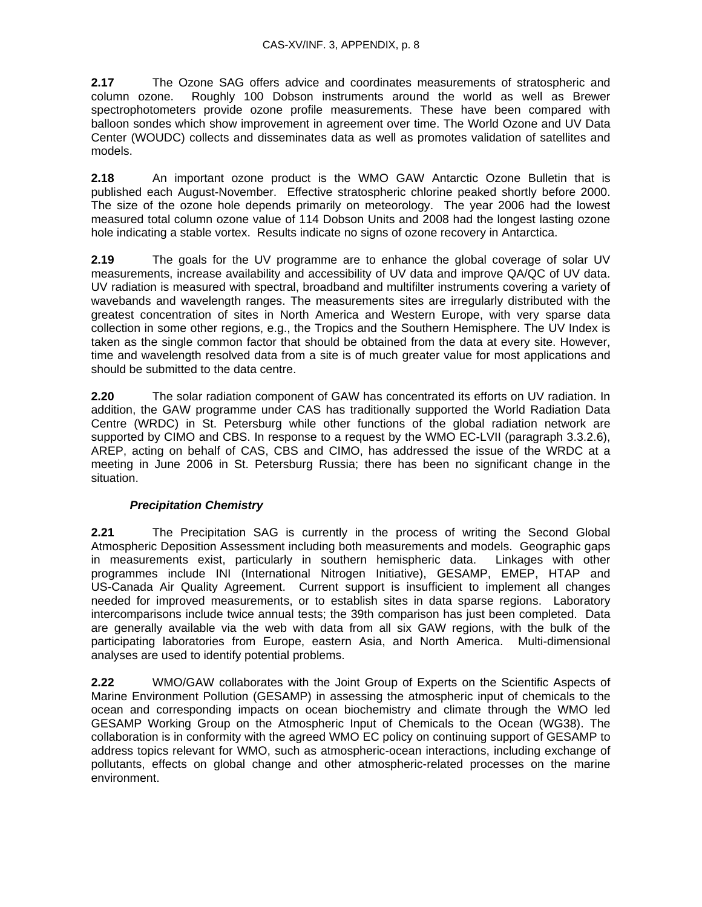**2.17** The Ozone SAG offers advice and coordinates measurements of stratospheric and column ozone. Roughly 100 Dobson instruments around the world as well as Brewer spectrophotometers provide ozone profile measurements. These have been compared with balloon sondes which show improvement in agreement over time. The World Ozone and UV Data Center (WOUDC) collects and disseminates data as well as promotes validation of satellites and models.

**2.18** An important ozone product is the WMO GAW Antarctic Ozone Bulletin that is published each August-November. Effective stratospheric chlorine peaked shortly before 2000. The size of the ozone hole depends primarily on meteorology. The year 2006 had the lowest measured total column ozone value of 114 Dobson Units and 2008 had the longest lasting ozone hole indicating a stable vortex. Results indicate no signs of ozone recovery in Antarctica.

**2.19** The goals for the UV programme are to enhance the global coverage of solar UV measurements, increase availability and accessibility of UV data and improve QA/QC of UV data. UV radiation is measured with spectral, broadband and multifilter instruments covering a variety of wavebands and wavelength ranges. The measurements sites are irregularly distributed with the greatest concentration of sites in North America and Western Europe, with very sparse data collection in some other regions, e.g., the Tropics and the Southern Hemisphere. The UV Index is taken as the single common factor that should be obtained from the data at every site. However, time and wavelength resolved data from a site is of much greater value for most applications and should be submitted to the data centre.

**2.20** The solar radiation component of GAW has concentrated its efforts on UV radiation. In addition, the GAW programme under CAS has traditionally supported the World Radiation Data Centre (WRDC) in St. Petersburg while other functions of the global radiation network are supported by CIMO and CBS. In response to a request by the WMO EC-LVII (paragraph 3.3.2.6), AREP, acting on behalf of CAS, CBS and CIMO, has addressed the issue of the WRDC at a meeting in June 2006 in St. Petersburg Russia; there has been no significant change in the situation.

***Precipitation Chemistry***

**2.21** The Precipitation SAG is currently in the process of writing the Second Global Atmospheric Deposition Assessment including both measurements and models. Geographic gaps in measurements exist, particularly in southern hemispheric data. Linkages with other programmes include INI (International Nitrogen Initiative), GESAMP, EMEP, HTAP and US-Canada Air Quality Agreement. Current support is insufficient to implement all changes needed for improved measurements, or to establish sites in data sparse regions. Laboratory intercomparisons include twice annual tests; the 39th comparison has just been completed. Data are generally available via the web with data from all six GAW regions, with the bulk of the participating laboratories from Europe, eastern Asia, and North America. Multi-dimensional analyses are used to identify potential problems.

**2.22** WMO/GAW collaborates with the Joint Group of Experts on the Scientific Aspects of Marine Environment Pollution (GESAMP) in assessing the atmospheric input of chemicals to the ocean and corresponding impacts on ocean biochemistry and climate through the WMO led GESAMP Working Group on the Atmospheric Input of Chemicals to the Ocean (WG38). The collaboration is in conformity with the agreed WMO EC policy on continuing support of GESAMP to address topics relevant for WMO, such as atmospheric-ocean interactions, including exchange of pollutants, effects on global change and other atmospheric-related processes on the marine environment.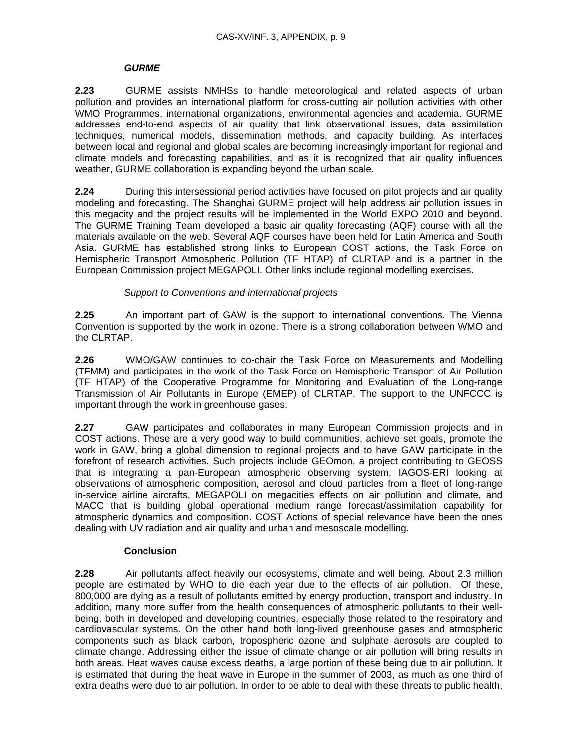***GURME***

**2.23** GURME assists NMHSs to handle meteorological and related aspects of urban pollution and provides an international platform for cross-cutting air pollution activities with other WMO Programmes, international organizations, environmental agencies and academia. GURME addresses end-to-end aspects of air quality that link observational issues, data assimilation techniques, numerical models, dissemination methods, and capacity building. As interfaces between local and regional and global scales are becoming increasingly important for regional and climate models and forecasting capabilities, and as it is recognized that air quality influences weather, GURME collaboration is expanding beyond the urban scale.

**2.24** During this intersessional period activities have focused on pilot projects and air quality modeling and forecasting. The Shanghai GURME project will help address air pollution issues in this megacity and the project results will be implemented in the World EXPO 2010 and beyond. The GURME Training Team developed a basic air quality forecasting (AQF) course with all the materials available on the web. Several AQF courses have been held for Latin America and South Asia. GURME has established strong links to European COST actions, the Task Force on Hemispheric Transport Atmospheric Pollution (TF HTAP) of CLRTAP and is a partner in the European Commission project MEGAPOLI. Other links include regional modelling exercises.

*Support to Conventions and international projects*

**2.25** An important part of GAW is the support to international conventions. The Vienna Convention is supported by the work in ozone. There is a strong collaboration between WMO and the CLRTAP.

**2.26** WMO/GAW continues to co-chair the Task Force on Measurements and Modelling (TFMM) and participates in the work of the Task Force on Hemispheric Transport of Air Pollution (TF HTAP) of the Cooperative Programme for Monitoring and Evaluation of the Long-range Transmission of Air Pollutants in Europe (EMEP) of CLRTAP. The support to the UNFCCC is important through the work in greenhouse gases.

**2.27** GAW participates and collaborates in many European Commission projects and in COST actions. These are a very good way to build communities, achieve set goals, promote the work in GAW, bring a global dimension to regional projects and to have GAW participate in the forefront of research activities. Such projects include GEOmon, a project contributing to GEOSS that is integrating a pan-European atmospheric observing system, IAGOS-ERI looking at observations of atmospheric composition, aerosol and cloud particles from a fleet of long-range in-service airline aircrafts, MEGAPOLI on megacities effects on air pollution and climate, and MACC that is building global operational medium range forecast/assimilation capability for atmospheric dynamics and composition. COST Actions of special relevance have been the ones dealing with UV radiation and air quality and urban and mesoscale modelling.

**Conclusion**

**2.28** Air pollutants affect heavily our ecosystems, climate and well being. About 2.3 million people are estimated by WHO to die each year due to the effects of air pollution. Of these, 800,000 are dying as a result of pollutants emitted by energy production, transport and industry. In addition, many more suffer from the health consequences of atmospheric pollutants to their well-being, both in developed and developing countries, especially those related to the respiratory and cardiovascular systems. On the other hand both long-lived greenhouse gases and atmospheric components such as black carbon, tropospheric ozone and sulphate aerosols are coupled to climate change. Addressing either the issue of climate change or air pollution will bring results in both areas. Heat waves cause excess deaths, a large portion of these being due to air pollution. It is estimated that during the heat wave in Europe in the summer of 2003, as much as one third of extra deaths were due to air pollution. In order to be able to deal with these threats to public health,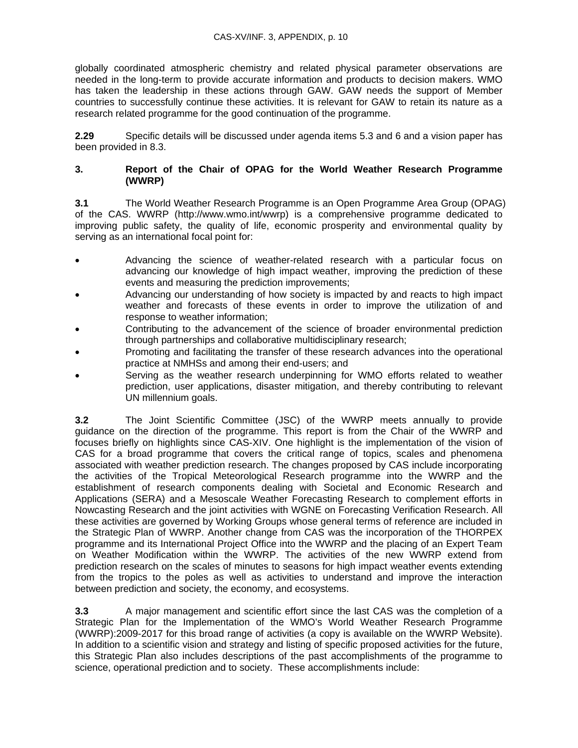globally coordinated atmospheric chemistry and related physical parameter observations are needed in the long-term to provide accurate information and products to decision makers. WMO has taken the leadership in these actions through GAW. GAW needs the support of Member countries to successfully continue these activities. It is relevant for GAW to retain its nature as a research related programme for the good continuation of the programme.

**2.29** Specific details will be discussed under agenda items 5.3 and 6 and a vision paper has been provided in 8.3.

## 3. Report of the Chair of OPAG for the World Weather Research Programme (WWRP)

**3.1** The World Weather Research Programme is an Open Programme Area Group (OPAG) of the CAS. WWRP (http://www.wmo.int/wwrp) is a comprehensive programme dedicated to improving public safety, the quality of life, economic prosperity and environmental quality by serving as an international focal point for:

- Advancing the science of weather-related research with a particular focus on advancing our knowledge of high impact weather, improving the prediction of these events and measuring the prediction improvements;
- Advancing our understanding of how society is impacted by and reacts to high impact weather and forecasts of these events in order to improve the utilization of and response to weather information;
- Contributing to the advancement of the science of broader environmental prediction through partnerships and collaborative multidisciplinary research;
- Promoting and facilitating the transfer of these research advances into the operational practice at NMHSs and among their end-users; and
- Serving as the weather research underpinning for WMO efforts related to weather prediction, user applications, disaster mitigation, and thereby contributing to relevant UN millennium goals.

**3.2** The Joint Scientific Committee (JSC) of the WWRP meets annually to provide guidance on the direction of the programme. This report is from the Chair of the WWRP and focuses briefly on highlights since CAS-XIV. One highlight is the implementation of the vision of CAS for a broad programme that covers the critical range of topics, scales and phenomena associated with weather prediction research. The changes proposed by CAS include incorporating the activities of the Tropical Meteorological Research programme into the WWRP and the establishment of research components dealing with Societal and Economic Research and Applications (SERA) and a Mesoscale Weather Forecasting Research to complement efforts in Nowcasting Research and the joint activities with WGNE on Forecasting Verification Research. All these activities are governed by Working Groups whose general terms of reference are included in the Strategic Plan of WWRP. Another change from CAS was the incorporation of the THORPEX programme and its International Project Office into the WWRP and the placing of an Expert Team on Weather Modification within the WWRP. The activities of the new WWRP extend from prediction research on the scales of minutes to seasons for high impact weather events extending from the tropics to the poles as well as activities to understand and improve the interaction between prediction and society, the economy, and ecosystems.

**3.3** A major management and scientific effort since the last CAS was the completion of a Strategic Plan for the Implementation of the WMO's World Weather Research Programme (WWRP):2009-2017 for this broad range of activities (a copy is available on the WWRP Website). In addition to a scientific vision and strategy and listing of specific proposed activities for the future, this Strategic Plan also includes descriptions of the past accomplishments of the programme to science, operational prediction and to society. These accomplishments include: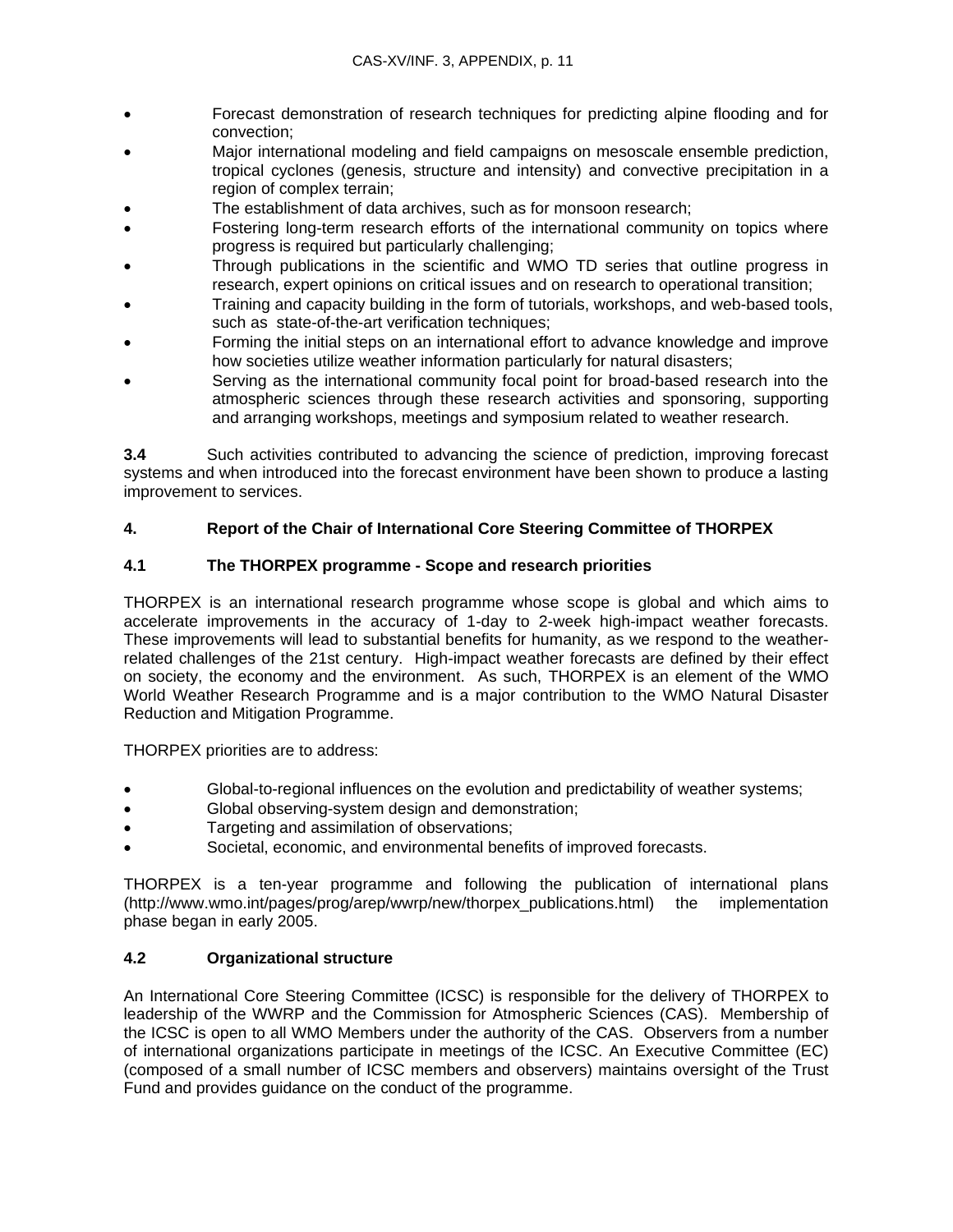- Forecast demonstration of research techniques for predicting alpine flooding and for convection;
- Major international modeling and field campaigns on mesoscale ensemble prediction, tropical cyclones (genesis, structure and intensity) and convective precipitation in a region of complex terrain;
- The establishment of data archives, such as for monsoon research;
- Fostering long-term research efforts of the international community on topics where progress is required but particularly challenging;
- Through publications in the scientific and WMO TD series that outline progress in research, expert opinions on critical issues and on research to operational transition;
- Training and capacity building in the form of tutorials, workshops, and web-based tools, such as state-of-the-art verification techniques;
- Forming the initial steps on an international effort to advance knowledge and improve how societies utilize weather information particularly for natural disasters;
- Serving as the international community focal point for broad-based research into the atmospheric sciences through these research activities and sponsoring, supporting and arranging workshops, meetings and symposium related to weather research.

**3.4** Such activities contributed to advancing the science of prediction, improving forecast systems and when introduced into the forecast environment have been shown to produce a lasting improvement to services.

## 4. Report of the Chair of International Core Steering Committee of THORPEX

### 4.1 The THORPEX programme - Scope and research priorities

THORPEX is an international research programme whose scope is global and which aims to accelerate improvements in the accuracy of 1-day to 2-week high-impact weather forecasts. These improvements will lead to substantial benefits for humanity, as we respond to the weather-related challenges of the 21st century. High-impact weather forecasts are defined by their effect on society, the economy and the environment. As such, THORPEX is an element of the WMO World Weather Research Programme and is a major contribution to the WMO Natural Disaster Reduction and Mitigation Programme.

THORPEX priorities are to address:

- Global-to-regional influences on the evolution and predictability of weather systems;
- Global observing-system design and demonstration;
- Targeting and assimilation of observations;
- Societal, economic, and environmental benefits of improved forecasts.

THORPEX is a ten-year programme and following the publication of international plans (http://www.wmo.int/pages/prog/arep/wwrp/new/thorpex_publications.html) the implementation phase began in early 2005.

### 4.2 Organizational structure

An International Core Steering Committee (ICSC) is responsible for the delivery of THORPEX to leadership of the WWRP and the Commission for Atmospheric Sciences (CAS). Membership of the ICSC is open to all WMO Members under the authority of the CAS. Observers from a number of international organizations participate in meetings of the ICSC. An Executive Committee (EC) (composed of a small number of ICSC members and observers) maintains oversight of the Trust Fund and provides guidance on the conduct of the programme.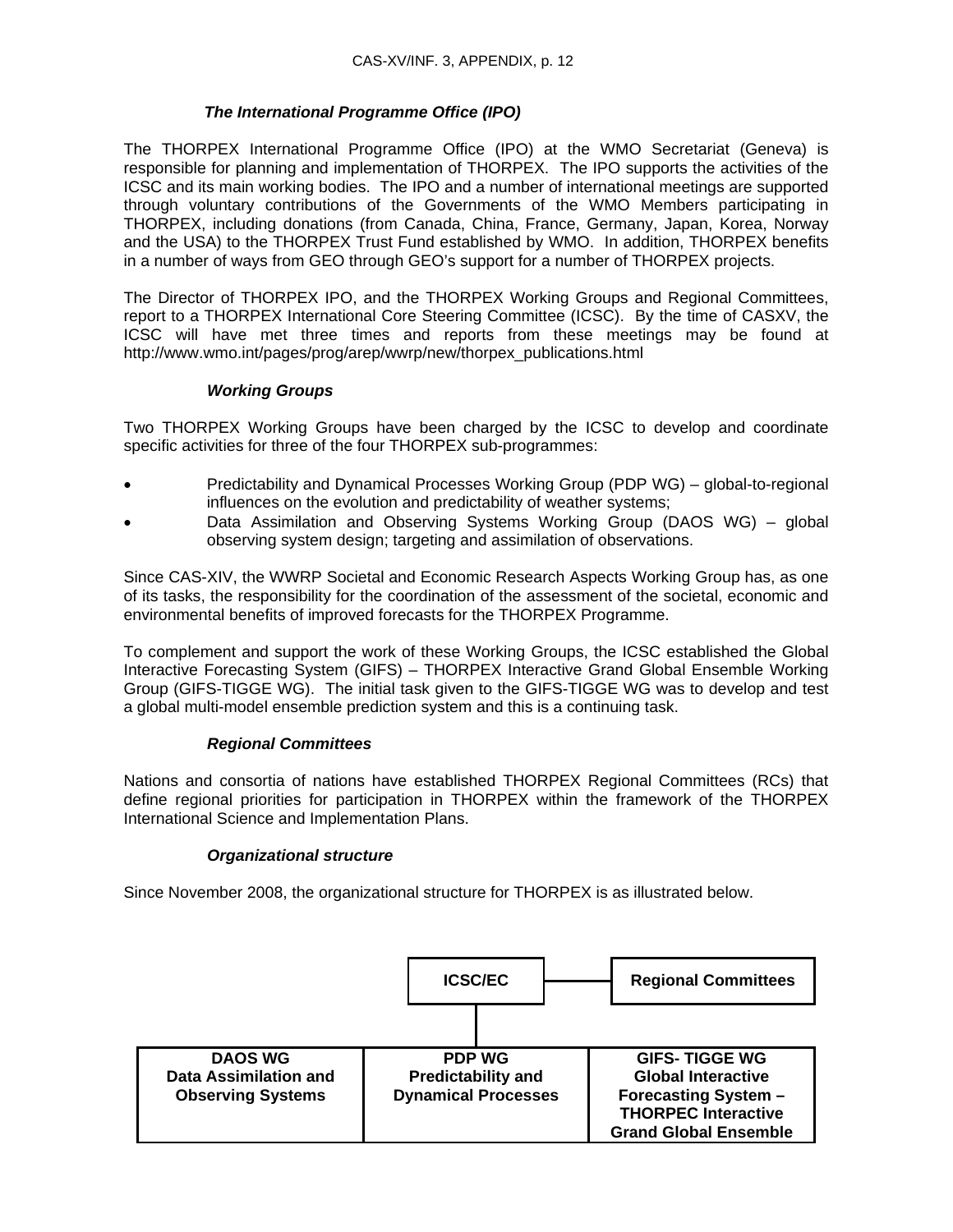### *The International Programme Office (IPO)*

The THORPEX International Programme Office (IPO) at the WMO Secretariat (Geneva) is responsible for planning and implementation of THORPEX. The IPO supports the activities of the ICSC and its main working bodies. The IPO and a number of international meetings are supported through voluntary contributions of the Governments of the WMO Members participating in THORPEX, including donations (from Canada, China, France, Germany, Japan, Korea, Norway and the USA) to the THORPEX Trust Fund established by WMO. In addition, THORPEX benefits in a number of ways from GEO through GEO's support for a number of THORPEX projects.

The Director of THORPEX IPO, and the THORPEX Working Groups and Regional Committees, report to a THORPEX International Core Steering Committee (ICSC). By the time of CASXV, the ICSC will have met three times and reports from these meetings may be found at http://www.wmo.int/pages/prog/arep/wwrp/new/thorpex_publications.html

### *Working Groups*

Two THORPEX Working Groups have been charged by the ICSC to develop and coordinate specific activities for three of the four THORPEX sub-programmes:

- Predictability and Dynamical Processes Working Group (PDP WG) – global-to-regional influences on the evolution and predictability of weather systems;
- Data Assimilation and Observing Systems Working Group (DAOS WG) – global observing system design; targeting and assimilation of observations.

Since CAS-XIV, the WWRP Societal and Economic Research Aspects Working Group has, as one of its tasks, the responsibility for the coordination of the assessment of the societal, economic and environmental benefits of improved forecasts for the THORPEX Programme.

To complement and support the work of these Working Groups, the ICSC established the Global Interactive Forecasting System (GIFS) – THORPEX Interactive Grand Global Ensemble Working Group (GIFS-TIGGE WG). The initial task given to the GIFS-TIGGE WG was to develop and test a global multi-model ensemble prediction system and this is a continuing task.

### *Regional Committees*

Nations and consortia of nations have established THORPEX Regional Committees (RCs) that define regional priorities for participation in THORPEX within the framework of the THORPEX International Science and Implementation Plans.

### *Organizational structure*

Since November 2008, the organizational structure for THORPEX is as illustrated below.

**ICSC/EC** — **Regional Committees**

| **DAOS WG<br>Data Assimilation and Observing Systems** | **PDP WG<br>Predictability and Dynamical Processes** | **GIFS- TIGGE WG<br>Global Interactive Forecasting System – THORPEC Interactive Grand Global Ensemble** |
|---|---|---|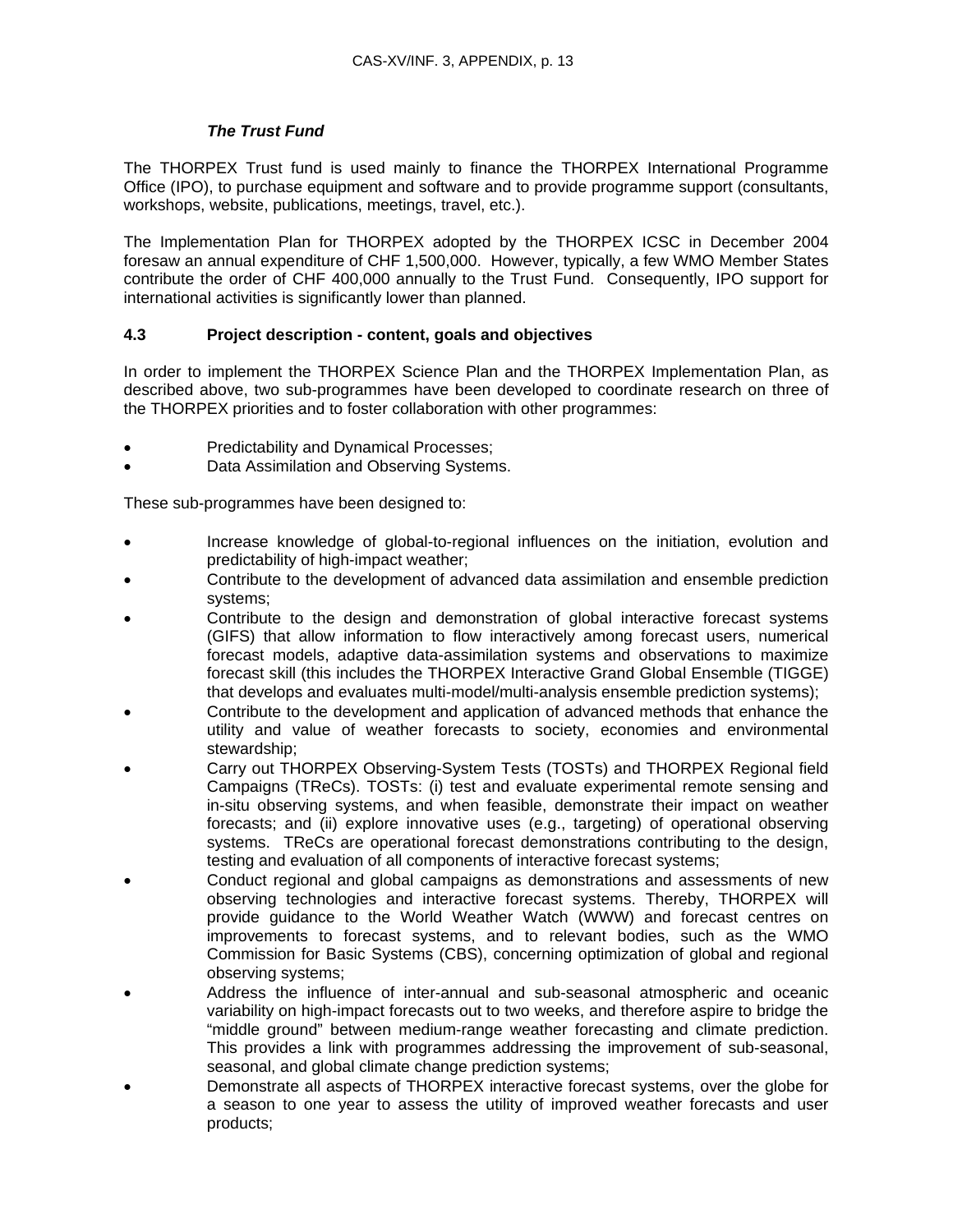***The Trust Fund***

The THORPEX Trust fund is used mainly to finance the THORPEX International Programme Office (IPO), to purchase equipment and software and to provide programme support (consultants, workshops, website, publications, meetings, travel, etc.).

The Implementation Plan for THORPEX adopted by the THORPEX ICSC in December 2004 foresaw an annual expenditure of CHF 1,500,000. However, typically, a few WMO Member States contribute the order of CHF 400,000 annually to the Trust Fund. Consequently, IPO support for international activities is significantly lower than planned.

### 4.3 Project description - content, goals and objectives

In order to implement the THORPEX Science Plan and the THORPEX Implementation Plan, as described above, two sub-programmes have been developed to coordinate research on three of the THORPEX priorities and to foster collaboration with other programmes:

- Predictability and Dynamical Processes;
- Data Assimilation and Observing Systems.

These sub-programmes have been designed to:

- Increase knowledge of global-to-regional influences on the initiation, evolution and predictability of high-impact weather;
- Contribute to the development of advanced data assimilation and ensemble prediction systems;
- Contribute to the design and demonstration of global interactive forecast systems (GIFS) that allow information to flow interactively among forecast users, numerical forecast models, adaptive data-assimilation systems and observations to maximize forecast skill (this includes the THORPEX Interactive Grand Global Ensemble (TIGGE) that develops and evaluates multi-model/multi-analysis ensemble prediction systems);
- Contribute to the development and application of advanced methods that enhance the utility and value of weather forecasts to society, economies and environmental stewardship;
- Carry out THORPEX Observing-System Tests (TOSTs) and THORPEX Regional field Campaigns (TReCs). TOSTs: (i) test and evaluate experimental remote sensing and in-situ observing systems, and when feasible, demonstrate their impact on weather forecasts; and (ii) explore innovative uses (e.g., targeting) of operational observing systems. TReCs are operational forecast demonstrations contributing to the design, testing and evaluation of all components of interactive forecast systems;
- Conduct regional and global campaigns as demonstrations and assessments of new observing technologies and interactive forecast systems. Thereby, THORPEX will provide guidance to the World Weather Watch (WWW) and forecast centres on improvements to forecast systems, and to relevant bodies, such as the WMO Commission for Basic Systems (CBS), concerning optimization of global and regional observing systems;
- Address the influence of inter-annual and sub-seasonal atmospheric and oceanic variability on high-impact forecasts out to two weeks, and therefore aspire to bridge the "middle ground" between medium-range weather forecasting and climate prediction. This provides a link with programmes addressing the improvement of sub-seasonal, seasonal, and global climate change prediction systems;
- Demonstrate all aspects of THORPEX interactive forecast systems, over the globe for a season to one year to assess the utility of improved weather forecasts and user products;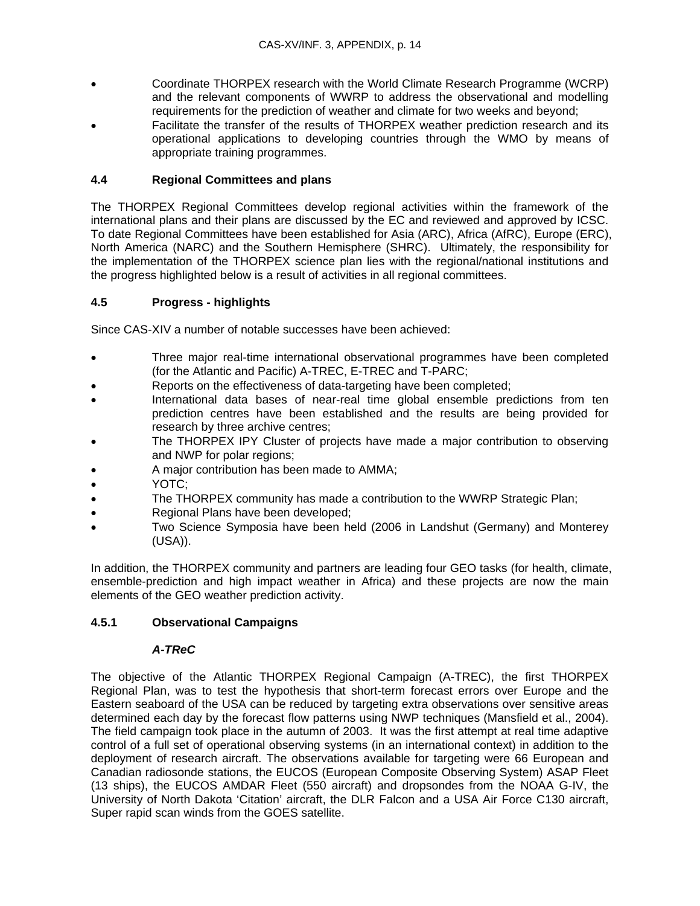- Coordinate THORPEX research with the World Climate Research Programme (WCRP) and the relevant components of WWRP to address the observational and modelling requirements for the prediction of weather and climate for two weeks and beyond;
- Facilitate the transfer of the results of THORPEX weather prediction research and its operational applications to developing countries through the WMO by means of appropriate training programmes.

### 4.4 Regional Committees and plans

The THORPEX Regional Committees develop regional activities within the framework of the international plans and their plans are discussed by the EC and reviewed and approved by ICSC. To date Regional Committees have been established for Asia (ARC), Africa (AfRC), Europe (ERC), North America (NARC) and the Southern Hemisphere (SHRC). Ultimately, the responsibility for the implementation of the THORPEX science plan lies with the regional/national institutions and the progress highlighted below is a result of activities in all regional committees.

### 4.5 Progress - highlights

Since CAS-XIV a number of notable successes have been achieved:

- Three major real-time international observational programmes have been completed (for the Atlantic and Pacific) A-TREC, E-TREC and T-PARC;
- Reports on the effectiveness of data-targeting have been completed;
- International data bases of near-real time global ensemble predictions from ten prediction centres have been established and the results are being provided for research by three archive centres;
- The THORPEX IPY Cluster of projects have made a major contribution to observing and NWP for polar regions;
- A major contribution has been made to AMMA;
- YOTC;
- The THORPEX community has made a contribution to the WWRP Strategic Plan;
- Regional Plans have been developed;
- Two Science Symposia have been held (2006 in Landshut (Germany) and Monterey (USA)).

In addition, the THORPEX community and partners are leading four GEO tasks (for health, climate, ensemble-prediction and high impact weather in Africa) and these projects are now the main elements of the GEO weather prediction activity.

#### 4.5.1 Observational Campaigns

***A-TReC***

The objective of the Atlantic THORPEX Regional Campaign (A-TREC), the first THORPEX Regional Plan, was to test the hypothesis that short-term forecast errors over Europe and the Eastern seaboard of the USA can be reduced by targeting extra observations over sensitive areas determined each day by the forecast flow patterns using NWP techniques (Mansfield et al., 2004). The field campaign took place in the autumn of 2003. It was the first attempt at real time adaptive control of a full set of operational observing systems (in an international context) in addition to the deployment of research aircraft. The observations available for targeting were 66 European and Canadian radiosonde stations, the EUCOS (European Composite Observing System) ASAP Fleet (13 ships), the EUCOS AMDAR Fleet (550 aircraft) and dropsondes from the NOAA G-IV, the University of North Dakota 'Citation' aircraft, the DLR Falcon and a USA Air Force C130 aircraft, Super rapid scan winds from the GOES satellite.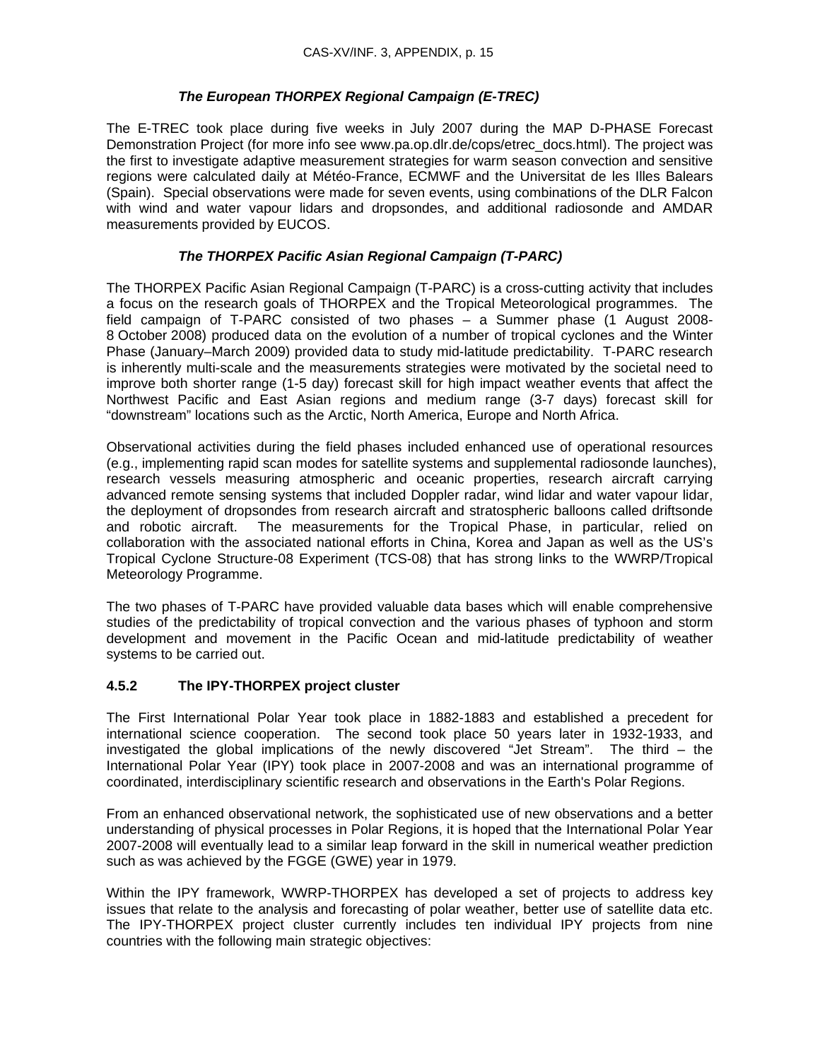### *The European THORPEX Regional Campaign (E-TREC)*

The E-TREC took place during five weeks in July 2007 during the MAP D-PHASE Forecast Demonstration Project (for more info see www.pa.op.dlr.de/cops/etrec_docs.html). The project was the first to investigate adaptive measurement strategies for warm season convection and sensitive regions were calculated daily at Météo-France, ECMWF and the Universitat de les Illes Balears (Spain). Special observations were made for seven events, using combinations of the DLR Falcon with wind and water vapour lidars and dropsondes, and additional radiosonde and AMDAR measurements provided by EUCOS.

### *The THORPEX Pacific Asian Regional Campaign (T-PARC)*

The THORPEX Pacific Asian Regional Campaign (T-PARC) is a cross-cutting activity that includes a focus on the research goals of THORPEX and the Tropical Meteorological programmes. The field campaign of T-PARC consisted of two phases – a Summer phase (1 August 2008-8 October 2008) produced data on the evolution of a number of tropical cyclones and the Winter Phase (January–March 2009) provided data to study mid-latitude predictability. T-PARC research is inherently multi-scale and the measurements strategies were motivated by the societal need to improve both shorter range (1-5 day) forecast skill for high impact weather events that affect the Northwest Pacific and East Asian regions and medium range (3-7 days) forecast skill for "downstream" locations such as the Arctic, North America, Europe and North Africa.

Observational activities during the field phases included enhanced use of operational resources (e.g., implementing rapid scan modes for satellite systems and supplemental radiosonde launches), research vessels measuring atmospheric and oceanic properties, research aircraft carrying advanced remote sensing systems that included Doppler radar, wind lidar and water vapour lidar, the deployment of dropsondes from research aircraft and stratospheric balloons called driftsonde and robotic aircraft. The measurements for the Tropical Phase, in particular, relied on collaboration with the associated national efforts in China, Korea and Japan as well as the US's Tropical Cyclone Structure-08 Experiment (TCS-08) that has strong links to the WWRP/Tropical Meteorology Programme.

The two phases of T-PARC have provided valuable data bases which will enable comprehensive studies of the predictability of tropical convection and the various phases of typhoon and storm development and movement in the Pacific Ocean and mid-latitude predictability of weather systems to be carried out.

### 4.5.2 The IPY-THORPEX project cluster

The First International Polar Year took place in 1882-1883 and established a precedent for international science cooperation. The second took place 50 years later in 1932-1933, and investigated the global implications of the newly discovered "Jet Stream". The third – the International Polar Year (IPY) took place in 2007-2008 and was an international programme of coordinated, interdisciplinary scientific research and observations in the Earth's Polar Regions.

From an enhanced observational network, the sophisticated use of new observations and a better understanding of physical processes in Polar Regions, it is hoped that the International Polar Year 2007-2008 will eventually lead to a similar leap forward in the skill in numerical weather prediction such as was achieved by the FGGE (GWE) year in 1979.

Within the IPY framework, WWRP-THORPEX has developed a set of projects to address key issues that relate to the analysis and forecasting of polar weather, better use of satellite data etc. The IPY-THORPEX project cluster currently includes ten individual IPY projects from nine countries with the following main strategic objectives: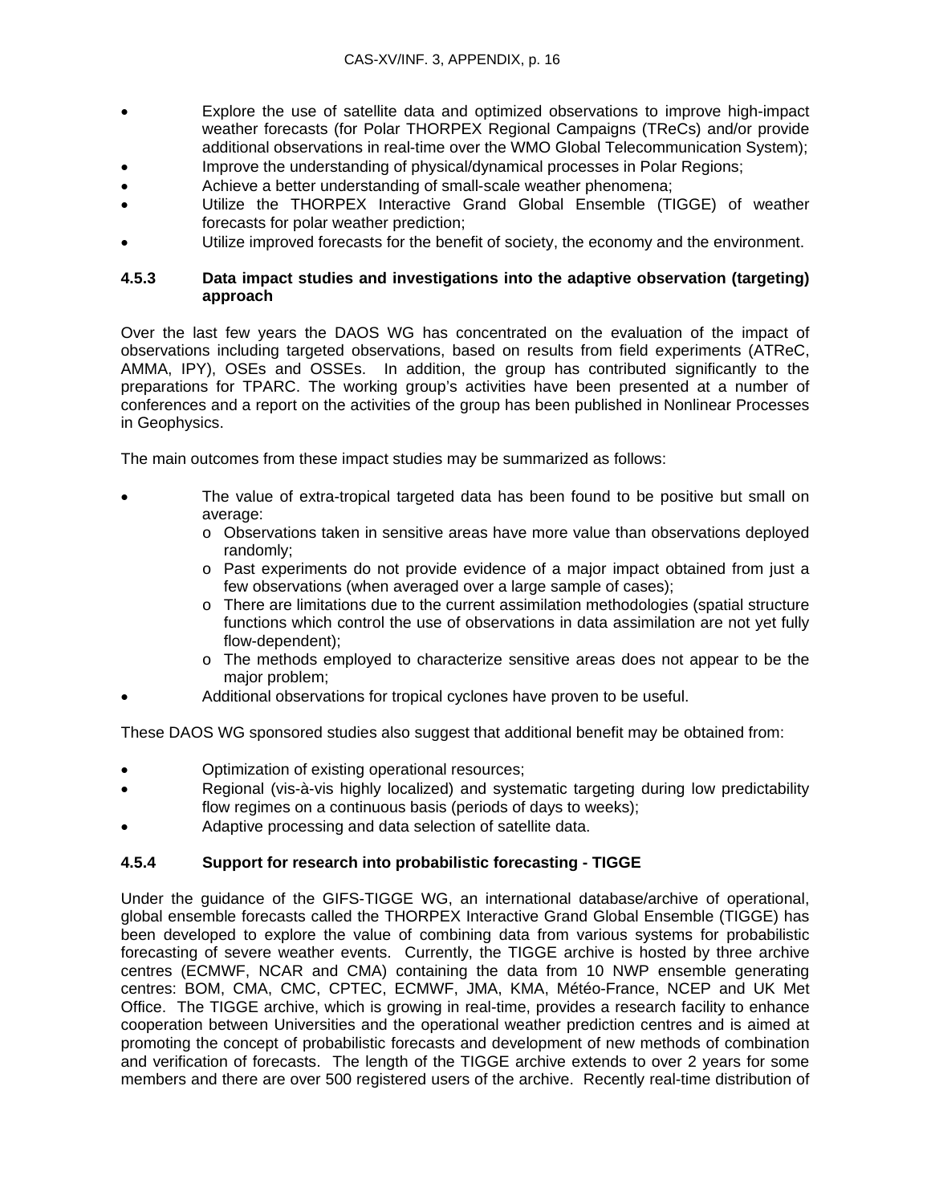- Explore the use of satellite data and optimized observations to improve high-impact weather forecasts (for Polar THORPEX Regional Campaigns (TReCs) and/or provide additional observations in real-time over the WMO Global Telecommunication System);
- Improve the understanding of physical/dynamical processes in Polar Regions;
- Achieve a better understanding of small-scale weather phenomena;
- Utilize the THORPEX Interactive Grand Global Ensemble (TIGGE) of weather forecasts for polar weather prediction;
- Utilize improved forecasts for the benefit of society, the economy and the environment.

#### 4.5.3 Data impact studies and investigations into the adaptive observation (targeting) approach

Over the last few years the DAOS WG has concentrated on the evaluation of the impact of observations including targeted observations, based on results from field experiments (ATReC, AMMA, IPY), OSEs and OSSEs. In addition, the group has contributed significantly to the preparations for TPARC. The working group's activities have been presented at a number of conferences and a report on the activities of the group has been published in Nonlinear Processes in Geophysics.

The main outcomes from these impact studies may be summarized as follows:

- The value of extra-tropical targeted data has been found to be positive but small on average:
  - Observations taken in sensitive areas have more value than observations deployed randomly;
  - Past experiments do not provide evidence of a major impact obtained from just a few observations (when averaged over a large sample of cases);
  - There are limitations due to the current assimilation methodologies (spatial structure functions which control the use of observations in data assimilation are not yet fully flow-dependent);
  - The methods employed to characterize sensitive areas does not appear to be the major problem;
- Additional observations for tropical cyclones have proven to be useful.

These DAOS WG sponsored studies also suggest that additional benefit may be obtained from:

- Optimization of existing operational resources;
- Regional (vis-à-vis highly localized) and systematic targeting during low predictability flow regimes on a continuous basis (periods of days to weeks);
- Adaptive processing and data selection of satellite data.

#### 4.5.4 Support for research into probabilistic forecasting - TIGGE

Under the guidance of the GIFS-TIGGE WG, an international database/archive of operational, global ensemble forecasts called the THORPEX Interactive Grand Global Ensemble (TIGGE) has been developed to explore the value of combining data from various systems for probabilistic forecasting of severe weather events. Currently, the TIGGE archive is hosted by three archive centres (ECMWF, NCAR and CMA) containing the data from 10 NWP ensemble generating centres: BOM, CMA, CMC, CPTEC, ECMWF, JMA, KMA, Météo-France, NCEP and UK Met Office. The TIGGE archive, which is growing in real-time, provides a research facility to enhance cooperation between Universities and the operational weather prediction centres and is aimed at promoting the concept of probabilistic forecasts and development of new methods of combination and verification of forecasts. The length of the TIGGE archive extends to over 2 years for some members and there are over 500 registered users of the archive. Recently real-time distribution of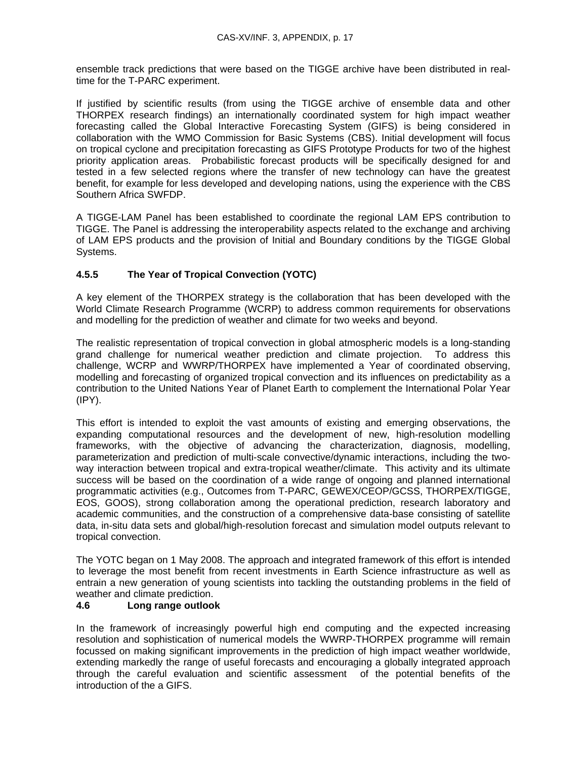ensemble track predictions that were based on the TIGGE archive have been distributed in real-time for the T-PARC experiment.

If justified by scientific results (from using the TIGGE archive of ensemble data and other THORPEX research findings) an internationally coordinated system for high impact weather forecasting called the Global Interactive Forecasting System (GIFS) is being considered in collaboration with the WMO Commission for Basic Systems (CBS). Initial development will focus on tropical cyclone and precipitation forecasting as GIFS Prototype Products for two of the highest priority application areas. Probabilistic forecast products will be specifically designed for and tested in a few selected regions where the transfer of new technology can have the greatest benefit, for example for less developed and developing nations, using the experience with the CBS Southern Africa SWFDP.

A TIGGE-LAM Panel has been established to coordinate the regional LAM EPS contribution to TIGGE. The Panel is addressing the interoperability aspects related to the exchange and archiving of LAM EPS products and the provision of Initial and Boundary conditions by the TIGGE Global Systems.

### 4.5.5 The Year of Tropical Convection (YOTC)

A key element of the THORPEX strategy is the collaboration that has been developed with the World Climate Research Programme (WCRP) to address common requirements for observations and modelling for the prediction of weather and climate for two weeks and beyond.

The realistic representation of tropical convection in global atmospheric models is a long-standing grand challenge for numerical weather prediction and climate projection. To address this challenge, WCRP and WWRP/THORPEX have implemented a Year of coordinated observing, modelling and forecasting of organized tropical convection and its influences on predictability as a contribution to the United Nations Year of Planet Earth to complement the International Polar Year (IPY).

This effort is intended to exploit the vast amounts of existing and emerging observations, the expanding computational resources and the development of new, high-resolution modelling frameworks, with the objective of advancing the characterization, diagnosis, modelling, parameterization and prediction of multi-scale convective/dynamic interactions, including the two-way interaction between tropical and extra-tropical weather/climate. This activity and its ultimate success will be based on the coordination of a wide range of ongoing and planned international programmatic activities (e.g., Outcomes from T-PARC, GEWEX/CEOP/GCSS, THORPEX/TIGGE, EOS, GOOS), strong collaboration among the operational prediction, research laboratory and academic communities, and the construction of a comprehensive data-base consisting of satellite data, in-situ data sets and global/high-resolution forecast and simulation model outputs relevant to tropical convection.

The YOTC began on 1 May 2008. The approach and integrated framework of this effort is intended to leverage the most benefit from recent investments in Earth Science infrastructure as well as entrain a new generation of young scientists into tackling the outstanding problems in the field of weather and climate prediction.

### 4.6 Long range outlook

In the framework of increasingly powerful high end computing and the expected increasing resolution and sophistication of numerical models the WWRP-THORPEX programme will remain focussed on making significant improvements in the prediction of high impact weather worldwide, extending markedly the range of useful forecasts and encouraging a globally integrated approach through the careful evaluation and scientific assessment of the potential benefits of the introduction of the a GIFS.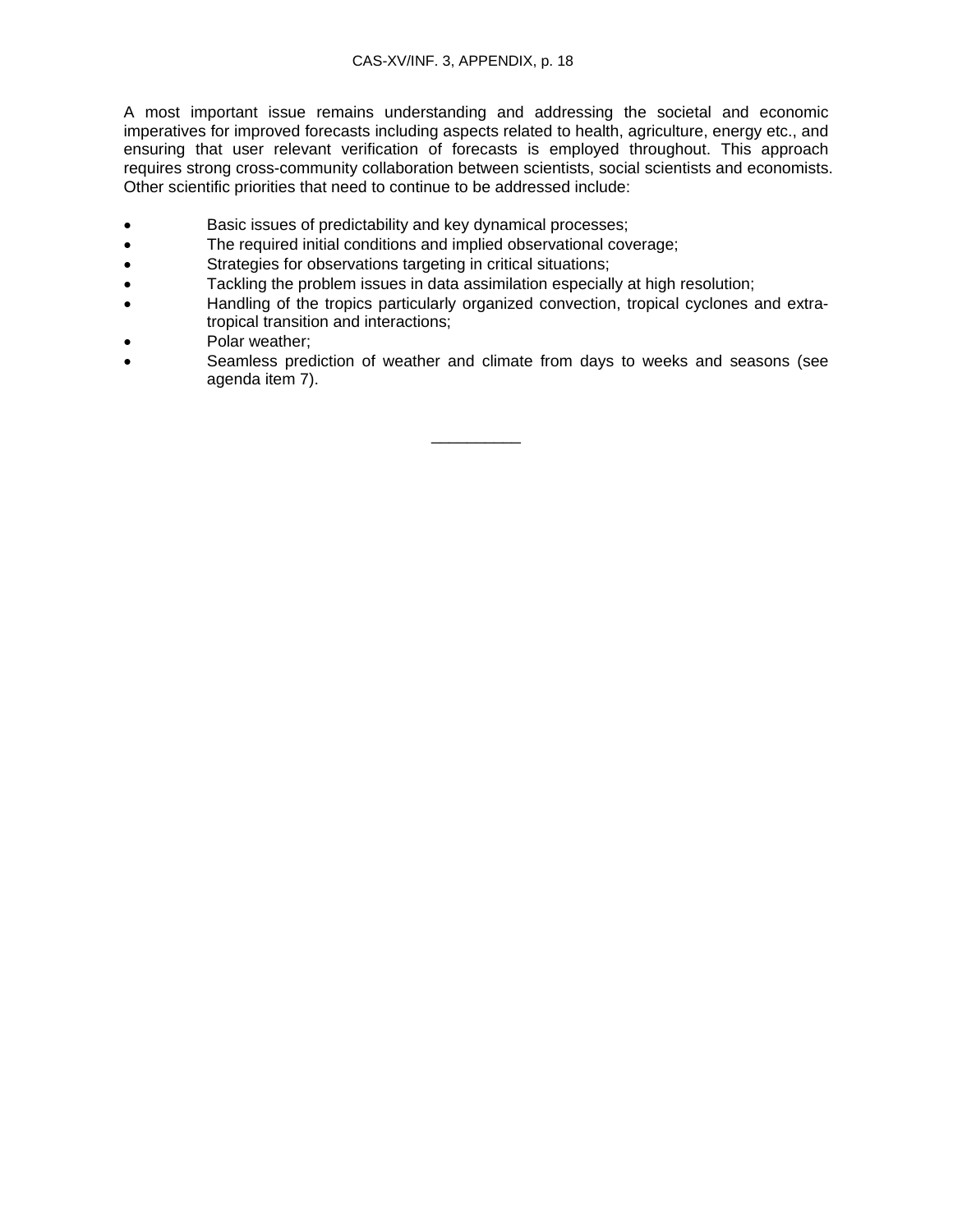A most important issue remains understanding and addressing the societal and economic imperatives for improved forecasts including aspects related to health, agriculture, energy etc., and ensuring that user relevant verification of forecasts is employed throughout. This approach requires strong cross-community collaboration between scientists, social scientists and economists. Other scientific priorities that need to continue to be addressed include:

- Basic issues of predictability and key dynamical processes;
- The required initial conditions and implied observational coverage;
- Strategies for observations targeting in critical situations;
- Tackling the problem issues in data assimilation especially at high resolution;
- Handling of the tropics particularly organized convection, tropical cyclones and extra-tropical transition and interactions;
- Polar weather;
- Seamless prediction of weather and climate from days to weeks and seasons (see agenda item 7).

__________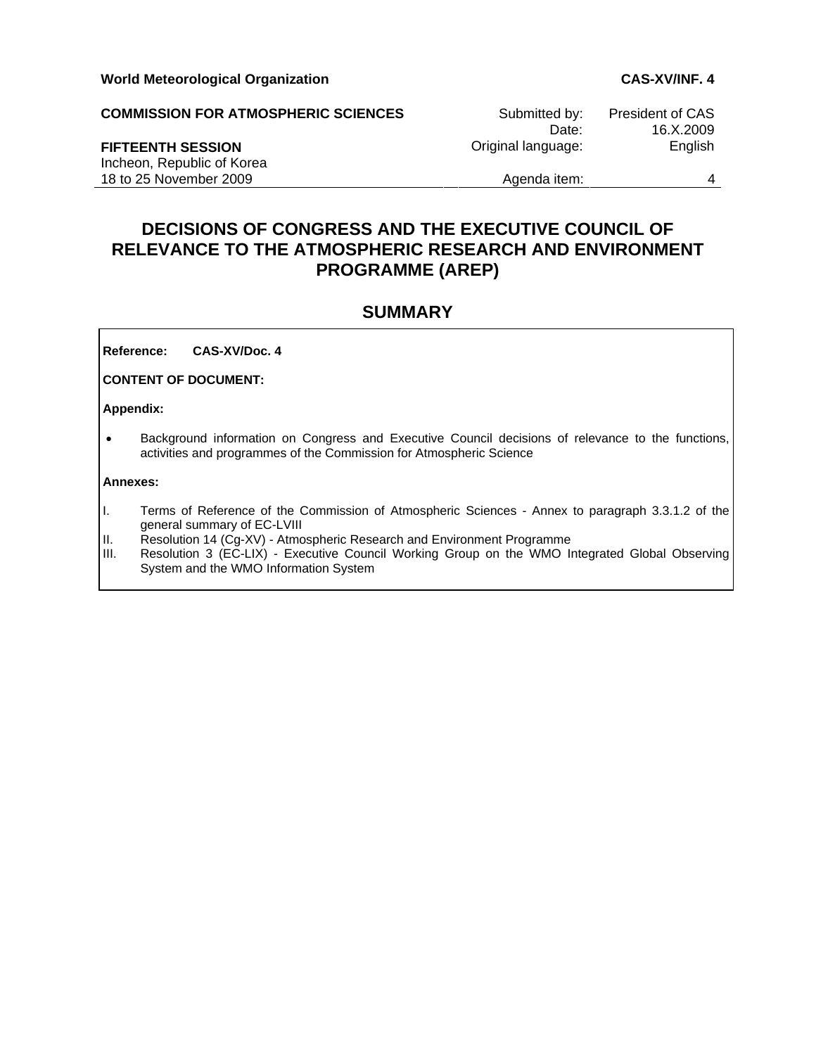**World Meteorological Organization** **CAS-XV/INF. 4**

**COMMISSION FOR ATMOSPHERIC SCIENCES**

**FIFTEENTH SESSION**
Incheon, Republic of Korea
18 to 25 November 2009

| | |
|---|---|
| Submitted by: | President of CAS |
| Date: | 16.X.2009 |
| Original language: | English |
| Agenda item: | 4 |

# DECISIONS OF CONGRESS AND THE EXECUTIVE COUNCIL OF RELEVANCE TO THE ATMOSPHERIC RESEARCH AND ENVIRONMENT PROGRAMME (AREP)

## SUMMARY

**Reference: CAS-XV/Doc. 4**

**CONTENT OF DOCUMENT:**

**Appendix:**

- Background information on Congress and Executive Council decisions of relevance to the functions, activities and programmes of the Commission for Atmospheric Science

**Annexes:**

I. Terms of Reference of the Commission of Atmospheric Sciences - Annex to paragraph 3.3.1.2 of the general summary of EC-LVIII
II. Resolution 14 (Cg-XV) - Atmospheric Research and Environment Programme
III. Resolution 3 (EC-LIX) - Executive Council Working Group on the WMO Integrated Global Observing System and the WMO Information System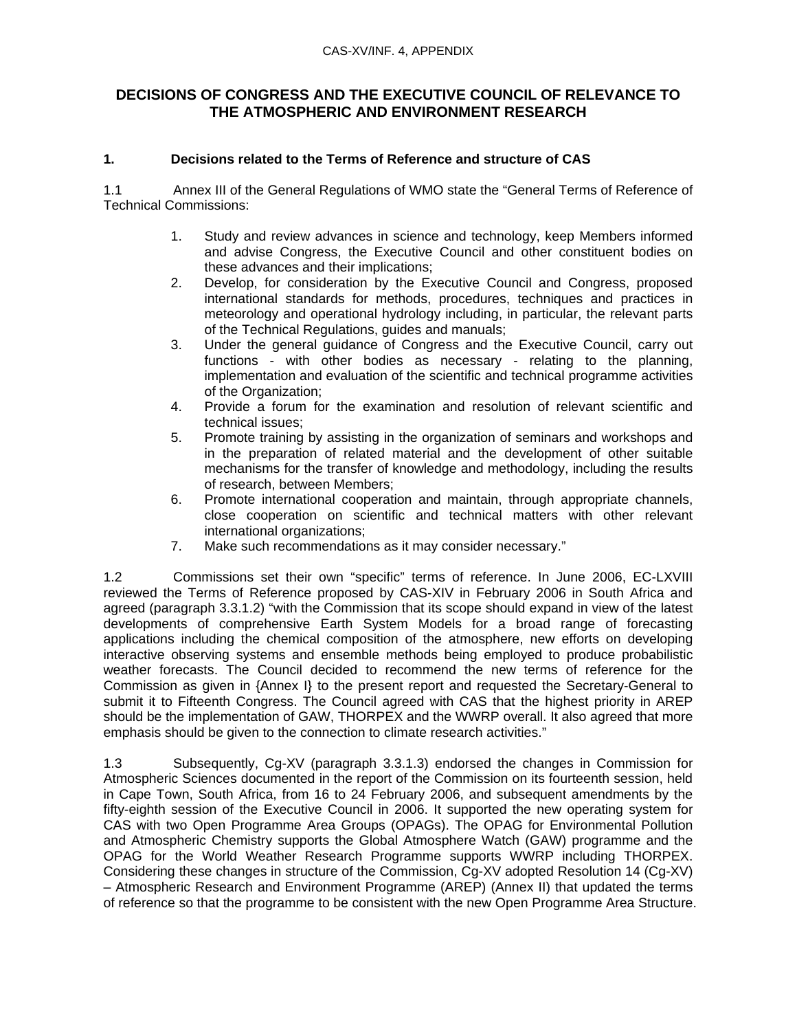## DECISIONS OF CONGRESS AND THE EXECUTIVE COUNCIL OF RELEVANCE TO THE ATMOSPHERIC AND ENVIRONMENT RESEARCH

### 1. Decisions related to the Terms of Reference and structure of CAS

1.1 Annex III of the General Regulations of WMO state the "General Terms of Reference of Technical Commissions:

1. Study and review advances in science and technology, keep Members informed and advise Congress, the Executive Council and other constituent bodies on these advances and their implications;
2. Develop, for consideration by the Executive Council and Congress, proposed international standards for methods, procedures, techniques and practices in meteorology and operational hydrology including, in particular, the relevant parts of the Technical Regulations, guides and manuals;
3. Under the general guidance of Congress and the Executive Council, carry out functions - with other bodies as necessary - relating to the planning, implementation and evaluation of the scientific and technical programme activities of the Organization;
4. Provide a forum for the examination and resolution of relevant scientific and technical issues;
5. Promote training by assisting in the organization of seminars and workshops and in the preparation of related material and the development of other suitable mechanisms for the transfer of knowledge and methodology, including the results of research, between Members;
6. Promote international cooperation and maintain, through appropriate channels, close cooperation on scientific and technical matters with other relevant international organizations;
7. Make such recommendations as it may consider necessary."

1.2 Commissions set their own "specific" terms of reference. In June 2006, EC-LXVIII reviewed the Terms of Reference proposed by CAS-XIV in February 2006 in South Africa and agreed (paragraph 3.3.1.2) "with the Commission that its scope should expand in view of the latest developments of comprehensive Earth System Models for a broad range of forecasting applications including the chemical composition of the atmosphere, new efforts on developing interactive observing systems and ensemble methods being employed to produce probabilistic weather forecasts. The Council decided to recommend the new terms of reference for the Commission as given in {Annex I} to the present report and requested the Secretary-General to submit it to Fifteenth Congress. The Council agreed with CAS that the highest priority in AREP should be the implementation of GAW, THORPEX and the WWRP overall. It also agreed that more emphasis should be given to the connection to climate research activities."

1.3 Subsequently, Cg-XV (paragraph 3.3.1.3) endorsed the changes in Commission for Atmospheric Sciences documented in the report of the Commission on its fourteenth session, held in Cape Town, South Africa, from 16 to 24 February 2006, and subsequent amendments by the fifty-eighth session of the Executive Council in 2006. It supported the new operating system for CAS with two Open Programme Area Groups (OPAGs). The OPAG for Environmental Pollution and Atmospheric Chemistry supports the Global Atmosphere Watch (GAW) programme and the OPAG for the World Weather Research Programme supports WWRP including THORPEX. Considering these changes in structure of the Commission, Cg-XV adopted Resolution 14 (Cg-XV) – Atmospheric Research and Environment Programme (AREP) (Annex II) that updated the terms of reference so that the programme to be consistent with the new Open Programme Area Structure.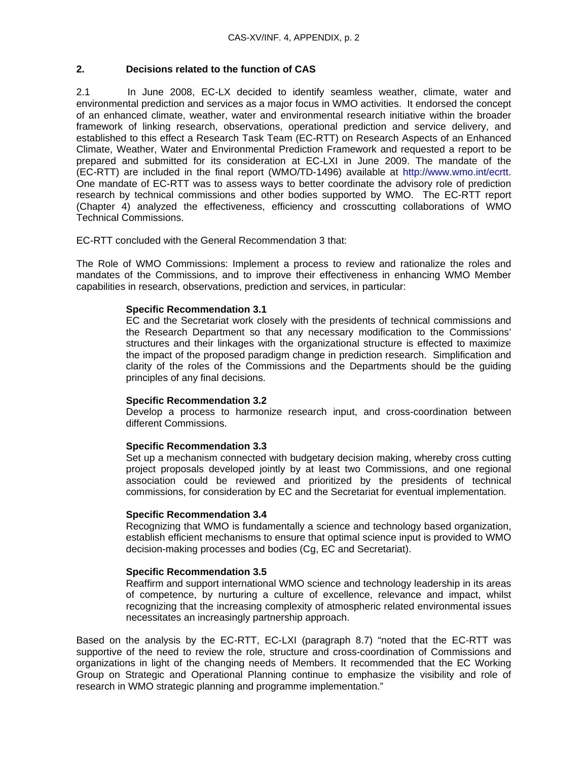## 2. Decisions related to the function of CAS

2.1 In June 2008, EC-LX decided to identify seamless weather, climate, water and environmental prediction and services as a major focus in WMO activities. It endorsed the concept of an enhanced climate, weather, water and environmental research initiative within the broader framework of linking research, observations, operational prediction and service delivery, and established to this effect a Research Task Team (EC-RTT) on Research Aspects of an Enhanced Climate, Weather, Water and Environmental Prediction Framework and requested a report to be prepared and submitted for its consideration at EC-LXI in June 2009. The mandate of the (EC-RTT) are included in the final report (WMO/TD-1496) available at http://www.wmo.int/ecrtt. One mandate of EC-RTT was to assess ways to better coordinate the advisory role of prediction research by technical commissions and other bodies supported by WMO. The EC-RTT report (Chapter 4) analyzed the effectiveness, efficiency and crosscutting collaborations of WMO Technical Commissions.

EC-RTT concluded with the General Recommendation 3 that:

The Role of WMO Commissions: Implement a process to review and rationalize the roles and mandates of the Commissions, and to improve their effectiveness in enhancing WMO Member capabilities in research, observations, prediction and services, in particular:

> **Specific Recommendation 3.1**
> EC and the Secretariat work closely with the presidents of technical commissions and the Research Department so that any necessary modification to the Commissions' structures and their linkages with the organizational structure is effected to maximize the impact of the proposed paradigm change in prediction research. Simplification and clarity of the roles of the Commissions and the Departments should be the guiding principles of any final decisions.
>
> **Specific Recommendation 3.2**
> Develop a process to harmonize research input, and cross-coordination between different Commissions.
>
> **Specific Recommendation 3.3**
> Set up a mechanism connected with budgetary decision making, whereby cross cutting project proposals developed jointly by at least two Commissions, and one regional association could be reviewed and prioritized by the presidents of technical commissions, for consideration by EC and the Secretariat for eventual implementation.
>
> **Specific Recommendation 3.4**
> Recognizing that WMO is fundamentally a science and technology based organization, establish efficient mechanisms to ensure that optimal science input is provided to WMO decision-making processes and bodies (Cg, EC and Secretariat).
>
> **Specific Recommendation 3.5**
> Reaffirm and support international WMO science and technology leadership in its areas of competence, by nurturing a culture of excellence, relevance and impact, whilst recognizing that the increasing complexity of atmospheric related environmental issues necessitates an increasingly partnership approach.

Based on the analysis by the EC-RTT, EC-LXI (paragraph 8.7) "noted that the EC-RTT was supportive of the need to review the role, structure and cross-coordination of Commissions and organizations in light of the changing needs of Members. It recommended that the EC Working Group on Strategic and Operational Planning continue to emphasize the visibility and role of research in WMO strategic planning and programme implementation."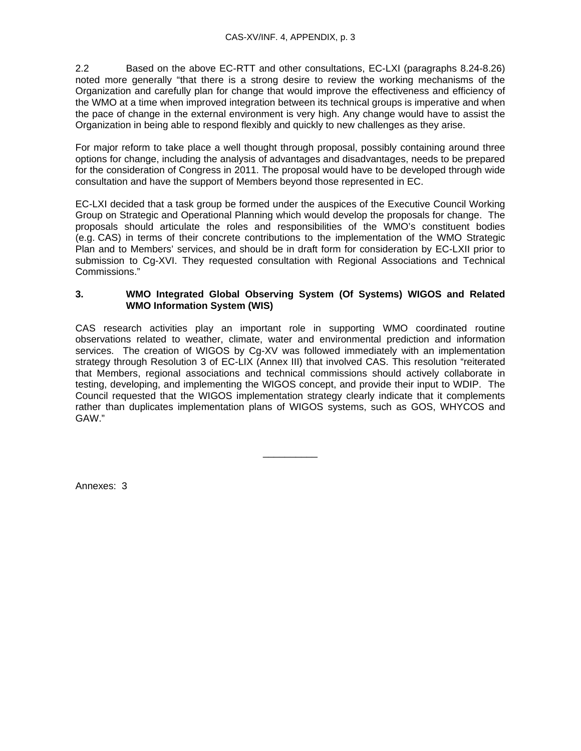2.2 Based on the above EC-RTT and other consultations, EC-LXI (paragraphs 8.24-8.26) noted more generally "that there is a strong desire to review the working mechanisms of the Organization and carefully plan for change that would improve the effectiveness and efficiency of the WMO at a time when improved integration between its technical groups is imperative and when the pace of change in the external environment is very high. Any change would have to assist the Organization in being able to respond flexibly and quickly to new challenges as they arise.

For major reform to take place a well thought through proposal, possibly containing around three options for change, including the analysis of advantages and disadvantages, needs to be prepared for the consideration of Congress in 2011. The proposal would have to be developed through wide consultation and have the support of Members beyond those represented in EC.

EC-LXI decided that a task group be formed under the auspices of the Executive Council Working Group on Strategic and Operational Planning which would develop the proposals for change. The proposals should articulate the roles and responsibilities of the WMO's constituent bodies (e.g. CAS) in terms of their concrete contributions to the implementation of the WMO Strategic Plan and to Members' services, and should be in draft form for consideration by EC-LXII prior to submission to Cg-XVI. They requested consultation with Regional Associations and Technical Commissions."

## 3. WMO Integrated Global Observing System (Of Systems) WIGOS and Related WMO Information System (WIS)

CAS research activities play an important role in supporting WMO coordinated routine observations related to weather, climate, water and environmental prediction and information services. The creation of WIGOS by Cg-XV was followed immediately with an implementation strategy through Resolution 3 of EC-LIX (Annex III) that involved CAS. This resolution "reiterated that Members, regional associations and technical commissions should actively collaborate in testing, developing, and implementing the WIGOS concept, and provide their input to WDIP. The Council requested that the WIGOS implementation strategy clearly indicate that it complements rather than duplicates implementation plans of WIGOS systems, such as GOS, WHYCOS and GAW."

__________

Annexes: 3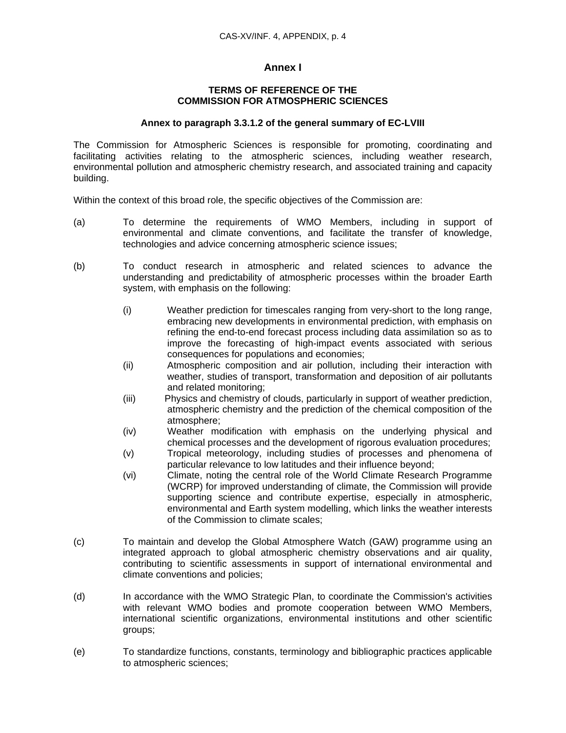# Annex I

## TERMS OF REFERENCE OF THE COMMISSION FOR ATMOSPHERIC SCIENCES

### Annex to paragraph 3.3.1.2 of the general summary of EC-LVIII

The Commission for Atmospheric Sciences is responsible for promoting, coordinating and facilitating activities relating to the atmospheric sciences, including weather research, environmental pollution and atmospheric chemistry research, and associated training and capacity building.

Within the context of this broad role, the specific objectives of the Commission are:

(a) To determine the requirements of WMO Members, including in support of environmental and climate conventions, and facilitate the transfer of knowledge, technologies and advice concerning atmospheric science issues;

(b) To conduct research in atmospheric and related sciences to advance the understanding and predictability of atmospheric processes within the broader Earth system, with emphasis on the following:

   (i) Weather prediction for timescales ranging from very-short to the long range, embracing new developments in environmental prediction, with emphasis on refining the end-to-end forecast process including data assimilation so as to improve the forecasting of high-impact events associated with serious consequences for populations and economies;
   (ii) Atmospheric composition and air pollution, including their interaction with weather, studies of transport, transformation and deposition of air pollutants and related monitoring;
   (iii) Physics and chemistry of clouds, particularly in support of weather prediction, atmospheric chemistry and the prediction of the chemical composition of the atmosphere;
   (iv) Weather modification with emphasis on the underlying physical and chemical processes and the development of rigorous evaluation procedures;
   (v) Tropical meteorology, including studies of processes and phenomena of particular relevance to low latitudes and their influence beyond;
   (vi) Climate, noting the central role of the World Climate Research Programme (WCRP) for improved understanding of climate, the Commission will provide supporting science and contribute expertise, especially in atmospheric, environmental and Earth system modelling, which links the weather interests of the Commission to climate scales;

(c) To maintain and develop the Global Atmosphere Watch (GAW) programme using an integrated approach to global atmospheric chemistry observations and air quality, contributing to scientific assessments in support of international environmental and climate conventions and policies;

(d) In accordance with the WMO Strategic Plan, to coordinate the Commission's activities with relevant WMO bodies and promote cooperation between WMO Members, international scientific organizations, environmental institutions and other scientific groups;

(e) To standardize functions, constants, terminology and bibliographic practices applicable to atmospheric sciences;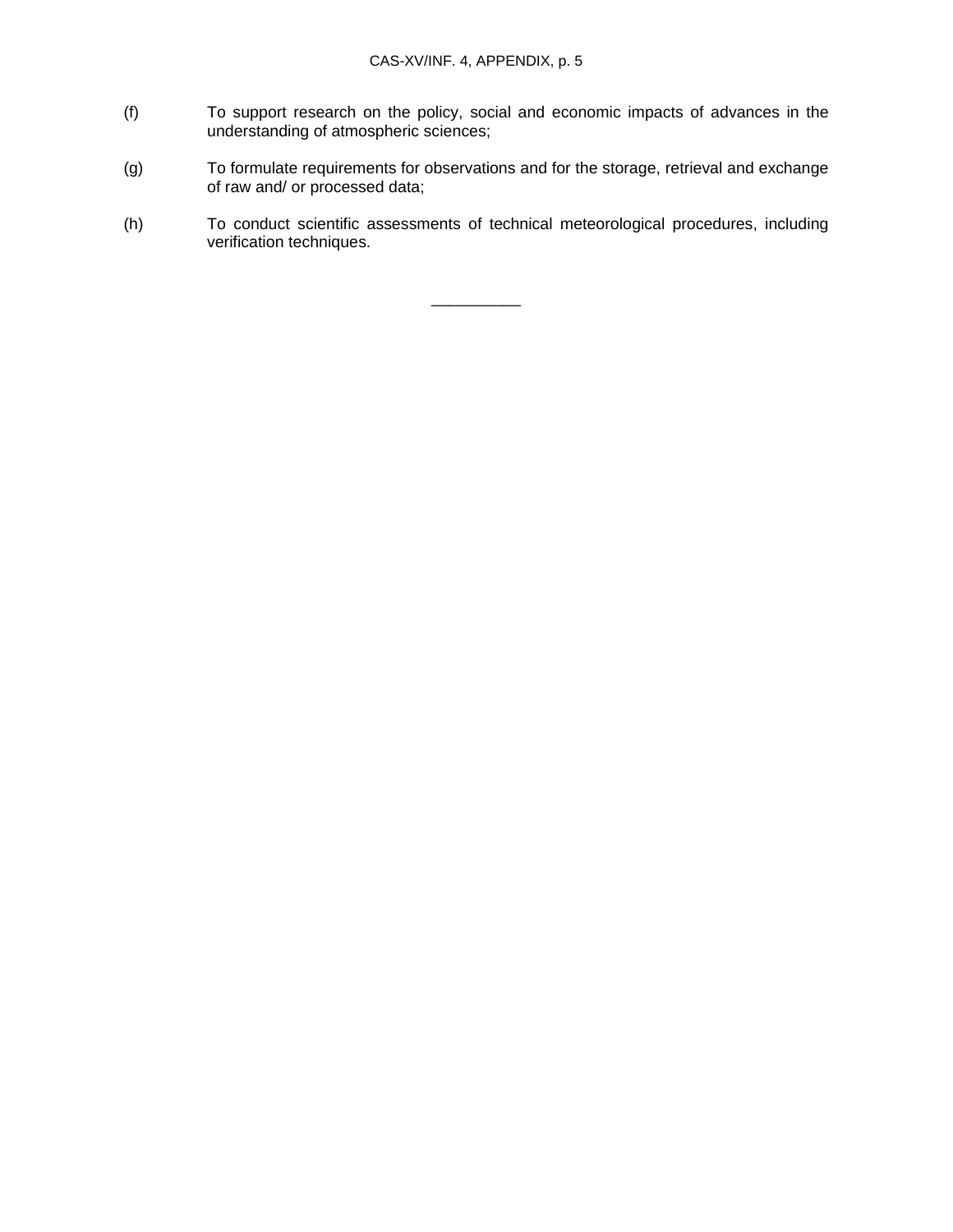(f) To support research on the policy, social and economic impacts of advances in the understanding of atmospheric sciences;

(g) To formulate requirements for observations and for the storage, retrieval and exchange of raw and/ or processed data;

(h) To conduct scientific assessments of technical meteorological procedures, including verification techniques.

__________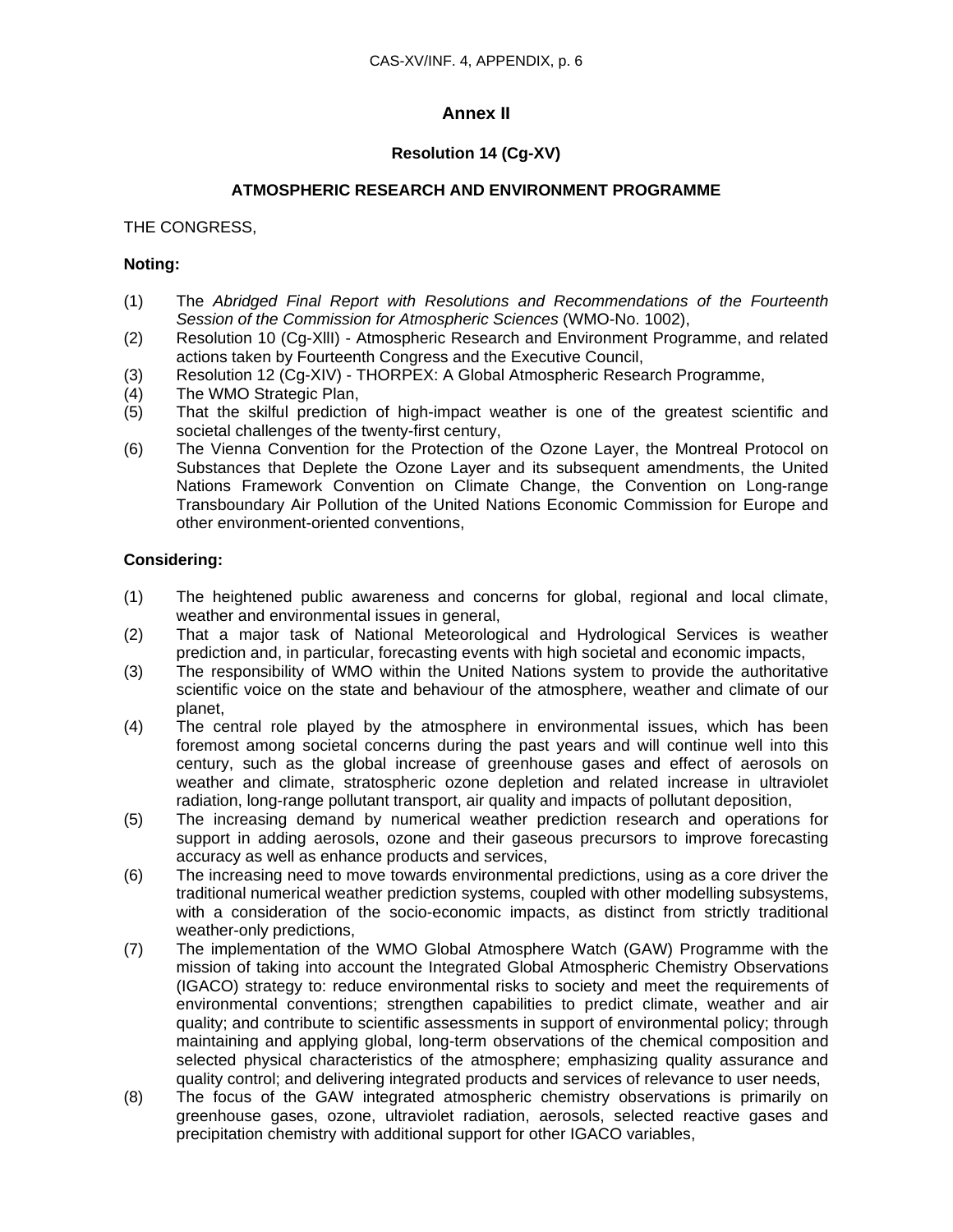## Annex II

### Resolution 14 (Cg-XV)

### ATMOSPHERIC RESEARCH AND ENVIRONMENT PROGRAMME

THE CONGRESS,

**Noting:**

(1) The *Abridged Final Report with Resolutions and Recommendations of the Fourteenth Session of the Commission for Atmospheric Sciences* (WMO-No. 1002),

(2) Resolution 10 (Cg-XIII) - Atmospheric Research and Environment Programme, and related actions taken by Fourteenth Congress and the Executive Council,

(3) Resolution 12 (Cg-XIV) - THORPEX: A Global Atmospheric Research Programme,

(4) The WMO Strategic Plan,

(5) That the skilful prediction of high-impact weather is one of the greatest scientific and societal challenges of the twenty-first century,

(6) The Vienna Convention for the Protection of the Ozone Layer, the Montreal Protocol on Substances that Deplete the Ozone Layer and its subsequent amendments, the United Nations Framework Convention on Climate Change, the Convention on Long-range Transboundary Air Pollution of the United Nations Economic Commission for Europe and other environment-oriented conventions,

**Considering:**

(1) The heightened public awareness and concerns for global, regional and local climate, weather and environmental issues in general,

(2) That a major task of National Meteorological and Hydrological Services is weather prediction and, in particular, forecasting events with high societal and economic impacts,

(3) The responsibility of WMO within the United Nations system to provide the authoritative scientific voice on the state and behaviour of the atmosphere, weather and climate of our planet,

(4) The central role played by the atmosphere in environmental issues, which has been foremost among societal concerns during the past years and will continue well into this century, such as the global increase of greenhouse gases and effect of aerosols on weather and climate, stratospheric ozone depletion and related increase in ultraviolet radiation, long-range pollutant transport, air quality and impacts of pollutant deposition,

(5) The increasing demand by numerical weather prediction research and operations for support in adding aerosols, ozone and their gaseous precursors to improve forecasting accuracy as well as enhance products and services,

(6) The increasing need to move towards environmental predictions, using as a core driver the traditional numerical weather prediction systems, coupled with other modelling subsystems, with a consideration of the socio-economic impacts, as distinct from strictly traditional weather-only predictions,

(7) The implementation of the WMO Global Atmosphere Watch (GAW) Programme with the mission of taking into account the Integrated Global Atmospheric Chemistry Observations (IGACO) strategy to: reduce environmental risks to society and meet the requirements of environmental conventions; strengthen capabilities to predict climate, weather and air quality; and contribute to scientific assessments in support of environmental policy; through maintaining and applying global, long-term observations of the chemical composition and selected physical characteristics of the atmosphere; emphasizing quality assurance and quality control; and delivering integrated products and services of relevance to user needs,

(8) The focus of the GAW integrated atmospheric chemistry observations is primarily on greenhouse gases, ozone, ultraviolet radiation, aerosols, selected reactive gases and precipitation chemistry with additional support for other IGACO variables,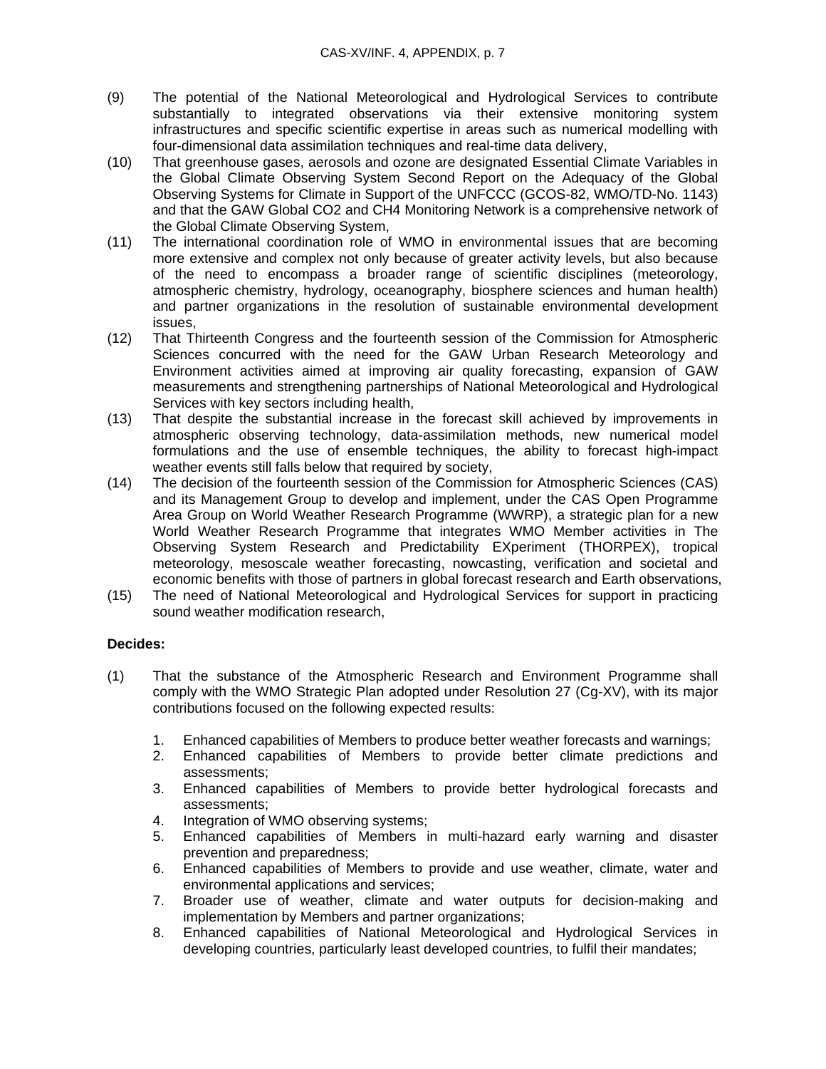(9) The potential of the National Meteorological and Hydrological Services to contribute substantially to integrated observations via their extensive monitoring system infrastructures and specific scientific expertise in areas such as numerical modelling with four-dimensional data assimilation techniques and real-time data delivery,

(10) That greenhouse gases, aerosols and ozone are designated Essential Climate Variables in the Global Climate Observing System Second Report on the Adequacy of the Global Observing Systems for Climate in Support of the UNFCCC (GCOS-82, WMO/TD-No. 1143) and that the GAW Global CO2 and CH4 Monitoring Network is a comprehensive network of the Global Climate Observing System,

(11) The international coordination role of WMO in environmental issues that are becoming more extensive and complex not only because of greater activity levels, but also because of the need to encompass a broader range of scientific disciplines (meteorology, atmospheric chemistry, hydrology, oceanography, biosphere sciences and human health) and partner organizations in the resolution of sustainable environmental development issues,

(12) That Thirteenth Congress and the fourteenth session of the Commission for Atmospheric Sciences concurred with the need for the GAW Urban Research Meteorology and Environment activities aimed at improving air quality forecasting, expansion of GAW measurements and strengthening partnerships of National Meteorological and Hydrological Services with key sectors including health,

(13) That despite the substantial increase in the forecast skill achieved by improvements in atmospheric observing technology, data-assimilation methods, new numerical model formulations and the use of ensemble techniques, the ability to forecast high-impact weather events still falls below that required by society,

(14) The decision of the fourteenth session of the Commission for Atmospheric Sciences (CAS) and its Management Group to develop and implement, under the CAS Open Programme Area Group on World Weather Research Programme (WWRP), a strategic plan for a new World Weather Research Programme that integrates WMO Member activities in The Observing System Research and Predictability EXperiment (THORPEX), tropical meteorology, mesoscale weather forecasting, nowcasting, verification and societal and economic benefits with those of partners in global forecast research and Earth observations,

(15) The need of National Meteorological and Hydrological Services for support in practicing sound weather modification research,

**Decides:**

(1) That the substance of the Atmospheric Research and Environment Programme shall comply with the WMO Strategic Plan adopted under Resolution 27 (Cg-XV), with its major contributions focused on the following expected results:

1. Enhanced capabilities of Members to produce better weather forecasts and warnings;
2. Enhanced capabilities of Members to provide better climate predictions and assessments;
3. Enhanced capabilities of Members to provide better hydrological forecasts and assessments;
4. Integration of WMO observing systems;
5. Enhanced capabilities of Members in multi-hazard early warning and disaster prevention and preparedness;
6. Enhanced capabilities of Members to provide and use weather, climate, water and environmental applications and services;
7. Broader use of weather, climate and water outputs for decision-making and implementation by Members and partner organizations;
8. Enhanced capabilities of National Meteorological and Hydrological Services in developing countries, particularly least developed countries, to fulfil their mandates;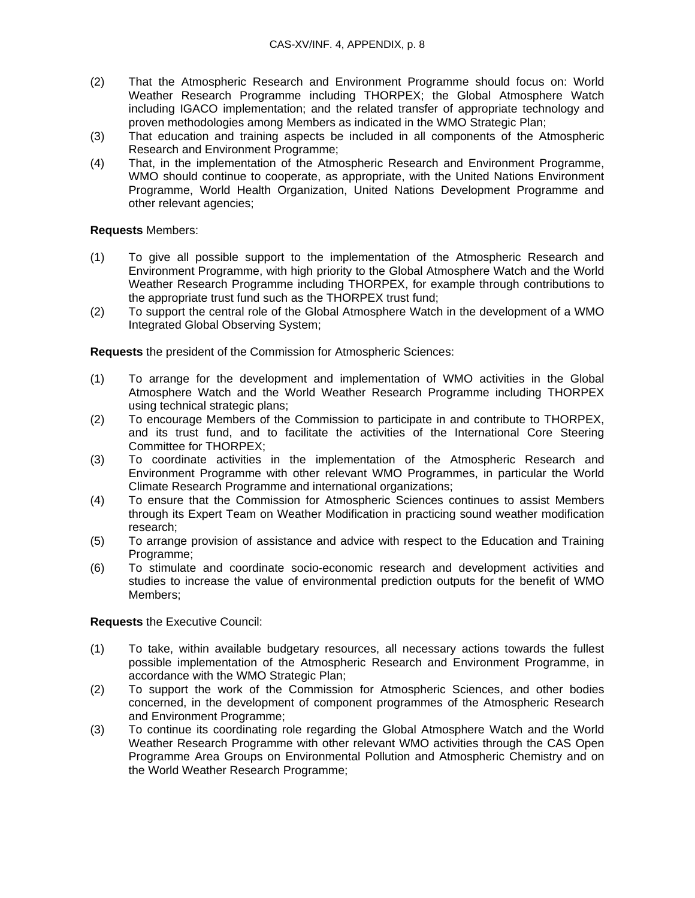(2) That the Atmospheric Research and Environment Programme should focus on: World Weather Research Programme including THORPEX; the Global Atmosphere Watch including IGACO implementation; and the related transfer of appropriate technology and proven methodologies among Members as indicated in the WMO Strategic Plan;

(3) That education and training aspects be included in all components of the Atmospheric Research and Environment Programme;

(4) That, in the implementation of the Atmospheric Research and Environment Programme, WMO should continue to cooperate, as appropriate, with the United Nations Environment Programme, World Health Organization, United Nations Development Programme and other relevant agencies;

**Requests** Members:

(1) To give all possible support to the implementation of the Atmospheric Research and Environment Programme, with high priority to the Global Atmosphere Watch and the World Weather Research Programme including THORPEX, for example through contributions to the appropriate trust fund such as the THORPEX trust fund;

(2) To support the central role of the Global Atmosphere Watch in the development of a WMO Integrated Global Observing System;

**Requests** the president of the Commission for Atmospheric Sciences:

(1) To arrange for the development and implementation of WMO activities in the Global Atmosphere Watch and the World Weather Research Programme including THORPEX using technical strategic plans;

(2) To encourage Members of the Commission to participate in and contribute to THORPEX, and its trust fund, and to facilitate the activities of the International Core Steering Committee for THORPEX;

(3) To coordinate activities in the implementation of the Atmospheric Research and Environment Programme with other relevant WMO Programmes, in particular the World Climate Research Programme and international organizations;

(4) To ensure that the Commission for Atmospheric Sciences continues to assist Members through its Expert Team on Weather Modification in practicing sound weather modification research;

(5) To arrange provision of assistance and advice with respect to the Education and Training Programme;

(6) To stimulate and coordinate socio-economic research and development activities and studies to increase the value of environmental prediction outputs for the benefit of WMO Members;

**Requests** the Executive Council:

(1) To take, within available budgetary resources, all necessary actions towards the fullest possible implementation of the Atmospheric Research and Environment Programme, in accordance with the WMO Strategic Plan;

(2) To support the work of the Commission for Atmospheric Sciences, and other bodies concerned, in the development of component programmes of the Atmospheric Research and Environment Programme;

(3) To continue its coordinating role regarding the Global Atmosphere Watch and the World Weather Research Programme with other relevant WMO activities through the CAS Open Programme Area Groups on Environmental Pollution and Atmospheric Chemistry and on the World Weather Research Programme;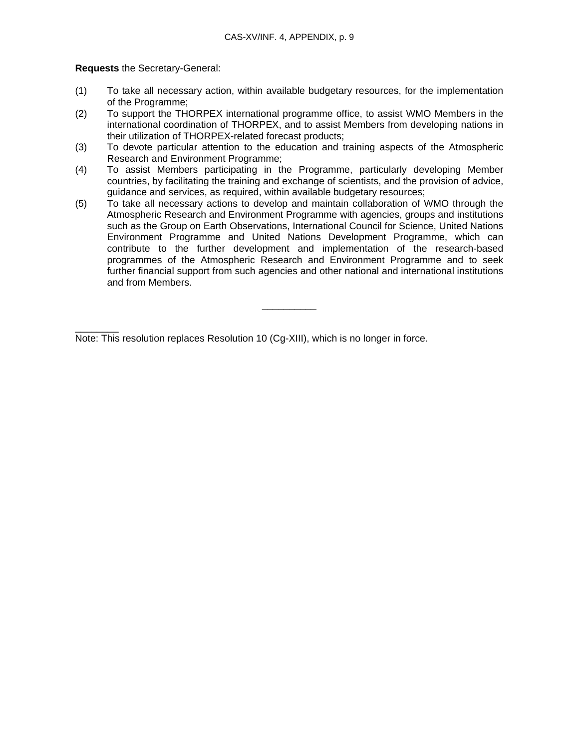**Requests** the Secretary-General:

(1) To take all necessary action, within available budgetary resources, for the implementation of the Programme;

(2) To support the THORPEX international programme office, to assist WMO Members in the international coordination of THORPEX, and to assist Members from developing nations in their utilization of THORPEX-related forecast products;

(3) To devote particular attention to the education and training aspects of the Atmospheric Research and Environment Programme;

(4) To assist Members participating in the Programme, particularly developing Member countries, by facilitating the training and exchange of scientists, and the provision of advice, guidance and services, as required, within available budgetary resources;

(5) To take all necessary actions to develop and maintain collaboration of WMO through the Atmospheric Research and Environment Programme with agencies, groups and institutions such as the Group on Earth Observations, International Council for Science, United Nations Environment Programme and United Nations Development Programme, which can contribute to the further development and implementation of the research-based programmes of the Atmospheric Research and Environment Programme and to seek further financial support from such agencies and other national and international institutions and from Members.

---

Note: This resolution replaces Resolution 10 (Cg-XIII), which is no longer in force.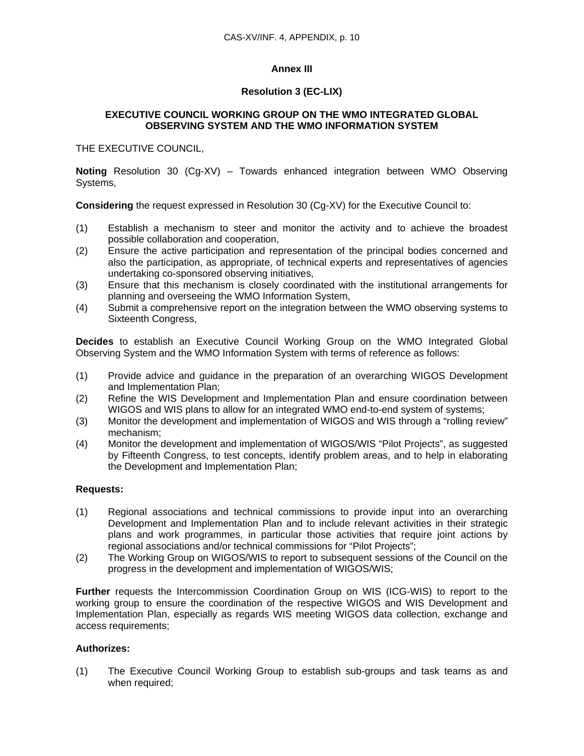**Annex III**

**Resolution 3 (EC-LIX)**

**EXECUTIVE COUNCIL WORKING GROUP ON THE WMO INTEGRATED GLOBAL OBSERVING SYSTEM AND THE WMO INFORMATION SYSTEM**

THE EXECUTIVE COUNCIL,

**Noting** Resolution 30 (Cg-XV) – Towards enhanced integration between WMO Observing Systems,

**Considering** the request expressed in Resolution 30 (Cg-XV) for the Executive Council to:

(1) Establish a mechanism to steer and monitor the activity and to achieve the broadest possible collaboration and cooperation,
(2) Ensure the active participation and representation of the principal bodies concerned and also the participation, as appropriate, of technical experts and representatives of agencies undertaking co-sponsored observing initiatives,
(3) Ensure that this mechanism is closely coordinated with the institutional arrangements for planning and overseeing the WMO Information System,
(4) Submit a comprehensive report on the integration between the WMO observing systems to Sixteenth Congress,

**Decides** to establish an Executive Council Working Group on the WMO Integrated Global Observing System and the WMO Information System with terms of reference as follows:

(1) Provide advice and guidance in the preparation of an overarching WIGOS Development and Implementation Plan;
(2) Refine the WIS Development and Implementation Plan and ensure coordination between WIGOS and WIS plans to allow for an integrated WMO end-to-end system of systems;
(3) Monitor the development and implementation of WIGOS and WIS through a "rolling review" mechanism;
(4) Monitor the development and implementation of WIGOS/WIS "Pilot Projects", as suggested by Fifteenth Congress, to test concepts, identify problem areas, and to help in elaborating the Development and Implementation Plan;

**Requests:**

(1) Regional associations and technical commissions to provide input into an overarching Development and Implementation Plan and to include relevant activities in their strategic plans and work programmes, in particular those activities that require joint actions by regional associations and/or technical commissions for "Pilot Projects";
(2) The Working Group on WIGOS/WIS to report to subsequent sessions of the Council on the progress in the development and implementation of WIGOS/WIS;

**Further** requests the Intercommission Coordination Group on WIS (ICG-WIS) to report to the working group to ensure the coordination of the respective WIGOS and WIS Development and Implementation Plan, especially as regards WIS meeting WIGOS data collection, exchange and access requirements;

**Authorizes:**

(1) The Executive Council Working Group to establish sub-groups and task teams as and when required;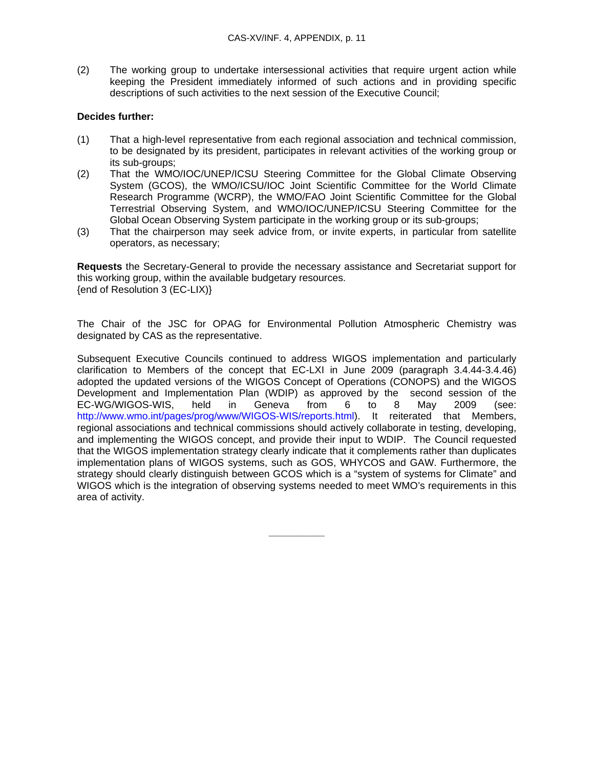(2) The working group to undertake intersessional activities that require urgent action while keeping the President immediately informed of such actions and in providing specific descriptions of such activities to the next session of the Executive Council;

**Decides further:**

(1) That a high-level representative from each regional association and technical commission, to be designated by its president, participates in relevant activities of the working group or its sub-groups;

(2) That the WMO/IOC/UNEP/ICSU Steering Committee for the Global Climate Observing System (GCOS), the WMO/ICSU/IOC Joint Scientific Committee for the World Climate Research Programme (WCRP), the WMO/FAO Joint Scientific Committee for the Global Terrestrial Observing System, and WMO/IOC/UNEP/ICSU Steering Committee for the Global Ocean Observing System participate in the working group or its sub-groups;

(3) That the chairperson may seek advice from, or invite experts, in particular from satellite operators, as necessary;

**Requests** the Secretary-General to provide the necessary assistance and Secretariat support for this working group, within the available budgetary resources.
{end of Resolution 3 (EC-LIX)}

The Chair of the JSC for OPAG for Environmental Pollution Atmospheric Chemistry was designated by CAS as the representative.

Subsequent Executive Councils continued to address WIGOS implementation and particularly clarification to Members of the concept that EC-LXI in June 2009 (paragraph 3.4.44-3.4.46) adopted the updated versions of the WIGOS Concept of Operations (CONOPS) and the WIGOS Development and Implementation Plan (WDIP) as approved by the second session of the EC-WG/WIGOS-WIS, held in Geneva from 6 to 8 May 2009 (see: http://www.wmo.int/pages/prog/www/WIGOS-WIS/reports.html). It reiterated that Members, regional associations and technical commissions should actively collaborate in testing, developing, and implementing the WIGOS concept, and provide their input to WDIP. The Council requested that the WIGOS implementation strategy clearly indicate that it complements rather than duplicates implementation plans of WIGOS systems, such as GOS, WHYCOS and GAW. Furthermore, the strategy should clearly distinguish between GCOS which is a "system of systems for Climate" and WIGOS which is the integration of observing systems needed to meet WMO's requirements in this area of activity.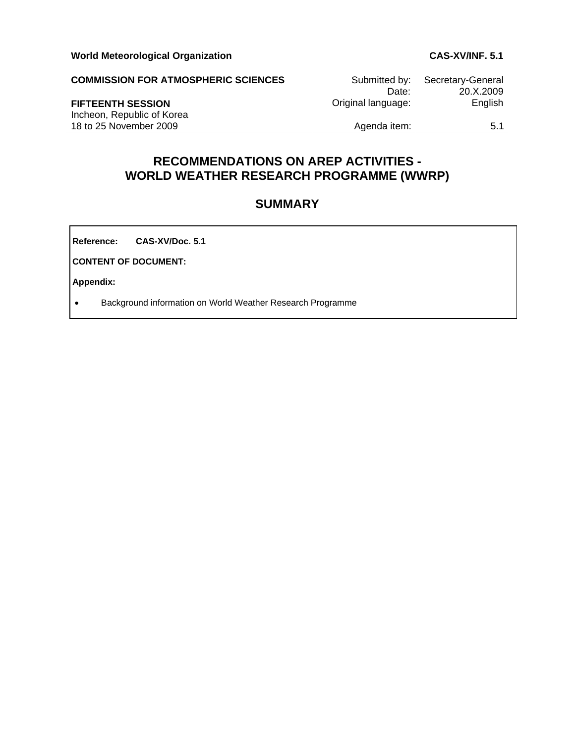**World Meteorological Organization** **CAS-XV/INF. 5.1**

**COMMISSION FOR ATMOSPHERIC SCIENCES**

**FIFTEENTH SESSION**
Incheon, Republic of Korea
18 to 25 November 2009

| | |
|---|---|
| Submitted by: | Secretary-General |
| Date: | 20.X.2009 |
| Original language: | English |
| Agenda item: | 5.1 |

## RECOMMENDATIONS ON AREP ACTIVITIES - WORLD WEATHER RESEARCH PROGRAMME (WWRP)

## SUMMARY

**Reference:** **CAS-XV/Doc. 5.1**

**CONTENT OF DOCUMENT:**

**Appendix:**

- Background information on World Weather Research Programme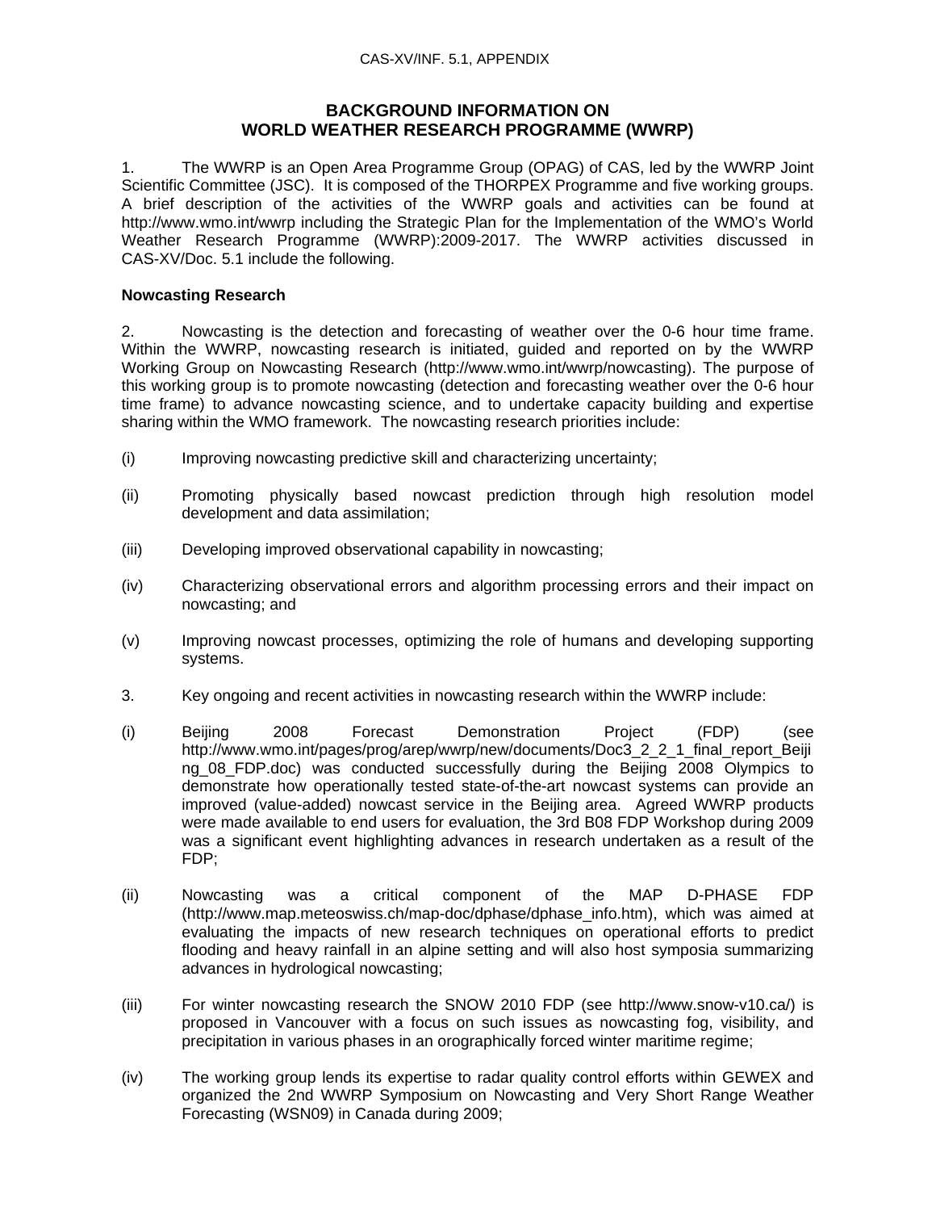# BACKGROUND INFORMATION ON WORLD WEATHER RESEARCH PROGRAMME (WWRP)

1. The WWRP is an Open Area Programme Group (OPAG) of CAS, led by the WWRP Joint Scientific Committee (JSC). It is composed of the THORPEX Programme and five working groups. A brief description of the activities of the WWRP goals and activities can be found at http://www.wmo.int/wwrp including the Strategic Plan for the Implementation of the WMO's World Weather Research Programme (WWRP):2009-2017. The WWRP activities discussed in CAS-XV/Doc. 5.1 include the following.

**Nowcasting Research**

2. Nowcasting is the detection and forecasting of weather over the 0-6 hour time frame. Within the WWRP, nowcasting research is initiated, guided and reported on by the WWRP Working Group on Nowcasting Research (http://www.wmo.int/wwrp/nowcasting). The purpose of this working group is to promote nowcasting (detection and forecasting weather over the 0-6 hour time frame) to advance nowcasting science, and to undertake capacity building and expertise sharing within the WMO framework. The nowcasting research priorities include:

(i) Improving nowcasting predictive skill and characterizing uncertainty;

(ii) Promoting physically based nowcast prediction through high resolution model development and data assimilation;

(iii) Developing improved observational capability in nowcasting;

(iv) Characterizing observational errors and algorithm processing errors and their impact on nowcasting; and

(v) Improving nowcast processes, optimizing the role of humans and developing supporting systems.

3. Key ongoing and recent activities in nowcasting research within the WWRP include:

(i) Beijing 2008 Forecast Demonstration Project (FDP) (see http://www.wmo.int/pages/prog/arep/wwrp/new/documents/Doc3_2_2_1_final_report_Beijing_08_FDP.doc) was conducted successfully during the Beijing 2008 Olympics to demonstrate how operationally tested state-of-the-art nowcast systems can provide an improved (value-added) nowcast service in the Beijing area. Agreed WWRP products were made available to end users for evaluation, the 3rd B08 FDP Workshop during 2009 was a significant event highlighting advances in research undertaken as a result of the FDP;

(ii) Nowcasting was a critical component of the MAP D-PHASE FDP (http://www.map.meteoswiss.ch/map-doc/dphase/dphase_info.htm), which was aimed at evaluating the impacts of new research techniques on operational efforts to predict flooding and heavy rainfall in an alpine setting and will also host symposia summarizing advances in hydrological nowcasting;

(iii) For winter nowcasting research the SNOW 2010 FDP (see http://www.snow-v10.ca/) is proposed in Vancouver with a focus on such issues as nowcasting fog, visibility, and precipitation in various phases in an orographically forced winter maritime regime;

(iv) The working group lends its expertise to radar quality control efforts within GEWEX and organized the 2nd WWRP Symposium on Nowcasting and Very Short Range Weather Forecasting (WSN09) in Canada during 2009;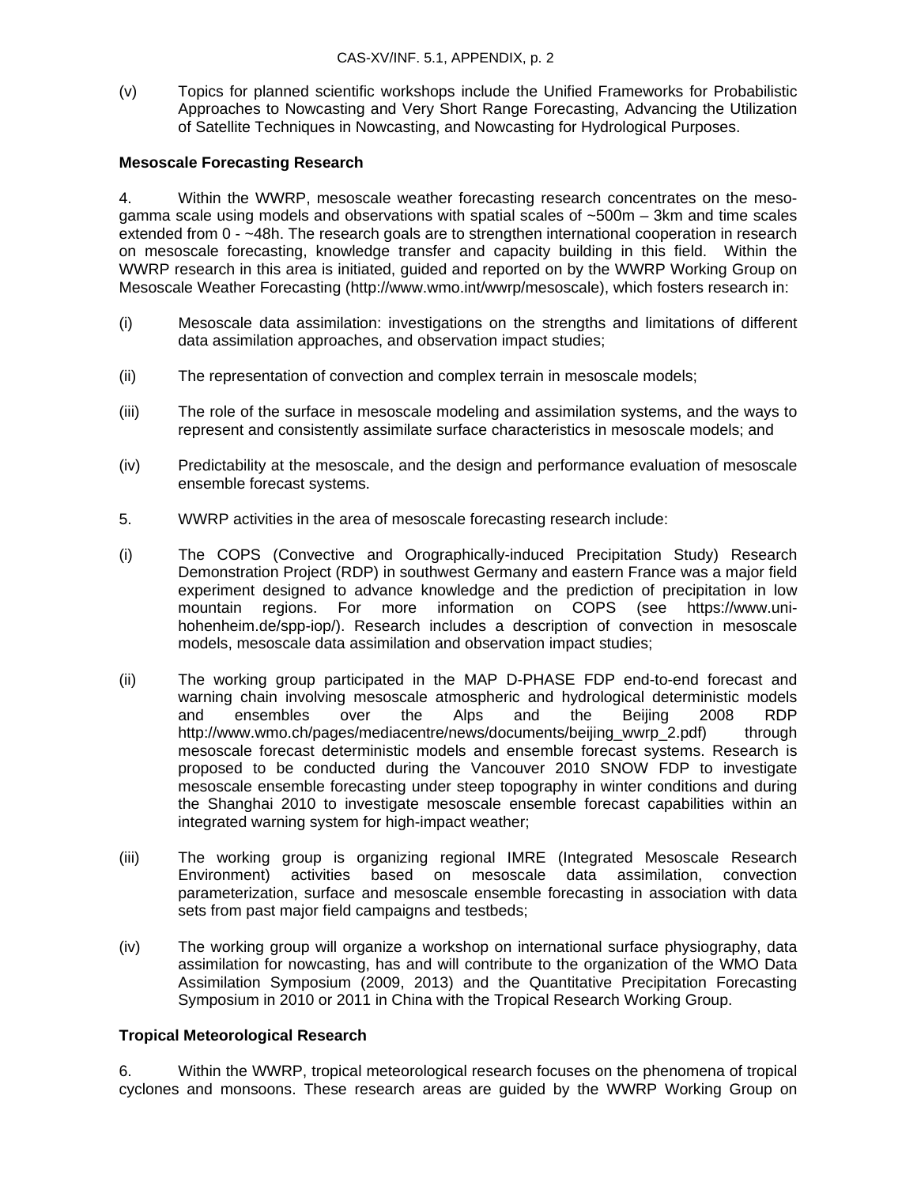(v) Topics for planned scientific workshops include the Unified Frameworks for Probabilistic Approaches to Nowcasting and Very Short Range Forecasting, Advancing the Utilization of Satellite Techniques in Nowcasting, and Nowcasting for Hydrological Purposes.

**Mesoscale Forecasting Research**

4. Within the WWRP, mesoscale weather forecasting research concentrates on the meso-gamma scale using models and observations with spatial scales of ~500m – 3km and time scales extended from 0 - ~48h. The research goals are to strengthen international cooperation in research on mesoscale forecasting, knowledge transfer and capacity building in this field. Within the WWRP research in this area is initiated, guided and reported on by the WWRP Working Group on Mesoscale Weather Forecasting (http://www.wmo.int/wwrp/mesoscale), which fosters research in:

(i) Mesoscale data assimilation: investigations on the strengths and limitations of different data assimilation approaches, and observation impact studies;

(ii) The representation of convection and complex terrain in mesoscale models;

(iii) The role of the surface in mesoscale modeling and assimilation systems, and the ways to represent and consistently assimilate surface characteristics in mesoscale models; and

(iv) Predictability at the mesoscale, and the design and performance evaluation of mesoscale ensemble forecast systems.

5. WWRP activities in the area of mesoscale forecasting research include:

(i) The COPS (Convective and Orographically-induced Precipitation Study) Research Demonstration Project (RDP) in southwest Germany and eastern France was a major field experiment designed to advance knowledge and the prediction of precipitation in low mountain regions. For more information on COPS (see https://www.uni-hohenheim.de/spp-iop/). Research includes a description of convection in mesoscale models, mesoscale data assimilation and observation impact studies;

(ii) The working group participated in the MAP D-PHASE FDP end-to-end forecast and warning chain involving mesoscale atmospheric and hydrological deterministic models and ensembles over the Alps and the Beijing 2008 RDP http://www.wmo.ch/pages/mediacentre/news/documents/beijing_wwrp_2.pdf) through mesoscale forecast deterministic models and ensemble forecast systems. Research is proposed to be conducted during the Vancouver 2010 SNOW FDP to investigate mesoscale ensemble forecasting under steep topography in winter conditions and during the Shanghai 2010 to investigate mesoscale ensemble forecast capabilities within an integrated warning system for high-impact weather;

(iii) The working group is organizing regional IMRE (Integrated Mesoscale Research Environment) activities based on mesoscale data assimilation, convection parameterization, surface and mesoscale ensemble forecasting in association with data sets from past major field campaigns and testbeds;

(iv) The working group will organize a workshop on international surface physiography, data assimilation for nowcasting, has and will contribute to the organization of the WMO Data Assimilation Symposium (2009, 2013) and the Quantitative Precipitation Forecasting Symposium in 2010 or 2011 in China with the Tropical Research Working Group.

**Tropical Meteorological Research**

6. Within the WWRP, tropical meteorological research focuses on the phenomena of tropical cyclones and monsoons. These research areas are guided by the WWRP Working Group on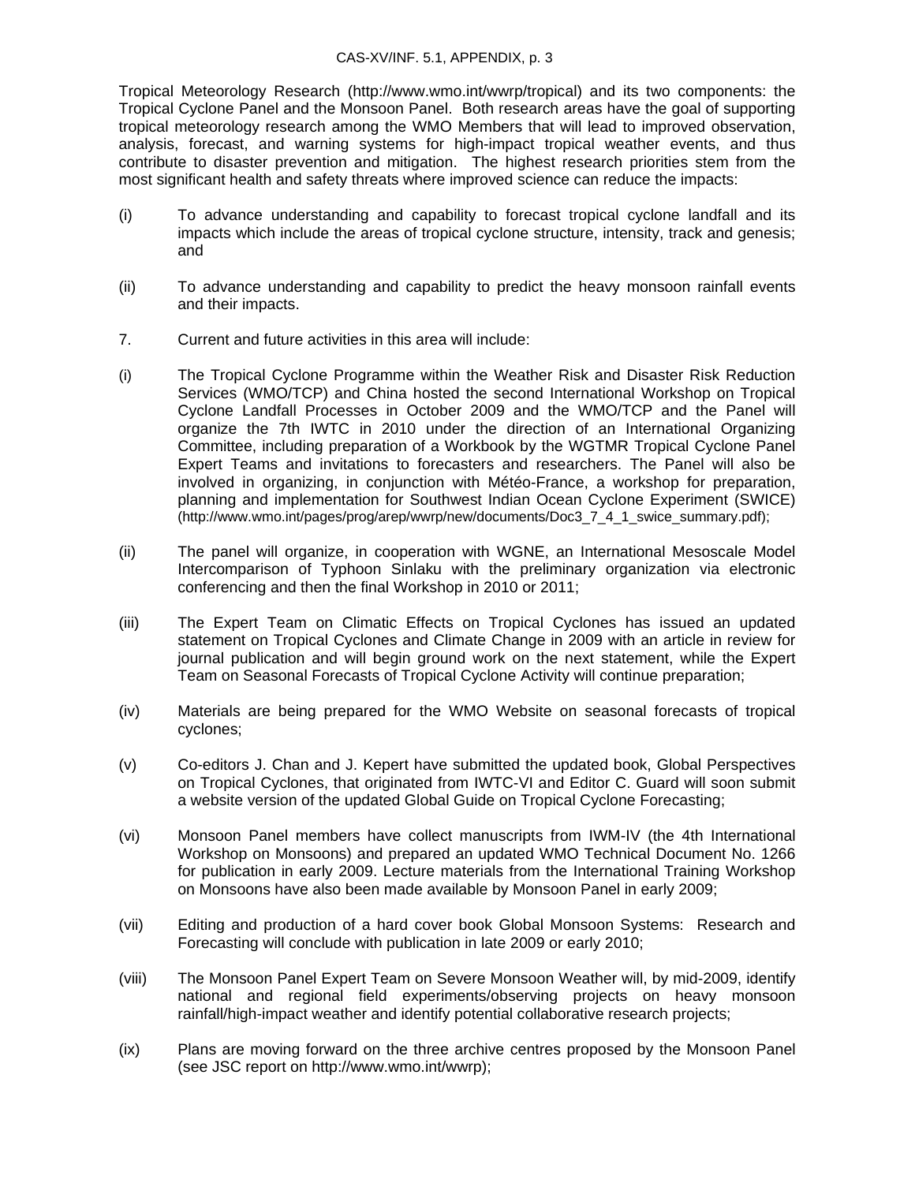Tropical Meteorology Research (http://www.wmo.int/wwrp/tropical) and its two components: the Tropical Cyclone Panel and the Monsoon Panel. Both research areas have the goal of supporting tropical meteorology research among the WMO Members that will lead to improved observation, analysis, forecast, and warning systems for high-impact tropical weather events, and thus contribute to disaster prevention and mitigation. The highest research priorities stem from the most significant health and safety threats where improved science can reduce the impacts:

(i) To advance understanding and capability to forecast tropical cyclone landfall and its impacts which include the areas of tropical cyclone structure, intensity, track and genesis; and

(ii) To advance understanding and capability to predict the heavy monsoon rainfall events and their impacts.

7. Current and future activities in this area will include:

(i) The Tropical Cyclone Programme within the Weather Risk and Disaster Risk Reduction Services (WMO/TCP) and China hosted the second International Workshop on Tropical Cyclone Landfall Processes in October 2009 and the WMO/TCP and the Panel will organize the 7th IWTC in 2010 under the direction of an International Organizing Committee, including preparation of a Workbook by the WGTMR Tropical Cyclone Panel Expert Teams and invitations to forecasters and researchers. The Panel will also be involved in organizing, in conjunction with Météo-France, a workshop for preparation, planning and implementation for Southwest Indian Ocean Cyclone Experiment (SWICE) (http://www.wmo.int/pages/prog/arep/wwrp/new/documents/Doc3_7_4_1_swice_summary.pdf);

(ii) The panel will organize, in cooperation with WGNE, an International Mesoscale Model Intercomparison of Typhoon Sinlaku with the preliminary organization via electronic conferencing and then the final Workshop in 2010 or 2011;

(iii) The Expert Team on Climatic Effects on Tropical Cyclones has issued an updated statement on Tropical Cyclones and Climate Change in 2009 with an article in review for journal publication and will begin ground work on the next statement, while the Expert Team on Seasonal Forecasts of Tropical Cyclone Activity will continue preparation;

(iv) Materials are being prepared for the WMO Website on seasonal forecasts of tropical cyclones;

(v) Co-editors J. Chan and J. Kepert have submitted the updated book, Global Perspectives on Tropical Cyclones, that originated from IWTC-VI and Editor C. Guard will soon submit a website version of the updated Global Guide on Tropical Cyclone Forecasting;

(vi) Monsoon Panel members have collect manuscripts from IWM-IV (the 4th International Workshop on Monsoons) and prepared an updated WMO Technical Document No. 1266 for publication in early 2009. Lecture materials from the International Training Workshop on Monsoons have also been made available by Monsoon Panel in early 2009;

(vii) Editing and production of a hard cover book Global Monsoon Systems: Research and Forecasting will conclude with publication in late 2009 or early 2010;

(viii) The Monsoon Panel Expert Team on Severe Monsoon Weather will, by mid-2009, identify national and regional field experiments/observing projects on heavy monsoon rainfall/high-impact weather and identify potential collaborative research projects;

(ix) Plans are moving forward on the three archive centres proposed by the Monsoon Panel (see JSC report on http://www.wmo.int/wwrp);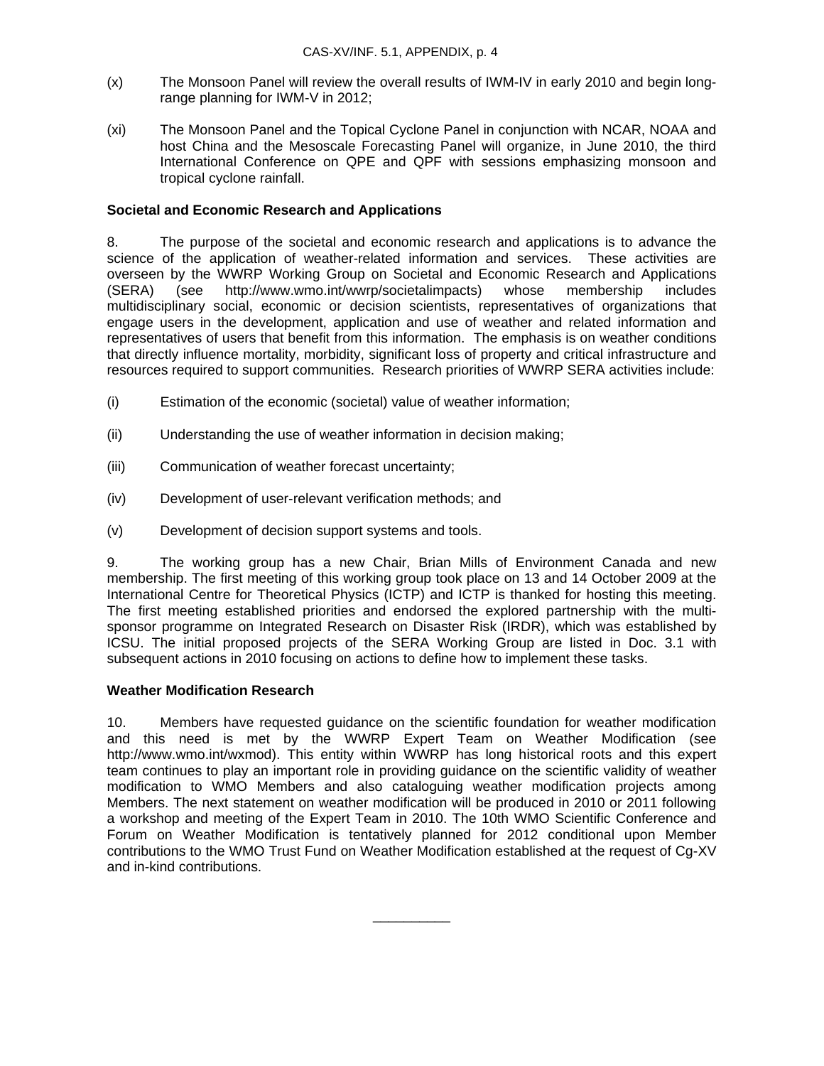(x) The Monsoon Panel will review the overall results of IWM-IV in early 2010 and begin long-range planning for IWM-V in 2012;

(xi) The Monsoon Panel and the Topical Cyclone Panel in conjunction with NCAR, NOAA and host China and the Mesoscale Forecasting Panel will organize, in June 2010, the third International Conference on QPE and QPF with sessions emphasizing monsoon and tropical cyclone rainfall.

**Societal and Economic Research and Applications**

8. The purpose of the societal and economic research and applications is to advance the science of the application of weather-related information and services. These activities are overseen by the WWRP Working Group on Societal and Economic Research and Applications (SERA) (see http://www.wmo.int/wwrp/societalimpacts) whose membership includes multidisciplinary social, economic or decision scientists, representatives of organizations that engage users in the development, application and use of weather and related information and representatives of users that benefit from this information. The emphasis is on weather conditions that directly influence mortality, morbidity, significant loss of property and critical infrastructure and resources required to support communities. Research priorities of WWRP SERA activities include:

(i) Estimation of the economic (societal) value of weather information;

(ii) Understanding the use of weather information in decision making;

(iii) Communication of weather forecast uncertainty;

(iv) Development of user-relevant verification methods; and

(v) Development of decision support systems and tools.

9. The working group has a new Chair, Brian Mills of Environment Canada and new membership. The first meeting of this working group took place on 13 and 14 October 2009 at the International Centre for Theoretical Physics (ICTP) and ICTP is thanked for hosting this meeting. The first meeting established priorities and endorsed the explored partnership with the multi-sponsor programme on Integrated Research on Disaster Risk (IRDR), which was established by ICSU. The initial proposed projects of the SERA Working Group are listed in Doc. 3.1 with subsequent actions in 2010 focusing on actions to define how to implement these tasks.

**Weather Modification Research**

10. Members have requested guidance on the scientific foundation for weather modification and this need is met by the WWRP Expert Team on Weather Modification (see http://www.wmo.int/wxmod). This entity within WWRP has long historical roots and this expert team continues to play an important role in providing guidance on the scientific validity of weather modification to WMO Members and also cataloguing weather modification projects among Members. The next statement on weather modification will be produced in 2010 or 2011 following a workshop and meeting of the Expert Team in 2010. The 10th WMO Scientific Conference and Forum on Weather Modification is tentatively planned for 2012 conditional upon Member contributions to the WMO Trust Fund on Weather Modification established at the request of Cg-XV and in-kind contributions.

__________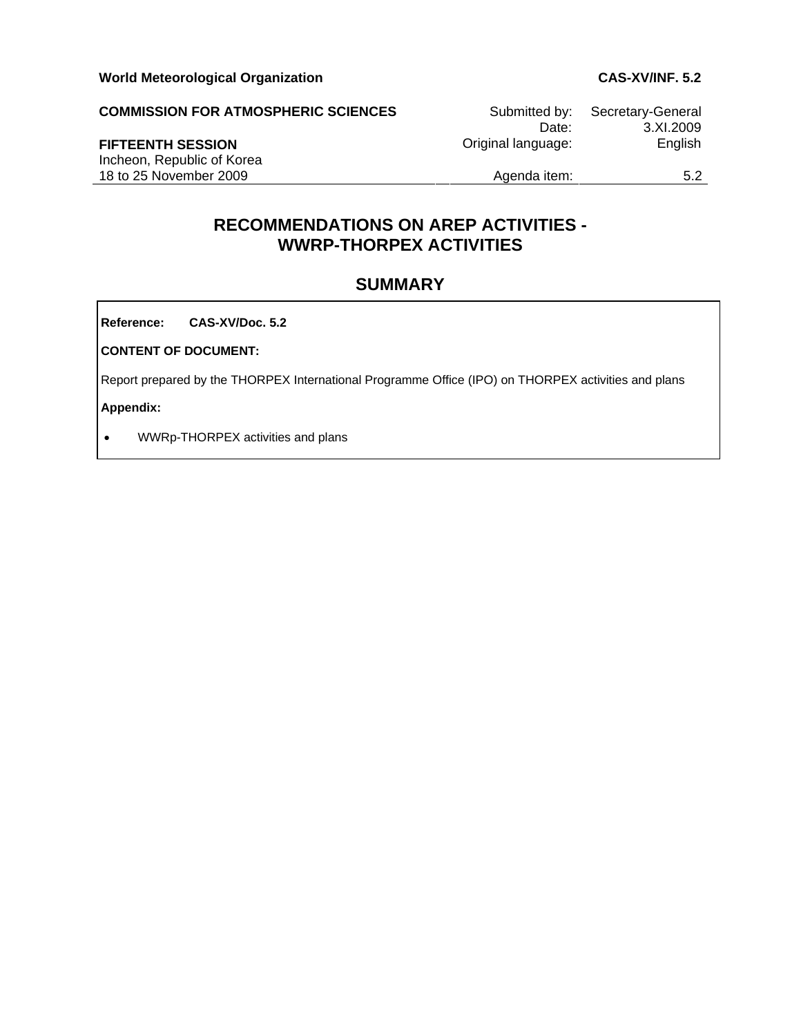**World Meteorological Organization** | **CAS-XV/INF. 5.2**

**COMMISSION FOR ATMOSPHERIC SCIENCES**

**FIFTEENTH SESSION**
Incheon, Republic of Korea
18 to 25 November 2009

| | |
|---|---|
| Submitted by: | Secretary-General |
| Date: | 3.XI.2009 |
| Original language: | English |
| Agenda item: | 5.2 |

# RECOMMENDATIONS ON AREP ACTIVITIES - WWRP-THORPEX ACTIVITIES

## SUMMARY

**Reference:** **CAS-XV/Doc. 5.2**

**CONTENT OF DOCUMENT:**

Report prepared by the THORPEX International Programme Office (IPO) on THORPEX activities and plans

**Appendix:**

- WWRp-THORPEX activities and plans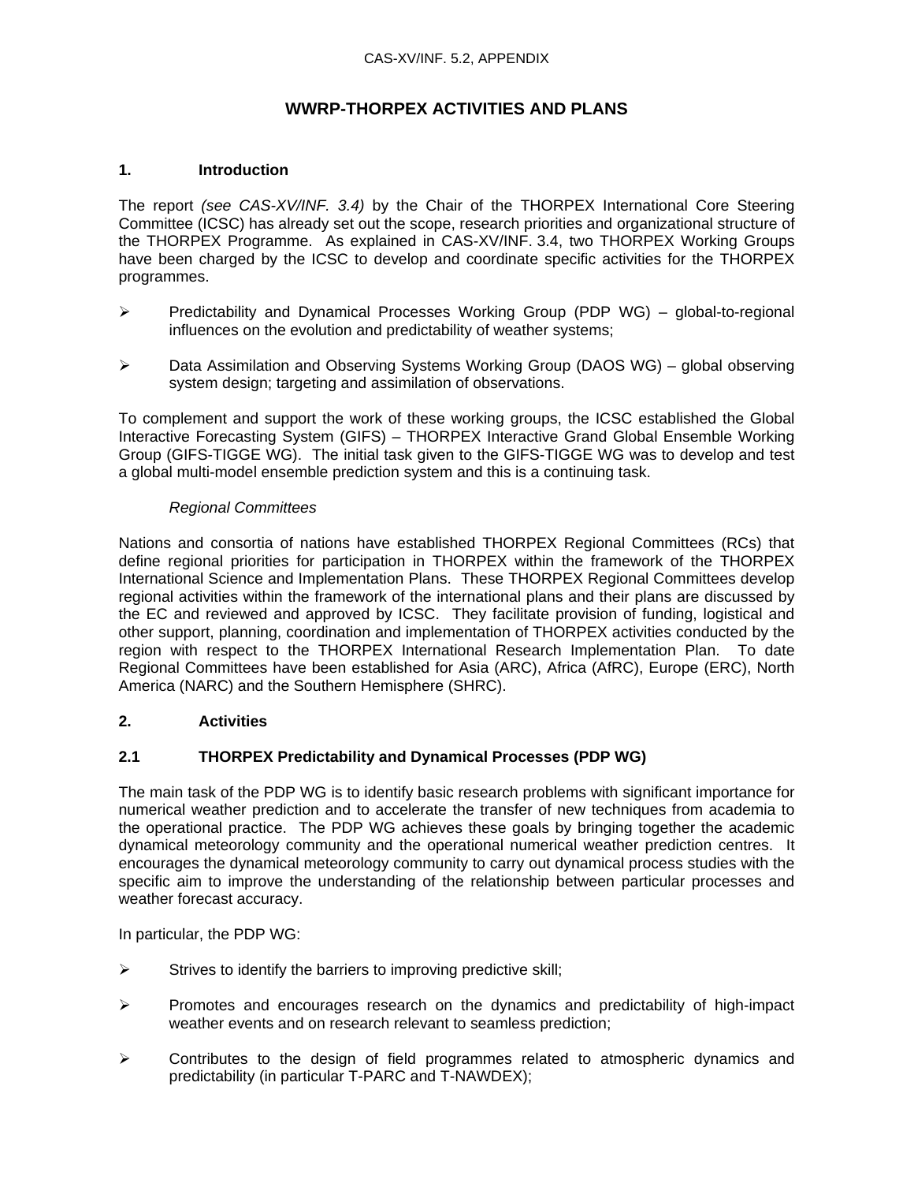# WWRP-THORPEX ACTIVITIES AND PLANS

## 1. Introduction

The report *(see CAS-XV/INF. 3.4)* by the Chair of the THORPEX International Core Steering Committee (ICSC) has already set out the scope, research priorities and organizational structure of the THORPEX Programme. As explained in CAS-XV/INF. 3.4, two THORPEX Working Groups have been charged by the ICSC to develop and coordinate specific activities for the THORPEX programmes.

- Predictability and Dynamical Processes Working Group (PDP WG) – global-to-regional influences on the evolution and predictability of weather systems;
- Data Assimilation and Observing Systems Working Group (DAOS WG) – global observing system design; targeting and assimilation of observations.

To complement and support the work of these working groups, the ICSC established the Global Interactive Forecasting System (GIFS) – THORPEX Interactive Grand Global Ensemble Working Group (GIFS-TIGGE WG). The initial task given to the GIFS-TIGGE WG was to develop and test a global multi-model ensemble prediction system and this is a continuing task.

*Regional Committees*

Nations and consortia of nations have established THORPEX Regional Committees (RCs) that define regional priorities for participation in THORPEX within the framework of the THORPEX International Science and Implementation Plans. These THORPEX Regional Committees develop regional activities within the framework of the international plans and their plans are discussed by the EC and reviewed and approved by ICSC. They facilitate provision of funding, logistical and other support, planning, coordination and implementation of THORPEX activities conducted by the region with respect to the THORPEX International Research Implementation Plan. To date Regional Committees have been established for Asia (ARC), Africa (AfRC), Europe (ERC), North America (NARC) and the Southern Hemisphere (SHRC).

## 2. Activities

### 2.1 THORPEX Predictability and Dynamical Processes (PDP WG)

The main task of the PDP WG is to identify basic research problems with significant importance for numerical weather prediction and to accelerate the transfer of new techniques from academia to the operational practice. The PDP WG achieves these goals by bringing together the academic dynamical meteorology community and the operational numerical weather prediction centres. It encourages the dynamical meteorology community to carry out dynamical process studies with the specific aim to improve the understanding of the relationship between particular processes and weather forecast accuracy.

In particular, the PDP WG:

- Strives to identify the barriers to improving predictive skill;
- Promotes and encourages research on the dynamics and predictability of high-impact weather events and on research relevant to seamless prediction;
- Contributes to the design of field programmes related to atmospheric dynamics and predictability (in particular T-PARC and T-NAWDEX);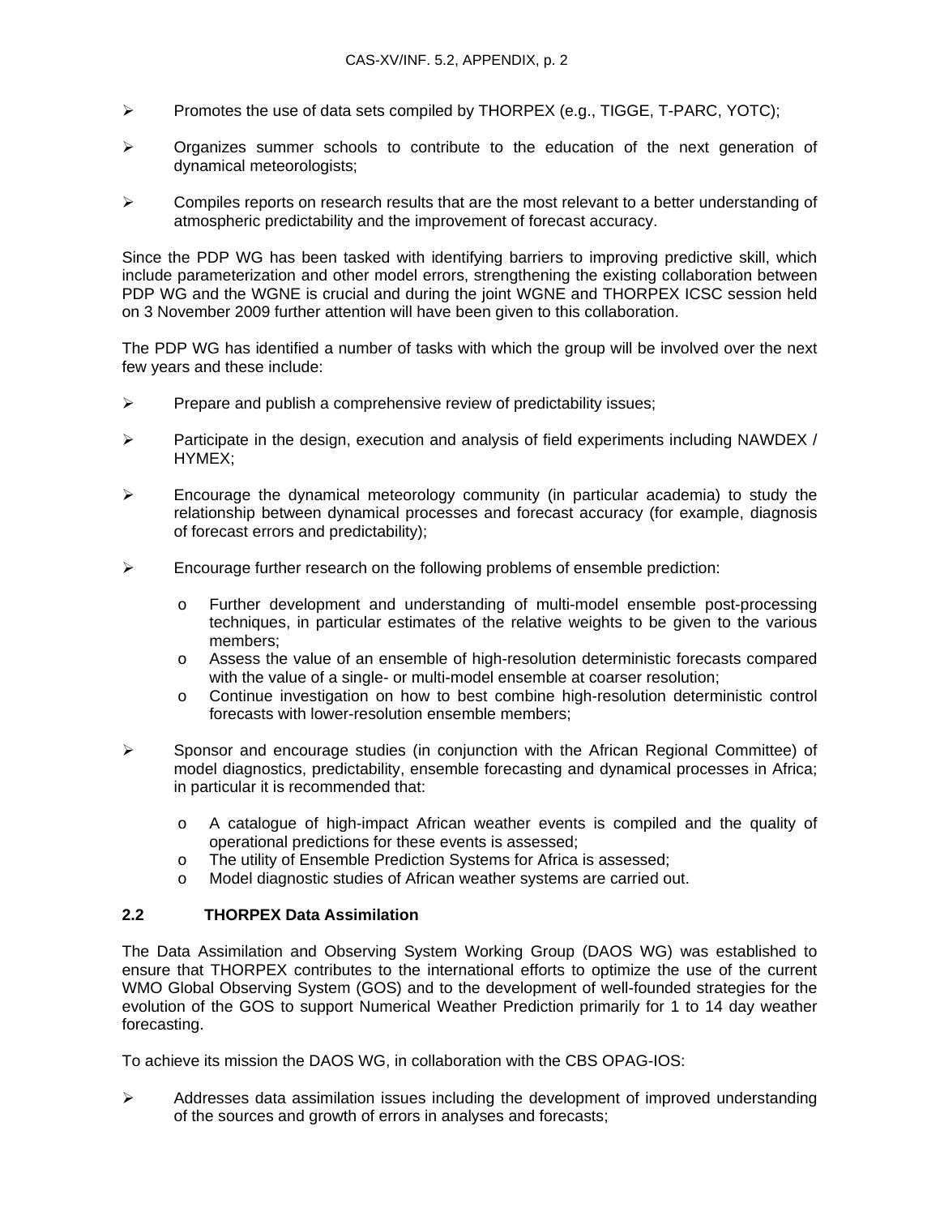- Promotes the use of data sets compiled by THORPEX (e.g., TIGGE, T-PARC, YOTC);
- Organizes summer schools to contribute to the education of the next generation of dynamical meteorologists;
- Compiles reports on research results that are the most relevant to a better understanding of atmospheric predictability and the improvement of forecast accuracy.

Since the PDP WG has been tasked with identifying barriers to improving predictive skill, which include parameterization and other model errors, strengthening the existing collaboration between PDP WG and the WGNE is crucial and during the joint WGNE and THORPEX ICSC session held on 3 November 2009 further attention will have been given to this collaboration.

The PDP WG has identified a number of tasks with which the group will be involved over the next few years and these include:

- Prepare and publish a comprehensive review of predictability issues;
- Participate in the design, execution and analysis of field experiments including NAWDEX / HYMEX;
- Encourage the dynamical meteorology community (in particular academia) to study the relationship between dynamical processes and forecast accuracy (for example, diagnosis of forecast errors and predictability);
- Encourage further research on the following problems of ensemble prediction:
    - Further development and understanding of multi-model ensemble post-processing techniques, in particular estimates of the relative weights to be given to the various members;
    - Assess the value of an ensemble of high-resolution deterministic forecasts compared with the value of a single- or multi-model ensemble at coarser resolution;
    - Continue investigation on how to best combine high-resolution deterministic control forecasts with lower-resolution ensemble members;
- Sponsor and encourage studies (in conjunction with the African Regional Committee) of model diagnostics, predictability, ensemble forecasting and dynamical processes in Africa; in particular it is recommended that:
    - A catalogue of high-impact African weather events is compiled and the quality of operational predictions for these events is assessed;
    - The utility of Ensemble Prediction Systems for Africa is assessed;
    - Model diagnostic studies of African weather systems are carried out.

## 2.2 THORPEX Data Assimilation

The Data Assimilation and Observing System Working Group (DAOS WG) was established to ensure that THORPEX contributes to the international efforts to optimize the use of the current WMO Global Observing System (GOS) and to the development of well-founded strategies for the evolution of the GOS to support Numerical Weather Prediction primarily for 1 to 14 day weather forecasting.

To achieve its mission the DAOS WG, in collaboration with the CBS OPAG-IOS:

- Addresses data assimilation issues including the development of improved understanding of the sources and growth of errors in analyses and forecasts;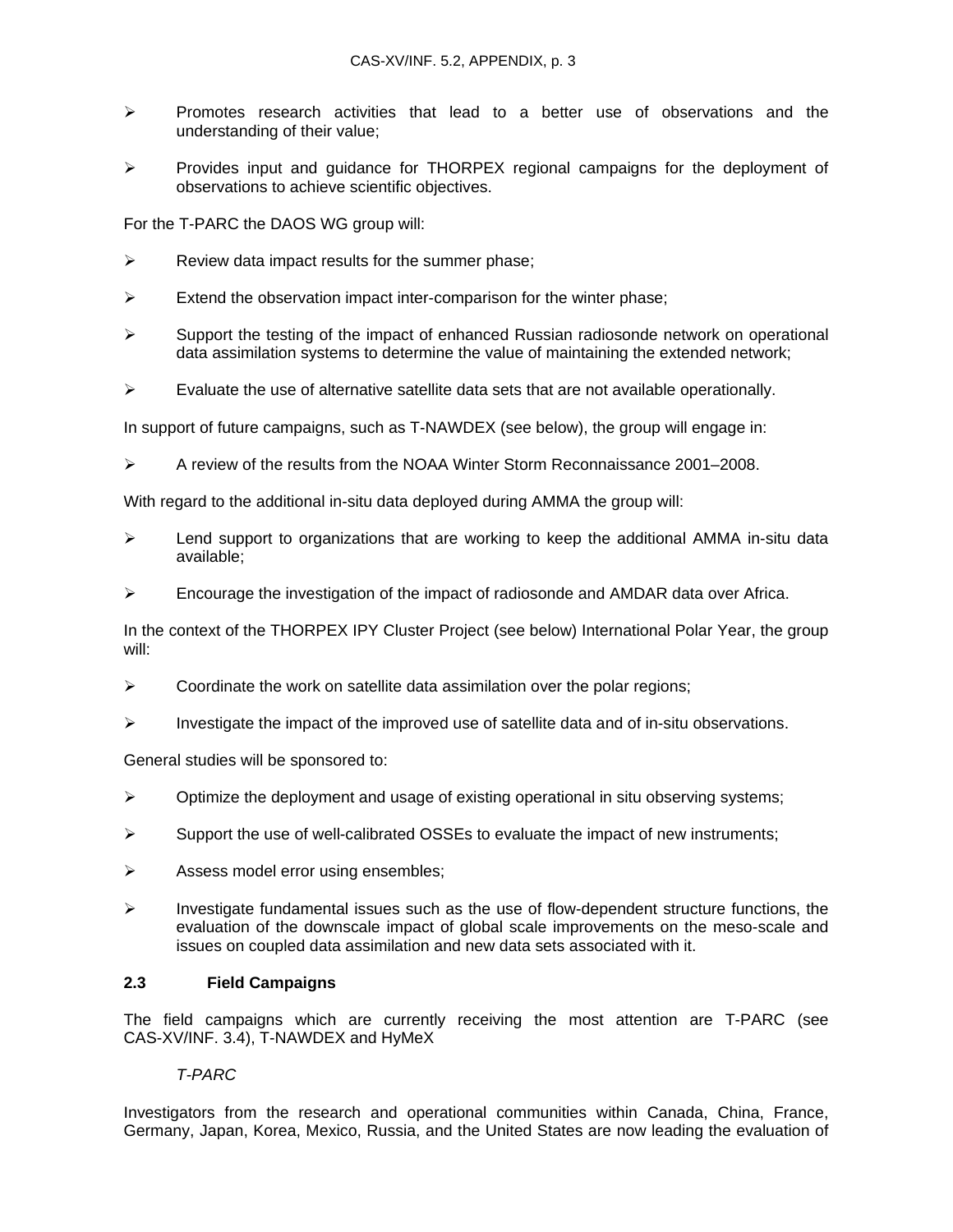- Promotes research activities that lead to a better use of observations and the understanding of their value;
- Provides input and guidance for THORPEX regional campaigns for the deployment of observations to achieve scientific objectives.

For the T-PARC the DAOS WG group will:

- Review data impact results for the summer phase;
- Extend the observation impact inter-comparison for the winter phase;
- Support the testing of the impact of enhanced Russian radiosonde network on operational data assimilation systems to determine the value of maintaining the extended network;
- Evaluate the use of alternative satellite data sets that are not available operationally.

In support of future campaigns, such as T-NAWDEX (see below), the group will engage in:

- A review of the results from the NOAA Winter Storm Reconnaissance 2001–2008.

With regard to the additional in-situ data deployed during AMMA the group will:

- Lend support to organizations that are working to keep the additional AMMA in-situ data available;
- Encourage the investigation of the impact of radiosonde and AMDAR data over Africa.

In the context of the THORPEX IPY Cluster Project (see below) International Polar Year, the group will:

- Coordinate the work on satellite data assimilation over the polar regions;
- Investigate the impact of the improved use of satellite data and of in-situ observations.

General studies will be sponsored to:

- Optimize the deployment and usage of existing operational in situ observing systems;
- Support the use of well-calibrated OSSEs to evaluate the impact of new instruments;
- Assess model error using ensembles;
- Investigate fundamental issues such as the use of flow-dependent structure functions, the evaluation of the downscale impact of global scale improvements on the meso-scale and issues on coupled data assimilation and new data sets associated with it.

### 2.3 Field Campaigns

The field campaigns which are currently receiving the most attention are T-PARC (see CAS-XV/INF. 3.4), T-NAWDEX and HyMeX

*T-PARC*

Investigators from the research and operational communities within Canada, China, France, Germany, Japan, Korea, Mexico, Russia, and the United States are now leading the evaluation of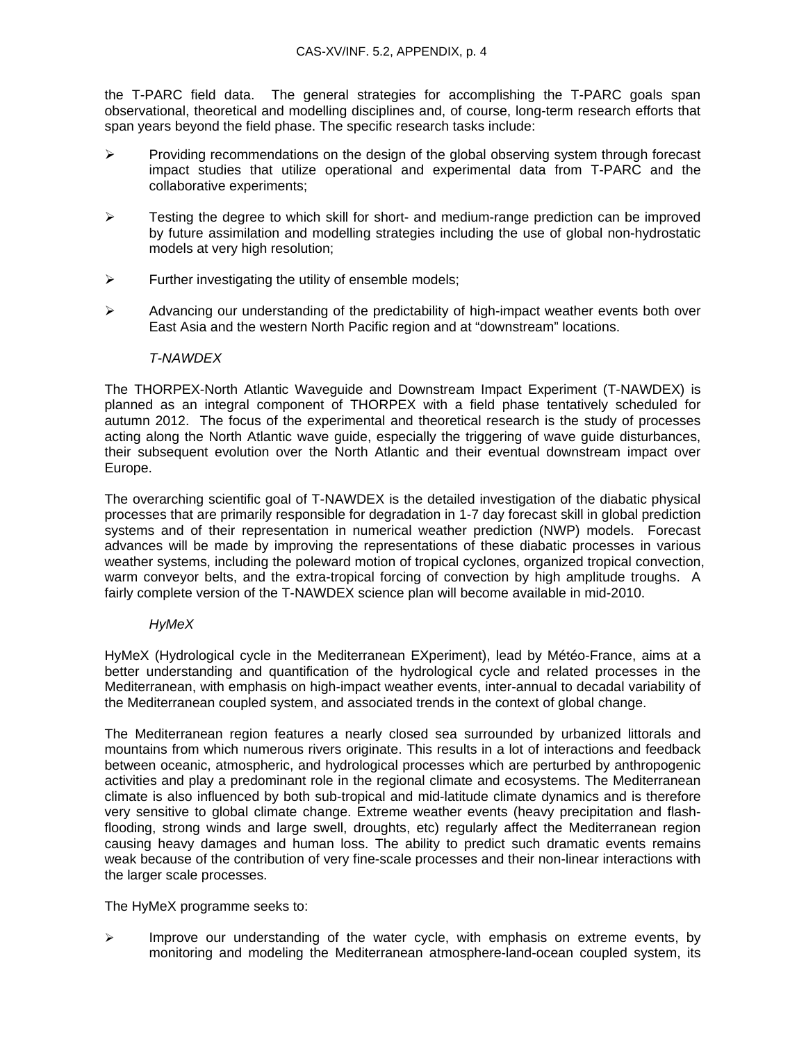the T-PARC field data. The general strategies for accomplishing the T-PARC goals span observational, theoretical and modelling disciplines and, of course, long-term research efforts that span years beyond the field phase. The specific research tasks include:

- Providing recommendations on the design of the global observing system through forecast impact studies that utilize operational and experimental data from T-PARC and the collaborative experiments;
- Testing the degree to which skill for short- and medium-range prediction can be improved by future assimilation and modelling strategies including the use of global non-hydrostatic models at very high resolution;
- Further investigating the utility of ensemble models;
- Advancing our understanding of the predictability of high-impact weather events both over East Asia and the western North Pacific region and at "downstream" locations.

*T-NAWDEX*

The THORPEX-North Atlantic Waveguide and Downstream Impact Experiment (T-NAWDEX) is planned as an integral component of THORPEX with a field phase tentatively scheduled for autumn 2012. The focus of the experimental and theoretical research is the study of processes acting along the North Atlantic wave guide, especially the triggering of wave guide disturbances, their subsequent evolution over the North Atlantic and their eventual downstream impact over Europe.

The overarching scientific goal of T-NAWDEX is the detailed investigation of the diabatic physical processes that are primarily responsible for degradation in 1-7 day forecast skill in global prediction systems and of their representation in numerical weather prediction (NWP) models. Forecast advances will be made by improving the representations of these diabatic processes in various weather systems, including the poleward motion of tropical cyclones, organized tropical convection, warm conveyor belts, and the extra-tropical forcing of convection by high amplitude troughs. A fairly complete version of the T-NAWDEX science plan will become available in mid-2010.

*HyMeX*

HyMeX (Hydrological cycle in the Mediterranean EXperiment), lead by Météo-France, aims at a better understanding and quantification of the hydrological cycle and related processes in the Mediterranean, with emphasis on high-impact weather events, inter-annual to decadal variability of the Mediterranean coupled system, and associated trends in the context of global change.

The Mediterranean region features a nearly closed sea surrounded by urbanized littorals and mountains from which numerous rivers originate. This results in a lot of interactions and feedback between oceanic, atmospheric, and hydrological processes which are perturbed by anthropogenic activities and play a predominant role in the regional climate and ecosystems. The Mediterranean climate is also influenced by both sub-tropical and mid-latitude climate dynamics and is therefore very sensitive to global climate change. Extreme weather events (heavy precipitation and flash-flooding, strong winds and large swell, droughts, etc) regularly affect the Mediterranean region causing heavy damages and human loss. The ability to predict such dramatic events remains weak because of the contribution of very fine-scale processes and their non-linear interactions with the larger scale processes.

The HyMeX programme seeks to:

- Improve our understanding of the water cycle, with emphasis on extreme events, by monitoring and modeling the Mediterranean atmosphere-land-ocean coupled system, its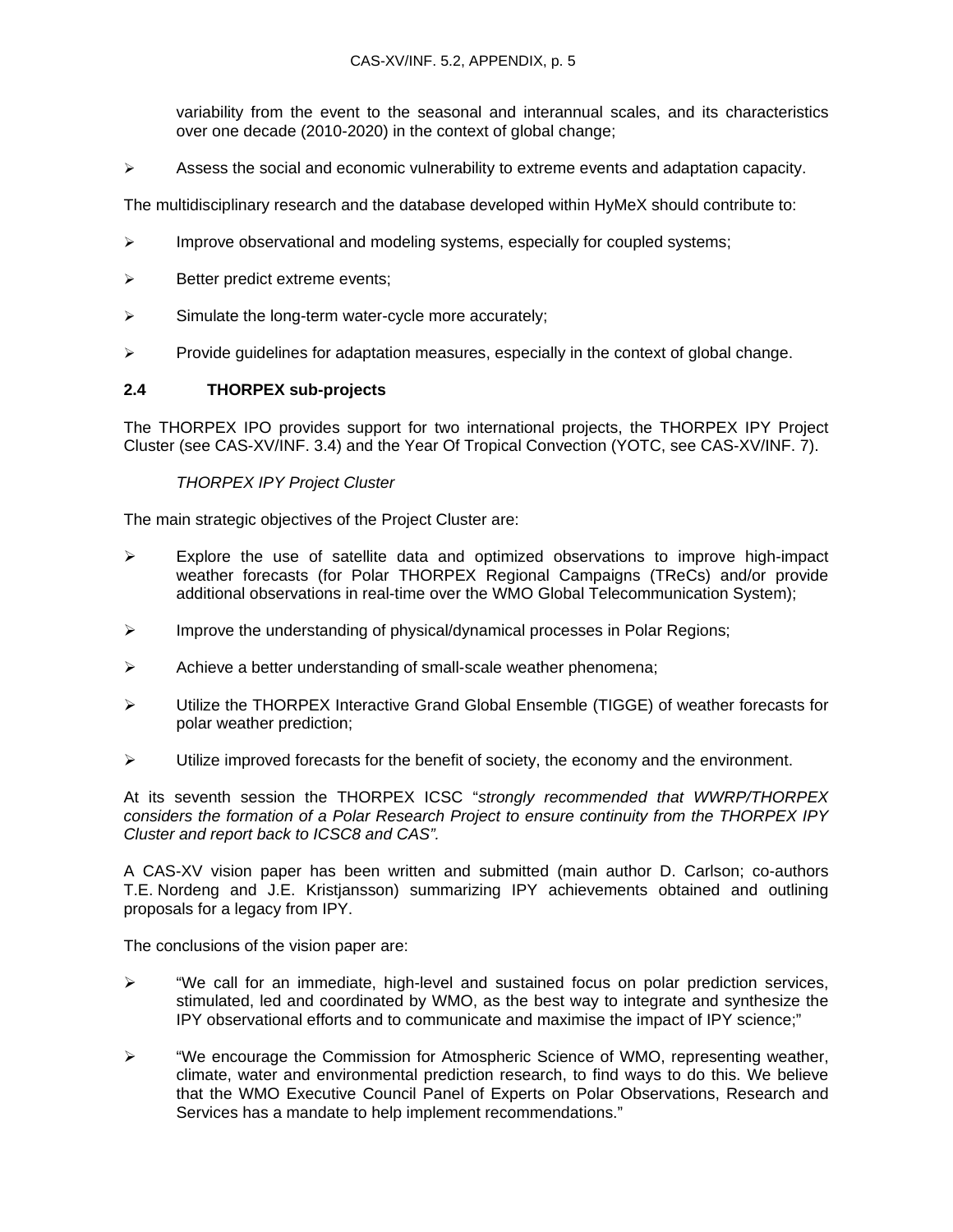variability from the event to the seasonal and interannual scales, and its characteristics over one decade (2010-2020) in the context of global change;

- Assess the social and economic vulnerability to extreme events and adaptation capacity.

The multidisciplinary research and the database developed within HyMeX should contribute to:

- Improve observational and modeling systems, especially for coupled systems;
- Better predict extreme events;
- Simulate the long-term water-cycle more accurately;
- Provide guidelines for adaptation measures, especially in the context of global change.

### 2.4 THORPEX sub-projects

The THORPEX IPO provides support for two international projects, the THORPEX IPY Project Cluster (see CAS-XV/INF. 3.4) and the Year Of Tropical Convection (YOTC, see CAS-XV/INF. 7).

*THORPEX IPY Project Cluster*

The main strategic objectives of the Project Cluster are:

- Explore the use of satellite data and optimized observations to improve high-impact weather forecasts (for Polar THORPEX Regional Campaigns (TReCs) and/or provide additional observations in real-time over the WMO Global Telecommunication System);
- Improve the understanding of physical/dynamical processes in Polar Regions;
- Achieve a better understanding of small-scale weather phenomena;
- Utilize the THORPEX Interactive Grand Global Ensemble (TIGGE) of weather forecasts for polar weather prediction;
- Utilize improved forecasts for the benefit of society, the economy and the environment.

At its seventh session the THORPEX ICSC "*strongly recommended that WWRP/THORPEX considers the formation of a Polar Research Project to ensure continuity from the THORPEX IPY Cluster and report back to ICSC8 and CAS".*

A CAS-XV vision paper has been written and submitted (main author D. Carlson; co-authors T.E. Nordeng and J.E. Kristjansson) summarizing IPY achievements obtained and outlining proposals for a legacy from IPY.

The conclusions of the vision paper are:

- "We call for an immediate, high-level and sustained focus on polar prediction services, stimulated, led and coordinated by WMO, as the best way to integrate and synthesize the IPY observational efforts and to communicate and maximise the impact of IPY science;"
- "We encourage the Commission for Atmospheric Science of WMO, representing weather, climate, water and environmental prediction research, to find ways to do this. We believe that the WMO Executive Council Panel of Experts on Polar Observations, Research and Services has a mandate to help implement recommendations."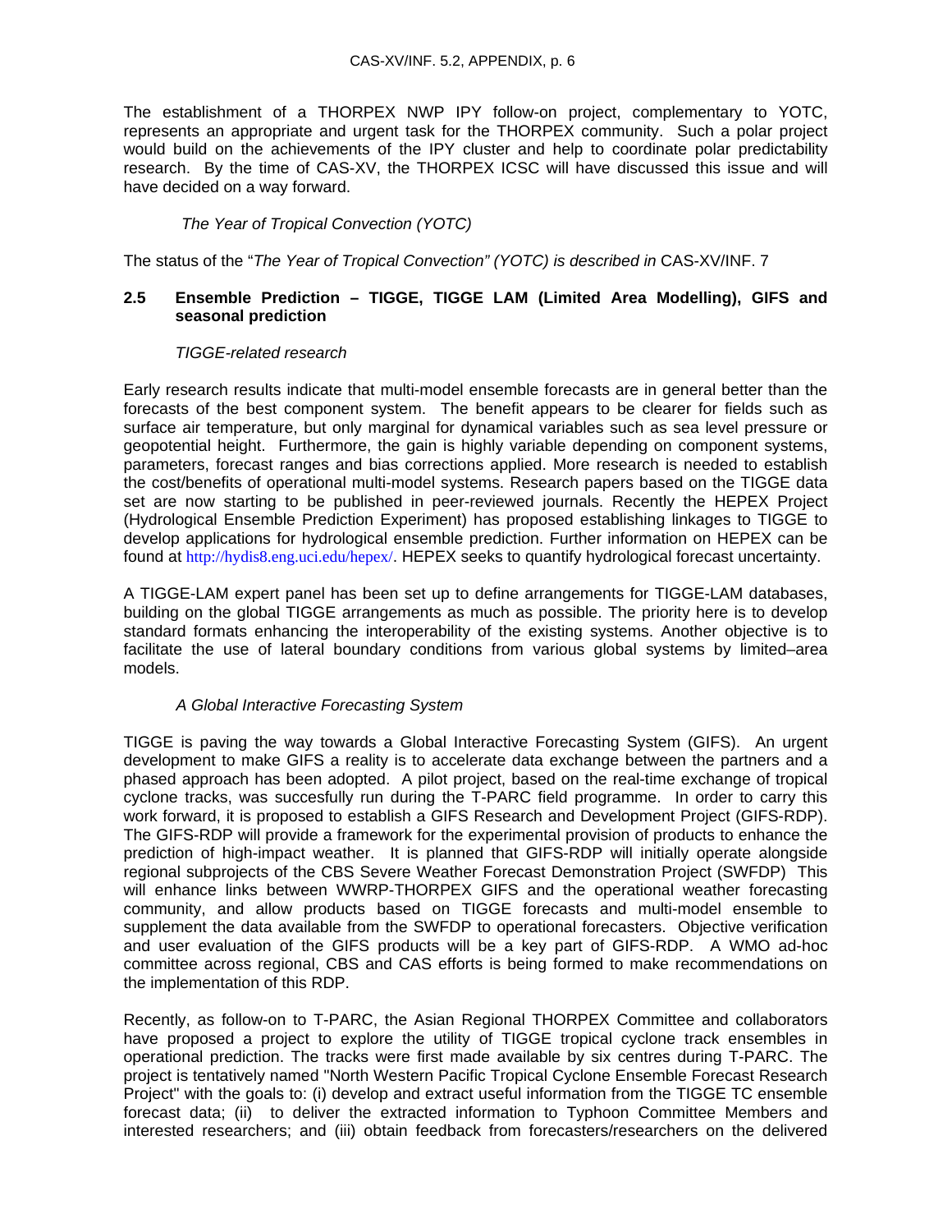The establishment of a THORPEX NWP IPY follow-on project, complementary to YOTC, represents an appropriate and urgent task for the THORPEX community. Such a polar project would build on the achievements of the IPY cluster and help to coordinate polar predictability research. By the time of CAS-XV, the THORPEX ICSC will have discussed this issue and will have decided on a way forward.

*The Year of Tropical Convection (YOTC)*

The status of the "*The Year of Tropical Convection" (YOTC) is described in* CAS-XV/INF. 7

### 2.5 Ensemble Prediction – TIGGE, TIGGE LAM (Limited Area Modelling), GIFS and seasonal prediction

*TIGGE-related research*

Early research results indicate that multi-model ensemble forecasts are in general better than the forecasts of the best component system. The benefit appears to be clearer for fields such as surface air temperature, but only marginal for dynamical variables such as sea level pressure or geopotential height. Furthermore, the gain is highly variable depending on component systems, parameters, forecast ranges and bias corrections applied. More research is needed to establish the cost/benefits of operational multi-model systems. Research papers based on the TIGGE data set are now starting to be published in peer-reviewed journals. Recently the HEPEX Project (Hydrological Ensemble Prediction Experiment) has proposed establishing linkages to TIGGE to develop applications for hydrological ensemble prediction. Further information on HEPEX can be found at http://hydis8.eng.uci.edu/hepex/. HEPEX seeks to quantify hydrological forecast uncertainty.

A TIGGE-LAM expert panel has been set up to define arrangements for TIGGE-LAM databases, building on the global TIGGE arrangements as much as possible. The priority here is to develop standard formats enhancing the interoperability of the existing systems. Another objective is to facilitate the use of lateral boundary conditions from various global systems by limited–area models.

*A Global Interactive Forecasting System*

TIGGE is paving the way towards a Global Interactive Forecasting System (GIFS). An urgent development to make GIFS a reality is to accelerate data exchange between the partners and a phased approach has been adopted. A pilot project, based on the real-time exchange of tropical cyclone tracks, was succesfully run during the T-PARC field programme. In order to carry this work forward, it is proposed to establish a GIFS Research and Development Project (GIFS-RDP). The GIFS-RDP will provide a framework for the experimental provision of products to enhance the prediction of high-impact weather. It is planned that GIFS-RDP will initially operate alongside regional subprojects of the CBS Severe Weather Forecast Demonstration Project (SWFDP) This will enhance links between WWRP-THORPEX GIFS and the operational weather forecasting community, and allow products based on TIGGE forecasts and multi-model ensemble to supplement the data available from the SWFDP to operational forecasters. Objective verification and user evaluation of the GIFS products will be a key part of GIFS-RDP. A WMO ad-hoc committee across regional, CBS and CAS efforts is being formed to make recommendations on the implementation of this RDP.

Recently, as follow-on to T-PARC, the Asian Regional THORPEX Committee and collaborators have proposed a project to explore the utility of TIGGE tropical cyclone track ensembles in operational prediction. The tracks were first made available by six centres during T-PARC. The project is tentatively named "North Western Pacific Tropical Cyclone Ensemble Forecast Research Project" with the goals to: (i) develop and extract useful information from the TIGGE TC ensemble forecast data; (ii) to deliver the extracted information to Typhoon Committee Members and interested researchers; and (iii) obtain feedback from forecasters/researchers on the delivered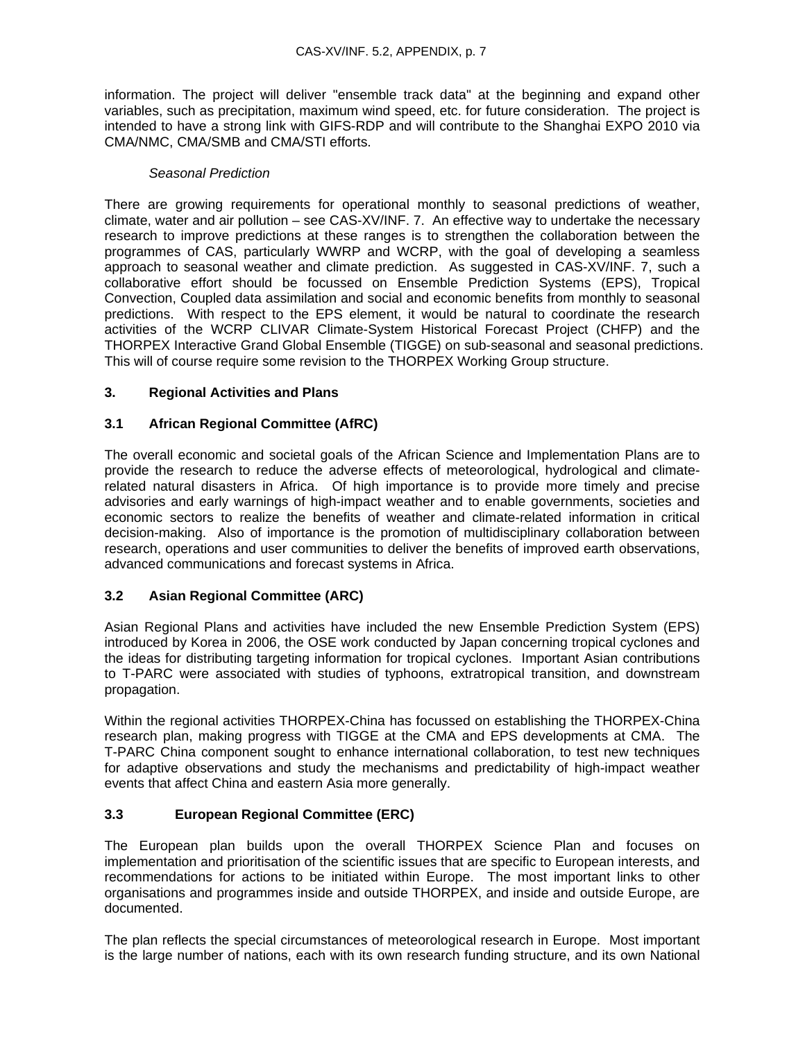information. The project will deliver "ensemble track data" at the beginning and expand other variables, such as precipitation, maximum wind speed, etc. for future consideration. The project is intended to have a strong link with GIFS-RDP and will contribute to the Shanghai EXPO 2010 via CMA/NMC, CMA/SMB and CMA/STI efforts.

*Seasonal Prediction*

There are growing requirements for operational monthly to seasonal predictions of weather, climate, water and air pollution – see CAS-XV/INF. 7. An effective way to undertake the necessary research to improve predictions at these ranges is to strengthen the collaboration between the programmes of CAS, particularly WWRP and WCRP, with the goal of developing a seamless approach to seasonal weather and climate prediction. As suggested in CAS-XV/INF. 7, such a collaborative effort should be focussed on Ensemble Prediction Systems (EPS), Tropical Convection, Coupled data assimilation and social and economic benefits from monthly to seasonal predictions. With respect to the EPS element, it would be natural to coordinate the research activities of the WCRP CLIVAR Climate-System Historical Forecast Project (CHFP) and the THORPEX Interactive Grand Global Ensemble (TIGGE) on sub-seasonal and seasonal predictions. This will of course require some revision to the THORPEX Working Group structure.

## 3. Regional Activities and Plans

### 3.1 African Regional Committee (AfRC)

The overall economic and societal goals of the African Science and Implementation Plans are to provide the research to reduce the adverse effects of meteorological, hydrological and climate-related natural disasters in Africa. Of high importance is to provide more timely and precise advisories and early warnings of high-impact weather and to enable governments, societies and economic sectors to realize the benefits of weather and climate-related information in critical decision-making. Also of importance is the promotion of multidisciplinary collaboration between research, operations and user communities to deliver the benefits of improved earth observations, advanced communications and forecast systems in Africa.

### 3.2 Asian Regional Committee (ARC)

Asian Regional Plans and activities have included the new Ensemble Prediction System (EPS) introduced by Korea in 2006, the OSE work conducted by Japan concerning tropical cyclones and the ideas for distributing targeting information for tropical cyclones. Important Asian contributions to T-PARC were associated with studies of typhoons, extratropical transition, and downstream propagation.

Within the regional activities THORPEX-China has focussed on establishing the THORPEX-China research plan, making progress with TIGGE at the CMA and EPS developments at CMA. The T-PARC China component sought to enhance international collaboration, to test new techniques for adaptive observations and study the mechanisms and predictability of high-impact weather events that affect China and eastern Asia more generally.

### 3.3 European Regional Committee (ERC)

The European plan builds upon the overall THORPEX Science Plan and focuses on implementation and prioritisation of the scientific issues that are specific to European interests, and recommendations for actions to be initiated within Europe. The most important links to other organisations and programmes inside and outside THORPEX, and inside and outside Europe, are documented.

The plan reflects the special circumstances of meteorological research in Europe. Most important is the large number of nations, each with its own research funding structure, and its own National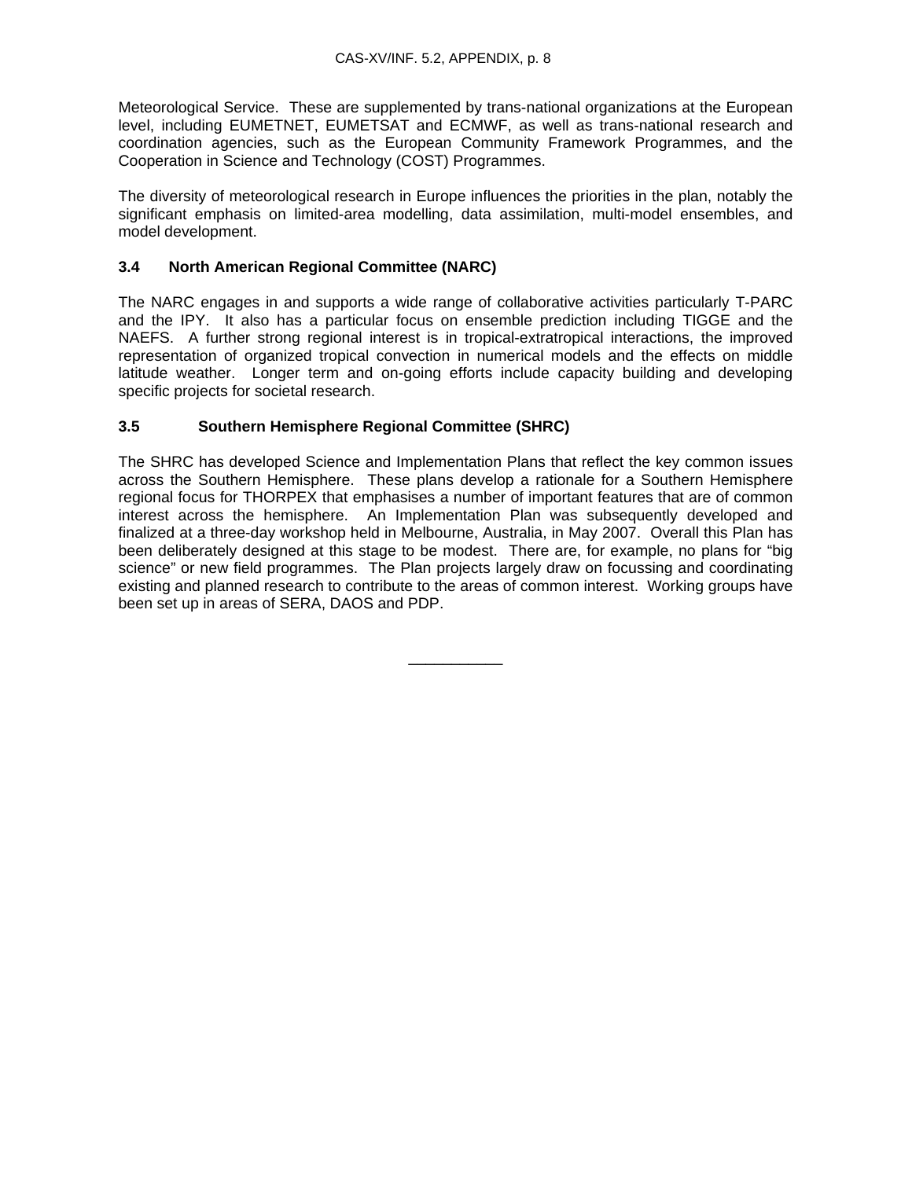Meteorological Service. These are supplemented by trans-national organizations at the European level, including EUMETNET, EUMETSAT and ECMWF, as well as trans-national research and coordination agencies, such as the European Community Framework Programmes, and the Cooperation in Science and Technology (COST) Programmes.

The diversity of meteorological research in Europe influences the priorities in the plan, notably the significant emphasis on limited-area modelling, data assimilation, multi-model ensembles, and model development.

### 3.4 North American Regional Committee (NARC)

The NARC engages in and supports a wide range of collaborative activities particularly T-PARC and the IPY. It also has a particular focus on ensemble prediction including TIGGE and the NAEFS. A further strong regional interest is in tropical-extratropical interactions, the improved representation of organized tropical convection in numerical models and the effects on middle latitude weather. Longer term and on-going efforts include capacity building and developing specific projects for societal research.

### 3.5 Southern Hemisphere Regional Committee (SHRC)

The SHRC has developed Science and Implementation Plans that reflect the key common issues across the Southern Hemisphere. These plans develop a rationale for a Southern Hemisphere regional focus for THORPEX that emphasises a number of important features that are of common interest across the hemisphere. An Implementation Plan was subsequently developed and finalized at a three-day workshop held in Melbourne, Australia, in May 2007. Overall this Plan has been deliberately designed at this stage to be modest. There are, for example, no plans for "big science" or new field programmes. The Plan projects largely draw on focussing and coordinating existing and planned research to contribute to the areas of common interest. Working groups have been set up in areas of SERA, DAOS and PDP.

___________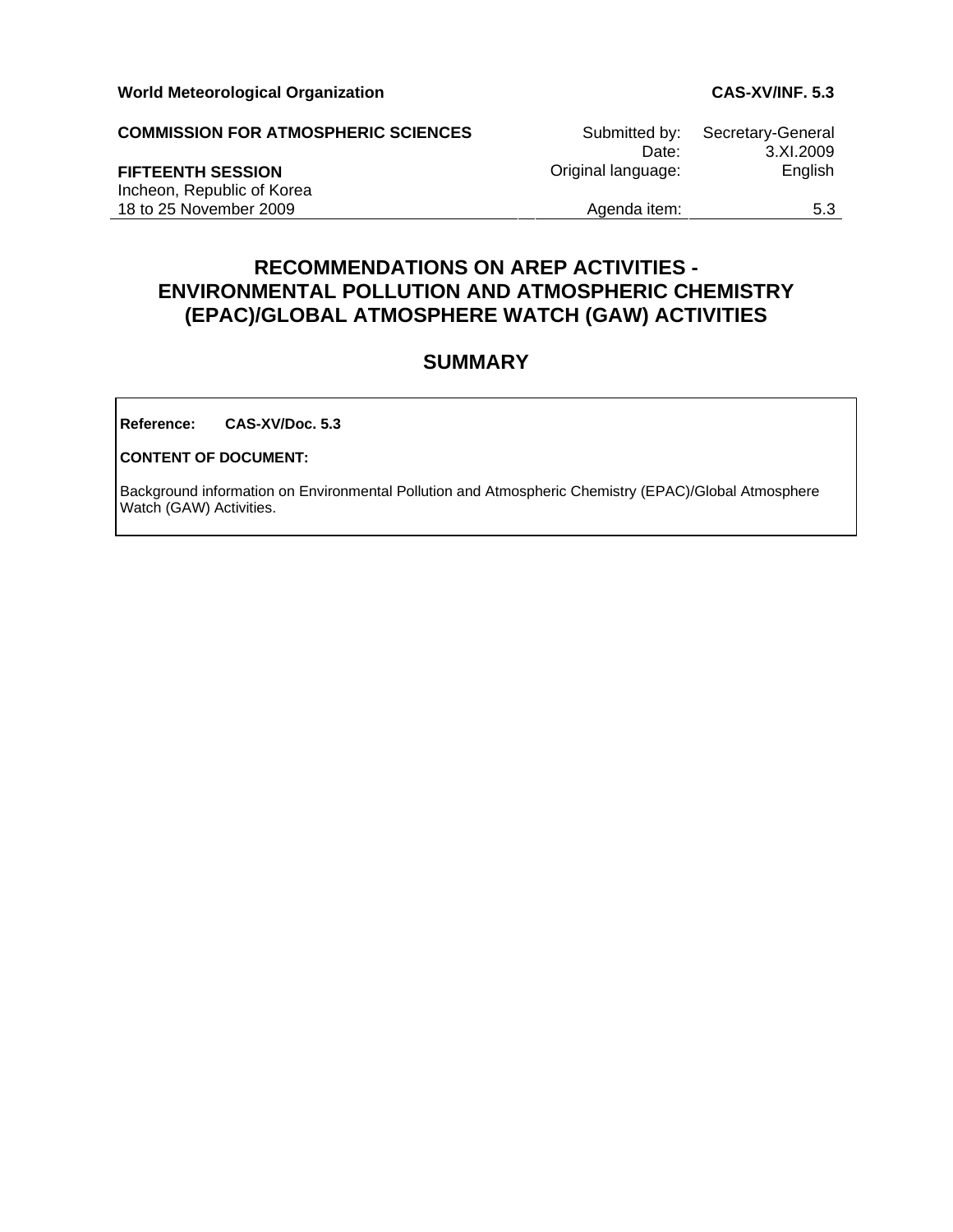**World Meteorological Organization** | **CAS-XV/INF. 5.3**

**COMMISSION FOR ATMOSPHERIC SCIENCES**

**FIFTEENTH SESSION**
Incheon, Republic of Korea
18 to 25 November 2009

| | |
|---|---|
| Submitted by: | Secretary-General |
| Date: | 3.XI.2009 |
| Original language: | English |
| Agenda item: | 5.3 |

# RECOMMENDATIONS ON AREP ACTIVITIES - ENVIRONMENTAL POLLUTION AND ATMOSPHERIC CHEMISTRY (EPAC)/GLOBAL ATMOSPHERE WATCH (GAW) ACTIVITIES

## SUMMARY

**Reference:** **CAS-XV/Doc. 5.3**

**CONTENT OF DOCUMENT:**

Background information on Environmental Pollution and Atmospheric Chemistry (EPAC)/Global Atmosphere Watch (GAW) Activities.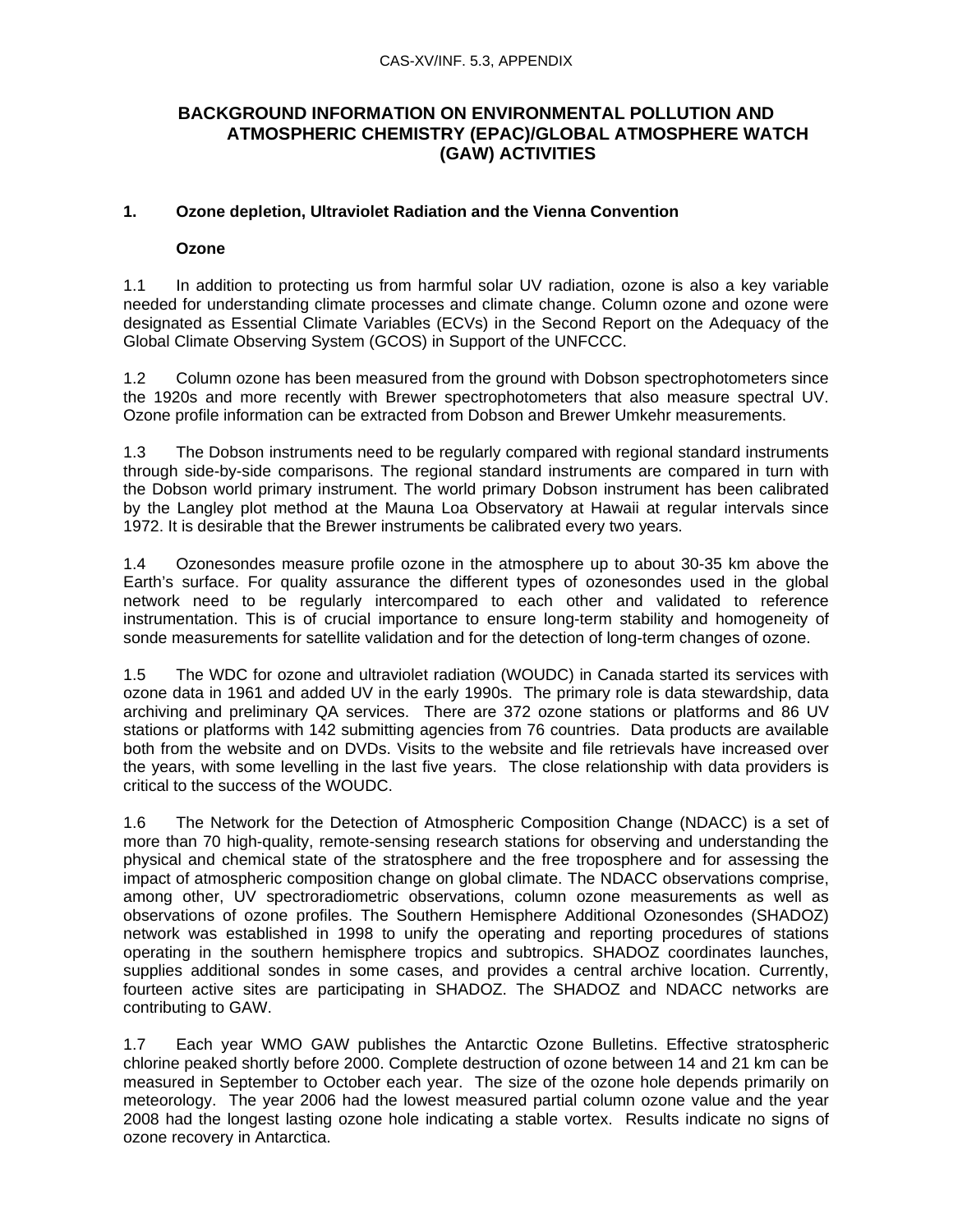CAS-XV/INF. 5.3, APPENDIX

# BACKGROUND INFORMATION ON ENVIRONMENTAL POLLUTION AND ATMOSPHERIC CHEMISTRY (EPAC)/GLOBAL ATMOSPHERE WATCH (GAW) ACTIVITIES

## 1. Ozone depletion, Ultraviolet Radiation and the Vienna Convention

### Ozone

1.1 In addition to protecting us from harmful solar UV radiation, ozone is also a key variable needed for understanding climate processes and climate change. Column ozone and ozone were designated as Essential Climate Variables (ECVs) in the Second Report on the Adequacy of the Global Climate Observing System (GCOS) in Support of the UNFCCC.

1.2 Column ozone has been measured from the ground with Dobson spectrophotometers since the 1920s and more recently with Brewer spectrophotometers that also measure spectral UV. Ozone profile information can be extracted from Dobson and Brewer Umkehr measurements.

1.3 The Dobson instruments need to be regularly compared with regional standard instruments through side-by-side comparisons. The regional standard instruments are compared in turn with the Dobson world primary instrument. The world primary Dobson instrument has been calibrated by the Langley plot method at the Mauna Loa Observatory at Hawaii at regular intervals since 1972. It is desirable that the Brewer instruments be calibrated every two years.

1.4 Ozonesondes measure profile ozone in the atmosphere up to about 30-35 km above the Earth's surface. For quality assurance the different types of ozonesondes used in the global network need to be regularly intercompared to each other and validated to reference instrumentation. This is of crucial importance to ensure long-term stability and homogeneity of sonde measurements for satellite validation and for the detection of long-term changes of ozone.

1.5 The WDC for ozone and ultraviolet radiation (WOUDC) in Canada started its services with ozone data in 1961 and added UV in the early 1990s. The primary role is data stewardship, data archiving and preliminary QA services. There are 372 ozone stations or platforms and 86 UV stations or platforms with 142 submitting agencies from 76 countries. Data products are available both from the website and on DVDs. Visits to the website and file retrievals have increased over the years, with some levelling in the last five years. The close relationship with data providers is critical to the success of the WOUDC.

1.6 The Network for the Detection of Atmospheric Composition Change (NDACC) is a set of more than 70 high-quality, remote-sensing research stations for observing and understanding the physical and chemical state of the stratosphere and the free troposphere and for assessing the impact of atmospheric composition change on global climate. The NDACC observations comprise, among other, UV spectroradiometric observations, column ozone measurements as well as observations of ozone profiles. The Southern Hemisphere Additional Ozonesondes (SHADOZ) network was established in 1998 to unify the operating and reporting procedures of stations operating in the southern hemisphere tropics and subtropics. SHADOZ coordinates launches, supplies additional sondes in some cases, and provides a central archive location. Currently, fourteen active sites are participating in SHADOZ. The SHADOZ and NDACC networks are contributing to GAW.

1.7 Each year WMO GAW publishes the Antarctic Ozone Bulletins. Effective stratospheric chlorine peaked shortly before 2000. Complete destruction of ozone between 14 and 21 km can be measured in September to October each year. The size of the ozone hole depends primarily on meteorology. The year 2006 had the lowest measured partial column ozone value and the year 2008 had the longest lasting ozone hole indicating a stable vortex. Results indicate no signs of ozone recovery in Antarctica.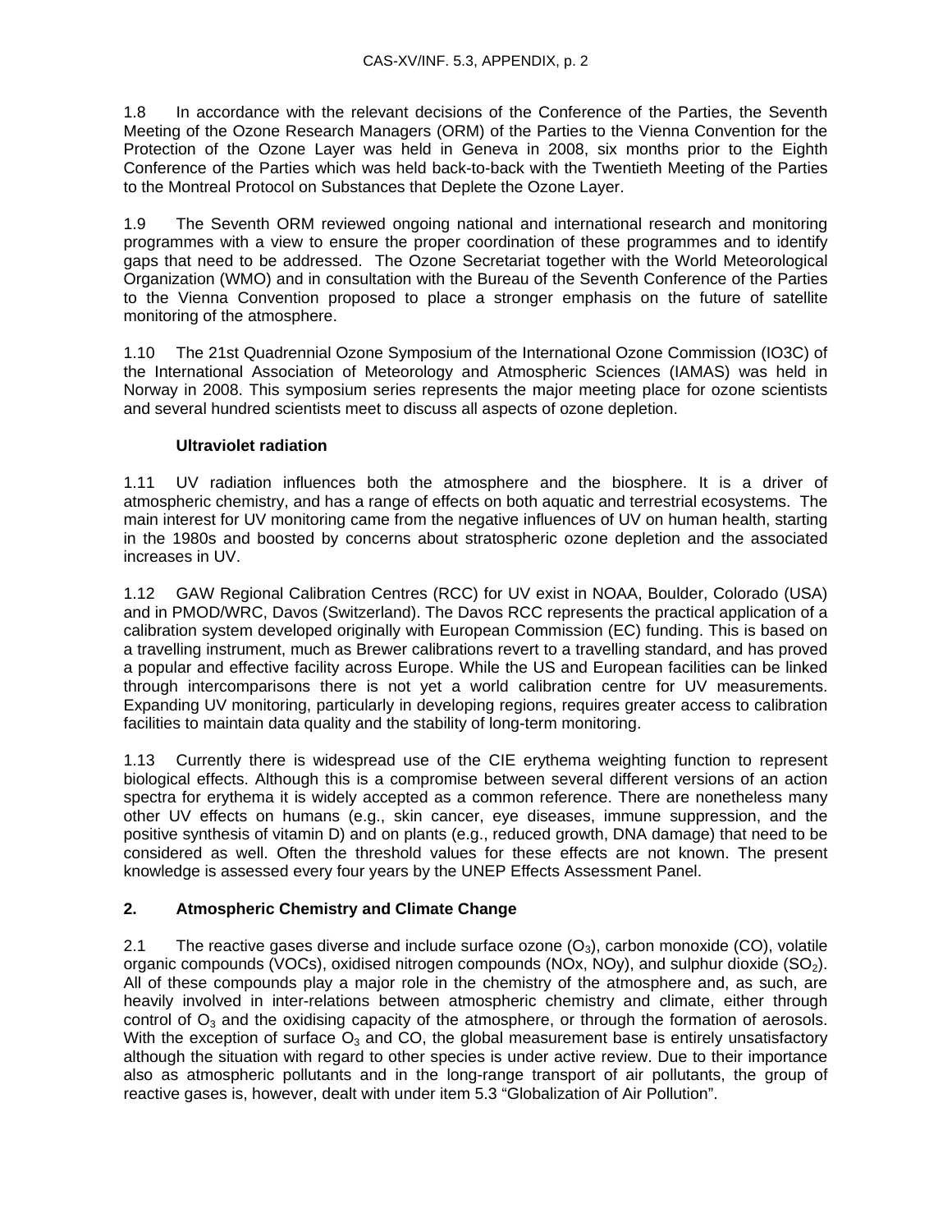1.8 In accordance with the relevant decisions of the Conference of the Parties, the Seventh Meeting of the Ozone Research Managers (ORM) of the Parties to the Vienna Convention for the Protection of the Ozone Layer was held in Geneva in 2008, six months prior to the Eighth Conference of the Parties which was held back-to-back with the Twentieth Meeting of the Parties to the Montreal Protocol on Substances that Deplete the Ozone Layer.

1.9 The Seventh ORM reviewed ongoing national and international research and monitoring programmes with a view to ensure the proper coordination of these programmes and to identify gaps that need to be addressed. The Ozone Secretariat together with the World Meteorological Organization (WMO) and in consultation with the Bureau of the Seventh Conference of the Parties to the Vienna Convention proposed to place a stronger emphasis on the future of satellite monitoring of the atmosphere.

1.10 The 21st Quadrennial Ozone Symposium of the International Ozone Commission (IO3C) of the International Association of Meteorology and Atmospheric Sciences (IAMAS) was held in Norway in 2008. This symposium series represents the major meeting place for ozone scientists and several hundred scientists meet to discuss all aspects of ozone depletion.

**Ultraviolet radiation**

1.11 UV radiation influences both the atmosphere and the biosphere. It is a driver of atmospheric chemistry, and has a range of effects on both aquatic and terrestrial ecosystems. The main interest for UV monitoring came from the negative influences of UV on human health, starting in the 1980s and boosted by concerns about stratospheric ozone depletion and the associated increases in UV.

1.12 GAW Regional Calibration Centres (RCC) for UV exist in NOAA, Boulder, Colorado (USA) and in PMOD/WRC, Davos (Switzerland). The Davos RCC represents the practical application of a calibration system developed originally with European Commission (EC) funding. This is based on a travelling instrument, much as Brewer calibrations revert to a travelling standard, and has proved a popular and effective facility across Europe. While the US and European facilities can be linked through intercomparisons there is not yet a world calibration centre for UV measurements. Expanding UV monitoring, particularly in developing regions, requires greater access to calibration facilities to maintain data quality and the stability of long-term monitoring.

1.13 Currently there is widespread use of the CIE erythema weighting function to represent biological effects. Although this is a compromise between several different versions of an action spectra for erythema it is widely accepted as a common reference. There are nonetheless many other UV effects on humans (e.g., skin cancer, eye diseases, immune suppression, and the positive synthesis of vitamin D) and on plants (e.g., reduced growth, DNA damage) that need to be considered as well. Often the threshold values for these effects are not known. The present knowledge is assessed every four years by the UNEP Effects Assessment Panel.

## 2. Atmospheric Chemistry and Climate Change

2.1 The reactive gases diverse and include surface ozone ($O_3$), carbon monoxide (CO), volatile organic compounds (VOCs), oxidised nitrogen compounds (NOx, NOy), and sulphur dioxide ($SO_2$). All of these compounds play a major role in the chemistry of the atmosphere and, as such, are heavily involved in inter-relations between atmospheric chemistry and climate, either through control of $O_3$ and the oxidising capacity of the atmosphere, or through the formation of aerosols. With the exception of surface $O_3$ and CO, the global measurement base is entirely unsatisfactory although the situation with regard to other species is under active review. Due to their importance also as atmospheric pollutants and in the long-range transport of air pollutants, the group of reactive gases is, however, dealt with under item 5.3 “Globalization of Air Pollution”.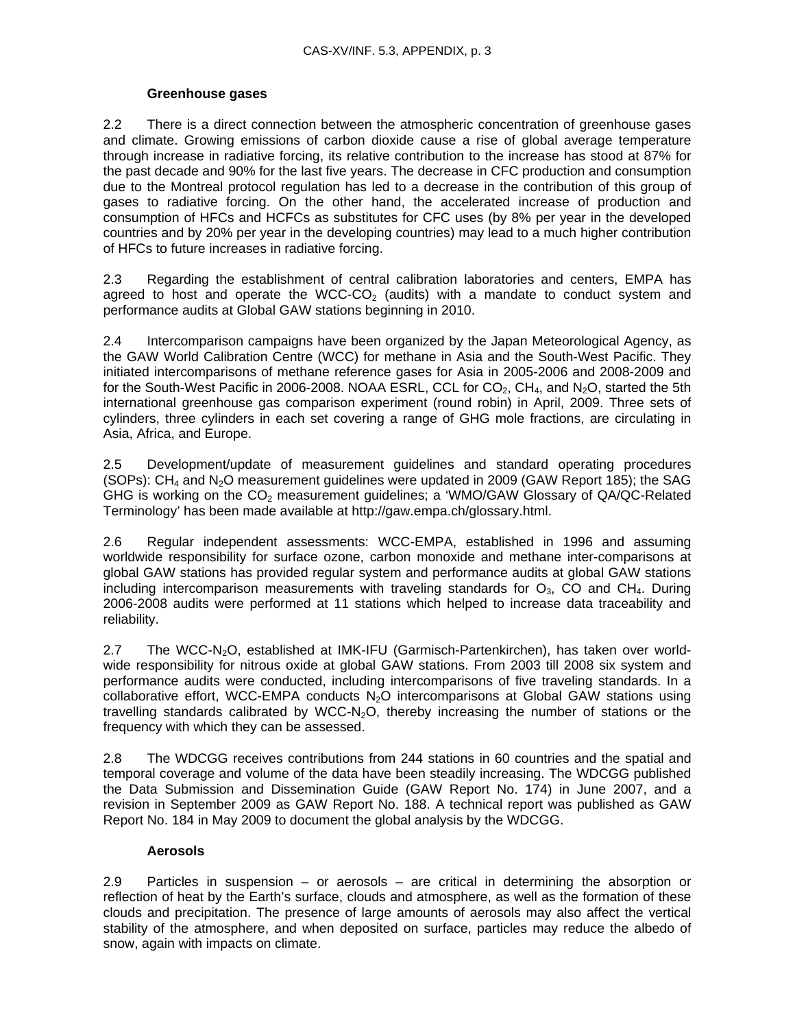### Greenhouse gases

2.2 There is a direct connection between the atmospheric concentration of greenhouse gases and climate. Growing emissions of carbon dioxide cause a rise of global average temperature through increase in radiative forcing, its relative contribution to the increase has stood at 87% for the past decade and 90% for the last five years. The decrease in CFC production and consumption due to the Montreal protocol regulation has led to a decrease in the contribution of this group of gases to radiative forcing. On the other hand, the accelerated increase of production and consumption of HFCs and HCFCs as substitutes for CFC uses (by 8% per year in the developed countries and by 20% per year in the developing countries) may lead to a much higher contribution of HFCs to future increases in radiative forcing.

2.3 Regarding the establishment of central calibration laboratories and centers, EMPA has agreed to host and operate the WCC-$CO_2$ (audits) with a mandate to conduct system and performance audits at Global GAW stations beginning in 2010.

2.4 Intercomparison campaigns have been organized by the Japan Meteorological Agency, as the GAW World Calibration Centre (WCC) for methane in Asia and the South-West Pacific. They initiated intercomparisons of methane reference gases for Asia in 2005-2006 and 2008-2009 and for the South-West Pacific in 2006-2008. NOAA ESRL, CCL for $CO_2$, $CH_4$, and $N_2O$, started the 5th international greenhouse gas comparison experiment (round robin) in April, 2009. Three sets of cylinders, three cylinders in each set covering a range of GHG mole fractions, are circulating in Asia, Africa, and Europe.

2.5 Development/update of measurement guidelines and standard operating procedures (SOPs): $CH_4$ and $N_2O$ measurement guidelines were updated in 2009 (GAW Report 185); the SAG GHG is working on the $CO_2$ measurement guidelines; a 'WMO/GAW Glossary of QA/QC-Related Terminology' has been made available at http://gaw.empa.ch/glossary.html.

2.6 Regular independent assessments: WCC-EMPA, established in 1996 and assuming worldwide responsibility for surface ozone, carbon monoxide and methane inter-comparisons at global GAW stations has provided regular system and performance audits at global GAW stations including intercomparison measurements with traveling standards for $O_3$, CO and $CH_4$. During 2006-2008 audits were performed at 11 stations which helped to increase data traceability and reliability.

2.7 The WCC-$N_2O$, established at IMK-IFU (Garmisch-Partenkirchen), has taken over world-wide responsibility for nitrous oxide at global GAW stations. From 2003 till 2008 six system and performance audits were conducted, including intercomparisons of five traveling standards. In a collaborative effort, WCC-EMPA conducts $N_2O$ intercomparisons at Global GAW stations using travelling standards calibrated by WCC-$N_2O$, thereby increasing the number of stations or the frequency with which they can be assessed.

2.8 The WDCGG receives contributions from 244 stations in 60 countries and the spatial and temporal coverage and volume of the data have been steadily increasing. The WDCGG published the Data Submission and Dissemination Guide (GAW Report No. 174) in June 2007, and a revision in September 2009 as GAW Report No. 188. A technical report was published as GAW Report No. 184 in May 2009 to document the global analysis by the WDCGG.

### Aerosols

2.9 Particles in suspension – or aerosols – are critical in determining the absorption or reflection of heat by the Earth's surface, clouds and atmosphere, as well as the formation of these clouds and precipitation. The presence of large amounts of aerosols may also affect the vertical stability of the atmosphere, and when deposited on surface, particles may reduce the albedo of snow, again with impacts on climate.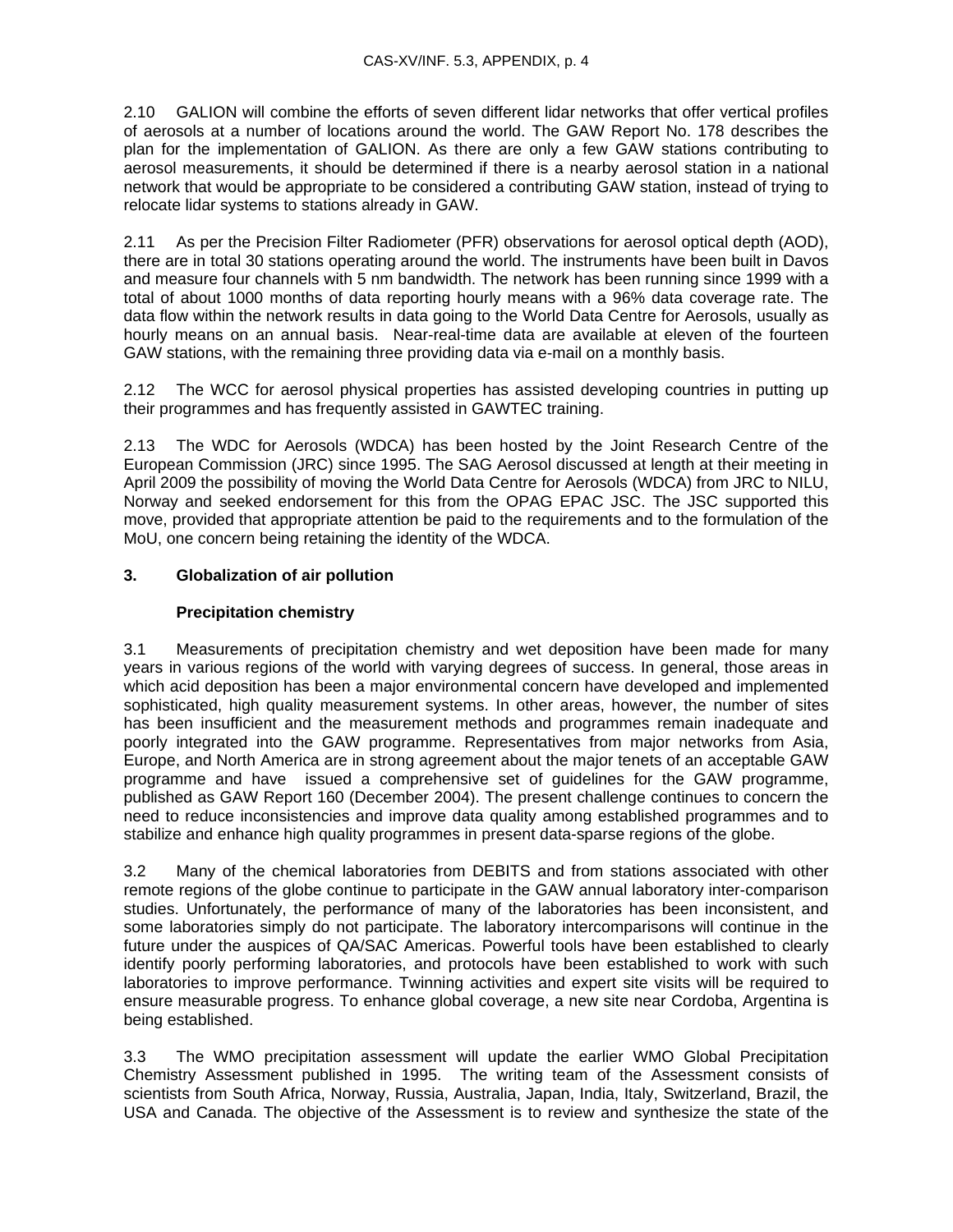2.10 GALION will combine the efforts of seven different lidar networks that offer vertical profiles of aerosols at a number of locations around the world. The GAW Report No. 178 describes the plan for the implementation of GALION. As there are only a few GAW stations contributing to aerosol measurements, it should be determined if there is a nearby aerosol station in a national network that would be appropriate to be considered a contributing GAW station, instead of trying to relocate lidar systems to stations already in GAW.

2.11 As per the Precision Filter Radiometer (PFR) observations for aerosol optical depth (AOD), there are in total 30 stations operating around the world. The instruments have been built in Davos and measure four channels with 5 nm bandwidth. The network has been running since 1999 with a total of about 1000 months of data reporting hourly means with a 96% data coverage rate. The data flow within the network results in data going to the World Data Centre for Aerosols, usually as hourly means on an annual basis. Near-real-time data are available at eleven of the fourteen GAW stations, with the remaining three providing data via e-mail on a monthly basis.

2.12 The WCC for aerosol physical properties has assisted developing countries in putting up their programmes and has frequently assisted in GAWTEC training.

2.13 The WDC for Aerosols (WDCA) has been hosted by the Joint Research Centre of the European Commission (JRC) since 1995. The SAG Aerosol discussed at length at their meeting in April 2009 the possibility of moving the World Data Centre for Aerosols (WDCA) from JRC to NILU, Norway and seeked endorsement for this from the OPAG EPAC JSC. The JSC supported this move, provided that appropriate attention be paid to the requirements and to the formulation of the MoU, one concern being retaining the identity of the WDCA.

## 3. Globalization of air pollution

### Precipitation chemistry

3.1 Measurements of precipitation chemistry and wet deposition have been made for many years in various regions of the world with varying degrees of success. In general, those areas in which acid deposition has been a major environmental concern have developed and implemented sophisticated, high quality measurement systems. In other areas, however, the number of sites has been insufficient and the measurement methods and programmes remain inadequate and poorly integrated into the GAW programme. Representatives from major networks from Asia, Europe, and North America are in strong agreement about the major tenets of an acceptable GAW programme and have issued a comprehensive set of guidelines for the GAW programme, published as GAW Report 160 (December 2004). The present challenge continues to concern the need to reduce inconsistencies and improve data quality among established programmes and to stabilize and enhance high quality programmes in present data-sparse regions of the globe.

3.2 Many of the chemical laboratories from DEBITS and from stations associated with other remote regions of the globe continue to participate in the GAW annual laboratory inter-comparison studies. Unfortunately, the performance of many of the laboratories has been inconsistent, and some laboratories simply do not participate. The laboratory intercomparisons will continue in the future under the auspices of QA/SAC Americas. Powerful tools have been established to clearly identify poorly performing laboratories, and protocols have been established to work with such laboratories to improve performance. Twinning activities and expert site visits will be required to ensure measurable progress. To enhance global coverage, a new site near Cordoba, Argentina is being established.

3.3 The WMO precipitation assessment will update the earlier WMO Global Precipitation Chemistry Assessment published in 1995. The writing team of the Assessment consists of scientists from South Africa, Norway, Russia, Australia, Japan, India, Italy, Switzerland, Brazil, the USA and Canada. The objective of the Assessment is to review and synthesize the state of the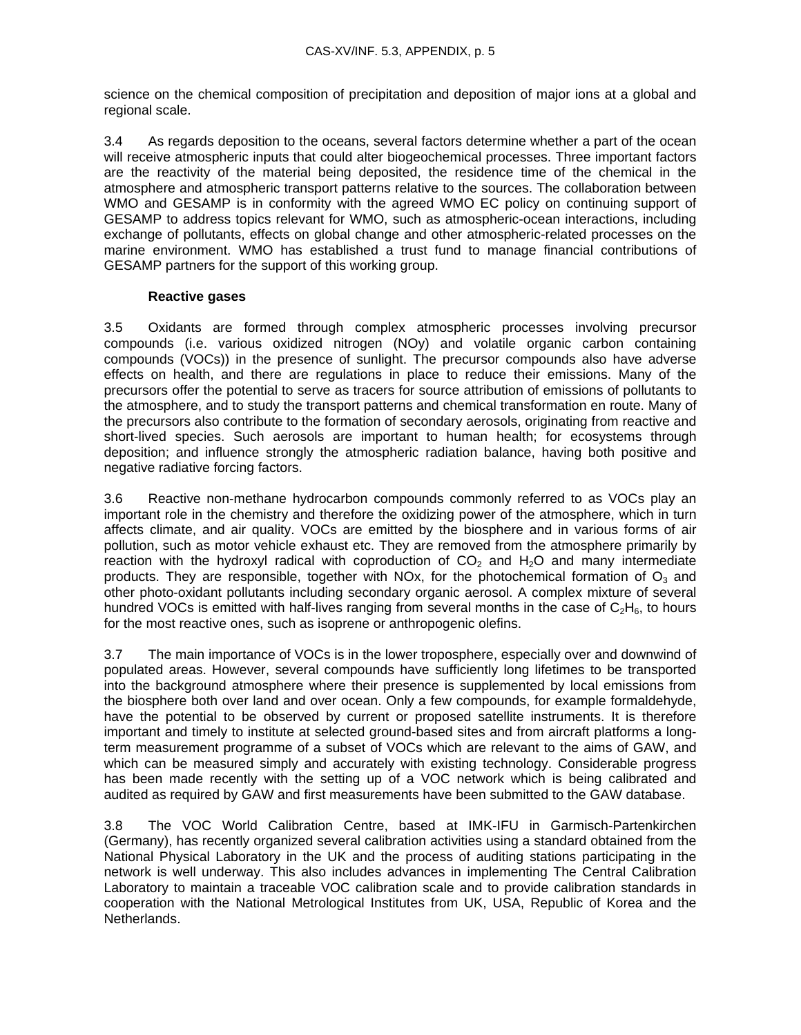science on the chemical composition of precipitation and deposition of major ions at a global and regional scale.

3.4 As regards deposition to the oceans, several factors determine whether a part of the ocean will receive atmospheric inputs that could alter biogeochemical processes. Three important factors are the reactivity of the material being deposited, the residence time of the chemical in the atmosphere and atmospheric transport patterns relative to the sources. The collaboration between WMO and GESAMP is in conformity with the agreed WMO EC policy on continuing support of GESAMP to address topics relevant for WMO, such as atmospheric-ocean interactions, including exchange of pollutants, effects on global change and other atmospheric-related processes on the marine environment. WMO has established a trust fund to manage financial contributions of GESAMP partners for the support of this working group.

**Reactive gases**

3.5 Oxidants are formed through complex atmospheric processes involving precursor compounds (i.e. various oxidized nitrogen (NOy) and volatile organic carbon containing compounds (VOCs)) in the presence of sunlight. The precursor compounds also have adverse effects on health, and there are regulations in place to reduce their emissions. Many of the precursors offer the potential to serve as tracers for source attribution of emissions of pollutants to the atmosphere, and to study the transport patterns and chemical transformation en route. Many of the precursors also contribute to the formation of secondary aerosols, originating from reactive and short-lived species. Such aerosols are important to human health; for ecosystems through deposition; and influence strongly the atmospheric radiation balance, having both positive and negative radiative forcing factors.

3.6 Reactive non-methane hydrocarbon compounds commonly referred to as VOCs play an important role in the chemistry and therefore the oxidizing power of the atmosphere, which in turn affects climate, and air quality. VOCs are emitted by the biosphere and in various forms of air pollution, such as motor vehicle exhaust etc. They are removed from the atmosphere primarily by reaction with the hydroxyl radical with coproduction of $CO_2$ and $H_2O$ and many intermediate products. They are responsible, together with NOx, for the photochemical formation of $O_3$ and other photo-oxidant pollutants including secondary organic aerosol. A complex mixture of several hundred VOCs is emitted with half-lives ranging from several months in the case of $C_2H_6$, to hours for the most reactive ones, such as isoprene or anthropogenic olefins.

3.7 The main importance of VOCs is in the lower troposphere, especially over and downwind of populated areas. However, several compounds have sufficiently long lifetimes to be transported into the background atmosphere where their presence is supplemented by local emissions from the biosphere both over land and over ocean. Only a few compounds, for example formaldehyde, have the potential to be observed by current or proposed satellite instruments. It is therefore important and timely to institute at selected ground-based sites and from aircraft platforms a long-term measurement programme of a subset of VOCs which are relevant to the aims of GAW, and which can be measured simply and accurately with existing technology. Considerable progress has been made recently with the setting up of a VOC network which is being calibrated and audited as required by GAW and first measurements have been submitted to the GAW database.

3.8 The VOC World Calibration Centre, based at IMK-IFU in Garmisch-Partenkirchen (Germany), has recently organized several calibration activities using a standard obtained from the National Physical Laboratory in the UK and the process of auditing stations participating in the network is well underway. This also includes advances in implementing The Central Calibration Laboratory to maintain a traceable VOC calibration scale and to provide calibration standards in cooperation with the National Metrological Institutes from UK, USA, Republic of Korea and the Netherlands.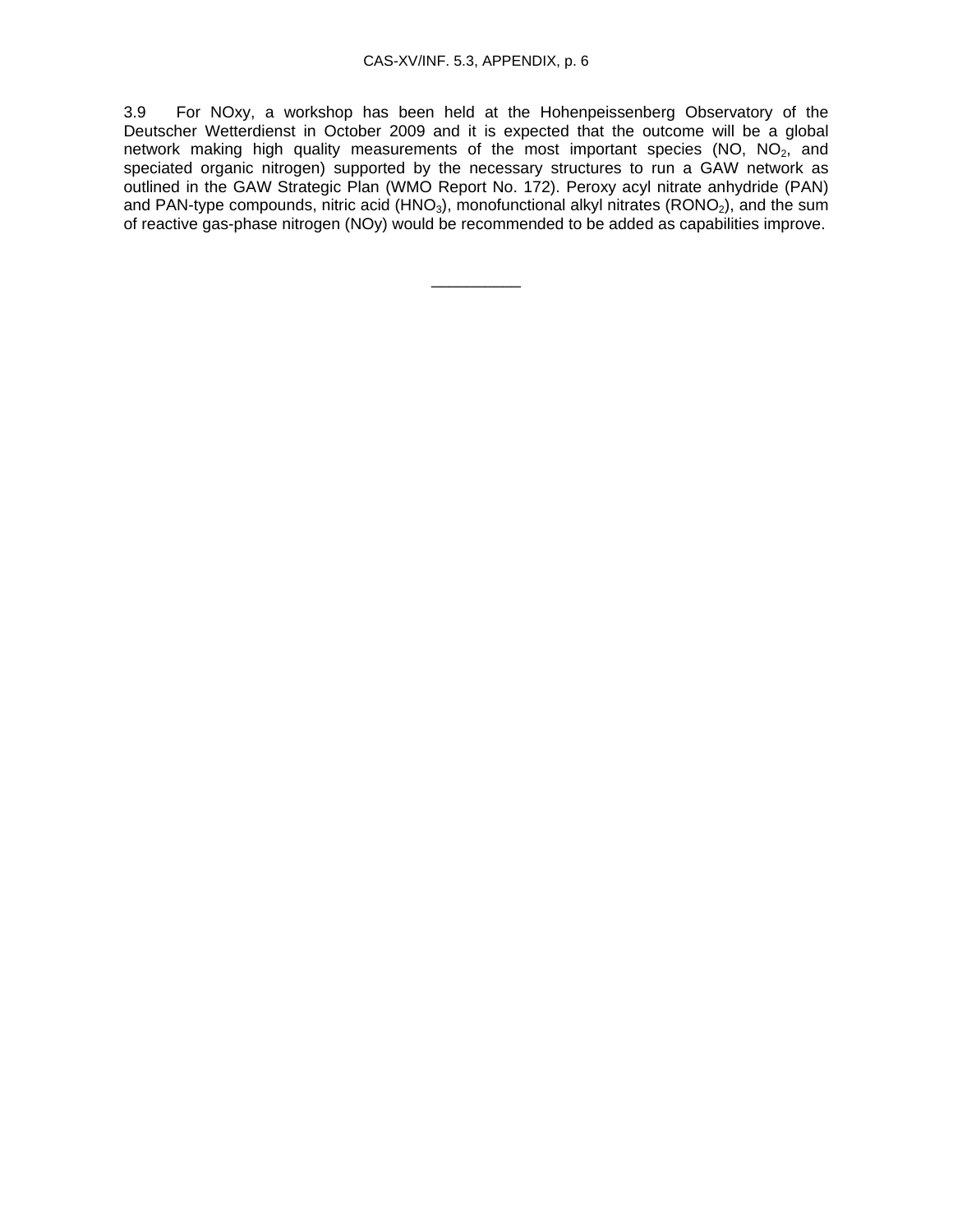3.9 For NOxy, a workshop has been held at the Hohenpeissenberg Observatory of the Deutscher Wetterdienst in October 2009 and it is expected that the outcome will be a global network making high quality measurements of the most important species (NO, $NO_2$, and speciated organic nitrogen) supported by the necessary structures to run a GAW network as outlined in the GAW Strategic Plan (WMO Report No. 172). Peroxy acyl nitrate anhydride (PAN) and PAN-type compounds, nitric acid ($HNO_3$), monofunctional alkyl nitrates ($RONO_2$), and the sum of reactive gas-phase nitrogen (NOy) would be recommended to be added as capabilities improve.

\_\_\_\_\_\_\_\_\_\_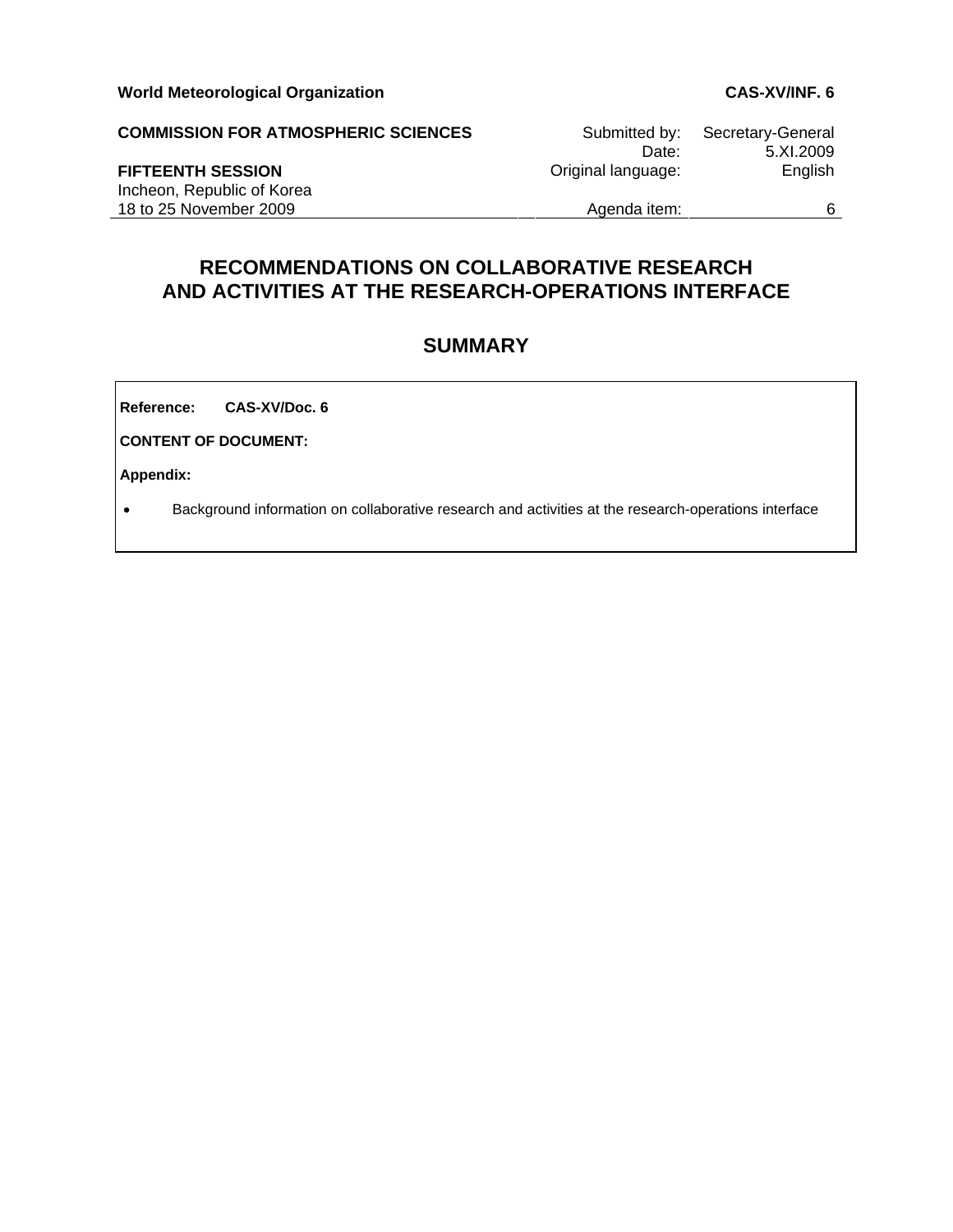**World Meteorological Organization** **CAS-XV/INF. 6**

| **COMMISSION FOR ATMOSPHERIC SCIENCES** | Submitted by: | Secretary-General |
|---|---|---|
| | Date: | 5.XI.2009 |
| **FIFTEENTH SESSION** | Original language: | English |
| Incheon, Republic of Korea | | |
| 18 to 25 November 2009 | Agenda item: | 6 |

# RECOMMENDATIONS ON COLLABORATIVE RESEARCH AND ACTIVITIES AT THE RESEARCH-OPERATIONS INTERFACE

## SUMMARY

**Reference:** **CAS-XV/Doc. 6**

**CONTENT OF DOCUMENT:**

**Appendix:**

- Background information on collaborative research and activities at the research-operations interface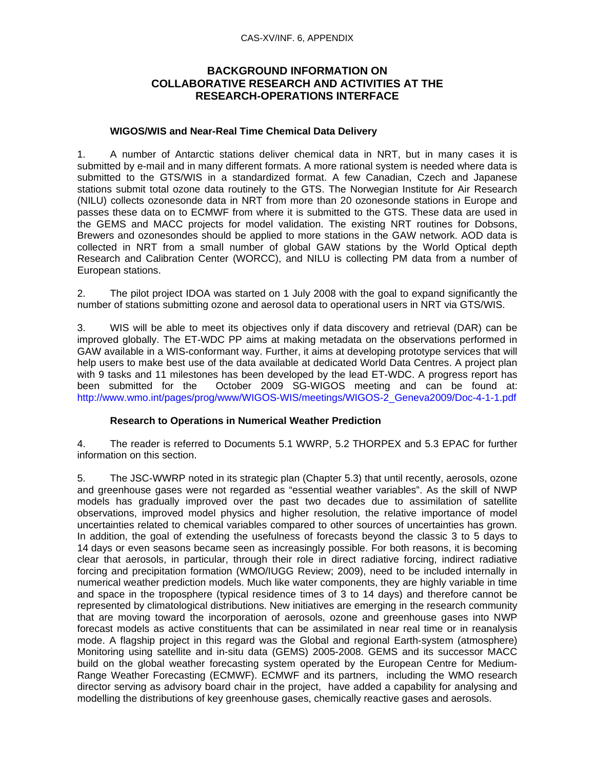# BACKGROUND INFORMATION ON COLLABORATIVE RESEARCH AND ACTIVITIES AT THE RESEARCH-OPERATIONS INTERFACE

### WIGOS/WIS and Near-Real Time Chemical Data Delivery

1. A number of Antarctic stations deliver chemical data in NRT, but in many cases it is submitted by e-mail and in many different formats. A more rational system is needed where data is submitted to the GTS/WIS in a standardized format. A few Canadian, Czech and Japanese stations submit total ozone data routinely to the GTS. The Norwegian Institute for Air Research (NILU) collects ozonesonde data in NRT from more than 20 ozonesonde stations in Europe and passes these data on to ECMWF from where it is submitted to the GTS. These data are used in the GEMS and MACC projects for model validation. The existing NRT routines for Dobsons, Brewers and ozonesondes should be applied to more stations in the GAW network. AOD data is collected in NRT from a small number of global GAW stations by the World Optical depth Research and Calibration Center (WORCC), and NILU is collecting PM data from a number of European stations.

2. The pilot project IDOA was started on 1 July 2008 with the goal to expand significantly the number of stations submitting ozone and aerosol data to operational users in NRT via GTS/WIS.

3. WIS will be able to meet its objectives only if data discovery and retrieval (DAR) can be improved globally. The ET-WDC PP aims at making metadata on the observations performed in GAW available in a WIS-conformant way. Further, it aims at developing prototype services that will help users to make best use of the data available at dedicated World Data Centres. A project plan with 9 tasks and 11 milestones has been developed by the lead ET-WDC. A progress report has been submitted for the October 2009 SG-WIGOS meeting and can be found at: http://www.wmo.int/pages/prog/www/WIGOS-WIS/meetings/WIGOS-2_Geneva2009/Doc-4-1-1.pdf

### Research to Operations in Numerical Weather Prediction

4. The reader is referred to Documents 5.1 WWRP, 5.2 THORPEX and 5.3 EPAC for further information on this section.

5. The JSC-WWRP noted in its strategic plan (Chapter 5.3) that until recently, aerosols, ozone and greenhouse gases were not regarded as "essential weather variables". As the skill of NWP models has gradually improved over the past two decades due to assimilation of satellite observations, improved model physics and higher resolution, the relative importance of model uncertainties related to chemical variables compared to other sources of uncertainties has grown. In addition, the goal of extending the usefulness of forecasts beyond the classic 3 to 5 days to 14 days or even seasons became seen as increasingly possible. For both reasons, it is becoming clear that aerosols, in particular, through their role in direct radiative forcing, indirect radiative forcing and precipitation formation (WMO/IUGG Review; 2009), need to be included internally in numerical weather prediction models. Much like water components, they are highly variable in time and space in the troposphere (typical residence times of 3 to 14 days) and therefore cannot be represented by climatological distributions. New initiatives are emerging in the research community that are moving toward the incorporation of aerosols, ozone and greenhouse gases into NWP forecast models as active constituents that can be assimilated in near real time or in reanalysis mode. A flagship project in this regard was the Global and regional Earth-system (atmosphere) Monitoring using satellite and in-situ data (GEMS) 2005-2008. GEMS and its successor MACC build on the global weather forecasting system operated by the European Centre for Medium-Range Weather Forecasting (ECMWF). ECMWF and its partners, including the WMO research director serving as advisory board chair in the project, have added a capability for analysing and modelling the distributions of key greenhouse gases, chemically reactive gases and aerosols.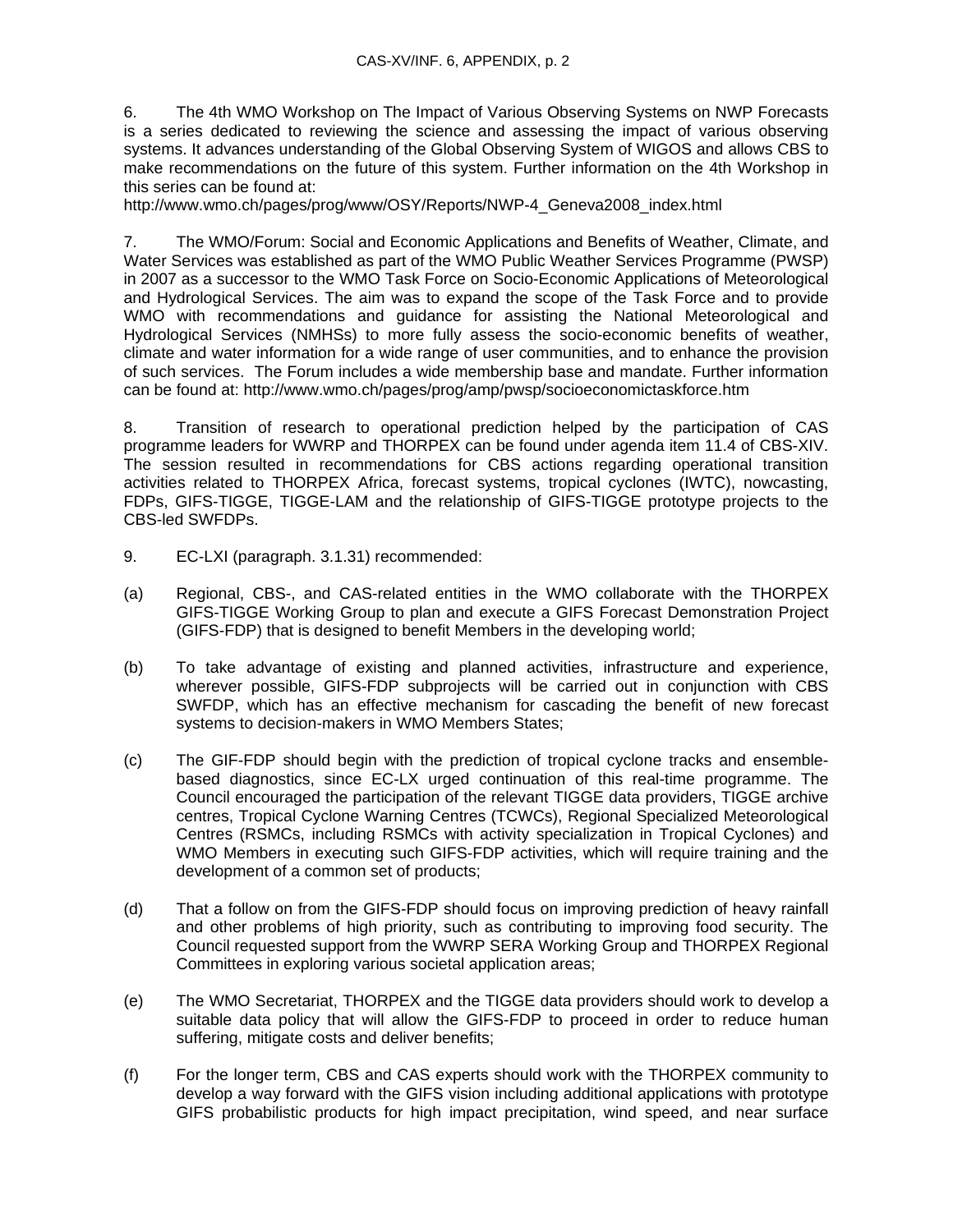6. The 4th WMO Workshop on The Impact of Various Observing Systems on NWP Forecasts is a series dedicated to reviewing the science and assessing the impact of various observing systems. It advances understanding of the Global Observing System of WIGOS and allows CBS to make recommendations on the future of this system. Further information on the 4th Workshop in this series can be found at:
http://www.wmo.ch/pages/prog/www/OSY/Reports/NWP-4_Geneva2008_index.html

7. The WMO/Forum: Social and Economic Applications and Benefits of Weather, Climate, and Water Services was established as part of the WMO Public Weather Services Programme (PWSP) in 2007 as a successor to the WMO Task Force on Socio-Economic Applications of Meteorological and Hydrological Services. The aim was to expand the scope of the Task Force and to provide WMO with recommendations and guidance for assisting the National Meteorological and Hydrological Services (NMHSs) to more fully assess the socio-economic benefits of weather, climate and water information for a wide range of user communities, and to enhance the provision of such services. The Forum includes a wide membership base and mandate. Further information can be found at: http://www.wmo.ch/pages/prog/amp/pwsp/socioeconomictaskforce.htm

8. Transition of research to operational prediction helped by the participation of CAS programme leaders for WWRP and THORPEX can be found under agenda item 11.4 of CBS-XIV. The session resulted in recommendations for CBS actions regarding operational transition activities related to THORPEX Africa, forecast systems, tropical cyclones (IWTC), nowcasting, FDPs, GIFS-TIGGE, TIGGE-LAM and the relationship of GIFS-TIGGE prototype projects to the CBS-led SWFDPs.

9. EC-LXI (paragraph. 3.1.31) recommended:

(a) Regional, CBS-, and CAS-related entities in the WMO collaborate with the THORPEX GIFS-TIGGE Working Group to plan and execute a GIFS Forecast Demonstration Project (GIFS-FDP) that is designed to benefit Members in the developing world;

(b) To take advantage of existing and planned activities, infrastructure and experience, wherever possible, GIFS-FDP subprojects will be carried out in conjunction with CBS SWFDP, which has an effective mechanism for cascading the benefit of new forecast systems to decision-makers in WMO Members States;

(c) The GIF-FDP should begin with the prediction of tropical cyclone tracks and ensemble-based diagnostics, since EC-LX urged continuation of this real-time programme. The Council encouraged the participation of the relevant TIGGE data providers, TIGGE archive centres, Tropical Cyclone Warning Centres (TCWCs), Regional Specialized Meteorological Centres (RSMCs, including RSMCs with activity specialization in Tropical Cyclones) and WMO Members in executing such GIFS-FDP activities, which will require training and the development of a common set of products;

(d) That a follow on from the GIFS-FDP should focus on improving prediction of heavy rainfall and other problems of high priority, such as contributing to improving food security. The Council requested support from the WWRP SERA Working Group and THORPEX Regional Committees in exploring various societal application areas;

(e) The WMO Secretariat, THORPEX and the TIGGE data providers should work to develop a suitable data policy that will allow the GIFS-FDP to proceed in order to reduce human suffering, mitigate costs and deliver benefits;

(f) For the longer term, CBS and CAS experts should work with the THORPEX community to develop a way forward with the GIFS vision including additional applications with prototype GIFS probabilistic products for high impact precipitation, wind speed, and near surface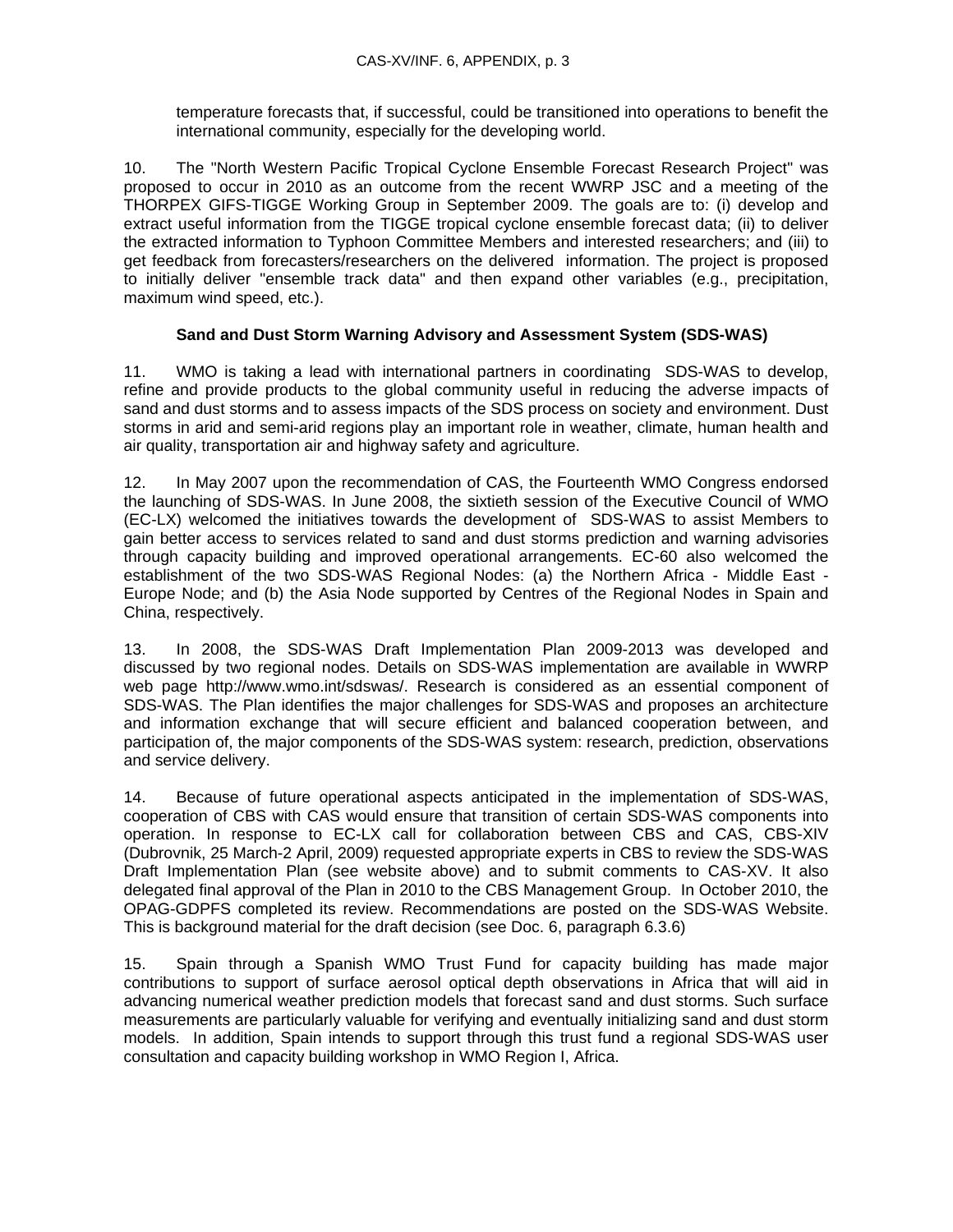temperature forecasts that, if successful, could be transitioned into operations to benefit the international community, especially for the developing world.

10. The "North Western Pacific Tropical Cyclone Ensemble Forecast Research Project" was proposed to occur in 2010 as an outcome from the recent WWRP JSC and a meeting of the THORPEX GIFS-TIGGE Working Group in September 2009. The goals are to: (i) develop and extract useful information from the TIGGE tropical cyclone ensemble forecast data; (ii) to deliver the extracted information to Typhoon Committee Members and interested researchers; and (iii) to get feedback from forecasters/researchers on the delivered information. The project is proposed to initially deliver "ensemble track data" and then expand other variables (e.g., precipitation, maximum wind speed, etc.).

### Sand and Dust Storm Warning Advisory and Assessment System (SDS-WAS)

11. WMO is taking a lead with international partners in coordinating SDS-WAS to develop, refine and provide products to the global community useful in reducing the adverse impacts of sand and dust storms and to assess impacts of the SDS process on society and environment. Dust storms in arid and semi-arid regions play an important role in weather, climate, human health and air quality, transportation air and highway safety and agriculture.

12. In May 2007 upon the recommendation of CAS, the Fourteenth WMO Congress endorsed the launching of SDS-WAS. In June 2008, the sixtieth session of the Executive Council of WMO (EC-LX) welcomed the initiatives towards the development of SDS-WAS to assist Members to gain better access to services related to sand and dust storms prediction and warning advisories through capacity building and improved operational arrangements. EC-60 also welcomed the establishment of the two SDS-WAS Regional Nodes: (a) the Northern Africa - Middle East - Europe Node; and (b) the Asia Node supported by Centres of the Regional Nodes in Spain and China, respectively.

13. In 2008, the SDS-WAS Draft Implementation Plan 2009-2013 was developed and discussed by two regional nodes. Details on SDS-WAS implementation are available in WWRP web page http://www.wmo.int/sdswas/. Research is considered as an essential component of SDS-WAS. The Plan identifies the major challenges for SDS-WAS and proposes an architecture and information exchange that will secure efficient and balanced cooperation between, and participation of, the major components of the SDS-WAS system: research, prediction, observations and service delivery.

14. Because of future operational aspects anticipated in the implementation of SDS-WAS, cooperation of CBS with CAS would ensure that transition of certain SDS-WAS components into operation. In response to EC-LX call for collaboration between CBS and CAS, CBS-XIV (Dubrovnik, 25 March-2 April, 2009) requested appropriate experts in CBS to review the SDS-WAS Draft Implementation Plan (see website above) and to submit comments to CAS-XV. It also delegated final approval of the Plan in 2010 to the CBS Management Group. In October 2010, the OPAG-GDPFS completed its review. Recommendations are posted on the SDS-WAS Website. This is background material for the draft decision (see Doc. 6, paragraph 6.3.6)

15. Spain through a Spanish WMO Trust Fund for capacity building has made major contributions to support of surface aerosol optical depth observations in Africa that will aid in advancing numerical weather prediction models that forecast sand and dust storms. Such surface measurements are particularly valuable for verifying and eventually initializing sand and dust storm models. In addition, Spain intends to support through this trust fund a regional SDS-WAS user consultation and capacity building workshop in WMO Region I, Africa.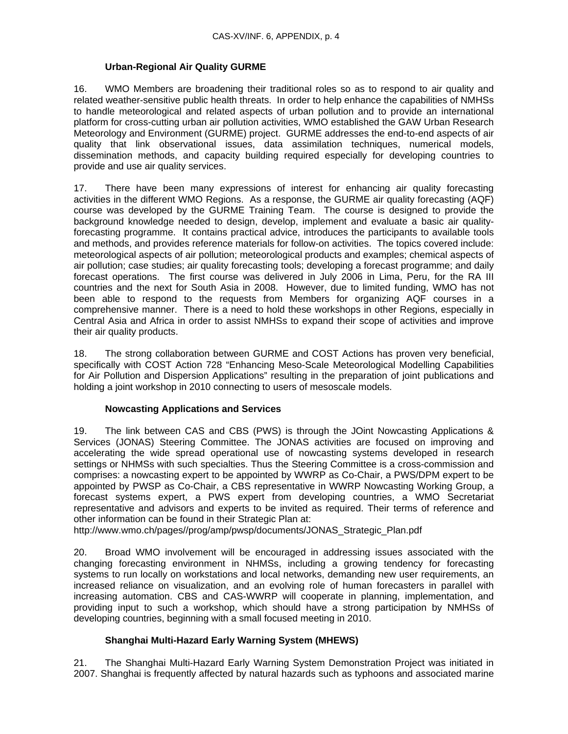### Urban-Regional Air Quality GURME

16. WMO Members are broadening their traditional roles so as to respond to air quality and related weather-sensitive public health threats. In order to help enhance the capabilities of NMHSs to handle meteorological and related aspects of urban pollution and to provide an international platform for cross-cutting urban air pollution activities, WMO established the GAW Urban Research Meteorology and Environment (GURME) project. GURME addresses the end-to-end aspects of air quality that link observational issues, data assimilation techniques, numerical models, dissemination methods, and capacity building required especially for developing countries to provide and use air quality services.

17. There have been many expressions of interest for enhancing air quality forecasting activities in the different WMO Regions. As a response, the GURME air quality forecasting (AQF) course was developed by the GURME Training Team. The course is designed to provide the background knowledge needed to design, develop, implement and evaluate a basic air quality-forecasting programme. It contains practical advice, introduces the participants to available tools and methods, and provides reference materials for follow-on activities. The topics covered include: meteorological aspects of air pollution; meteorological products and examples; chemical aspects of air pollution; case studies; air quality forecasting tools; developing a forecast programme; and daily forecast operations. The first course was delivered in July 2006 in Lima, Peru, for the RA III countries and the next for South Asia in 2008. However, due to limited funding, WMO has not been able to respond to the requests from Members for organizing AQF courses in a comprehensive manner. There is a need to hold these workshops in other Regions, especially in Central Asia and Africa in order to assist NMHSs to expand their scope of activities and improve their air quality products.

18. The strong collaboration between GURME and COST Actions has proven very beneficial, specifically with COST Action 728 "Enhancing Meso-Scale Meteorological Modelling Capabilities for Air Pollution and Dispersion Applications" resulting in the preparation of joint publications and holding a joint workshop in 2010 connecting to users of mesoscale models.

### Nowcasting Applications and Services

19. The link between CAS and CBS (PWS) is through the JOint Nowcasting Applications & Services (JONAS) Steering Committee. The JONAS activities are focused on improving and accelerating the wide spread operational use of nowcasting systems developed in research settings or NHMSs with such specialties. Thus the Steering Committee is a cross-commission and comprises: a nowcasting expert to be appointed by WWRP as Co-Chair, a PWS/DPM expert to be appointed by PWSP as Co-Chair, a CBS representative in WWRP Nowcasting Working Group, a forecast systems expert, a PWS expert from developing countries, a WMO Secretariat representative and advisors and experts to be invited as required. Their terms of reference and other information can be found in their Strategic Plan at:
http://www.wmo.ch/pages//prog/amp/pwsp/documents/JONAS_Strategic_Plan.pdf

20. Broad WMO involvement will be encouraged in addressing issues associated with the changing forecasting environment in NHMSs, including a growing tendency for forecasting systems to run locally on workstations and local networks, demanding new user requirements, an increased reliance on visualization, and an evolving role of human forecasters in parallel with increasing automation. CBS and CAS-WWRP will cooperate in planning, implementation, and providing input to such a workshop, which should have a strong participation by NMHSs of developing countries, beginning with a small focused meeting in 2010.

### Shanghai Multi-Hazard Early Warning System (MHEWS)

21. The Shanghai Multi-Hazard Early Warning System Demonstration Project was initiated in 2007. Shanghai is frequently affected by natural hazards such as typhoons and associated marine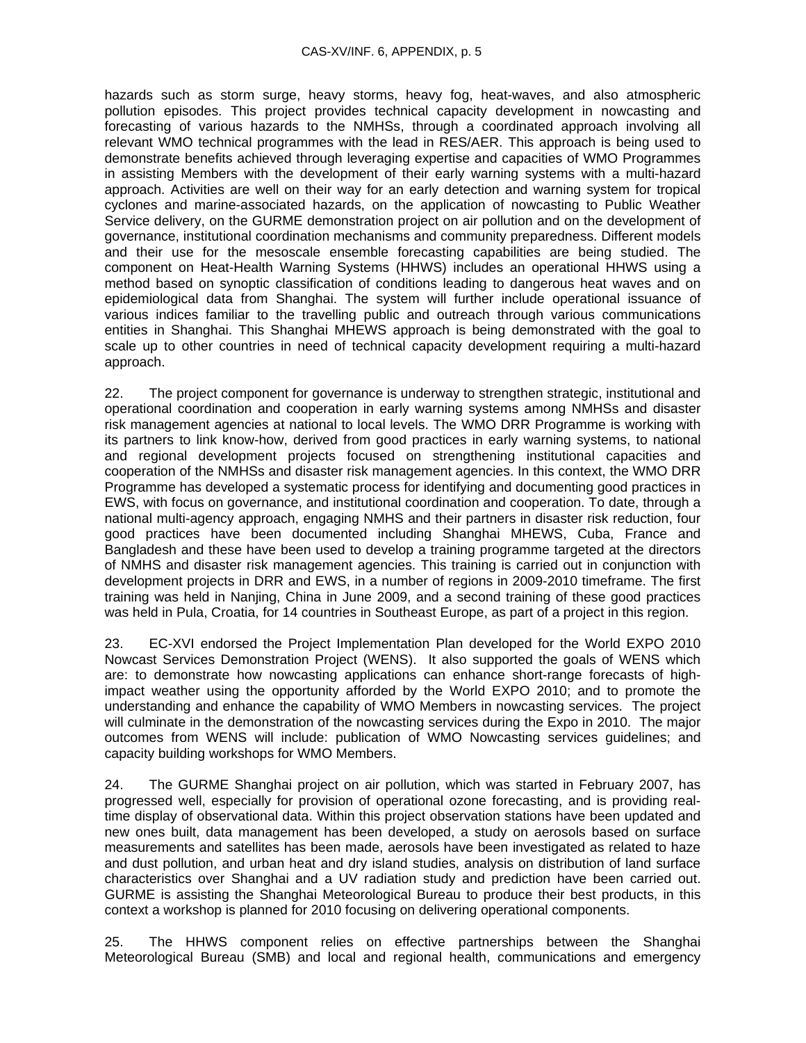hazards such as storm surge, heavy storms, heavy fog, heat-waves, and also atmospheric pollution episodes. This project provides technical capacity development in nowcasting and forecasting of various hazards to the NMHSs, through a coordinated approach involving all relevant WMO technical programmes with the lead in RES/AER. This approach is being used to demonstrate benefits achieved through leveraging expertise and capacities of WMO Programmes in assisting Members with the development of their early warning systems with a multi-hazard approach. Activities are well on their way for an early detection and warning system for tropical cyclones and marine-associated hazards, on the application of nowcasting to Public Weather Service delivery, on the GURME demonstration project on air pollution and on the development of governance, institutional coordination mechanisms and community preparedness. Different models and their use for the mesoscale ensemble forecasting capabilities are being studied. The component on Heat-Health Warning Systems (HHWS) includes an operational HHWS using a method based on synoptic classification of conditions leading to dangerous heat waves and on epidemiological data from Shanghai. The system will further include operational issuance of various indices familiar to the travelling public and outreach through various communications entities in Shanghai. This Shanghai MHEWS approach is being demonstrated with the goal to scale up to other countries in need of technical capacity development requiring a multi-hazard approach.

22. The project component for governance is underway to strengthen strategic, institutional and operational coordination and cooperation in early warning systems among NMHSs and disaster risk management agencies at national to local levels. The WMO DRR Programme is working with its partners to link know-how, derived from good practices in early warning systems, to national and regional development projects focused on strengthening institutional capacities and cooperation of the NMHSs and disaster risk management agencies. In this context, the WMO DRR Programme has developed a systematic process for identifying and documenting good practices in EWS, with focus on governance, and institutional coordination and cooperation. To date, through a national multi-agency approach, engaging NMHS and their partners in disaster risk reduction, four good practices have been documented including Shanghai MHEWS, Cuba, France and Bangladesh and these have been used to develop a training programme targeted at the directors of NMHS and disaster risk management agencies. This training is carried out in conjunction with development projects in DRR and EWS, in a number of regions in 2009-2010 timeframe. The first training was held in Nanjing, China in June 2009, and a second training of these good practices was held in Pula, Croatia, for 14 countries in Southeast Europe, as part of a project in this region.

23. EC-XVI endorsed the Project Implementation Plan developed for the World EXPO 2010 Nowcast Services Demonstration Project (WENS). It also supported the goals of WENS which are: to demonstrate how nowcasting applications can enhance short-range forecasts of high-impact weather using the opportunity afforded by the World EXPO 2010; and to promote the understanding and enhance the capability of WMO Members in nowcasting services. The project will culminate in the demonstration of the nowcasting services during the Expo in 2010. The major outcomes from WENS will include: publication of WMO Nowcasting services guidelines; and capacity building workshops for WMO Members.

24. The GURME Shanghai project on air pollution, which was started in February 2007, has progressed well, especially for provision of operational ozone forecasting, and is providing real-time display of observational data. Within this project observation stations have been updated and new ones built, data management has been developed, a study on aerosols based on surface measurements and satellites has been made, aerosols have been investigated as related to haze and dust pollution, and urban heat and dry island studies, analysis on distribution of land surface characteristics over Shanghai and a UV radiation study and prediction have been carried out. GURME is assisting the Shanghai Meteorological Bureau to produce their best products, in this context a workshop is planned for 2010 focusing on delivering operational components.

25. The HHWS component relies on effective partnerships between the Shanghai Meteorological Bureau (SMB) and local and regional health, communications and emergency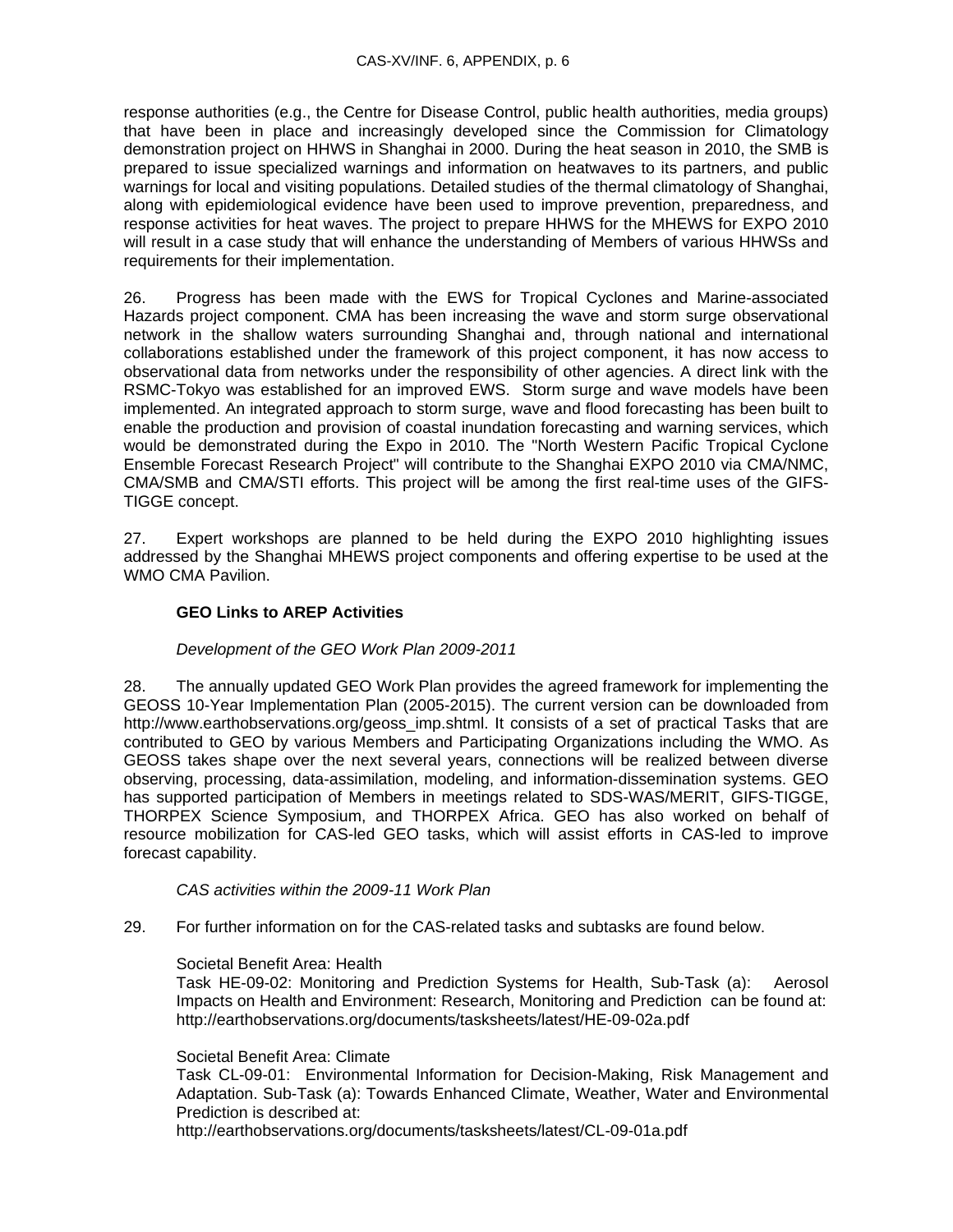response authorities (e.g., the Centre for Disease Control, public health authorities, media groups) that have been in place and increasingly developed since the Commission for Climatology demonstration project on HHWS in Shanghai in 2000. During the heat season in 2010, the SMB is prepared to issue specialized warnings and information on heatwaves to its partners, and public warnings for local and visiting populations. Detailed studies of the thermal climatology of Shanghai, along with epidemiological evidence have been used to improve prevention, preparedness, and response activities for heat waves. The project to prepare HHWS for the MHEWS for EXPO 2010 will result in a case study that will enhance the understanding of Members of various HHWSs and requirements for their implementation.

26. Progress has been made with the EWS for Tropical Cyclones and Marine-associated Hazards project component. CMA has been increasing the wave and storm surge observational network in the shallow waters surrounding Shanghai and, through national and international collaborations established under the framework of this project component, it has now access to observational data from networks under the responsibility of other agencies. A direct link with the RSMC-Tokyo was established for an improved EWS. Storm surge and wave models have been implemented. An integrated approach to storm surge, wave and flood forecasting has been built to enable the production and provision of coastal inundation forecasting and warning services, which would be demonstrated during the Expo in 2010. The "North Western Pacific Tropical Cyclone Ensemble Forecast Research Project" will contribute to the Shanghai EXPO 2010 via CMA/NMC, CMA/SMB and CMA/STI efforts. This project will be among the first real-time uses of the GIFS-TIGGE concept.

27. Expert workshops are planned to be held during the EXPO 2010 highlighting issues addressed by the Shanghai MHEWS project components and offering expertise to be used at the WMO CMA Pavilion.

**GEO Links to AREP Activities**

*Development of the GEO Work Plan 2009-2011*

28. The annually updated GEO Work Plan provides the agreed framework for implementing the GEOSS 10-Year Implementation Plan (2005-2015). The current version can be downloaded from http://www.earthobservations.org/geoss_imp.shtml. It consists of a set of practical Tasks that are contributed to GEO by various Members and Participating Organizations including the WMO. As GEOSS takes shape over the next several years, connections will be realized between diverse observing, processing, data-assimilation, modeling, and information-dissemination systems. GEO has supported participation of Members in meetings related to SDS-WAS/MERIT, GIFS-TIGGE, THORPEX Science Symposium, and THORPEX Africa. GEO has also worked on behalf of resource mobilization for CAS-led GEO tasks, which will assist efforts in CAS-led to improve forecast capability.

*CAS activities within the 2009-11 Work Plan*

29. For further information on for the CAS-related tasks and subtasks are found below.

Societal Benefit Area: Health
Task HE-09-02: Monitoring and Prediction Systems for Health, Sub-Task (a): Aerosol Impacts on Health and Environment: Research, Monitoring and Prediction can be found at: http://earthobservations.org/documents/tasksheets/latest/HE-09-02a.pdf

Societal Benefit Area: Climate
Task CL-09-01: Environmental Information for Decision-Making, Risk Management and Adaptation. Sub-Task (a): Towards Enhanced Climate, Weather, Water and Environmental Prediction is described at:
http://earthobservations.org/documents/tasksheets/latest/CL-09-01a.pdf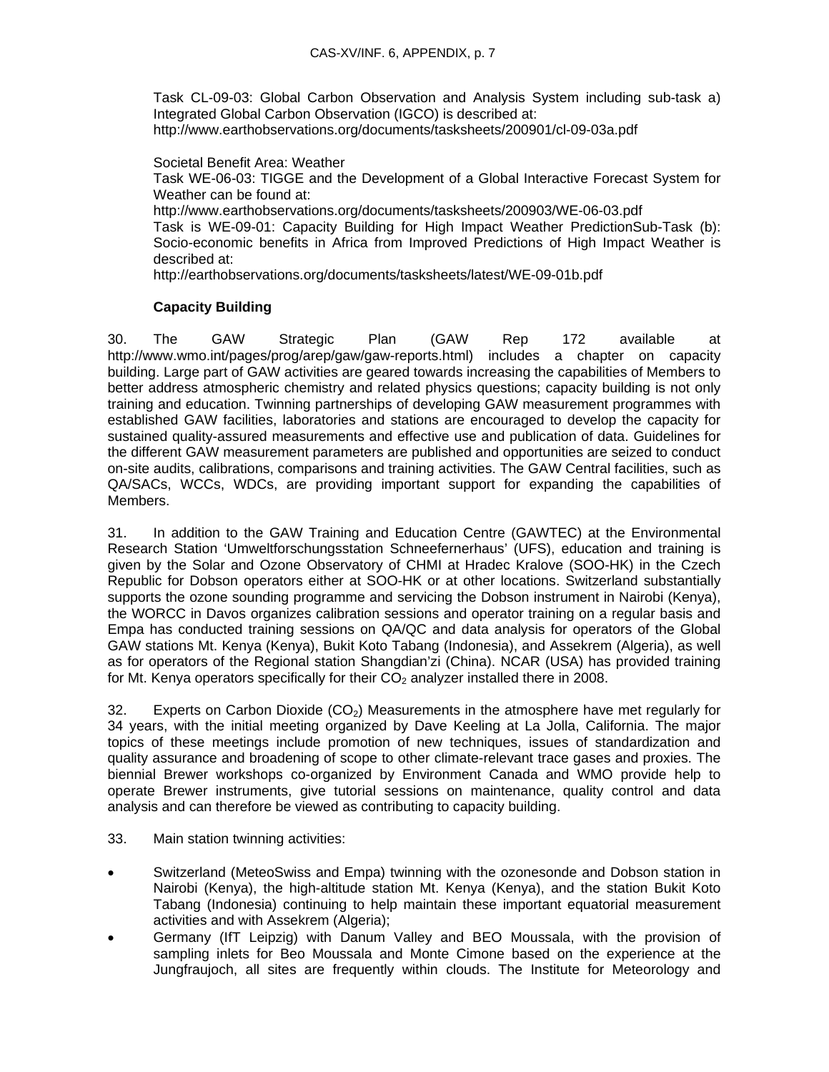Task CL-09-03: Global Carbon Observation and Analysis System including sub-task a) Integrated Global Carbon Observation (IGCO) is described at:
http://www.earthobservations.org/documents/tasksheets/200901/cl-09-03a.pdf

Societal Benefit Area: Weather
Task WE-06-03: TIGGE and the Development of a Global Interactive Forecast System for Weather can be found at:
http://www.earthobservations.org/documents/tasksheets/200903/WE-06-03.pdf
Task is WE-09-01: Capacity Building for High Impact Weather PredictionSub-Task (b): Socio-economic benefits in Africa from Improved Predictions of High Impact Weather is described at:
http://earthobservations.org/documents/tasksheets/latest/WE-09-01b.pdf

**Capacity Building**

30. The GAW Strategic Plan (GAW Rep 172 available at http://www.wmo.int/pages/prog/arep/gaw/gaw-reports.html) includes a chapter on capacity building. Large part of GAW activities are geared towards increasing the capabilities of Members to better address atmospheric chemistry and related physics questions; capacity building is not only training and education. Twinning partnerships of developing GAW measurement programmes with established GAW facilities, laboratories and stations are encouraged to develop the capacity for sustained quality-assured measurements and effective use and publication of data. Guidelines for the different GAW measurement parameters are published and opportunities are seized to conduct on-site audits, calibrations, comparisons and training activities. The GAW Central facilities, such as QA/SACs, WCCs, WDCs, are providing important support for expanding the capabilities of Members.

31. In addition to the GAW Training and Education Centre (GAWTEC) at the Environmental Research Station 'Umweltforschungsstation Schneefernerhaus' (UFS), education and training is given by the Solar and Ozone Observatory of CHMI at Hradec Kralove (SOO-HK) in the Czech Republic for Dobson operators either at SOO-HK or at other locations. Switzerland substantially supports the ozone sounding programme and servicing the Dobson instrument in Nairobi (Kenya), the WORCC in Davos organizes calibration sessions and operator training on a regular basis and Empa has conducted training sessions on QA/QC and data analysis for operators of the Global GAW stations Mt. Kenya (Kenya), Bukit Koto Tabang (Indonesia), and Assekrem (Algeria), as well as for operators of the Regional station Shangdian'zi (China). NCAR (USA) has provided training for Mt. Kenya operators specifically for their $CO_2$ analyzer installed there in 2008.

32. Experts on Carbon Dioxide ($CO_2$) Measurements in the atmosphere have met regularly for 34 years, with the initial meeting organized by Dave Keeling at La Jolla, California. The major topics of these meetings include promotion of new techniques, issues of standardization and quality assurance and broadening of scope to other climate-relevant trace gases and proxies. The biennial Brewer workshops co-organized by Environment Canada and WMO provide help to operate Brewer instruments, give tutorial sessions on maintenance, quality control and data analysis and can therefore be viewed as contributing to capacity building.

33. Main station twinning activities:

- Switzerland (MeteoSwiss and Empa) twinning with the ozonesonde and Dobson station in Nairobi (Kenya), the high-altitude station Mt. Kenya (Kenya), and the station Bukit Koto Tabang (Indonesia) continuing to help maintain these important equatorial measurement activities and with Assekrem (Algeria);
- Germany (IfT Leipzig) with Danum Valley and BEO Moussala, with the provision of sampling inlets for Beo Moussala and Monte Cimone based on the experience at the Jungfraujoch, all sites are frequently within clouds. The Institute for Meteorology and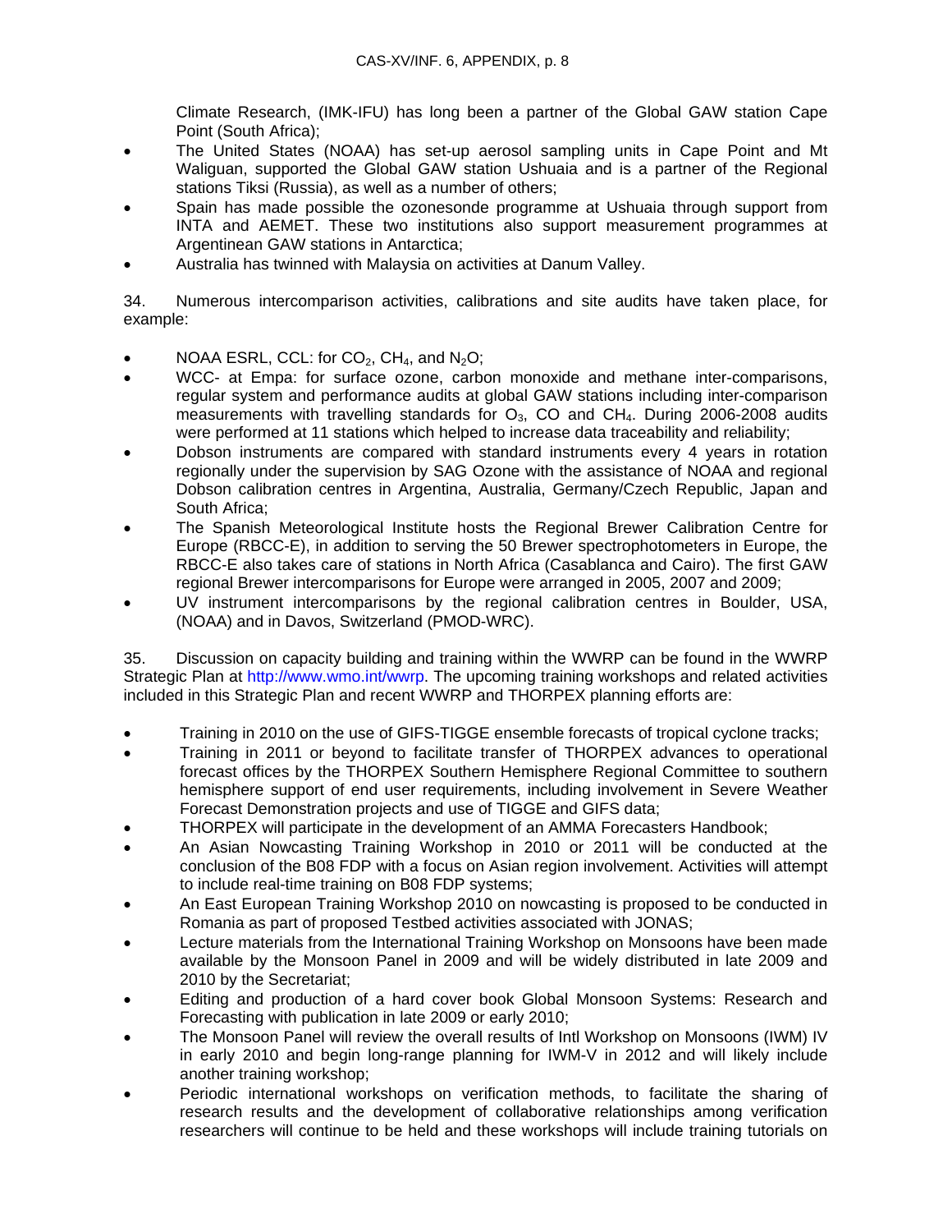Climate Research, (IMK-IFU) has long been a partner of the Global GAW station Cape Point (South Africa);

- The United States (NOAA) has set-up aerosol sampling units in Cape Point and Mt Waliguan, supported the Global GAW station Ushuaia and is a partner of the Regional stations Tiksi (Russia), as well as a number of others;
- Spain has made possible the ozonesonde programme at Ushuaia through support from INTA and AEMET. These two institutions also support measurement programmes at Argentinean GAW stations in Antarctica;
- Australia has twinned with Malaysia on activities at Danum Valley.

34. Numerous intercomparison activities, calibrations and site audits have taken place, for example:

- NOAA ESRL, CCL: for $CO_2$, $CH_4$, and $N_2O$;
- WCC- at Empa: for surface ozone, carbon monoxide and methane inter-comparisons, regular system and performance audits at global GAW stations including inter-comparison measurements with travelling standards for $O_3$, CO and $CH_4$. During 2006-2008 audits were performed at 11 stations which helped to increase data traceability and reliability;
- Dobson instruments are compared with standard instruments every 4 years in rotation regionally under the supervision by SAG Ozone with the assistance of NOAA and regional Dobson calibration centres in Argentina, Australia, Germany/Czech Republic, Japan and South Africa;
- The Spanish Meteorological Institute hosts the Regional Brewer Calibration Centre for Europe (RBCC-E), in addition to serving the 50 Brewer spectrophotometers in Europe, the RBCC-E also takes care of stations in North Africa (Casablanca and Cairo). The first GAW regional Brewer intercomparisons for Europe were arranged in 2005, 2007 and 2009;
- UV instrument intercomparisons by the regional calibration centres in Boulder, USA, (NOAA) and in Davos, Switzerland (PMOD-WRC).

35. Discussion on capacity building and training within the WWRP can be found in the WWRP Strategic Plan at http://www.wmo.int/wwrp. The upcoming training workshops and related activities included in this Strategic Plan and recent WWRP and THORPEX planning efforts are:

- Training in 2010 on the use of GIFS-TIGGE ensemble forecasts of tropical cyclone tracks;
- Training in 2011 or beyond to facilitate transfer of THORPEX advances to operational forecast offices by the THORPEX Southern Hemisphere Regional Committee to southern hemisphere support of end user requirements, including involvement in Severe Weather Forecast Demonstration projects and use of TIGGE and GIFS data;
- THORPEX will participate in the development of an AMMA Forecasters Handbook;
- An Asian Nowcasting Training Workshop in 2010 or 2011 will be conducted at the conclusion of the B08 FDP with a focus on Asian region involvement. Activities will attempt to include real-time training on B08 FDP systems;
- An East European Training Workshop 2010 on nowcasting is proposed to be conducted in Romania as part of proposed Testbed activities associated with JONAS;
- Lecture materials from the International Training Workshop on Monsoons have been made available by the Monsoon Panel in 2009 and will be widely distributed in late 2009 and 2010 by the Secretariat;
- Editing and production of a hard cover book Global Monsoon Systems: Research and Forecasting with publication in late 2009 or early 2010;
- The Monsoon Panel will review the overall results of Intl Workshop on Monsoons (IWM) IV in early 2010 and begin long-range planning for IWM-V in 2012 and will likely include another training workshop;
- Periodic international workshops on verification methods, to facilitate the sharing of research results and the development of collaborative relationships among verification researchers will continue to be held and these workshops will include training tutorials on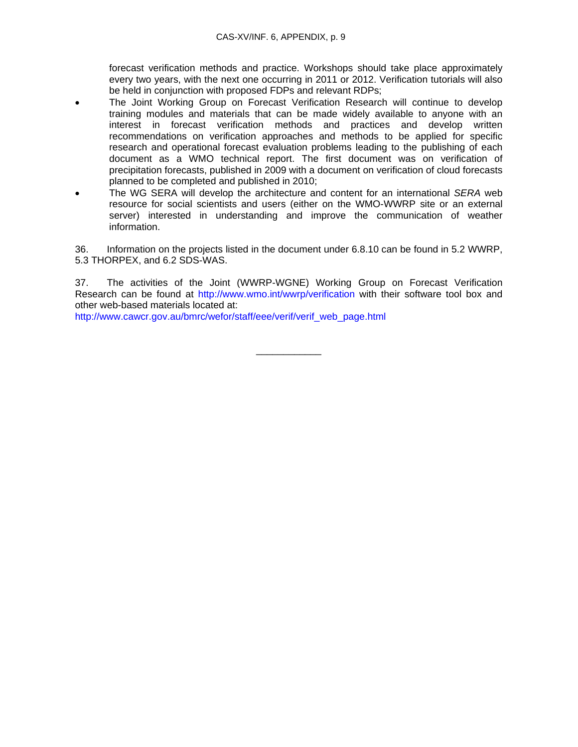forecast verification methods and practice. Workshops should take place approximately every two years, with the next one occurring in 2011 or 2012. Verification tutorials will also be held in conjunction with proposed FDPs and relevant RDPs;

- The Joint Working Group on Forecast Verification Research will continue to develop training modules and materials that can be made widely available to anyone with an interest in forecast verification methods and practices and develop written recommendations on verification approaches and methods to be applied for specific research and operational forecast evaluation problems leading to the publishing of each document as a WMO technical report. The first document was on verification of precipitation forecasts, published in 2009 with a document on verification of cloud forecasts planned to be completed and published in 2010;
- The WG SERA will develop the architecture and content for an international *SERA* web resource for social scientists and users (either on the WMO-WWRP site or an external server) interested in understanding and improve the communication of weather information.

36. Information on the projects listed in the document under 6.8.10 can be found in 5.2 WWRP, 5.3 THORPEX, and 6.2 SDS-WAS.

37. The activities of the Joint (WWRP-WGNE) Working Group on Forecast Verification Research can be found at http://www.wmo.int/wwrp/verification with their software tool box and other web-based materials located at:
http://www.cawcr.gov.au/bmrc/wefor/staff/eee/verif/verif_web_page.html

\_\_\_\_\_\_\_\_\_\_\_\_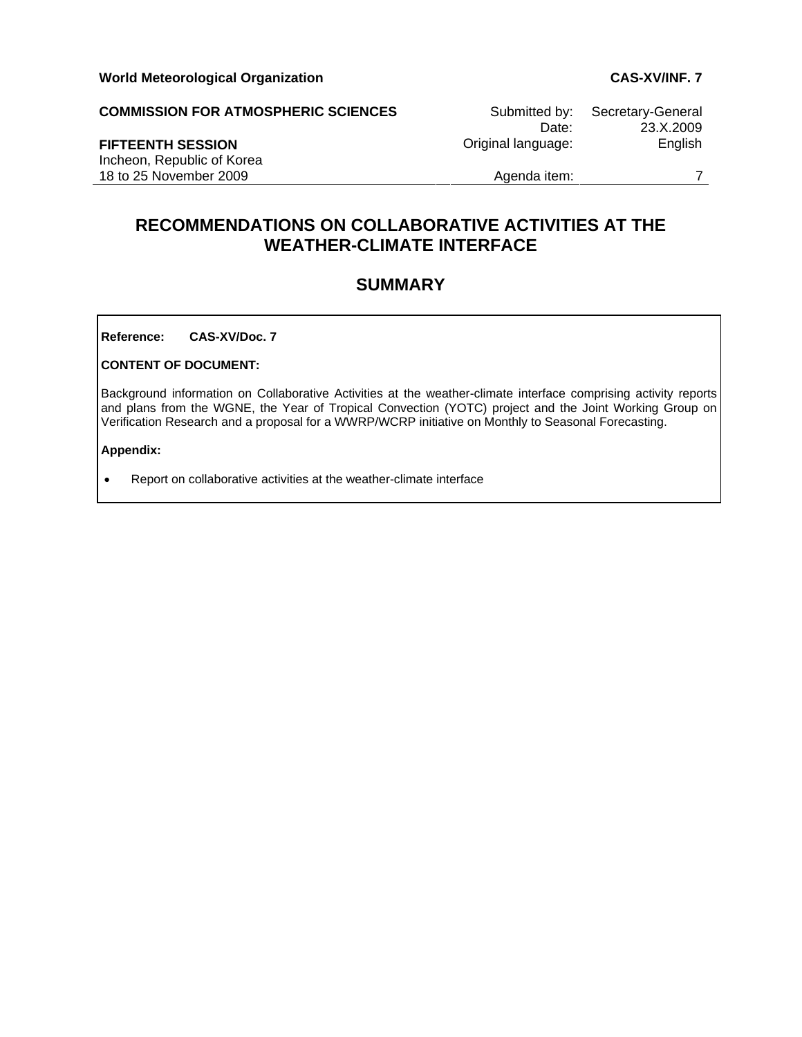**World Meteorological Organization** **CAS-XV/INF. 7**

**COMMISSION FOR ATMOSPHERIC SCIENCES**

**FIFTEENTH SESSION**
Incheon, Republic of Korea
18 to 25 November 2009

Submitted by: Secretary-General
Date: 23.X.2009
Original language: English
Agenda item: 7

# RECOMMENDATIONS ON COLLABORATIVE ACTIVITIES AT THE WEATHER-CLIMATE INTERFACE

## SUMMARY

**Reference: CAS-XV/Doc. 7**

**CONTENT OF DOCUMENT:**

Background information on Collaborative Activities at the weather-climate interface comprising activity reports and plans from the WGNE, the Year of Tropical Convection (YOTC) project and the Joint Working Group on Verification Research and a proposal for a WWRP/WCRP initiative on Monthly to Seasonal Forecasting.

**Appendix:**

- Report on collaborative activities at the weather-climate interface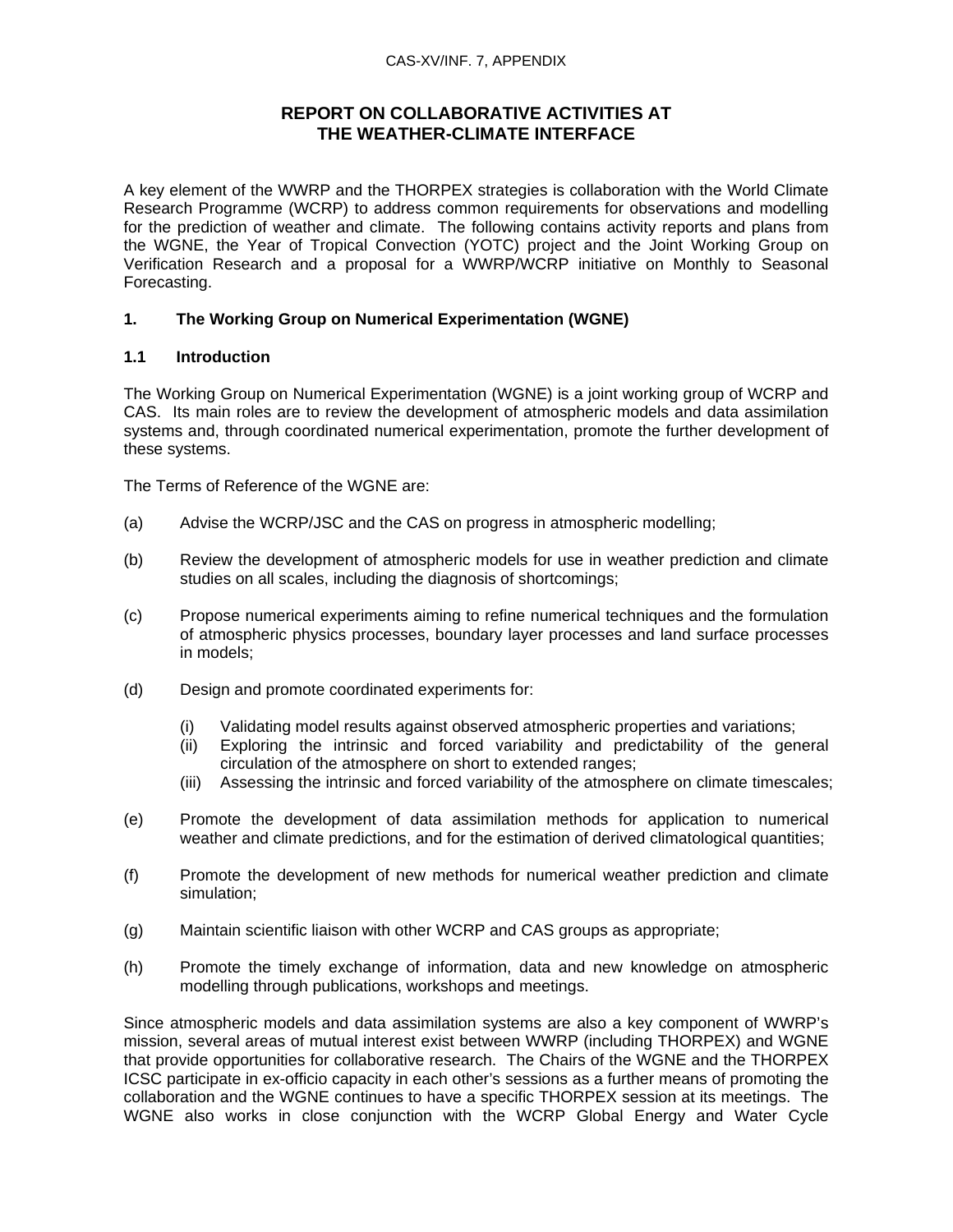# REPORT ON COLLABORATIVE ACTIVITIES AT THE WEATHER-CLIMATE INTERFACE

A key element of the WWRP and the THORPEX strategies is collaboration with the World Climate Research Programme (WCRP) to address common requirements for observations and modelling for the prediction of weather and climate. The following contains activity reports and plans from the WGNE, the Year of Tropical Convection (YOTC) project and the Joint Working Group on Verification Research and a proposal for a WWRP/WCRP initiative on Monthly to Seasonal Forecasting.

## 1. The Working Group on Numerical Experimentation (WGNE)

### 1.1 Introduction

The Working Group on Numerical Experimentation (WGNE) is a joint working group of WCRP and CAS. Its main roles are to review the development of atmospheric models and data assimilation systems and, through coordinated numerical experimentation, promote the further development of these systems.

The Terms of Reference of the WGNE are:

(a) Advise the WCRP/JSC and the CAS on progress in atmospheric modelling;

(b) Review the development of atmospheric models for use in weather prediction and climate studies on all scales, including the diagnosis of shortcomings;

(c) Propose numerical experiments aiming to refine numerical techniques and the formulation of atmospheric physics processes, boundary layer processes and land surface processes in models;

(d) Design and promote coordinated experiments for:

   (i) Validating model results against observed atmospheric properties and variations;
   (ii) Exploring the intrinsic and forced variability and predictability of the general circulation of the atmosphere on short to extended ranges;
   (iii) Assessing the intrinsic and forced variability of the atmosphere on climate timescales;

(e) Promote the development of data assimilation methods for application to numerical weather and climate predictions, and for the estimation of derived climatological quantities;

(f) Promote the development of new methods for numerical weather prediction and climate simulation;

(g) Maintain scientific liaison with other WCRP and CAS groups as appropriate;

(h) Promote the timely exchange of information, data and new knowledge on atmospheric modelling through publications, workshops and meetings.

Since atmospheric models and data assimilation systems are also a key component of WWRP's mission, several areas of mutual interest exist between WWRP (including THORPEX) and WGNE that provide opportunities for collaborative research. The Chairs of the WGNE and the THORPEX ICSC participate in ex-officio capacity in each other's sessions as a further means of promoting the collaboration and the WGNE continues to have a specific THORPEX session at its meetings. The WGNE also works in close conjunction with the WCRP Global Energy and Water Cycle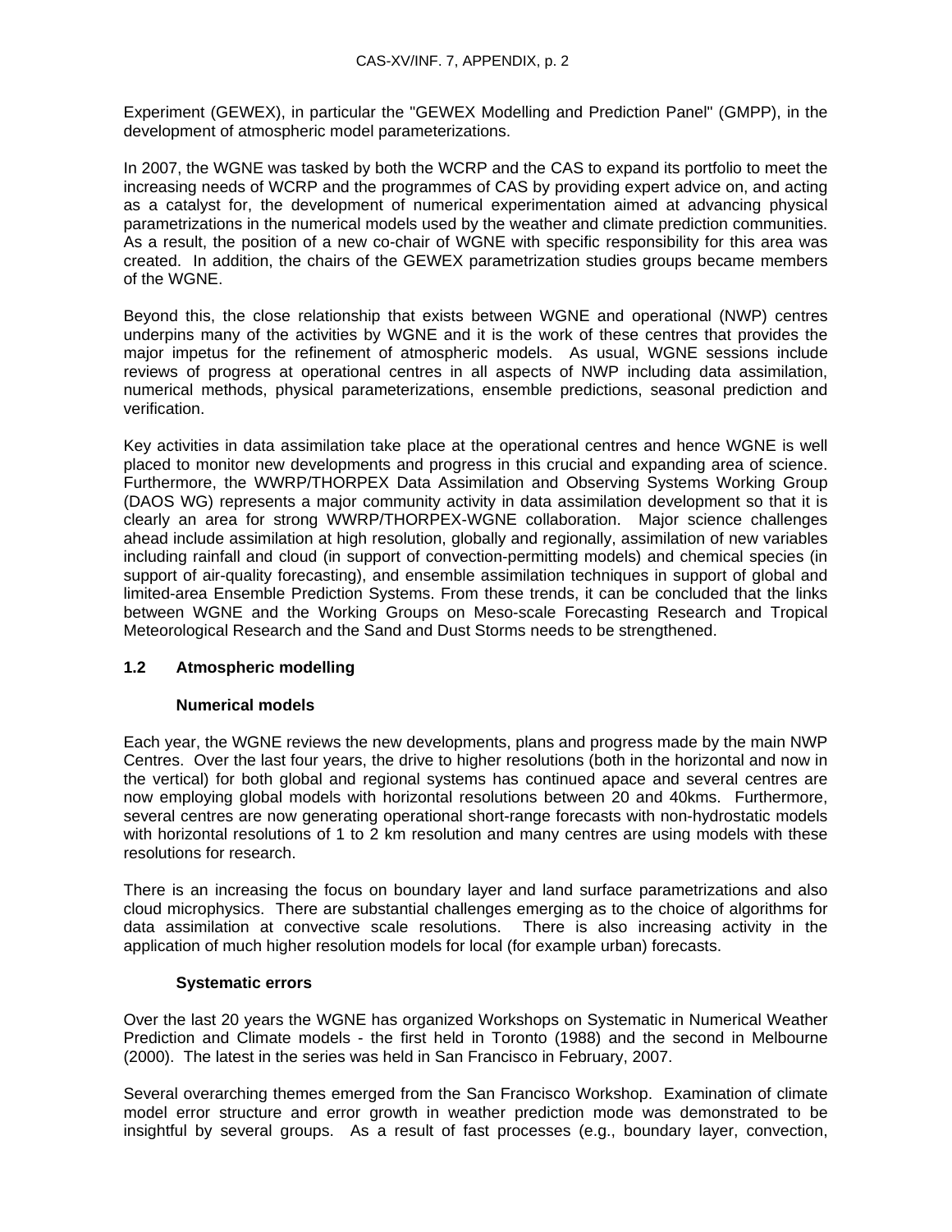Experiment (GEWEX), in particular the "GEWEX Modelling and Prediction Panel" (GMPP), in the development of atmospheric model parameterizations.

In 2007, the WGNE was tasked by both the WCRP and the CAS to expand its portfolio to meet the increasing needs of WCRP and the programmes of CAS by providing expert advice on, and acting as a catalyst for, the development of numerical experimentation aimed at advancing physical parametrizations in the numerical models used by the weather and climate prediction communities. As a result, the position of a new co-chair of WGNE with specific responsibility for this area was created. In addition, the chairs of the GEWEX parametrization studies groups became members of the WGNE.

Beyond this, the close relationship that exists between WGNE and operational (NWP) centres underpins many of the activities by WGNE and it is the work of these centres that provides the major impetus for the refinement of atmospheric models. As usual, WGNE sessions include reviews of progress at operational centres in all aspects of NWP including data assimilation, numerical methods, physical parameterizations, ensemble predictions, seasonal prediction and verification.

Key activities in data assimilation take place at the operational centres and hence WGNE is well placed to monitor new developments and progress in this crucial and expanding area of science. Furthermore, the WWRP/THORPEX Data Assimilation and Observing Systems Working Group (DAOS WG) represents a major community activity in data assimilation development so that it is clearly an area for strong WWRP/THORPEX-WGNE collaboration. Major science challenges ahead include assimilation at high resolution, globally and regionally, assimilation of new variables including rainfall and cloud (in support of convection-permitting models) and chemical species (in support of air-quality forecasting), and ensemble assimilation techniques in support of global and limited-area Ensemble Prediction Systems. From these trends, it can be concluded that the links between WGNE and the Working Groups on Meso-scale Forecasting Research and Tropical Meteorological Research and the Sand and Dust Storms needs to be strengthened.

## 1.2 Atmospheric modelling

### Numerical models

Each year, the WGNE reviews the new developments, plans and progress made by the main NWP Centres. Over the last four years, the drive to higher resolutions (both in the horizontal and now in the vertical) for both global and regional systems has continued apace and several centres are now employing global models with horizontal resolutions between 20 and 40kms. Furthermore, several centres are now generating operational short-range forecasts with non-hydrostatic models with horizontal resolutions of 1 to 2 km resolution and many centres are using models with these resolutions for research.

There is an increasing the focus on boundary layer and land surface parametrizations and also cloud microphysics. There are substantial challenges emerging as to the choice of algorithms for data assimilation at convective scale resolutions. There is also increasing activity in the application of much higher resolution models for local (for example urban) forecasts.

### Systematic errors

Over the last 20 years the WGNE has organized Workshops on Systematic in Numerical Weather Prediction and Climate models - the first held in Toronto (1988) and the second in Melbourne (2000). The latest in the series was held in San Francisco in February, 2007.

Several overarching themes emerged from the San Francisco Workshop. Examination of climate model error structure and error growth in weather prediction mode was demonstrated to be insightful by several groups. As a result of fast processes (e.g., boundary layer, convection,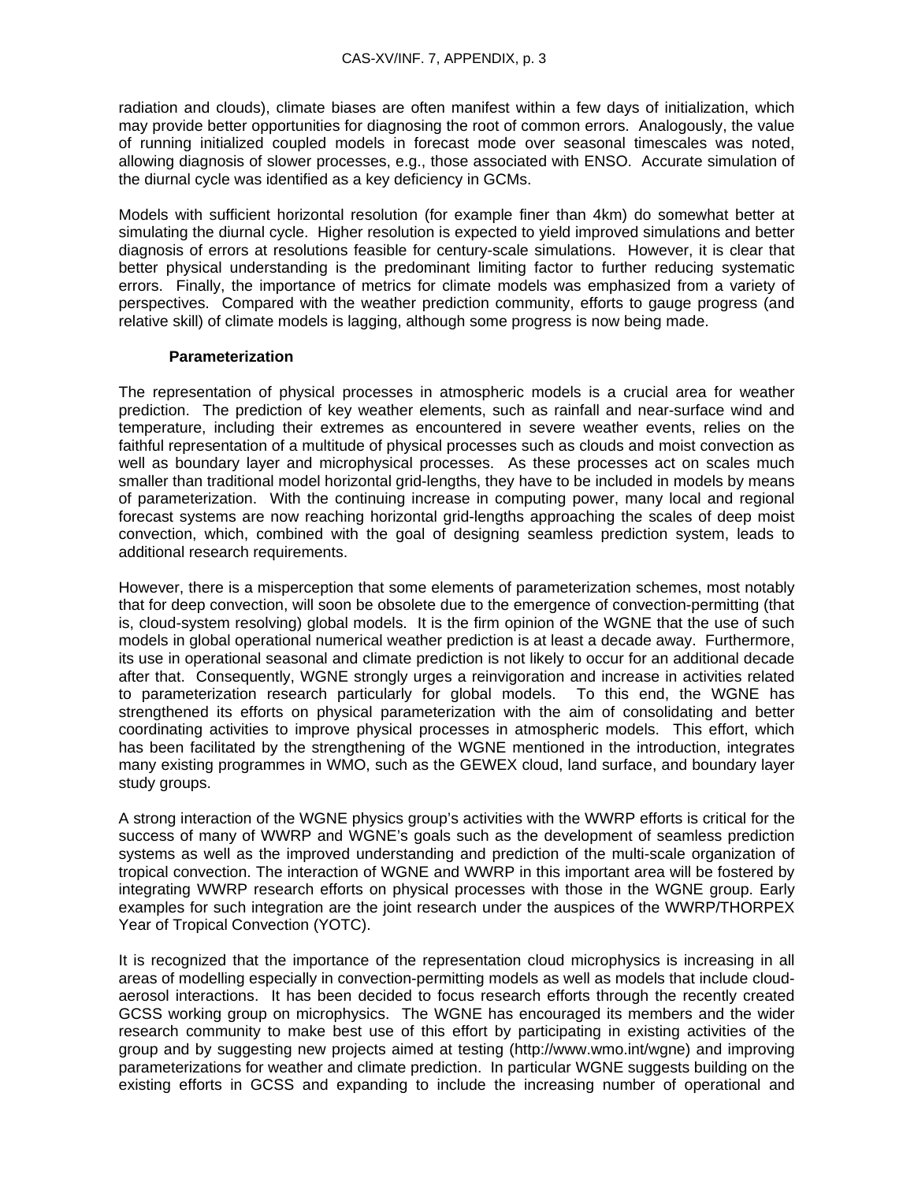radiation and clouds), climate biases are often manifest within a few days of initialization, which may provide better opportunities for diagnosing the root of common errors. Analogously, the value of running initialized coupled models in forecast mode over seasonal timescales was noted, allowing diagnosis of slower processes, e.g., those associated with ENSO. Accurate simulation of the diurnal cycle was identified as a key deficiency in GCMs.

Models with sufficient horizontal resolution (for example finer than 4km) do somewhat better at simulating the diurnal cycle. Higher resolution is expected to yield improved simulations and better diagnosis of errors at resolutions feasible for century-scale simulations. However, it is clear that better physical understanding is the predominant limiting factor to further reducing systematic errors. Finally, the importance of metrics for climate models was emphasized from a variety of perspectives. Compared with the weather prediction community, efforts to gauge progress (and relative skill) of climate models is lagging, although some progress is now being made.

**Parameterization**

The representation of physical processes in atmospheric models is a crucial area for weather prediction. The prediction of key weather elements, such as rainfall and near-surface wind and temperature, including their extremes as encountered in severe weather events, relies on the faithful representation of a multitude of physical processes such as clouds and moist convection as well as boundary layer and microphysical processes. As these processes act on scales much smaller than traditional model horizontal grid-lengths, they have to be included in models by means of parameterization. With the continuing increase in computing power, many local and regional forecast systems are now reaching horizontal grid-lengths approaching the scales of deep moist convection, which, combined with the goal of designing seamless prediction system, leads to additional research requirements.

However, there is a misperception that some elements of parameterization schemes, most notably that for deep convection, will soon be obsolete due to the emergence of convection-permitting (that is, cloud-system resolving) global models. It is the firm opinion of the WGNE that the use of such models in global operational numerical weather prediction is at least a decade away. Furthermore, its use in operational seasonal and climate prediction is not likely to occur for an additional decade after that. Consequently, WGNE strongly urges a reinvigoration and increase in activities related to parameterization research particularly for global models. To this end, the WGNE has strengthened its efforts on physical parameterization with the aim of consolidating and better coordinating activities to improve physical processes in atmospheric models. This effort, which has been facilitated by the strengthening of the WGNE mentioned in the introduction, integrates many existing programmes in WMO, such as the GEWEX cloud, land surface, and boundary layer study groups.

A strong interaction of the WGNE physics group's activities with the WWRP efforts is critical for the success of many of WWRP and WGNE's goals such as the development of seamless prediction systems as well as the improved understanding and prediction of the multi-scale organization of tropical convection. The interaction of WGNE and WWRP in this important area will be fostered by integrating WWRP research efforts on physical processes with those in the WGNE group. Early examples for such integration are the joint research under the auspices of the WWRP/THORPEX Year of Tropical Convection (YOTC).

It is recognized that the importance of the representation cloud microphysics is increasing in all areas of modelling especially in convection-permitting models as well as models that include cloud-aerosol interactions. It has been decided to focus research efforts through the recently created GCSS working group on microphysics. The WGNE has encouraged its members and the wider research community to make best use of this effort by participating in existing activities of the group and by suggesting new projects aimed at testing (http://www.wmo.int/wgne) and improving parameterizations for weather and climate prediction. In particular WGNE suggests building on the existing efforts in GCSS and expanding to include the increasing number of operational and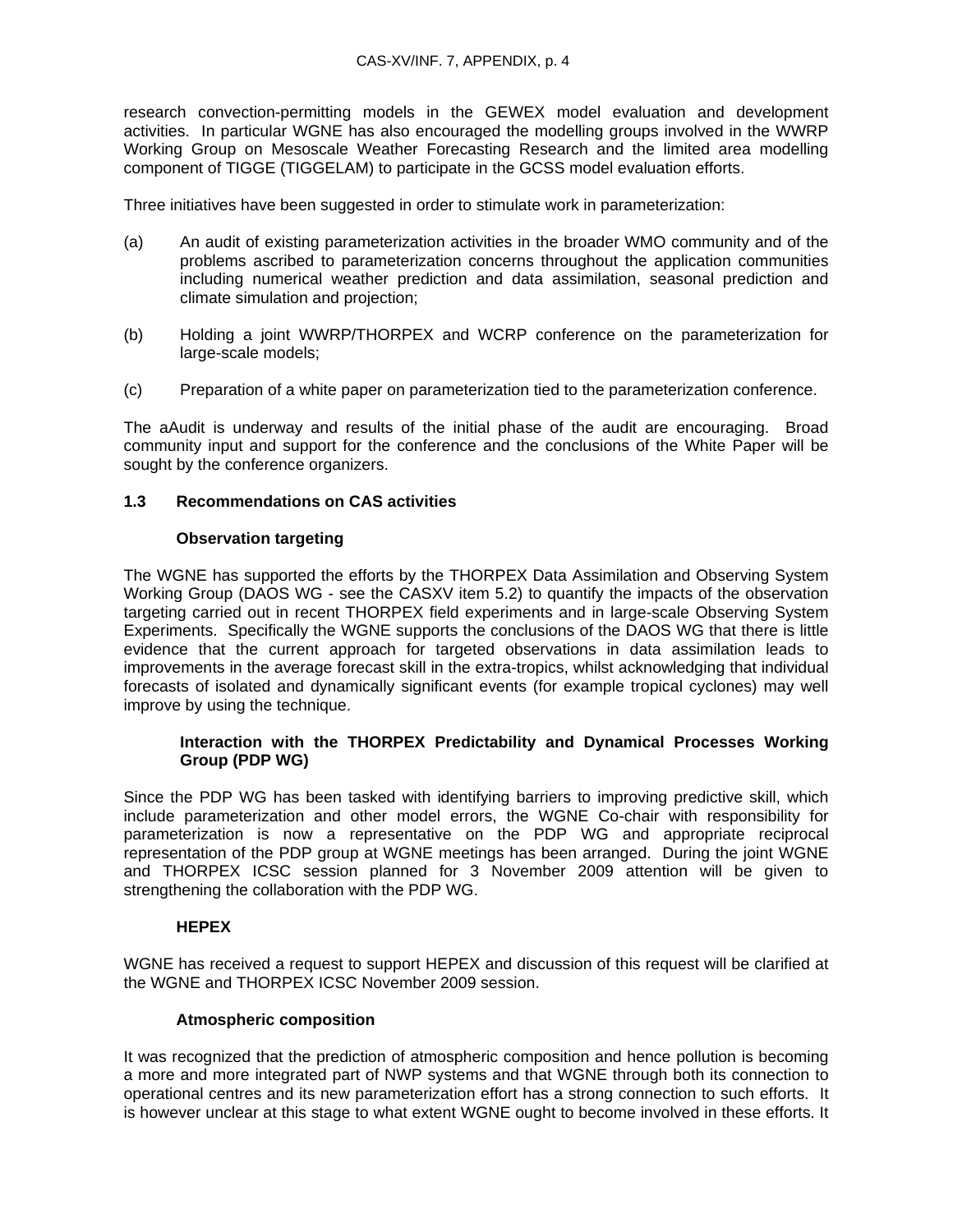research convection-permitting models in the GEWEX model evaluation and development activities. In particular WGNE has also encouraged the modelling groups involved in the WWRP Working Group on Mesoscale Weather Forecasting Research and the limited area modelling component of TIGGE (TIGGELAM) to participate in the GCSS model evaluation efforts.

Three initiatives have been suggested in order to stimulate work in parameterization:

(a) An audit of existing parameterization activities in the broader WMO community and of the problems ascribed to parameterization concerns throughout the application communities including numerical weather prediction and data assimilation, seasonal prediction and climate simulation and projection;

(b) Holding a joint WWRP/THORPEX and WCRP conference on the parameterization for large-scale models;

(c) Preparation of a white paper on parameterization tied to the parameterization conference.

The aAudit is underway and results of the initial phase of the audit are encouraging. Broad community input and support for the conference and the conclusions of the White Paper will be sought by the conference organizers.

### 1.3 Recommendations on CAS activities

**Observation targeting**

The WGNE has supported the efforts by the THORPEX Data Assimilation and Observing System Working Group (DAOS WG - see the CASXV item 5.2) to quantify the impacts of the observation targeting carried out in recent THORPEX field experiments and in large-scale Observing System Experiments. Specifically the WGNE supports the conclusions of the DAOS WG that there is little evidence that the current approach for targeted observations in data assimilation leads to improvements in the average forecast skill in the extra-tropics, whilst acknowledging that individual forecasts of isolated and dynamically significant events (for example tropical cyclones) may well improve by using the technique.

**Interaction with the THORPEX Predictability and Dynamical Processes Working Group (PDP WG)**

Since the PDP WG has been tasked with identifying barriers to improving predictive skill, which include parameterization and other model errors, the WGNE Co-chair with responsibility for parameterization is now a representative on the PDP WG and appropriate reciprocal representation of the PDP group at WGNE meetings has been arranged. During the joint WGNE and THORPEX ICSC session planned for 3 November 2009 attention will be given to strengthening the collaboration with the PDP WG.

**HEPEX**

WGNE has received a request to support HEPEX and discussion of this request will be clarified at the WGNE and THORPEX ICSC November 2009 session.

**Atmospheric composition**

It was recognized that the prediction of atmospheric composition and hence pollution is becoming a more and more integrated part of NWP systems and that WGNE through both its connection to operational centres and its new parameterization effort has a strong connection to such efforts. It is however unclear at this stage to what extent WGNE ought to become involved in these efforts. It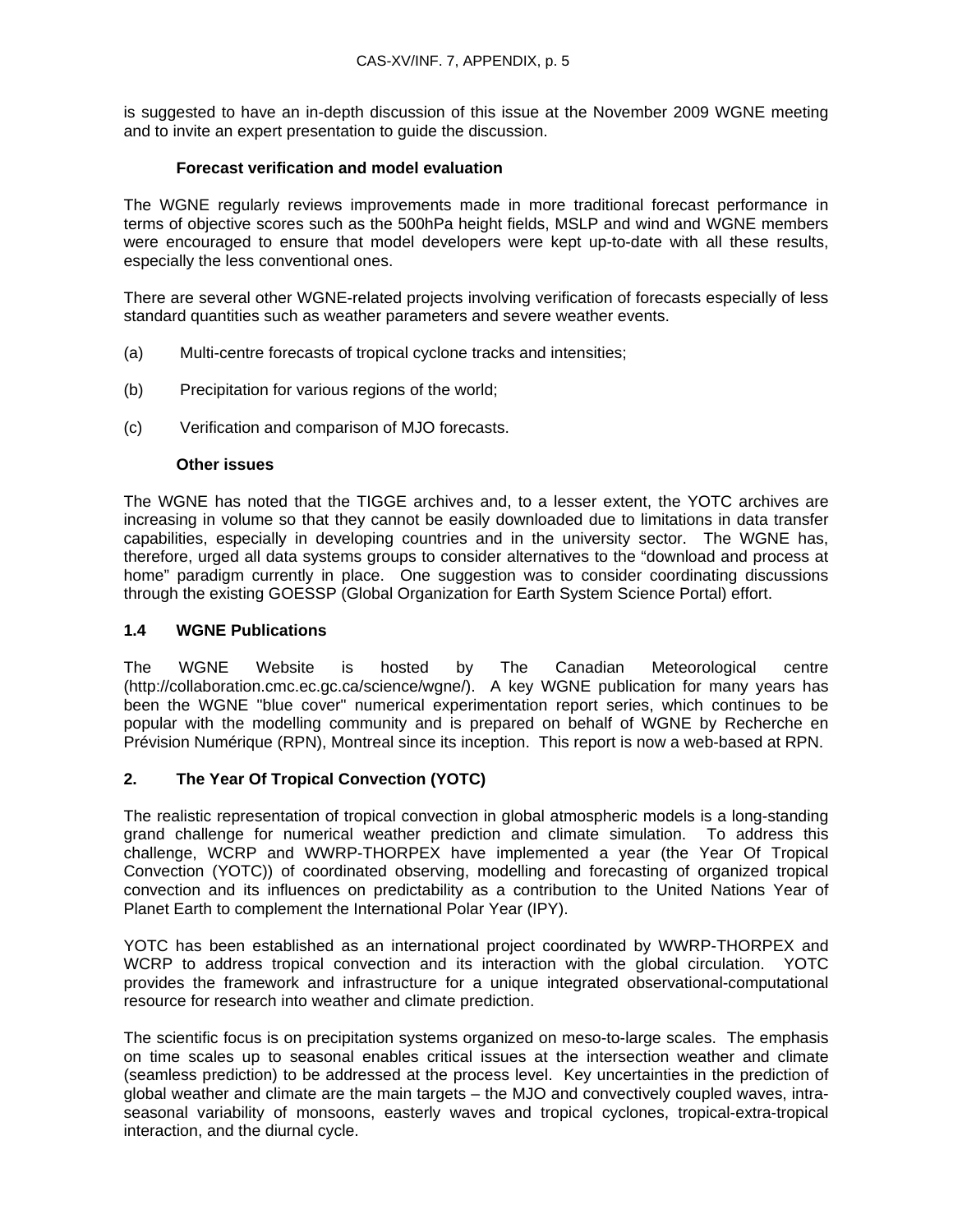is suggested to have an in-depth discussion of this issue at the November 2009 WGNE meeting and to invite an expert presentation to guide the discussion.

**Forecast verification and model evaluation**

The WGNE regularly reviews improvements made in more traditional forecast performance in terms of objective scores such as the 500hPa height fields, MSLP and wind and WGNE members were encouraged to ensure that model developers were kept up-to-date with all these results, especially the less conventional ones.

There are several other WGNE-related projects involving verification of forecasts especially of less standard quantities such as weather parameters and severe weather events.

(a) Multi-centre forecasts of tropical cyclone tracks and intensities;

(b) Precipitation for various regions of the world;

(c) Verification and comparison of MJO forecasts.

**Other issues**

The WGNE has noted that the TIGGE archives and, to a lesser extent, the YOTC archives are increasing in volume so that they cannot be easily downloaded due to limitations in data transfer capabilities, especially in developing countries and in the university sector. The WGNE has, therefore, urged all data systems groups to consider alternatives to the "download and process at home" paradigm currently in place. One suggestion was to consider coordinating discussions through the existing GOESSP (Global Organization for Earth System Science Portal) effort.

### 1.4 WGNE Publications

The WGNE Website is hosted by The Canadian Meteorological centre (http://collaboration.cmc.ec.gc.ca/science/wgne/). A key WGNE publication for many years has been the WGNE "blue cover" numerical experimentation report series, which continues to be popular with the modelling community and is prepared on behalf of WGNE by Recherche en Prévision Numérique (RPN), Montreal since its inception. This report is now a web-based at RPN.

## 2. The Year Of Tropical Convection (YOTC)

The realistic representation of tropical convection in global atmospheric models is a long-standing grand challenge for numerical weather prediction and climate simulation. To address this challenge, WCRP and WWRP-THORPEX have implemented a year (the Year Of Tropical Convection (YOTC)) of coordinated observing, modelling and forecasting of organized tropical convection and its influences on predictability as a contribution to the United Nations Year of Planet Earth to complement the International Polar Year (IPY).

YOTC has been established as an international project coordinated by WWRP-THORPEX and WCRP to address tropical convection and its interaction with the global circulation. YOTC provides the framework and infrastructure for a unique integrated observational-computational resource for research into weather and climate prediction.

The scientific focus is on precipitation systems organized on meso-to-large scales. The emphasis on time scales up to seasonal enables critical issues at the intersection weather and climate (seamless prediction) to be addressed at the process level. Key uncertainties in the prediction of global weather and climate are the main targets – the MJO and convectively coupled waves, intra-seasonal variability of monsoons, easterly waves and tropical cyclones, tropical-extra-tropical interaction, and the diurnal cycle.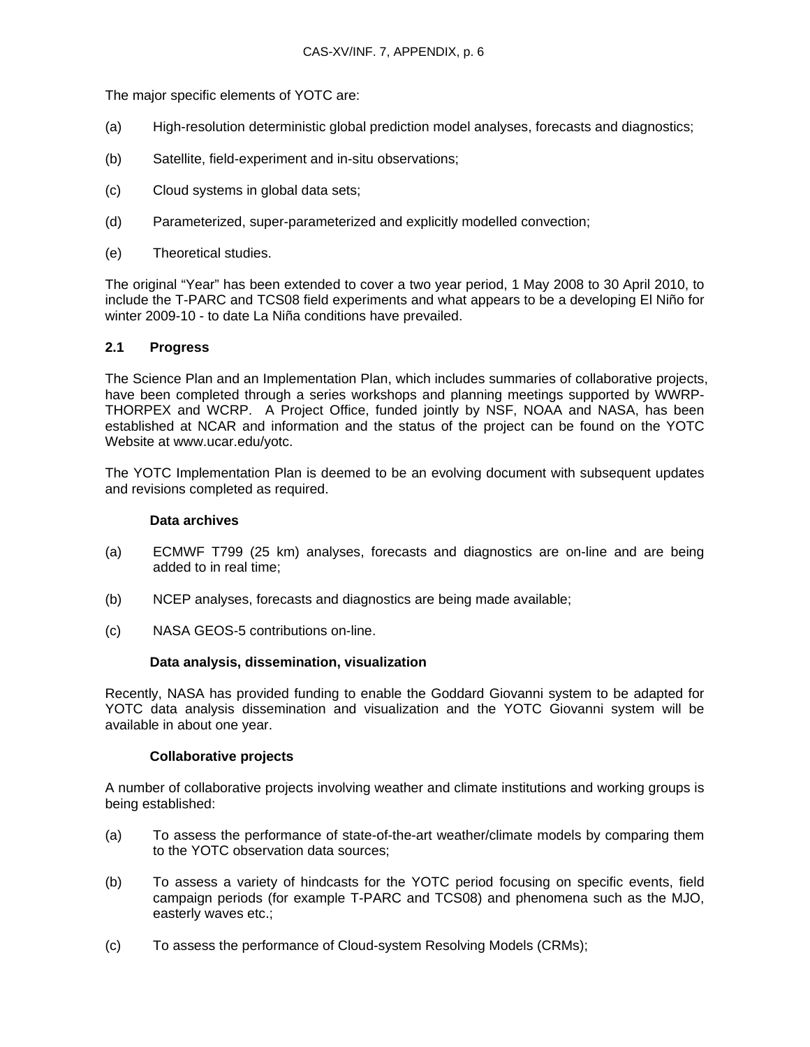The major specific elements of YOTC are:

(a) High-resolution deterministic global prediction model analyses, forecasts and diagnostics;

(b) Satellite, field-experiment and in-situ observations;

(c) Cloud systems in global data sets;

(d) Parameterized, super-parameterized and explicitly modelled convection;

(e) Theoretical studies.

The original “Year” has been extended to cover a two year period, 1 May 2008 to 30 April 2010, to include the T-PARC and TCS08 field experiments and what appears to be a developing El Niño for winter 2009-10 - to date La Niña conditions have prevailed.

## 2.1 Progress

The Science Plan and an Implementation Plan, which includes summaries of collaborative projects, have been completed through a series workshops and planning meetings supported by WWRP-THORPEX and WCRP. A Project Office, funded jointly by NSF, NOAA and NASA, has been established at NCAR and information and the status of the project can be found on the YOTC Website at www.ucar.edu/yotc.

The YOTC Implementation Plan is deemed to be an evolving document with subsequent updates and revisions completed as required.

**Data archives**

(a) ECMWF T799 (25 km) analyses, forecasts and diagnostics are on-line and are being added to in real time;

(b) NCEP analyses, forecasts and diagnostics are being made available;

(c) NASA GEOS-5 contributions on-line.

**Data analysis, dissemination, visualization**

Recently, NASA has provided funding to enable the Goddard Giovanni system to be adapted for YOTC data analysis dissemination and visualization and the YOTC Giovanni system will be available in about one year.

**Collaborative projects**

A number of collaborative projects involving weather and climate institutions and working groups is being established:

(a) To assess the performance of state-of-the-art weather/climate models by comparing them to the YOTC observation data sources;

(b) To assess a variety of hindcasts for the YOTC period focusing on specific events, field campaign periods (for example T-PARC and TCS08) and phenomena such as the MJO, easterly waves etc.;

(c) To assess the performance of Cloud-system Resolving Models (CRMs);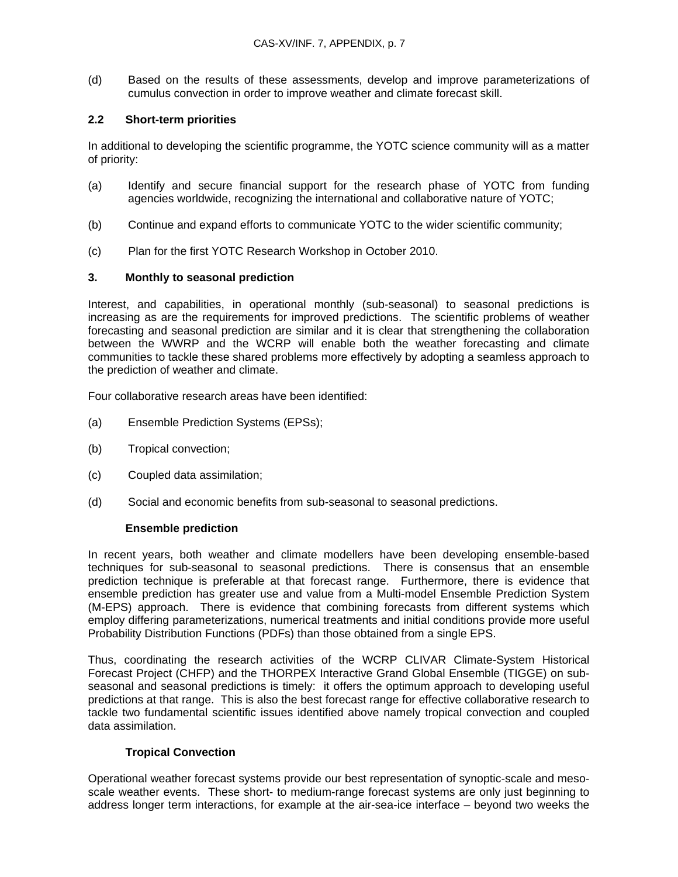(d) Based on the results of these assessments, develop and improve parameterizations of cumulus convection in order to improve weather and climate forecast skill.

### 2.2 Short-term priorities

In additional to developing the scientific programme, the YOTC science community will as a matter of priority:

(a) Identify and secure financial support for the research phase of YOTC from funding agencies worldwide, recognizing the international and collaborative nature of YOTC;

(b) Continue and expand efforts to communicate YOTC to the wider scientific community;

(c) Plan for the first YOTC Research Workshop in October 2010.

## 3. Monthly to seasonal prediction

Interest, and capabilities, in operational monthly (sub-seasonal) to seasonal predictions is increasing as are the requirements for improved predictions. The scientific problems of weather forecasting and seasonal prediction are similar and it is clear that strengthening the collaboration between the WWRP and the WCRP will enable both the weather forecasting and climate communities to tackle these shared problems more effectively by adopting a seamless approach to the prediction of weather and climate.

Four collaborative research areas have been identified:

(a) Ensemble Prediction Systems (EPSs);

(b) Tropical convection;

(c) Coupled data assimilation;

(d) Social and economic benefits from sub-seasonal to seasonal predictions.

### Ensemble prediction

In recent years, both weather and climate modellers have been developing ensemble-based techniques for sub-seasonal to seasonal predictions. There is consensus that an ensemble prediction technique is preferable at that forecast range. Furthermore, there is evidence that ensemble prediction has greater use and value from a Multi-model Ensemble Prediction System (M-EPS) approach. There is evidence that combining forecasts from different systems which employ differing parameterizations, numerical treatments and initial conditions provide more useful Probability Distribution Functions (PDFs) than those obtained from a single EPS.

Thus, coordinating the research activities of the WCRP CLIVAR Climate-System Historical Forecast Project (CHFP) and the THORPEX Interactive Grand Global Ensemble (TIGGE) on sub-seasonal and seasonal predictions is timely: it offers the optimum approach to developing useful predictions at that range. This is also the best forecast range for effective collaborative research to tackle two fundamental scientific issues identified above namely tropical convection and coupled data assimilation.

### Tropical Convection

Operational weather forecast systems provide our best representation of synoptic-scale and meso-scale weather events. These short- to medium-range forecast systems are only just beginning to address longer term interactions, for example at the air-sea-ice interface – beyond two weeks the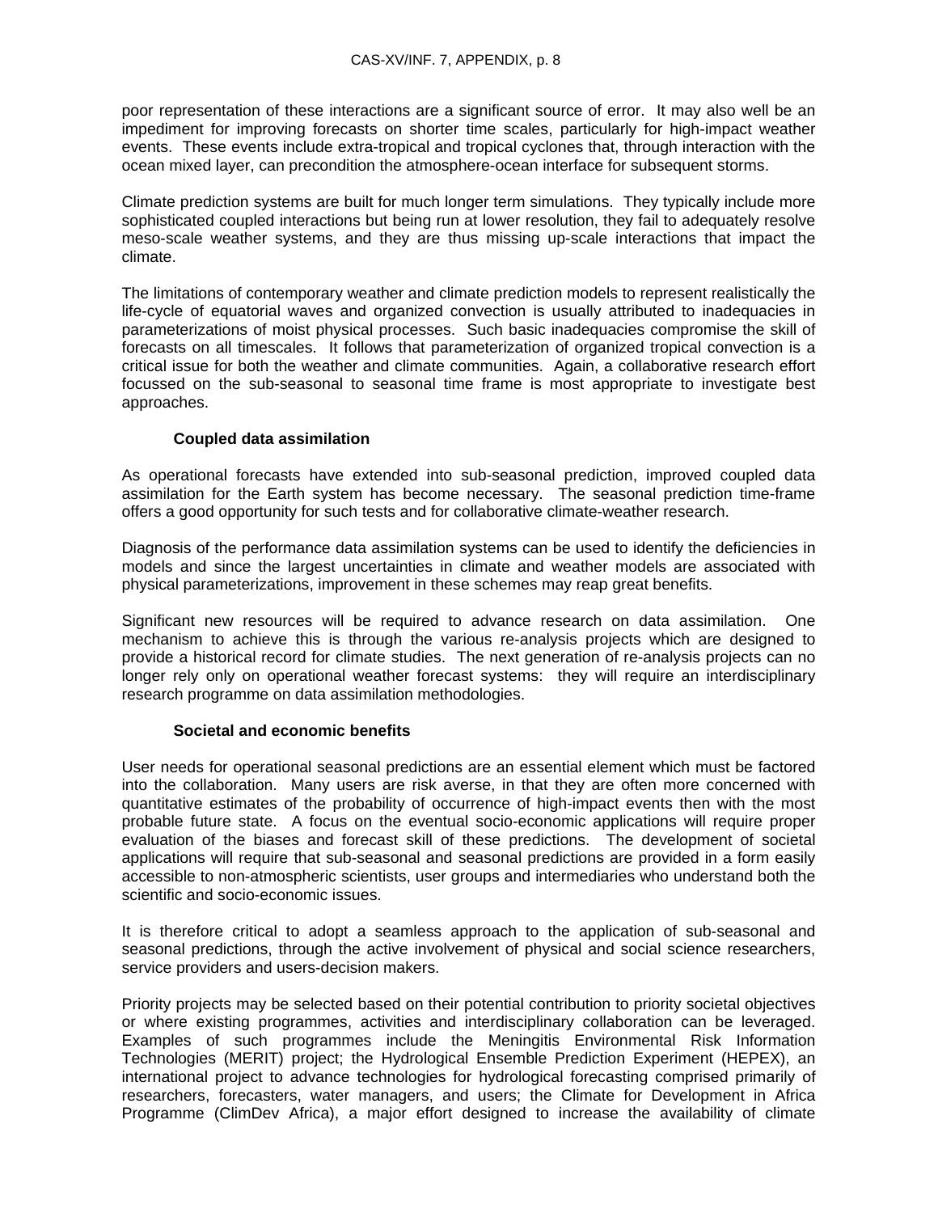poor representation of these interactions are a significant source of error. It may also well be an impediment for improving forecasts on shorter time scales, particularly for high-impact weather events. These events include extra-tropical and tropical cyclones that, through interaction with the ocean mixed layer, can precondition the atmosphere-ocean interface for subsequent storms.

Climate prediction systems are built for much longer term simulations. They typically include more sophisticated coupled interactions but being run at lower resolution, they fail to adequately resolve meso-scale weather systems, and they are thus missing up-scale interactions that impact the climate.

The limitations of contemporary weather and climate prediction models to represent realistically the life-cycle of equatorial waves and organized convection is usually attributed to inadequacies in parameterizations of moist physical processes. Such basic inadequacies compromise the skill of forecasts on all timescales. It follows that parameterization of organized tropical convection is a critical issue for both the weather and climate communities. Again, a collaborative research effort focussed on the sub-seasonal to seasonal time frame is most appropriate to investigate best approaches.

**Coupled data assimilation**

As operational forecasts have extended into sub-seasonal prediction, improved coupled data assimilation for the Earth system has become necessary. The seasonal prediction time-frame offers a good opportunity for such tests and for collaborative climate-weather research.

Diagnosis of the performance data assimilation systems can be used to identify the deficiencies in models and since the largest uncertainties in climate and weather models are associated with physical parameterizations, improvement in these schemes may reap great benefits.

Significant new resources will be required to advance research on data assimilation. One mechanism to achieve this is through the various re-analysis projects which are designed to provide a historical record for climate studies. The next generation of re-analysis projects can no longer rely only on operational weather forecast systems: they will require an interdisciplinary research programme on data assimilation methodologies.

**Societal and economic benefits**

User needs for operational seasonal predictions are an essential element which must be factored into the collaboration. Many users are risk averse, in that they are often more concerned with quantitative estimates of the probability of occurrence of high-impact events then with the most probable future state. A focus on the eventual socio-economic applications will require proper evaluation of the biases and forecast skill of these predictions. The development of societal applications will require that sub-seasonal and seasonal predictions are provided in a form easily accessible to non-atmospheric scientists, user groups and intermediaries who understand both the scientific and socio-economic issues.

It is therefore critical to adopt a seamless approach to the application of sub-seasonal and seasonal predictions, through the active involvement of physical and social science researchers, service providers and users-decision makers.

Priority projects may be selected based on their potential contribution to priority societal objectives or where existing programmes, activities and interdisciplinary collaboration can be leveraged. Examples of such programmes include the Meningitis Environmental Risk Information Technologies (MERIT) project; the Hydrological Ensemble Prediction Experiment (HEPEX), an international project to advance technologies for hydrological forecasting comprised primarily of researchers, forecasters, water managers, and users; the Climate for Development in Africa Programme (ClimDev Africa), a major effort designed to increase the availability of climate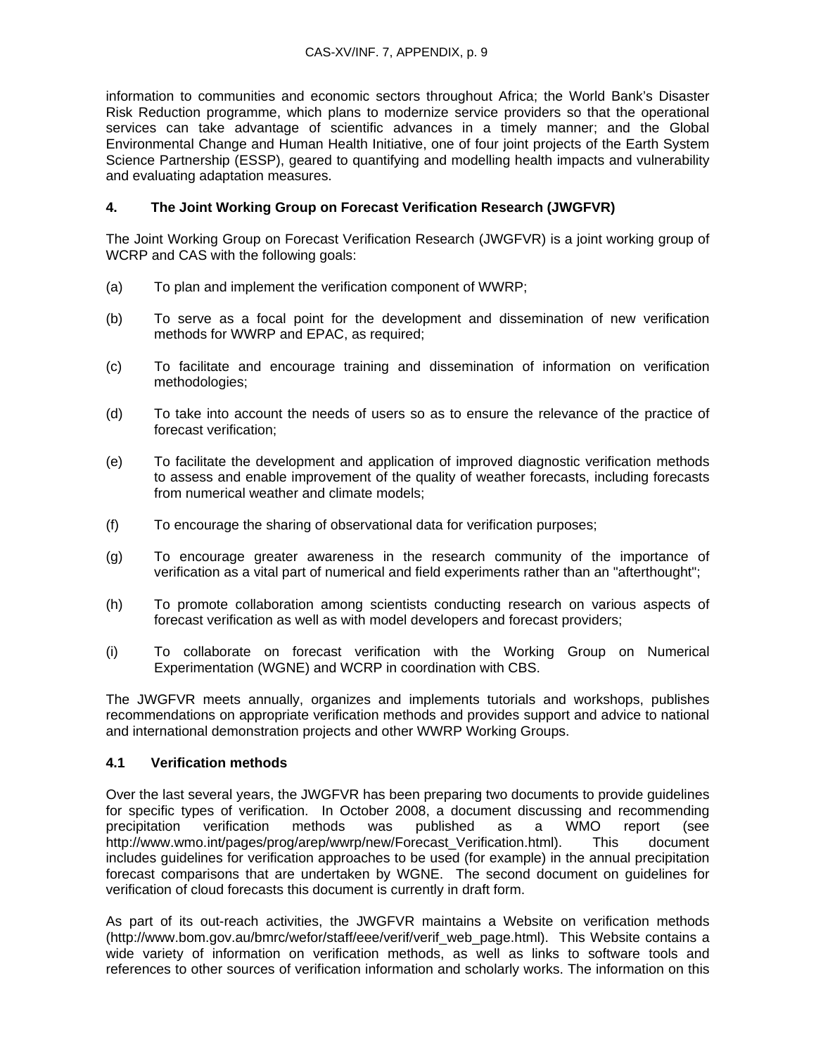information to communities and economic sectors throughout Africa; the World Bank's Disaster Risk Reduction programme, which plans to modernize service providers so that the operational services can take advantage of scientific advances in a timely manner; and the Global Environmental Change and Human Health Initiative, one of four joint projects of the Earth System Science Partnership (ESSP), geared to quantifying and modelling health impacts and vulnerability and evaluating adaptation measures.

## 4. The Joint Working Group on Forecast Verification Research (JWGFVR)

The Joint Working Group on Forecast Verification Research (JWGFVR) is a joint working group of WCRP and CAS with the following goals:

(a) To plan and implement the verification component of WWRP;

(b) To serve as a focal point for the development and dissemination of new verification methods for WWRP and EPAC, as required;

(c) To facilitate and encourage training and dissemination of information on verification methodologies;

(d) To take into account the needs of users so as to ensure the relevance of the practice of forecast verification;

(e) To facilitate the development and application of improved diagnostic verification methods to assess and enable improvement of the quality of weather forecasts, including forecasts from numerical weather and climate models;

(f) To encourage the sharing of observational data for verification purposes;

(g) To encourage greater awareness in the research community of the importance of verification as a vital part of numerical and field experiments rather than an "afterthought";

(h) To promote collaboration among scientists conducting research on various aspects of forecast verification as well as with model developers and forecast providers;

(i) To collaborate on forecast verification with the Working Group on Numerical Experimentation (WGNE) and WCRP in coordination with CBS.

The JWGFVR meets annually, organizes and implements tutorials and workshops, publishes recommendations on appropriate verification methods and provides support and advice to national and international demonstration projects and other WWRP Working Groups.

### 4.1 Verification methods

Over the last several years, the JWGFVR has been preparing two documents to provide guidelines for specific types of verification. In October 2008, a document discussing and recommending precipitation verification methods was published as a WMO report (see http://www.wmo.int/pages/prog/arep/wwrp/new/Forecast_Verification.html). This document includes guidelines for verification approaches to be used (for example) in the annual precipitation forecast comparisons that are undertaken by WGNE. The second document on guidelines for verification of cloud forecasts this document is currently in draft form.

As part of its out-reach activities, the JWGFVR maintains a Website on verification methods (http://www.bom.gov.au/bmrc/wefor/staff/eee/verif/verif_web_page.html). This Website contains a wide variety of information on verification methods, as well as links to software tools and references to other sources of verification information and scholarly works. The information on this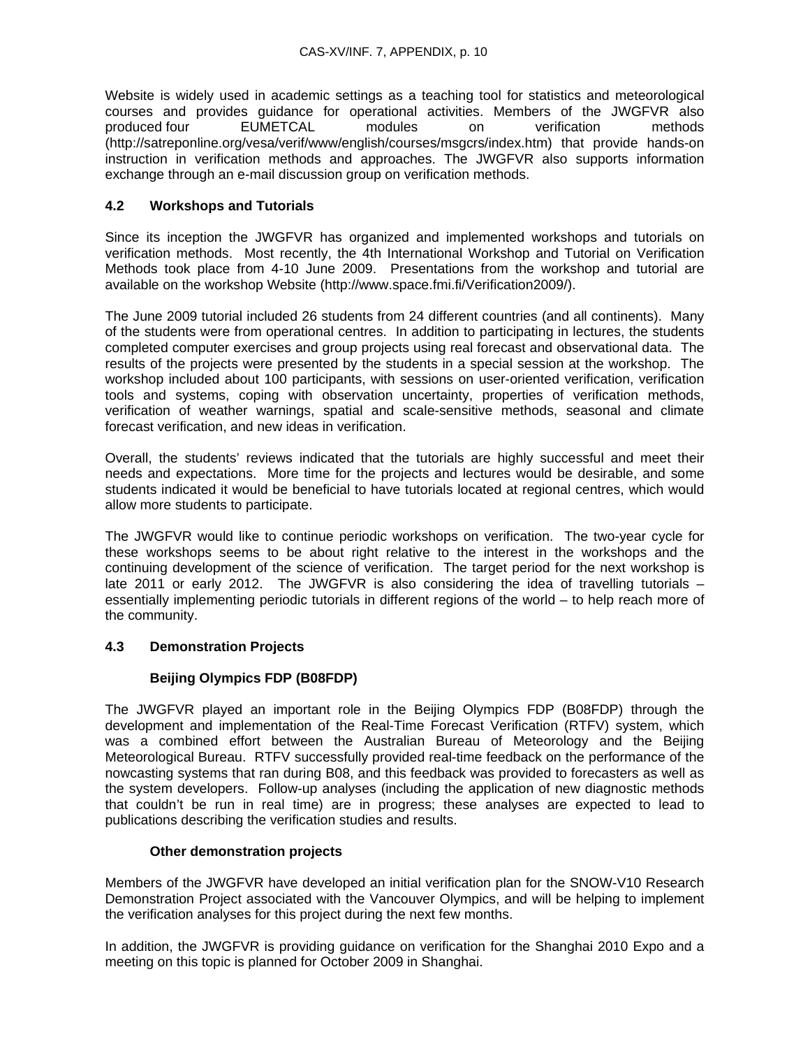Website is widely used in academic settings as a teaching tool for statistics and meteorological courses and provides guidance for operational activities. Members of the JWGFVR also produced four EUMETCAL modules on verification methods (http://satreponline.org/vesa/verif/www/english/courses/msgcrs/index.htm) that provide hands-on instruction in verification methods and approaches. The JWGFVR also supports information exchange through an e-mail discussion group on verification methods.

### 4.2 Workshops and Tutorials

Since its inception the JWGFVR has organized and implemented workshops and tutorials on verification methods. Most recently, the 4th International Workshop and Tutorial on Verification Methods took place from 4-10 June 2009. Presentations from the workshop and tutorial are available on the workshop Website (http://www.space.fmi.fi/Verification2009/).

The June 2009 tutorial included 26 students from 24 different countries (and all continents). Many of the students were from operational centres. In addition to participating in lectures, the students completed computer exercises and group projects using real forecast and observational data. The results of the projects were presented by the students in a special session at the workshop. The workshop included about 100 participants, with sessions on user-oriented verification, verification tools and systems, coping with observation uncertainty, properties of verification methods, verification of weather warnings, spatial and scale-sensitive methods, seasonal and climate forecast verification, and new ideas in verification.

Overall, the students' reviews indicated that the tutorials are highly successful and meet their needs and expectations. More time for the projects and lectures would be desirable, and some students indicated it would be beneficial to have tutorials located at regional centres, which would allow more students to participate.

The JWGFVR would like to continue periodic workshops on verification. The two-year cycle for these workshops seems to be about right relative to the interest in the workshops and the continuing development of the science of verification. The target period for the next workshop is late 2011 or early 2012. The JWGFVR is also considering the idea of travelling tutorials – essentially implementing periodic tutorials in different regions of the world – to help reach more of the community.

### 4.3 Demonstration Projects

#### Beijing Olympics FDP (B08FDP)

The JWGFVR played an important role in the Beijing Olympics FDP (B08FDP) through the development and implementation of the Real-Time Forecast Verification (RTFV) system, which was a combined effort between the Australian Bureau of Meteorology and the Beijing Meteorological Bureau. RTFV successfully provided real-time feedback on the performance of the nowcasting systems that ran during B08, and this feedback was provided to forecasters as well as the system developers. Follow-up analyses (including the application of new diagnostic methods that couldn't be run in real time) are in progress; these analyses are expected to lead to publications describing the verification studies and results.

#### Other demonstration projects

Members of the JWGFVR have developed an initial verification plan for the SNOW-V10 Research Demonstration Project associated with the Vancouver Olympics, and will be helping to implement the verification analyses for this project during the next few months.

In addition, the JWGFVR is providing guidance on verification for the Shanghai 2010 Expo and a meeting on this topic is planned for October 2009 in Shanghai.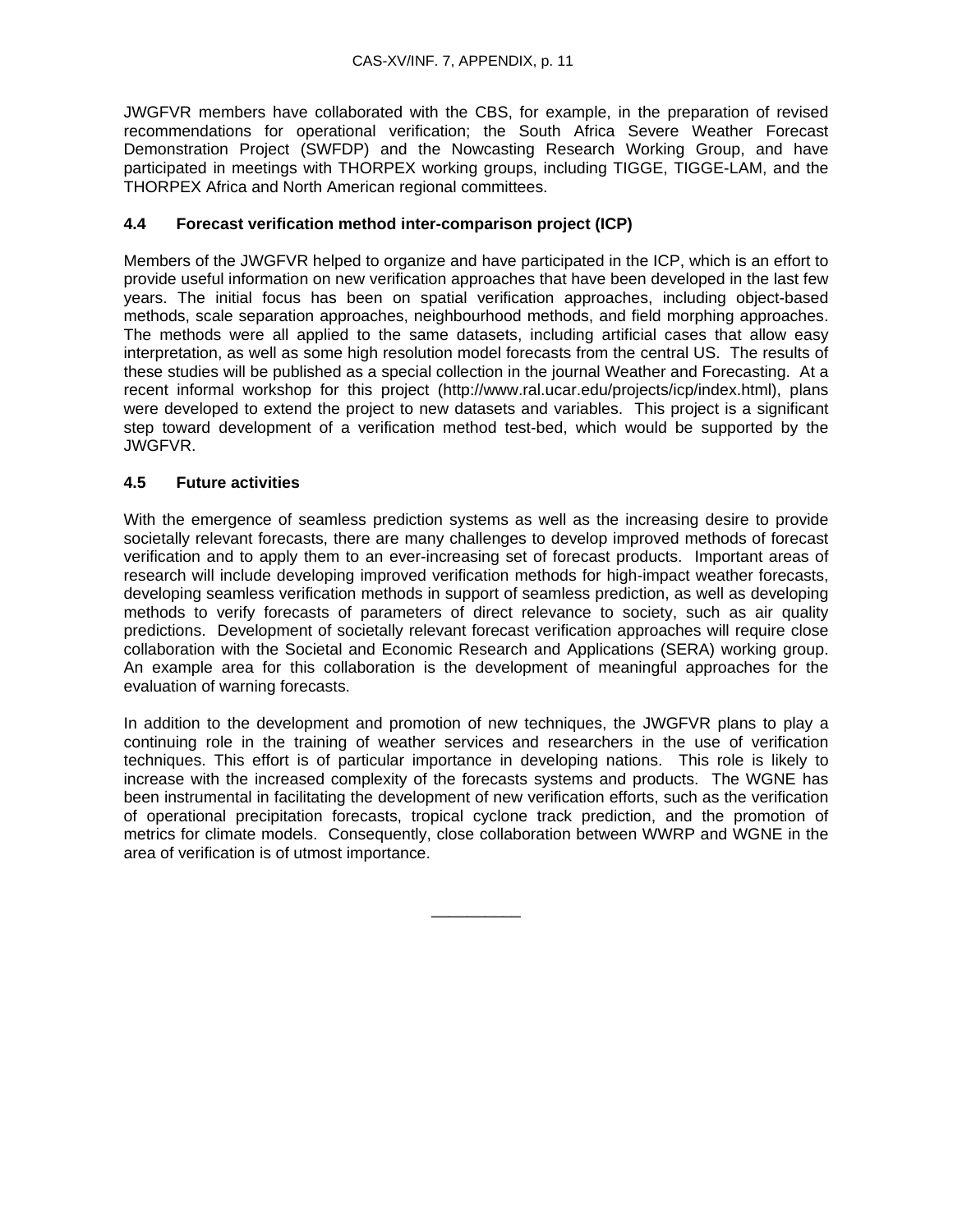JWGFVR members have collaborated with the CBS, for example, in the preparation of revised recommendations for operational verification; the South Africa Severe Weather Forecast Demonstration Project (SWFDP) and the Nowcasting Research Working Group, and have participated in meetings with THORPEX working groups, including TIGGE, TIGGE-LAM, and the THORPEX Africa and North American regional committees.

### 4.4 Forecast verification method inter-comparison project (ICP)

Members of the JWGFVR helped to organize and have participated in the ICP, which is an effort to provide useful information on new verification approaches that have been developed in the last few years. The initial focus has been on spatial verification approaches, including object-based methods, scale separation approaches, neighbourhood methods, and field morphing approaches. The methods were all applied to the same datasets, including artificial cases that allow easy interpretation, as well as some high resolution model forecasts from the central US. The results of these studies will be published as a special collection in the journal Weather and Forecasting. At a recent informal workshop for this project (http://www.ral.ucar.edu/projects/icp/index.html), plans were developed to extend the project to new datasets and variables. This project is a significant step toward development of a verification method test-bed, which would be supported by the JWGFVR.

### 4.5 Future activities

With the emergence of seamless prediction systems as well as the increasing desire to provide societally relevant forecasts, there are many challenges to develop improved methods of forecast verification and to apply them to an ever-increasing set of forecast products. Important areas of research will include developing improved verification methods for high-impact weather forecasts, developing seamless verification methods in support of seamless prediction, as well as developing methods to verify forecasts of parameters of direct relevance to society, such as air quality predictions. Development of societally relevant forecast verification approaches will require close collaboration with the Societal and Economic Research and Applications (SERA) working group. An example area for this collaboration is the development of meaningful approaches for the evaluation of warning forecasts.

In addition to the development and promotion of new techniques, the JWGFVR plans to play a continuing role in the training of weather services and researchers in the use of verification techniques. This effort is of particular importance in developing nations. This role is likely to increase with the increased complexity of the forecasts systems and products. The WGNE has been instrumental in facilitating the development of new verification efforts, such as the verification of operational precipitation forecasts, tropical cyclone track prediction, and the promotion of metrics for climate models. Consequently, close collaboration between WWRP and WGNE in the area of verification is of utmost importance.

__________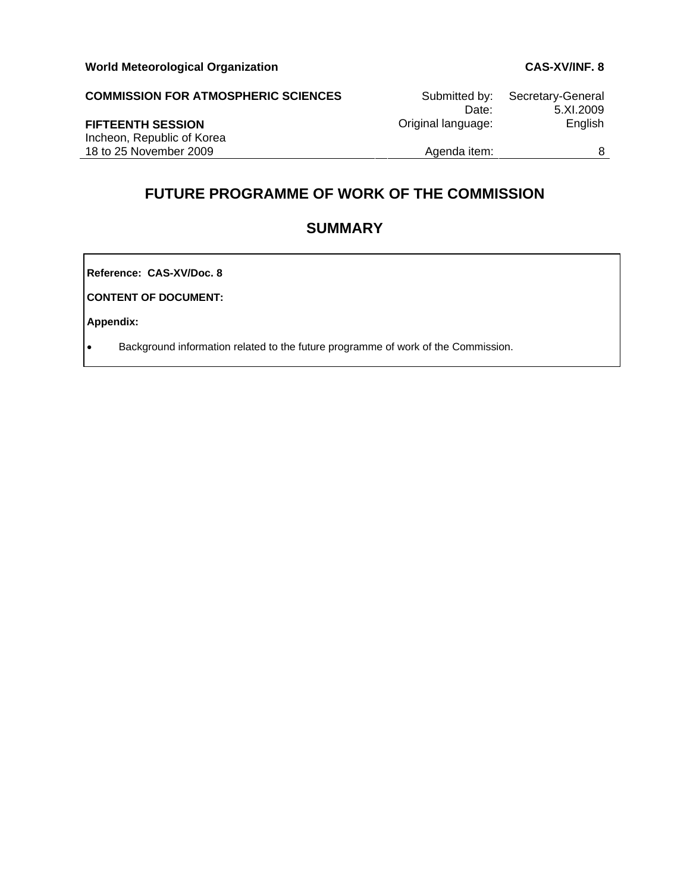**World Meteorological Organization** **CAS-XV/INF. 8**

**COMMISSION FOR ATMOSPHERIC SCIENCES**

**FIFTEENTH SESSION**
Incheon, Republic of Korea
18 to 25 November 2009

| | |
|---|---|
| Submitted by: | Secretary-General |
| Date: | 5.XI.2009 |
| Original language: | English |
| Agenda item: | 8 |

# FUTURE PROGRAMME OF WORK OF THE COMMISSION

## SUMMARY

**Reference: CAS-XV/Doc. 8**

**CONTENT OF DOCUMENT:**

**Appendix:**

- Background information related to the future programme of work of the Commission.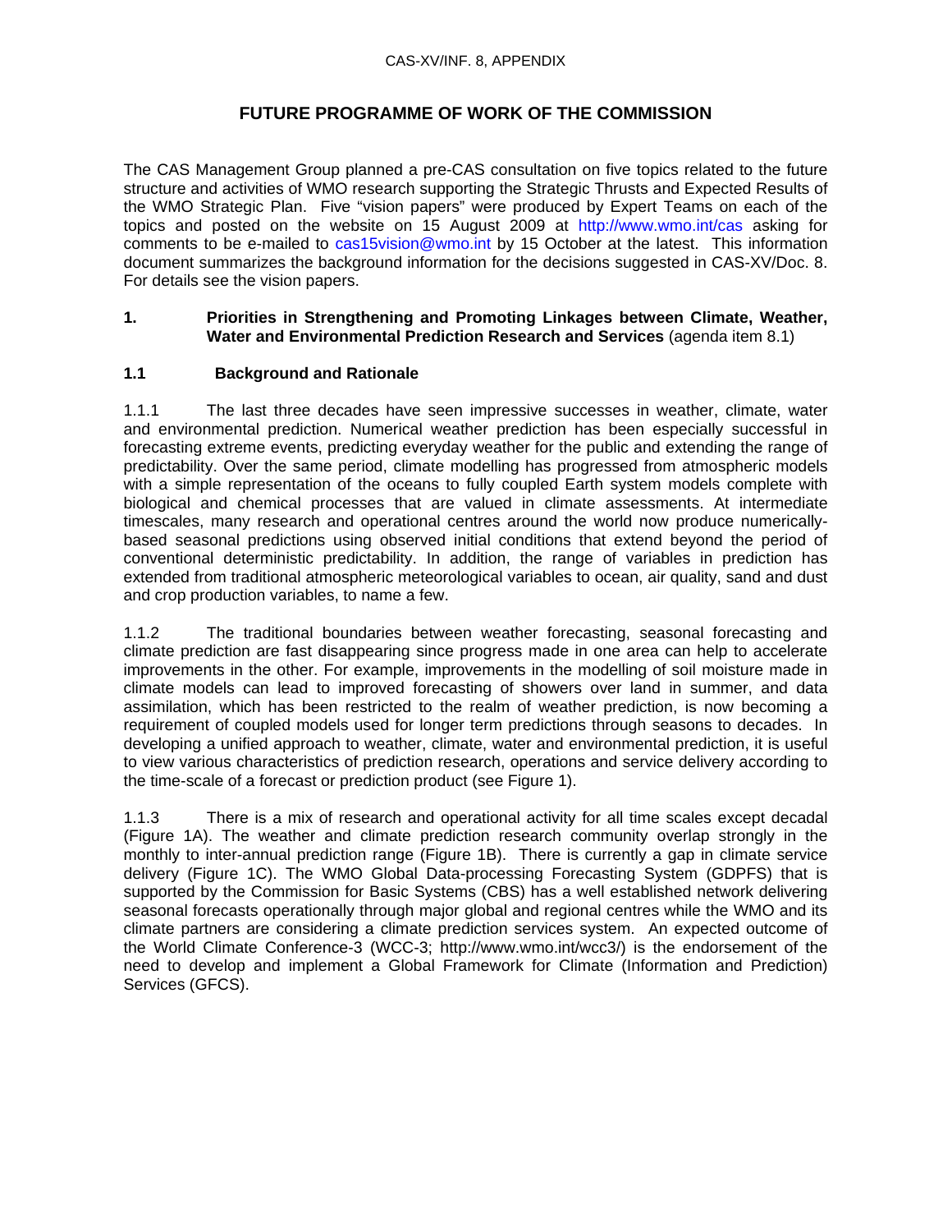# FUTURE PROGRAMME OF WORK OF THE COMMISSION

The CAS Management Group planned a pre-CAS consultation on five topics related to the future structure and activities of WMO research supporting the Strategic Thrusts and Expected Results of the WMO Strategic Plan. Five "vision papers" were produced by Expert Teams on each of the topics and posted on the website on 15 August 2009 at http://www.wmo.int/cas asking for comments to be e-mailed to cas15vision@wmo.int by 15 October at the latest. This information document summarizes the background information for the decisions suggested in CAS-XV/Doc. 8. For details see the vision papers.

## 1. Priorities in Strengthening and Promoting Linkages between Climate, Weather, Water and Environmental Prediction Research and Services (agenda item 8.1)

### 1.1 Background and Rationale

1.1.1 The last three decades have seen impressive successes in weather, climate, water and environmental prediction. Numerical weather prediction has been especially successful in forecasting extreme events, predicting everyday weather for the public and extending the range of predictability. Over the same period, climate modelling has progressed from atmospheric models with a simple representation of the oceans to fully coupled Earth system models complete with biological and chemical processes that are valued in climate assessments. At intermediate timescales, many research and operational centres around the world now produce numerically-based seasonal predictions using observed initial conditions that extend beyond the period of conventional deterministic predictability. In addition, the range of variables in prediction has extended from traditional atmospheric meteorological variables to ocean, air quality, sand and dust and crop production variables, to name a few.

1.1.2 The traditional boundaries between weather forecasting, seasonal forecasting and climate prediction are fast disappearing since progress made in one area can help to accelerate improvements in the other. For example, improvements in the modelling of soil moisture made in climate models can lead to improved forecasting of showers over land in summer, and data assimilation, which has been restricted to the realm of weather prediction, is now becoming a requirement of coupled models used for longer term predictions through seasons to decades. In developing a unified approach to weather, climate, water and environmental prediction, it is useful to view various characteristics of prediction research, operations and service delivery according to the time-scale of a forecast or prediction product (see Figure 1).

1.1.3 There is a mix of research and operational activity for all time scales except decadal (Figure 1A). The weather and climate prediction research community overlap strongly in the monthly to inter-annual prediction range (Figure 1B). There is currently a gap in climate service delivery (Figure 1C). The WMO Global Data-processing Forecasting System (GDPFS) that is supported by the Commission for Basic Systems (CBS) has a well established network delivering seasonal forecasts operationally through major global and regional centres while the WMO and its climate partners are considering a climate prediction services system. An expected outcome of the World Climate Conference-3 (WCC-3; http://www.wmo.int/wcc3/) is the endorsement of the need to develop and implement a Global Framework for Climate (Information and Prediction) Services (GFCS).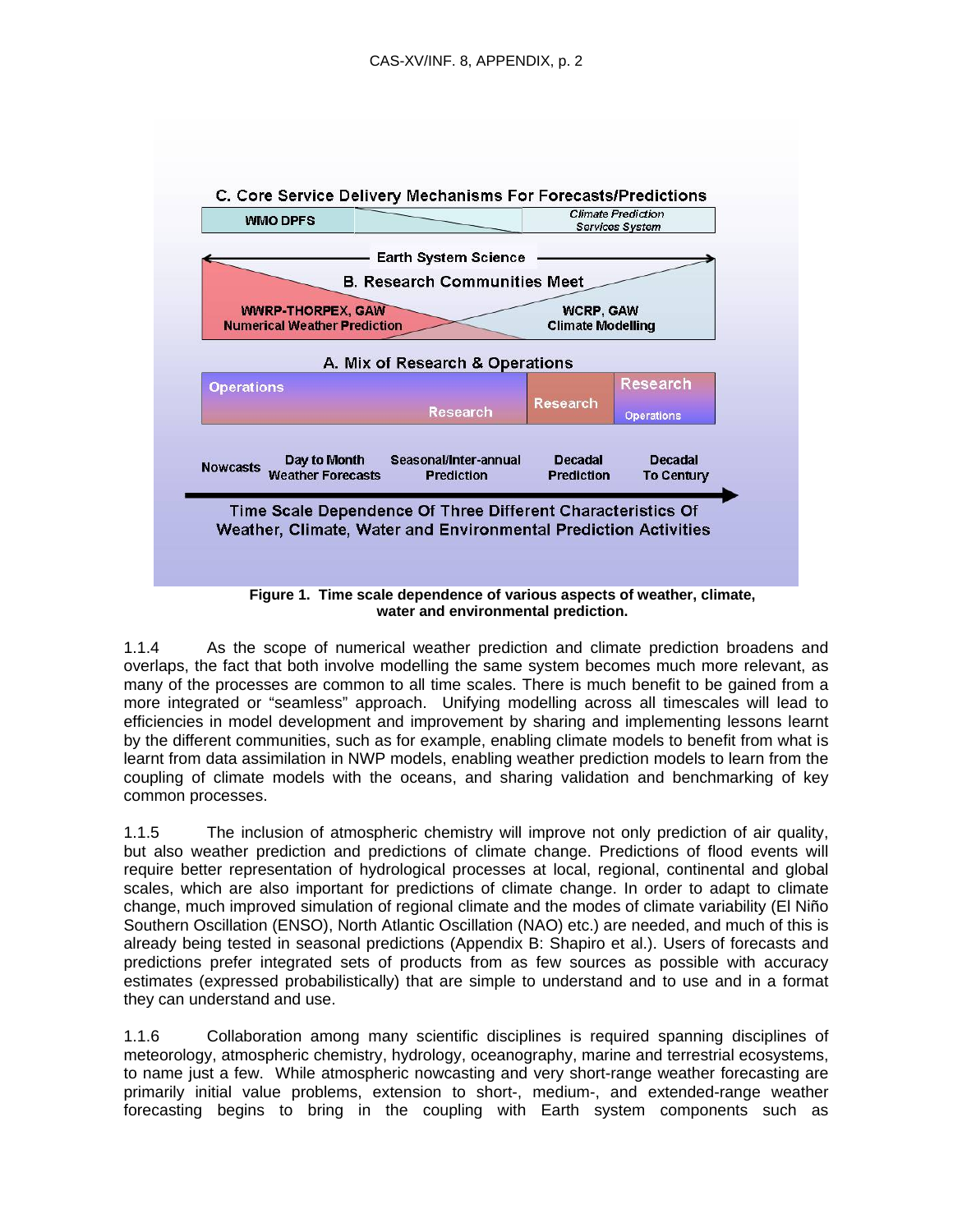C. Core Service Delivery Mechanisms For Forecasts/Predictions

| WMO DPFS | | Climate Prediction Services System |
|---|---|---|

Earth System Science

B. Research Communities Meet

WWRP-THORPEX, GAW
Numerical Weather Prediction

WCRP, GAW
Climate Modelling

A. Mix of Research & Operations

| Operations / Research | Research | Research / Operations |
|---|---|---|

Nowcasts | Day to Month Weather Forecasts | Seasonal/Inter-annual Prediction | Decadal Prediction | Decadal To Century

Time Scale Dependence Of Three Different Characteristics Of Weather, Climate, Water and Environmental Prediction Activities

**Figure 1. Time scale dependence of various aspects of weather, climate, water and environmental prediction.**

1.1.4 As the scope of numerical weather prediction and climate prediction broadens and overlaps, the fact that both involve modelling the same system becomes much more relevant, as many of the processes are common to all time scales. There is much benefit to be gained from a more integrated or "seamless" approach. Unifying modelling across all timescales will lead to efficiencies in model development and improvement by sharing and implementing lessons learnt by the different communities, such as for example, enabling climate models to benefit from what is learnt from data assimilation in NWP models, enabling weather prediction models to learn from the coupling of climate models with the oceans, and sharing validation and benchmarking of key common processes.

1.1.5 The inclusion of atmospheric chemistry will improve not only prediction of air quality, but also weather prediction and predictions of climate change. Predictions of flood events will require better representation of hydrological processes at local, regional, continental and global scales, which are also important for predictions of climate change. In order to adapt to climate change, much improved simulation of regional climate and the modes of climate variability (El Niño Southern Oscillation (ENSO), North Atlantic Oscillation (NAO) etc.) are needed, and much of this is already being tested in seasonal predictions (Appendix B: Shapiro et al.). Users of forecasts and predictions prefer integrated sets of products from as few sources as possible with accuracy estimates (expressed probabilistically) that are simple to understand and to use and in a format they can understand and use.

1.1.6 Collaboration among many scientific disciplines is required spanning disciplines of meteorology, atmospheric chemistry, hydrology, oceanography, marine and terrestrial ecosystems, to name just a few. While atmospheric nowcasting and very short-range weather forecasting are primarily initial value problems, extension to short-, medium-, and extended-range weather forecasting begins to bring in the coupling with Earth system components such as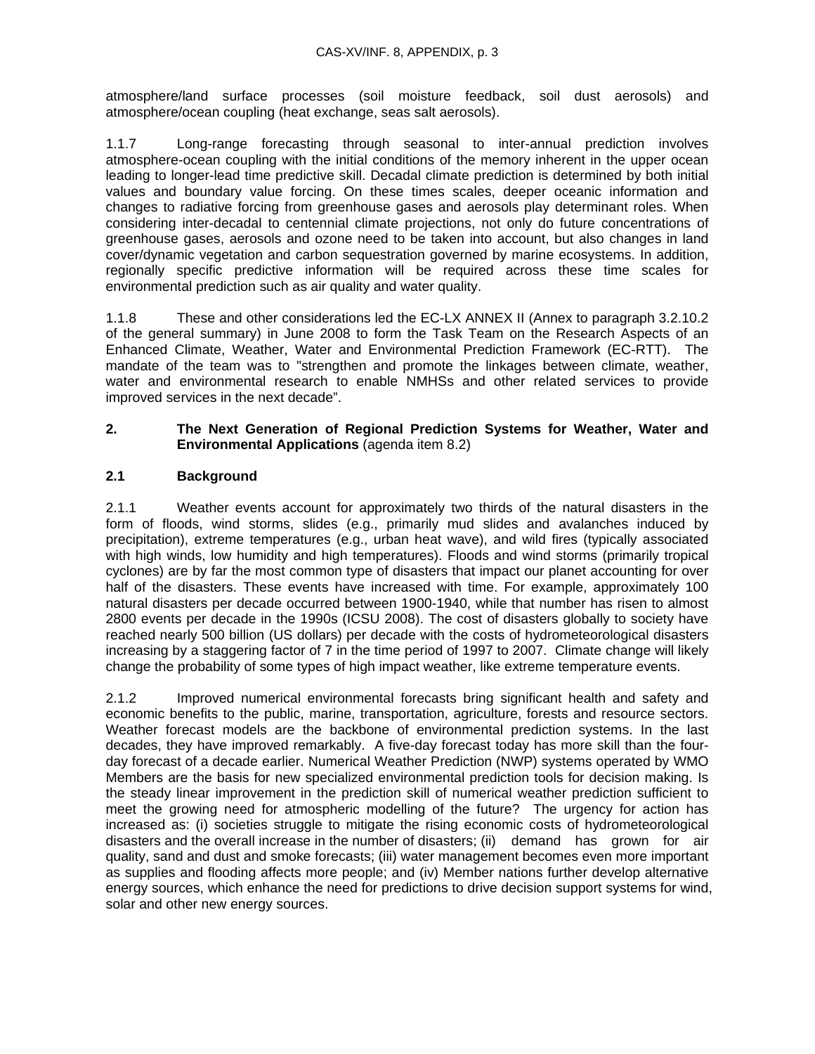atmosphere/land surface processes (soil moisture feedback, soil dust aerosols) and atmosphere/ocean coupling (heat exchange, seas salt aerosols).

1.1.7 Long-range forecasting through seasonal to inter-annual prediction involves atmosphere-ocean coupling with the initial conditions of the memory inherent in the upper ocean leading to longer-lead time predictive skill. Decadal climate prediction is determined by both initial values and boundary value forcing. On these times scales, deeper oceanic information and changes to radiative forcing from greenhouse gases and aerosols play determinant roles. When considering inter-decadal to centennial climate projections, not only do future concentrations of greenhouse gases, aerosols and ozone need to be taken into account, but also changes in land cover/dynamic vegetation and carbon sequestration governed by marine ecosystems. In addition, regionally specific predictive information will be required across these time scales for environmental prediction such as air quality and water quality.

1.1.8 These and other considerations led the EC-LX ANNEX II (Annex to paragraph 3.2.10.2 of the general summary) in June 2008 to form the Task Team on the Research Aspects of an Enhanced Climate, Weather, Water and Environmental Prediction Framework (EC-RTT). The mandate of the team was to "strengthen and promote the linkages between climate, weather, water and environmental research to enable NMHSs and other related services to provide improved services in the next decade".

## 2. The Next Generation of Regional Prediction Systems for Weather, Water and Environmental Applications (agenda item 8.2)

### 2.1 Background

2.1.1 Weather events account for approximately two thirds of the natural disasters in the form of floods, wind storms, slides (e.g., primarily mud slides and avalanches induced by precipitation), extreme temperatures (e.g., urban heat wave), and wild fires (typically associated with high winds, low humidity and high temperatures). Floods and wind storms (primarily tropical cyclones) are by far the most common type of disasters that impact our planet accounting for over half of the disasters. These events have increased with time. For example, approximately 100 natural disasters per decade occurred between 1900-1940, while that number has risen to almost 2800 events per decade in the 1990s (ICSU 2008). The cost of disasters globally to society have reached nearly 500 billion (US dollars) per decade with the costs of hydrometeorological disasters increasing by a staggering factor of 7 in the time period of 1997 to 2007. Climate change will likely change the probability of some types of high impact weather, like extreme temperature events.

2.1.2 Improved numerical environmental forecasts bring significant health and safety and economic benefits to the public, marine, transportation, agriculture, forests and resource sectors. Weather forecast models are the backbone of environmental prediction systems. In the last decades, they have improved remarkably. A five-day forecast today has more skill than the four-day forecast of a decade earlier. Numerical Weather Prediction (NWP) systems operated by WMO Members are the basis for new specialized environmental prediction tools for decision making. Is the steady linear improvement in the prediction skill of numerical weather prediction sufficient to meet the growing need for atmospheric modelling of the future? The urgency for action has increased as: (i) societies struggle to mitigate the rising economic costs of hydrometeorological disasters and the overall increase in the number of disasters; (ii) demand has grown for air quality, sand and dust and smoke forecasts; (iii) water management becomes even more important as supplies and flooding affects more people; and (iv) Member nations further develop alternative energy sources, which enhance the need for predictions to drive decision support systems for wind, solar and other new energy sources.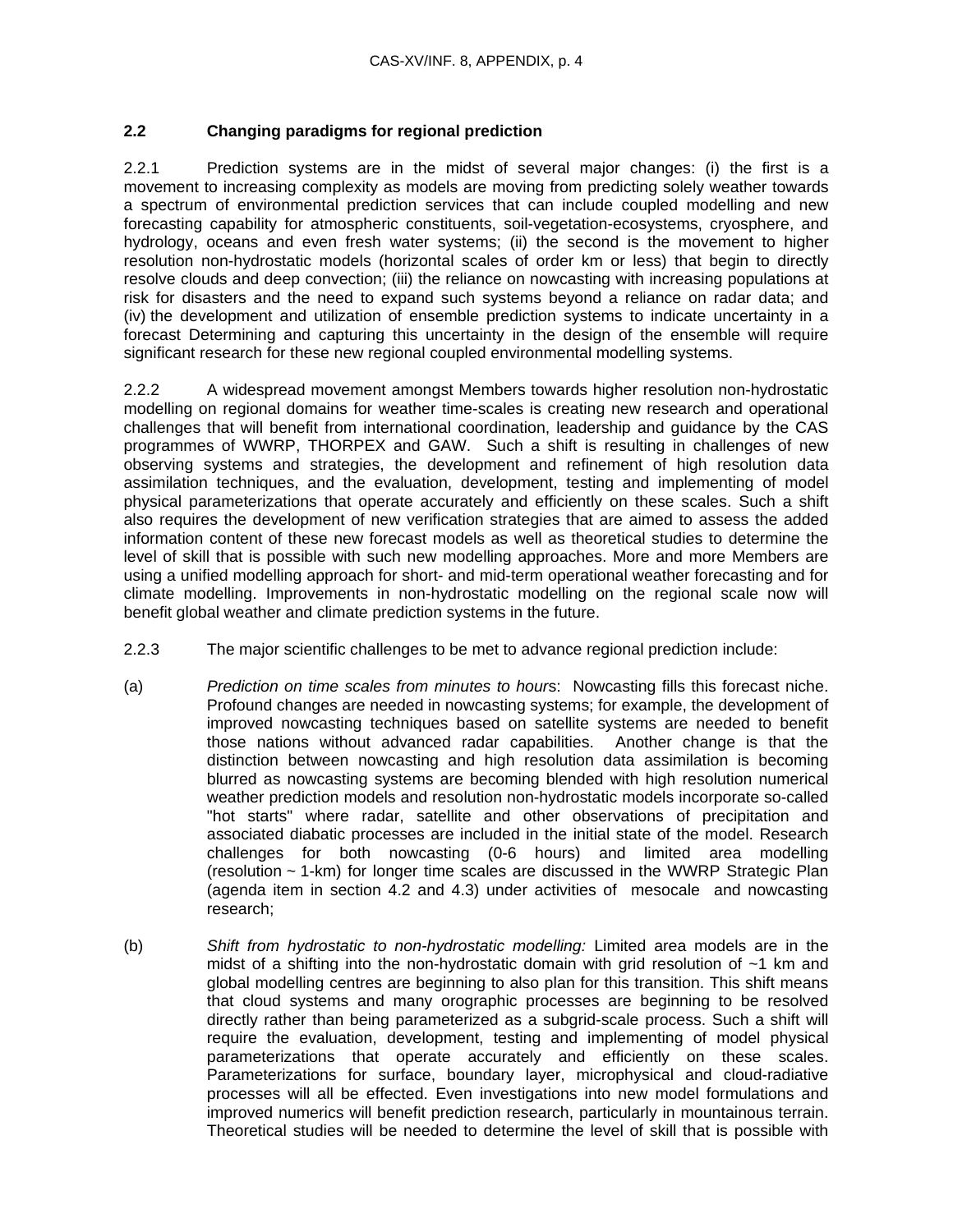### 2.2 Changing paradigms for regional prediction

2.2.1 Prediction systems are in the midst of several major changes: (i) the first is a movement to increasing complexity as models are moving from predicting solely weather towards a spectrum of environmental prediction services that can include coupled modelling and new forecasting capability for atmospheric constituents, soil-vegetation-ecosystems, cryosphere, and hydrology, oceans and even fresh water systems; (ii) the second is the movement to higher resolution non-hydrostatic models (horizontal scales of order km or less) that begin to directly resolve clouds and deep convection; (iii) the reliance on nowcasting with increasing populations at risk for disasters and the need to expand such systems beyond a reliance on radar data; and (iv) the development and utilization of ensemble prediction systems to indicate uncertainty in a forecast Determining and capturing this uncertainty in the design of the ensemble will require significant research for these new regional coupled environmental modelling systems.

2.2.2 A widespread movement amongst Members towards higher resolution non-hydrostatic modelling on regional domains for weather time-scales is creating new research and operational challenges that will benefit from international coordination, leadership and guidance by the CAS programmes of WWRP, THORPEX and GAW. Such a shift is resulting in challenges of new observing systems and strategies, the development and refinement of high resolution data assimilation techniques, and the evaluation, development, testing and implementing of model physical parameterizations that operate accurately and efficiently on these scales. Such a shift also requires the development of new verification strategies that are aimed to assess the added information content of these new forecast models as well as theoretical studies to determine the level of skill that is possible with such new modelling approaches. More and more Members are using a unified modelling approach for short- and mid-term operational weather forecasting and for climate modelling. Improvements in non-hydrostatic modelling on the regional scale now will benefit global weather and climate prediction systems in the future.

2.2.3 The major scientific challenges to be met to advance regional prediction include:

(a) *Prediction on time scales from minutes to hour*s: Nowcasting fills this forecast niche. Profound changes are needed in nowcasting systems; for example, the development of improved nowcasting techniques based on satellite systems are needed to benefit those nations without advanced radar capabilities. Another change is that the distinction between nowcasting and high resolution data assimilation is becoming blurred as nowcasting systems are becoming blended with high resolution numerical weather prediction models and resolution non-hydrostatic models incorporate so-called "hot starts" where radar, satellite and other observations of precipitation and associated diabatic processes are included in the initial state of the model. Research challenges for both nowcasting (0-6 hours) and limited area modelling (resolution ~ 1-km) for longer time scales are discussed in the WWRP Strategic Plan (agenda item in section 4.2 and 4.3) under activities of mesocale and nowcasting research;

(b) *Shift from hydrostatic to non-hydrostatic modelling:* Limited area models are in the midst of a shifting into the non-hydrostatic domain with grid resolution of ~1 km and global modelling centres are beginning to also plan for this transition. This shift means that cloud systems and many orographic processes are beginning to be resolved directly rather than being parameterized as a subgrid-scale process. Such a shift will require the evaluation, development, testing and implementing of model physical parameterizations that operate accurately and efficiently on these scales. Parameterizations for surface, boundary layer, microphysical and cloud-radiative processes will all be effected. Even investigations into new model formulations and improved numerics will benefit prediction research, particularly in mountainous terrain. Theoretical studies will be needed to determine the level of skill that is possible with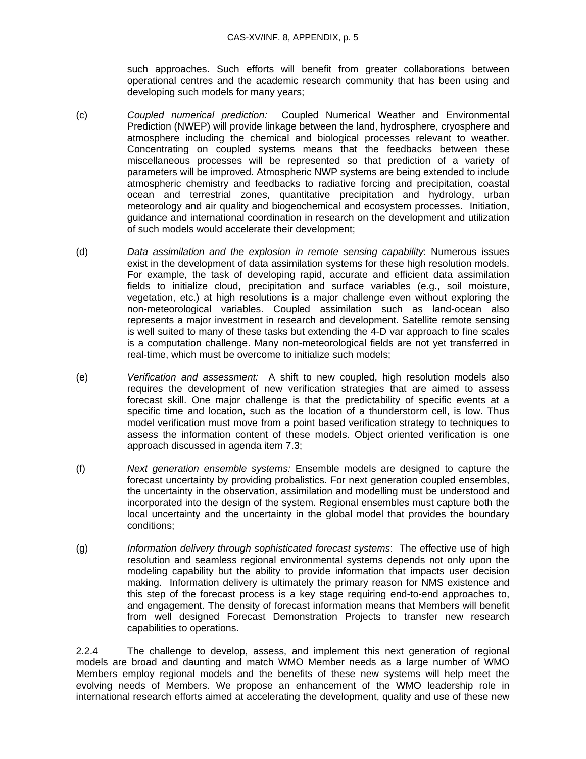such approaches. Such efforts will benefit from greater collaborations between operational centres and the academic research community that has been using and developing such models for many years;

(c) *Coupled numerical prediction:* Coupled Numerical Weather and Environmental Prediction (NWEP) will provide linkage between the land, hydrosphere, cryosphere and atmosphere including the chemical and biological processes relevant to weather. Concentrating on coupled systems means that the feedbacks between these miscellaneous processes will be represented so that prediction of a variety of parameters will be improved. Atmospheric NWP systems are being extended to include atmospheric chemistry and feedbacks to radiative forcing and precipitation, coastal ocean and terrestrial zones, quantitative precipitation and hydrology, urban meteorology and air quality and biogeochemical and ecosystem processes. Initiation, guidance and international coordination in research on the development and utilization of such models would accelerate their development;

(d) *Data assimilation and the explosion in remote sensing capability*: Numerous issues exist in the development of data assimilation systems for these high resolution models. For example, the task of developing rapid, accurate and efficient data assimilation fields to initialize cloud, precipitation and surface variables (e.g., soil moisture, vegetation, etc.) at high resolutions is a major challenge even without exploring the non-meteorological variables. Coupled assimilation such as land-ocean also represents a major investment in research and development. Satellite remote sensing is well suited to many of these tasks but extending the 4-D var approach to fine scales is a computation challenge. Many non-meteorological fields are not yet transferred in real-time, which must be overcome to initialize such models;

(e) *Verification and assessment:* A shift to new coupled, high resolution models also requires the development of new verification strategies that are aimed to assess forecast skill. One major challenge is that the predictability of specific events at a specific time and location, such as the location of a thunderstorm cell, is low. Thus model verification must move from a point based verification strategy to techniques to assess the information content of these models. Object oriented verification is one approach discussed in agenda item 7.3;

(f) *Next generation ensemble systems:* Ensemble models are designed to capture the forecast uncertainty by providing probalistics. For next generation coupled ensembles, the uncertainty in the observation, assimilation and modelling must be understood and incorporated into the design of the system. Regional ensembles must capture both the local uncertainty and the uncertainty in the global model that provides the boundary conditions;

(g) *Information delivery through sophisticated forecast systems*: The effective use of high resolution and seamless regional environmental systems depends not only upon the modeling capability but the ability to provide information that impacts user decision making. Information delivery is ultimately the primary reason for NMS existence and this step of the forecast process is a key stage requiring end-to-end approaches to, and engagement. The density of forecast information means that Members will benefit from well designed Forecast Demonstration Projects to transfer new research capabilities to operations.

2.2.4 The challenge to develop, assess, and implement this next generation of regional models are broad and daunting and match WMO Member needs as a large number of WMO Members employ regional models and the benefits of these new systems will help meet the evolving needs of Members. We propose an enhancement of the WMO leadership role in international research efforts aimed at accelerating the development, quality and use of these new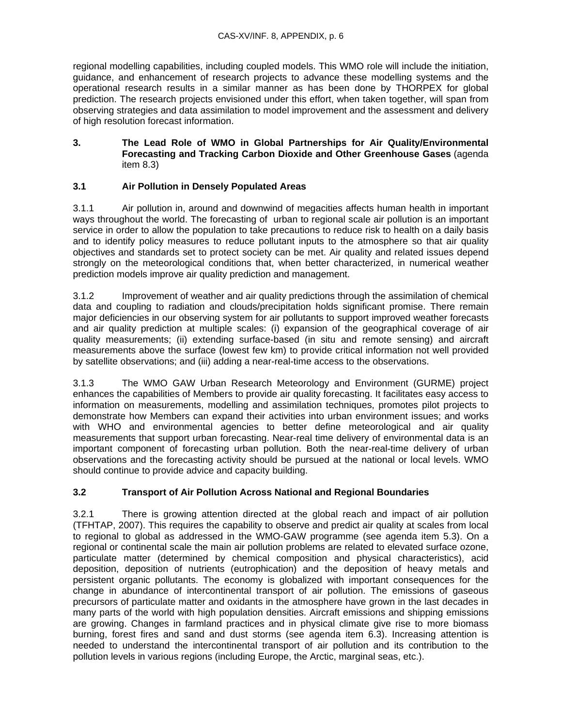regional modelling capabilities, including coupled models. This WMO role will include the initiation, guidance, and enhancement of research projects to advance these modelling systems and the operational research results in a similar manner as has been done by THORPEX for global prediction. The research projects envisioned under this effort, when taken together, will span from observing strategies and data assimilation to model improvement and the assessment and delivery of high resolution forecast information.

## 3. The Lead Role of WMO in Global Partnerships for Air Quality/Environmental Forecasting and Tracking Carbon Dioxide and Other Greenhouse Gases (agenda item 8.3)

### 3.1 Air Pollution in Densely Populated Areas

3.1.1 Air pollution in, around and downwind of megacities affects human health in important ways throughout the world. The forecasting of urban to regional scale air pollution is an important service in order to allow the population to take precautions to reduce risk to health on a daily basis and to identify policy measures to reduce pollutant inputs to the atmosphere so that air quality objectives and standards set to protect society can be met. Air quality and related issues depend strongly on the meteorological conditions that, when better characterized, in numerical weather prediction models improve air quality prediction and management.

3.1.2 Improvement of weather and air quality predictions through the assimilation of chemical data and coupling to radiation and clouds/precipitation holds significant promise. There remain major deficiencies in our observing system for air pollutants to support improved weather forecasts and air quality prediction at multiple scales: (i) expansion of the geographical coverage of air quality measurements; (ii) extending surface-based (in situ and remote sensing) and aircraft measurements above the surface (lowest few km) to provide critical information not well provided by satellite observations; and (iii) adding a near-real-time access to the observations.

3.1.3 The WMO GAW Urban Research Meteorology and Environment (GURME) project enhances the capabilities of Members to provide air quality forecasting. It facilitates easy access to information on measurements, modelling and assimilation techniques, promotes pilot projects to demonstrate how Members can expand their activities into urban environment issues; and works with WHO and environmental agencies to better define meteorological and air quality measurements that support urban forecasting. Near-real time delivery of environmental data is an important component of forecasting urban pollution. Both the near-real-time delivery of urban observations and the forecasting activity should be pursued at the national or local levels. WMO should continue to provide advice and capacity building.

### 3.2 Transport of Air Pollution Across National and Regional Boundaries

3.2.1 There is growing attention directed at the global reach and impact of air pollution (TFHTAP, 2007). This requires the capability to observe and predict air quality at scales from local to regional to global as addressed in the WMO-GAW programme (see agenda item 5.3). On a regional or continental scale the main air pollution problems are related to elevated surface ozone, particulate matter (determined by chemical composition and physical characteristics), acid deposition, deposition of nutrients (eutrophication) and the deposition of heavy metals and persistent organic pollutants. The economy is globalized with important consequences for the change in abundance of intercontinental transport of air pollution. The emissions of gaseous precursors of particulate matter and oxidants in the atmosphere have grown in the last decades in many parts of the world with high population densities. Aircraft emissions and shipping emissions are growing. Changes in farmland practices and in physical climate give rise to more biomass burning, forest fires and sand and dust storms (see agenda item 6.3). Increasing attention is needed to understand the intercontinental transport of air pollution and its contribution to the pollution levels in various regions (including Europe, the Arctic, marginal seas, etc.).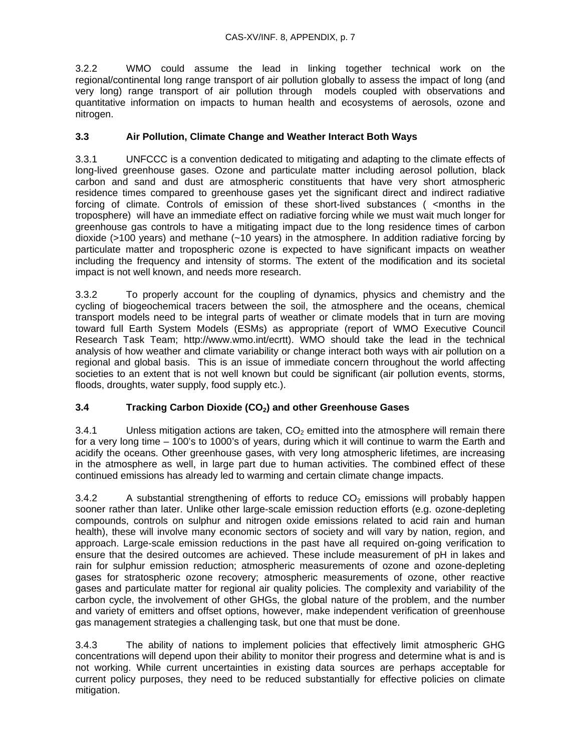3.2.2 WMO could assume the lead in linking together technical work on the regional/continental long range transport of air pollution globally to assess the impact of long (and very long) range transport of air pollution through models coupled with observations and quantitative information on impacts to human health and ecosystems of aerosols, ozone and nitrogen.

### 3.3 Air Pollution, Climate Change and Weather Interact Both Ways

3.3.1 UNFCCC is a convention dedicated to mitigating and adapting to the climate effects of long-lived greenhouse gases. Ozone and particulate matter including aerosol pollution, black carbon and sand and dust are atmospheric constituents that have very short atmospheric residence times compared to greenhouse gases yet the significant direct and indirect radiative forcing of climate. Controls of emission of these short-lived substances ( <months in the troposphere) will have an immediate effect on radiative forcing while we must wait much longer for greenhouse gas controls to have a mitigating impact due to the long residence times of carbon dioxide (>100 years) and methane (~10 years) in the atmosphere. In addition radiative forcing by particulate matter and tropospheric ozone is expected to have significant impacts on weather including the frequency and intensity of storms. The extent of the modification and its societal impact is not well known, and needs more research.

3.3.2 To properly account for the coupling of dynamics, physics and chemistry and the cycling of biogeochemical tracers between the soil, the atmosphere and the oceans, chemical transport models need to be integral parts of weather or climate models that in turn are moving toward full Earth System Models (ESMs) as appropriate (report of WMO Executive Council Research Task Team; http://www.wmo.int/ecrtt). WMO should take the lead in the technical analysis of how weather and climate variability or change interact both ways with air pollution on a regional and global basis. This is an issue of immediate concern throughout the world affecting societies to an extent that is not well known but could be significant (air pollution events, storms, floods, droughts, water supply, food supply etc.).

### 3.4 Tracking Carbon Dioxide ($CO_2$) and other Greenhouse Gases

3.4.1 Unless mitigation actions are taken, $CO_2$ emitted into the atmosphere will remain there for a very long time – 100's to 1000's of years, during which it will continue to warm the Earth and acidify the oceans. Other greenhouse gases, with very long atmospheric lifetimes, are increasing in the atmosphere as well, in large part due to human activities. The combined effect of these continued emissions has already led to warming and certain climate change impacts.

3.4.2 A substantial strengthening of efforts to reduce $CO_2$ emissions will probably happen sooner rather than later. Unlike other large-scale emission reduction efforts (e.g. ozone-depleting compounds, controls on sulphur and nitrogen oxide emissions related to acid rain and human health), these will involve many economic sectors of society and will vary by nation, region, and approach. Large-scale emission reductions in the past have all required on-going verification to ensure that the desired outcomes are achieved. These include measurement of pH in lakes and rain for sulphur emission reduction; atmospheric measurements of ozone and ozone-depleting gases for stratospheric ozone recovery; atmospheric measurements of ozone, other reactive gases and particulate matter for regional air quality policies. The complexity and variability of the carbon cycle, the involvement of other GHGs, the global nature of the problem, and the number and variety of emitters and offset options, however, make independent verification of greenhouse gas management strategies a challenging task, but one that must be done.

3.4.3 The ability of nations to implement policies that effectively limit atmospheric GHG concentrations will depend upon their ability to monitor their progress and determine what is and is not working. While current uncertainties in existing data sources are perhaps acceptable for current policy purposes, they need to be reduced substantially for effective policies on climate mitigation.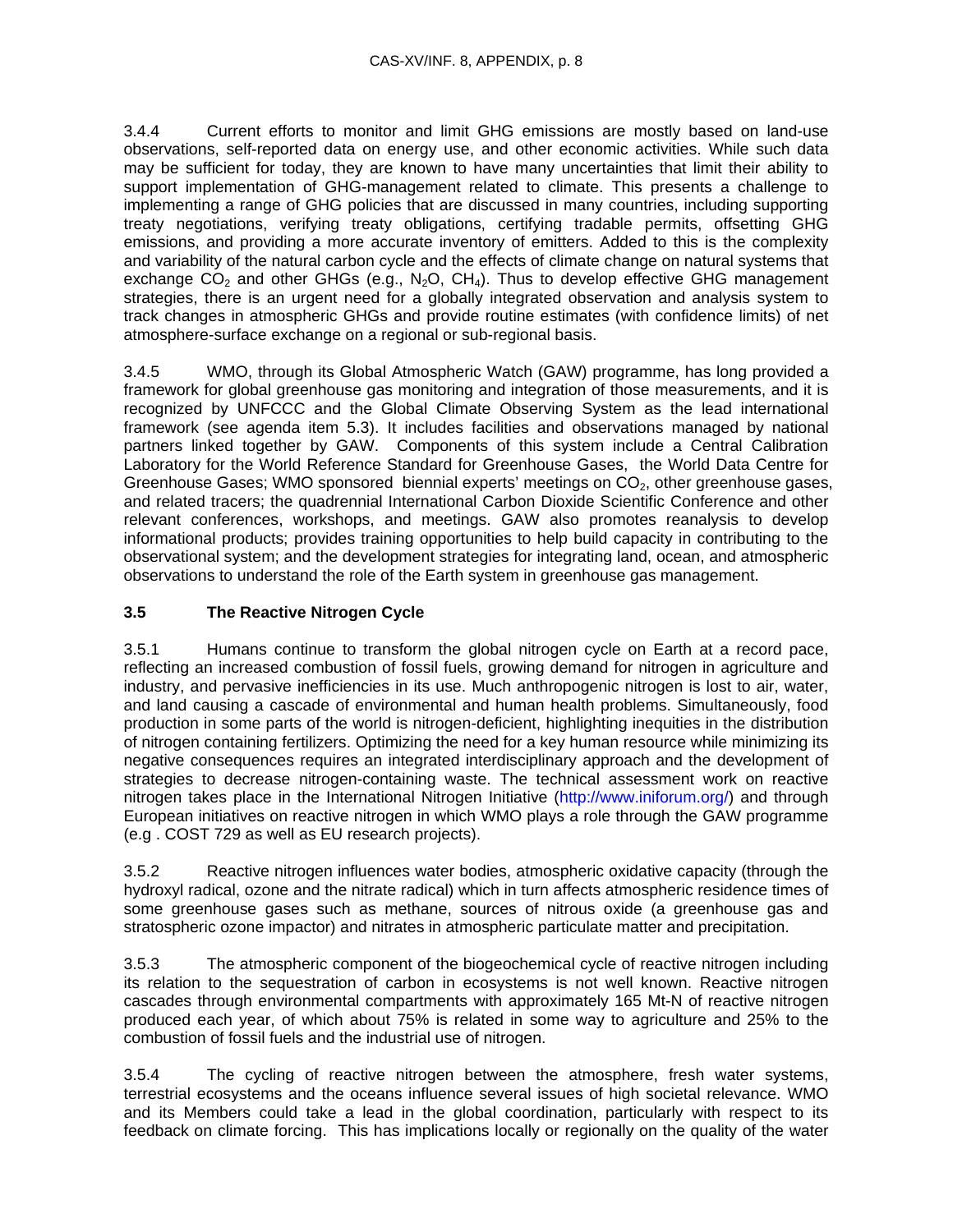3.4.4 Current efforts to monitor and limit GHG emissions are mostly based on land-use observations, self-reported data on energy use, and other economic activities. While such data may be sufficient for today, they are known to have many uncertainties that limit their ability to support implementation of GHG-management related to climate. This presents a challenge to implementing a range of GHG policies that are discussed in many countries, including supporting treaty negotiations, verifying treaty obligations, certifying tradable permits, offsetting GHG emissions, and providing a more accurate inventory of emitters. Added to this is the complexity and variability of the natural carbon cycle and the effects of climate change on natural systems that exchange $CO_2$ and other GHGs (e.g., $N_2O$, $CH_4$). Thus to develop effective GHG management strategies, there is an urgent need for a globally integrated observation and analysis system to track changes in atmospheric GHGs and provide routine estimates (with confidence limits) of net atmosphere-surface exchange on a regional or sub-regional basis.

3.4.5 WMO, through its Global Atmospheric Watch (GAW) programme, has long provided a framework for global greenhouse gas monitoring and integration of those measurements, and it is recognized by UNFCCC and the Global Climate Observing System as the lead international framework (see agenda item 5.3). It includes facilities and observations managed by national partners linked together by GAW. Components of this system include a Central Calibration Laboratory for the World Reference Standard for Greenhouse Gases, the World Data Centre for Greenhouse Gases; WMO sponsored biennial experts' meetings on $CO_2$, other greenhouse gases, and related tracers; the quadrennial International Carbon Dioxide Scientific Conference and other relevant conferences, workshops, and meetings. GAW also promotes reanalysis to develop informational products; provides training opportunities to help build capacity in contributing to the observational system; and the development strategies for integrating land, ocean, and atmospheric observations to understand the role of the Earth system in greenhouse gas management.

### 3.5 The Reactive Nitrogen Cycle

3.5.1 Humans continue to transform the global nitrogen cycle on Earth at a record pace, reflecting an increased combustion of fossil fuels, growing demand for nitrogen in agriculture and industry, and pervasive inefficiencies in its use. Much anthropogenic nitrogen is lost to air, water, and land causing a cascade of environmental and human health problems. Simultaneously, food production in some parts of the world is nitrogen-deficient, highlighting inequities in the distribution of nitrogen containing fertilizers. Optimizing the need for a key human resource while minimizing its negative consequences requires an integrated interdisciplinary approach and the development of strategies to decrease nitrogen-containing waste. The technical assessment work on reactive nitrogen takes place in the International Nitrogen Initiative (http://www.iniforum.org/) and through European initiatives on reactive nitrogen in which WMO plays a role through the GAW programme (e.g . COST 729 as well as EU research projects).

3.5.2 Reactive nitrogen influences water bodies, atmospheric oxidative capacity (through the hydroxyl radical, ozone and the nitrate radical) which in turn affects atmospheric residence times of some greenhouse gases such as methane, sources of nitrous oxide (a greenhouse gas and stratospheric ozone impactor) and nitrates in atmospheric particulate matter and precipitation.

3.5.3 The atmospheric component of the biogeochemical cycle of reactive nitrogen including its relation to the sequestration of carbon in ecosystems is not well known. Reactive nitrogen cascades through environmental compartments with approximately 165 Mt-N of reactive nitrogen produced each year, of which about 75% is related in some way to agriculture and 25% to the combustion of fossil fuels and the industrial use of nitrogen.

3.5.4 The cycling of reactive nitrogen between the atmosphere, fresh water systems, terrestrial ecosystems and the oceans influence several issues of high societal relevance. WMO and its Members could take a lead in the global coordination, particularly with respect to its feedback on climate forcing. This has implications locally or regionally on the quality of the water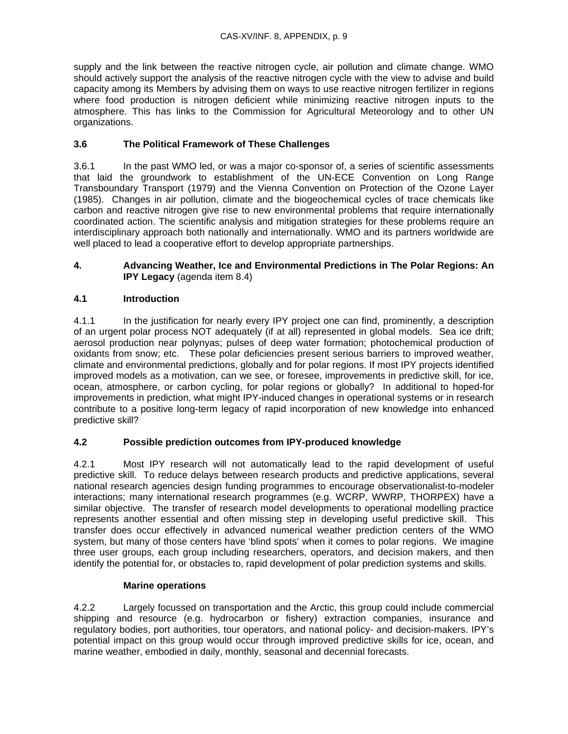supply and the link between the reactive nitrogen cycle, air pollution and climate change. WMO should actively support the analysis of the reactive nitrogen cycle with the view to advise and build capacity among its Members by advising them on ways to use reactive nitrogen fertilizer in regions where food production is nitrogen deficient while minimizing reactive nitrogen inputs to the atmosphere. This has links to the Commission for Agricultural Meteorology and to other UN organizations.

### 3.6 The Political Framework of These Challenges

3.6.1 In the past WMO led, or was a major co-sponsor of, a series of scientific assessments that laid the groundwork to establishment of the UN-ECE Convention on Long Range Transboundary Transport (1979) and the Vienna Convention on Protection of the Ozone Layer (1985). Changes in air pollution, climate and the biogeochemical cycles of trace chemicals like carbon and reactive nitrogen give rise to new environmental problems that require internationally coordinated action. The scientific analysis and mitigation strategies for these problems require an interdisciplinary approach both nationally and internationally. WMO and its partners worldwide are well placed to lead a cooperative effort to develop appropriate partnerships.

## 4. Advancing Weather, Ice and Environmental Predictions in The Polar Regions: An IPY Legacy (agenda item 8.4)

### 4.1 Introduction

4.1.1 In the justification for nearly every IPY project one can find, prominently, a description of an urgent polar process NOT adequately (if at all) represented in global models. Sea ice drift; aerosol production near polynyas; pulses of deep water formation; photochemical production of oxidants from snow; etc. These polar deficiencies present serious barriers to improved weather, climate and environmental predictions, globally and for polar regions. If most IPY projects identified improved models as a motivation, can we see, or foresee, improvements in predictive skill, for ice, ocean, atmosphere, or carbon cycling, for polar regions or globally? In additional to hoped-for improvements in prediction, what might IPY-induced changes in operational systems or in research contribute to a positive long-term legacy of rapid incorporation of new knowledge into enhanced predictive skill?

### 4.2 Possible prediction outcomes from IPY-produced knowledge

4.2.1 Most IPY research will not automatically lead to the rapid development of useful predictive skill. To reduce delays between research products and predictive applications, several national research agencies design funding programmes to encourage observationalist-to-modeler interactions; many international research programmes (e.g. WCRP, WWRP, THORPEX) have a similar objective. The transfer of research model developments to operational modelling practice represents another essential and often missing step in developing useful predictive skill. This transfer does occur effectively in advanced numerical weather prediction centers of the WMO system, but many of those centers have 'blind spots' when it comes to polar regions. We imagine three user groups, each group including researchers, operators, and decision makers, and then identify the potential for, or obstacles to, rapid development of polar prediction systems and skills.

**Marine operations**

4.2.2 Largely focussed on transportation and the Arctic, this group could include commercial shipping and resource (e.g. hydrocarbon or fishery) extraction companies, insurance and regulatory bodies, port authorities, tour operators, and national policy- and decision-makers. IPY's potential impact on this group would occur through improved predictive skills for ice, ocean, and marine weather, embodied in daily, monthly, seasonal and decennial forecasts.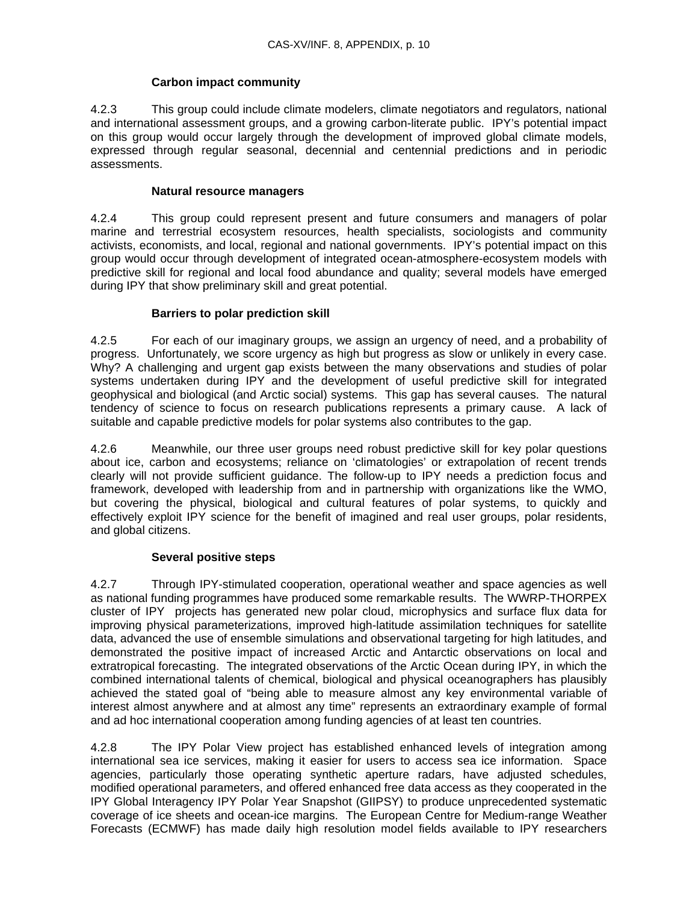### Carbon impact community

4.2.3 This group could include climate modelers, climate negotiators and regulators, national and international assessment groups, and a growing carbon-literate public. IPY's potential impact on this group would occur largely through the development of improved global climate models, expressed through regular seasonal, decennial and centennial predictions and in periodic assessments.

### Natural resource managers

4.2.4 This group could represent present and future consumers and managers of polar marine and terrestrial ecosystem resources, health specialists, sociologists and community activists, economists, and local, regional and national governments. IPY's potential impact on this group would occur through development of integrated ocean-atmosphere-ecosystem models with predictive skill for regional and local food abundance and quality; several models have emerged during IPY that show preliminary skill and great potential.

### Barriers to polar prediction skill

4.2.5 For each of our imaginary groups, we assign an urgency of need, and a probability of progress. Unfortunately, we score urgency as high but progress as slow or unlikely in every case. Why? A challenging and urgent gap exists between the many observations and studies of polar systems undertaken during IPY and the development of useful predictive skill for integrated geophysical and biological (and Arctic social) systems. This gap has several causes. The natural tendency of science to focus on research publications represents a primary cause. A lack of suitable and capable predictive models for polar systems also contributes to the gap.

4.2.6 Meanwhile, our three user groups need robust predictive skill for key polar questions about ice, carbon and ecosystems; reliance on 'climatologies' or extrapolation of recent trends clearly will not provide sufficient guidance. The follow-up to IPY needs a prediction focus and framework, developed with leadership from and in partnership with organizations like the WMO, but covering the physical, biological and cultural features of polar systems, to quickly and effectively exploit IPY science for the benefit of imagined and real user groups, polar residents, and global citizens.

### Several positive steps

4.2.7 Through IPY-stimulated cooperation, operational weather and space agencies as well as national funding programmes have produced some remarkable results. The WWRP-THORPEX cluster of IPY projects has generated new polar cloud, microphysics and surface flux data for improving physical parameterizations, improved high-latitude assimilation techniques for satellite data, advanced the use of ensemble simulations and observational targeting for high latitudes, and demonstrated the positive impact of increased Arctic and Antarctic observations on local and extratropical forecasting. The integrated observations of the Arctic Ocean during IPY, in which the combined international talents of chemical, biological and physical oceanographers has plausibly achieved the stated goal of "being able to measure almost any key environmental variable of interest almost anywhere and at almost any time" represents an extraordinary example of formal and ad hoc international cooperation among funding agencies of at least ten countries.

4.2.8 The IPY Polar View project has established enhanced levels of integration among international sea ice services, making it easier for users to access sea ice information. Space agencies, particularly those operating synthetic aperture radars, have adjusted schedules, modified operational parameters, and offered enhanced free data access as they cooperated in the IPY Global Interagency IPY Polar Year Snapshot (GIIPSY) to produce unprecedented systematic coverage of ice sheets and ocean-ice margins. The European Centre for Medium-range Weather Forecasts (ECMWF) has made daily high resolution model fields available to IPY researchers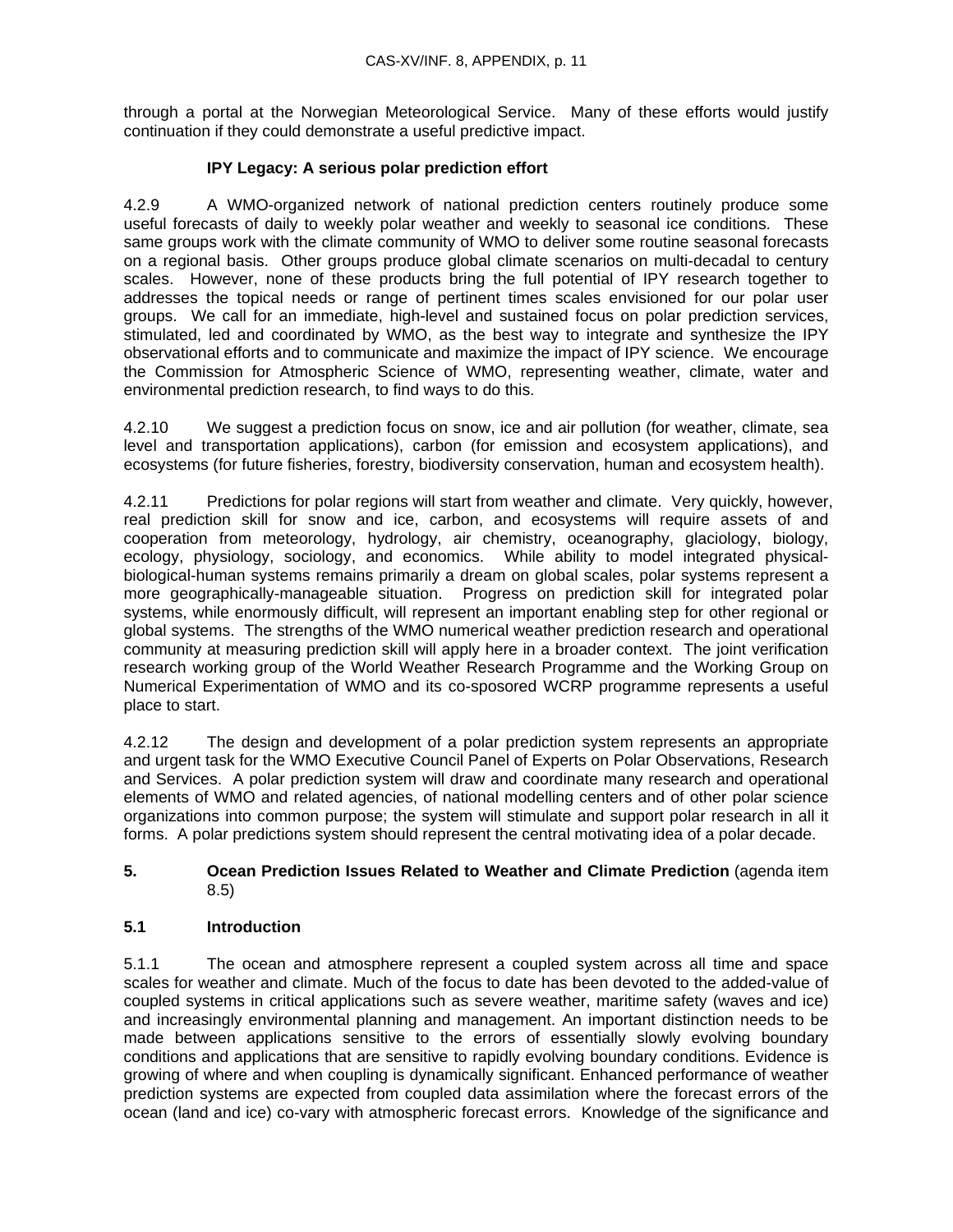through a portal at the Norwegian Meteorological Service. Many of these efforts would justify continuation if they could demonstrate a useful predictive impact.

**IPY Legacy: A serious polar prediction effort**

4.2.9 A WMO-organized network of national prediction centers routinely produce some useful forecasts of daily to weekly polar weather and weekly to seasonal ice conditions. These same groups work with the climate community of WMO to deliver some routine seasonal forecasts on a regional basis. Other groups produce global climate scenarios on multi-decadal to century scales. However, none of these products bring the full potential of IPY research together to addresses the topical needs or range of pertinent times scales envisioned for our polar user groups. We call for an immediate, high-level and sustained focus on polar prediction services, stimulated, led and coordinated by WMO, as the best way to integrate and synthesize the IPY observational efforts and to communicate and maximize the impact of IPY science. We encourage the Commission for Atmospheric Science of WMO, representing weather, climate, water and environmental prediction research, to find ways to do this.

4.2.10 We suggest a prediction focus on snow, ice and air pollution (for weather, climate, sea level and transportation applications), carbon (for emission and ecosystem applications), and ecosystems (for future fisheries, forestry, biodiversity conservation, human and ecosystem health).

4.2.11 Predictions for polar regions will start from weather and climate. Very quickly, however, real prediction skill for snow and ice, carbon, and ecosystems will require assets of and cooperation from meteorology, hydrology, air chemistry, oceanography, glaciology, biology, ecology, physiology, sociology, and economics. While ability to model integrated physical-biological-human systems remains primarily a dream on global scales, polar systems represent a more geographically-manageable situation. Progress on prediction skill for integrated polar systems, while enormously difficult, will represent an important enabling step for other regional or global systems. The strengths of the WMO numerical weather prediction research and operational community at measuring prediction skill will apply here in a broader context. The joint verification research working group of the World Weather Research Programme and the Working Group on Numerical Experimentation of WMO and its co-sposored WCRP programme represents a useful place to start.

4.2.12 The design and development of a polar prediction system represents an appropriate and urgent task for the WMO Executive Council Panel of Experts on Polar Observations, Research and Services. A polar prediction system will draw and coordinate many research and operational elements of WMO and related agencies, of national modelling centers and of other polar science organizations into common purpose; the system will stimulate and support polar research in all it forms. A polar predictions system should represent the central motivating idea of a polar decade.

## 5. Ocean Prediction Issues Related to Weather and Climate Prediction (agenda item 8.5)

### 5.1 Introduction

5.1.1 The ocean and atmosphere represent a coupled system across all time and space scales for weather and climate. Much of the focus to date has been devoted to the added-value of coupled systems in critical applications such as severe weather, maritime safety (waves and ice) and increasingly environmental planning and management. An important distinction needs to be made between applications sensitive to the errors of essentially slowly evolving boundary conditions and applications that are sensitive to rapidly evolving boundary conditions. Evidence is growing of where and when coupling is dynamically significant. Enhanced performance of weather prediction systems are expected from coupled data assimilation where the forecast errors of the ocean (land and ice) co-vary with atmospheric forecast errors. Knowledge of the significance and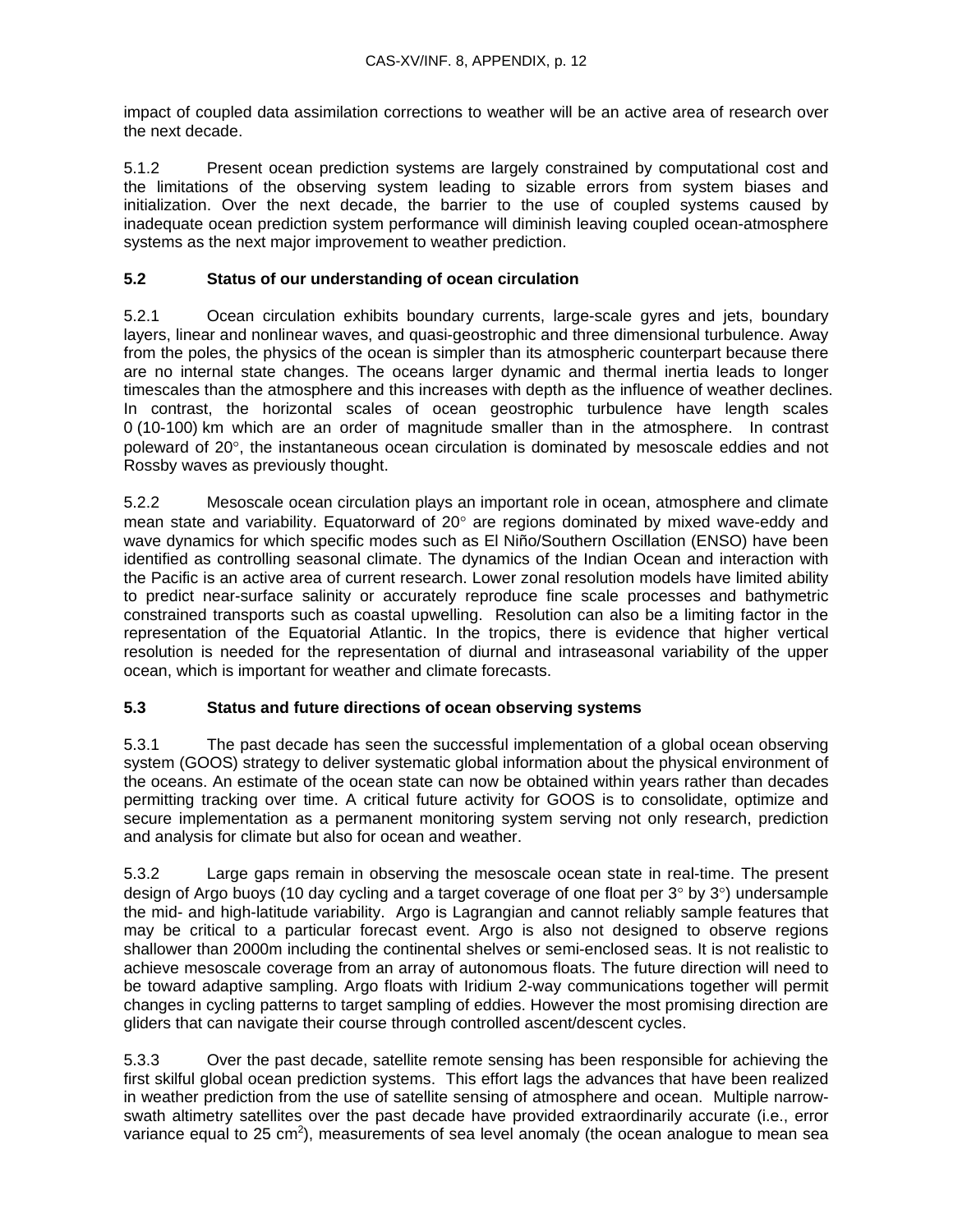impact of coupled data assimilation corrections to weather will be an active area of research over the next decade.

5.1.2 Present ocean prediction systems are largely constrained by computational cost and the limitations of the observing system leading to sizable errors from system biases and initialization. Over the next decade, the barrier to the use of coupled systems caused by inadequate ocean prediction system performance will diminish leaving coupled ocean-atmosphere systems as the next major improvement to weather prediction.

### 5.2 Status of our understanding of ocean circulation

5.2.1 Ocean circulation exhibits boundary currents, large-scale gyres and jets, boundary layers, linear and nonlinear waves, and quasi-geostrophic and three dimensional turbulence. Away from the poles, the physics of the ocean is simpler than its atmospheric counterpart because there are no internal state changes. The oceans larger dynamic and thermal inertia leads to longer timescales than the atmosphere and this increases with depth as the influence of weather declines. In contrast, the horizontal scales of ocean geostrophic turbulence have length scales 0 (10-100) km which are an order of magnitude smaller than in the atmosphere. In contrast poleward of 20°, the instantaneous ocean circulation is dominated by mesoscale eddies and not Rossby waves as previously thought.

5.2.2 Mesoscale ocean circulation plays an important role in ocean, atmosphere and climate mean state and variability. Equatorward of 20° are regions dominated by mixed wave-eddy and wave dynamics for which specific modes such as El Niño/Southern Oscillation (ENSO) have been identified as controlling seasonal climate. The dynamics of the Indian Ocean and interaction with the Pacific is an active area of current research. Lower zonal resolution models have limited ability to predict near-surface salinity or accurately reproduce fine scale processes and bathymetric constrained transports such as coastal upwelling. Resolution can also be a limiting factor in the representation of the Equatorial Atlantic. In the tropics, there is evidence that higher vertical resolution is needed for the representation of diurnal and intraseasonal variability of the upper ocean, which is important for weather and climate forecasts.

### 5.3 Status and future directions of ocean observing systems

5.3.1 The past decade has seen the successful implementation of a global ocean observing system (GOOS) strategy to deliver systematic global information about the physical environment of the oceans. An estimate of the ocean state can now be obtained within years rather than decades permitting tracking over time. A critical future activity for GOOS is to consolidate, optimize and secure implementation as a permanent monitoring system serving not only research, prediction and analysis for climate but also for ocean and weather.

5.3.2 Large gaps remain in observing the mesoscale ocean state in real-time. The present design of Argo buoys (10 day cycling and a target coverage of one float per 3° by 3°) undersample the mid- and high-latitude variability. Argo is Lagrangian and cannot reliably sample features that may be critical to a particular forecast event. Argo is also not designed to observe regions shallower than 2000m including the continental shelves or semi-enclosed seas. It is not realistic to achieve mesoscale coverage from an array of autonomous floats. The future direction will need to be toward adaptive sampling. Argo floats with Iridium 2-way communications together will permit changes in cycling patterns to target sampling of eddies. However the most promising direction are gliders that can navigate their course through controlled ascent/descent cycles.

5.3.3 Over the past decade, satellite remote sensing has been responsible for achieving the first skilful global ocean prediction systems. This effort lags the advances that have been realized in weather prediction from the use of satellite sensing of atmosphere and ocean. Multiple narrow-swath altimetry satellites over the past decade have provided extraordinarily accurate (i.e., error variance equal to 25 $cm^2$), measurements of sea level anomaly (the ocean analogue to mean sea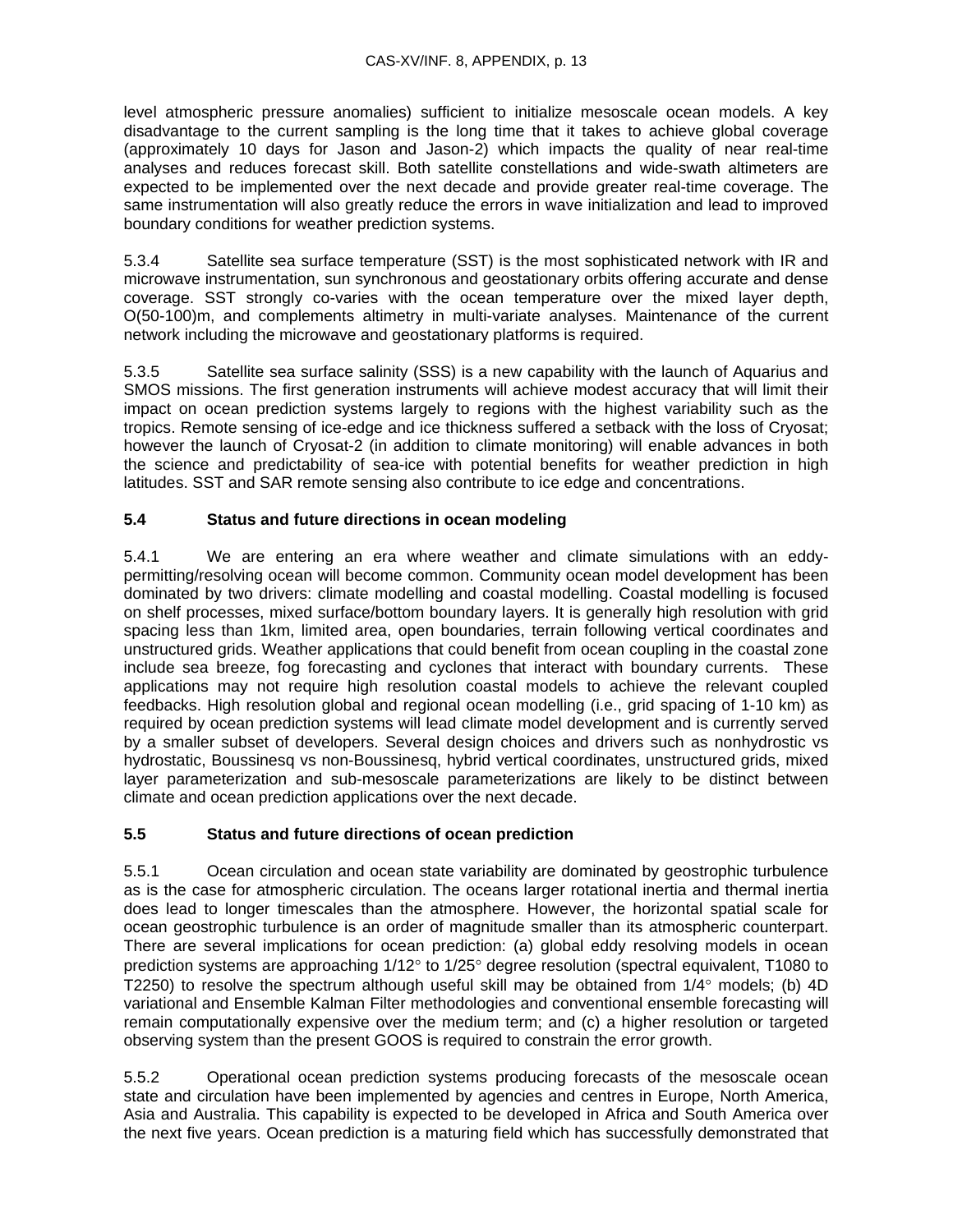level atmospheric pressure anomalies) sufficient to initialize mesoscale ocean models. A key disadvantage to the current sampling is the long time that it takes to achieve global coverage (approximately 10 days for Jason and Jason-2) which impacts the quality of near real-time analyses and reduces forecast skill. Both satellite constellations and wide-swath altimeters are expected to be implemented over the next decade and provide greater real-time coverage. The same instrumentation will also greatly reduce the errors in wave initialization and lead to improved boundary conditions for weather prediction systems.

5.3.4 Satellite sea surface temperature (SST) is the most sophisticated network with IR and microwave instrumentation, sun synchronous and geostationary orbits offering accurate and dense coverage. SST strongly co-varies with the ocean temperature over the mixed layer depth, O(50-100)m, and complements altimetry in multi-variate analyses. Maintenance of the current network including the microwave and geostationary platforms is required.

5.3.5 Satellite sea surface salinity (SSS) is a new capability with the launch of Aquarius and SMOS missions. The first generation instruments will achieve modest accuracy that will limit their impact on ocean prediction systems largely to regions with the highest variability such as the tropics. Remote sensing of ice-edge and ice thickness suffered a setback with the loss of Cryosat; however the launch of Cryosat-2 (in addition to climate monitoring) will enable advances in both the science and predictability of sea-ice with potential benefits for weather prediction in high latitudes. SST and SAR remote sensing also contribute to ice edge and concentrations.

### 5.4 Status and future directions in ocean modeling

5.4.1 We are entering an era where weather and climate simulations with an eddy-permitting/resolving ocean will become common. Community ocean model development has been dominated by two drivers: climate modelling and coastal modelling. Coastal modelling is focused on shelf processes, mixed surface/bottom boundary layers. It is generally high resolution with grid spacing less than 1km, limited area, open boundaries, terrain following vertical coordinates and unstructured grids. Weather applications that could benefit from ocean coupling in the coastal zone include sea breeze, fog forecasting and cyclones that interact with boundary currents. These applications may not require high resolution coastal models to achieve the relevant coupled feedbacks. High resolution global and regional ocean modelling (i.e., grid spacing of 1-10 km) as required by ocean prediction systems will lead climate model development and is currently served by a smaller subset of developers. Several design choices and drivers such as nonhydrostic vs hydrostatic, Boussinesq vs non-Boussinesq, hybrid vertical coordinates, unstructured grids, mixed layer parameterization and sub-mesoscale parameterizations are likely to be distinct between climate and ocean prediction applications over the next decade.

### 5.5 Status and future directions of ocean prediction

5.5.1 Ocean circulation and ocean state variability are dominated by geostrophic turbulence as is the case for atmospheric circulation. The oceans larger rotational inertia and thermal inertia does lead to longer timescales than the atmosphere. However, the horizontal spatial scale for ocean geostrophic turbulence is an order of magnitude smaller than its atmospheric counterpart. There are several implications for ocean prediction: (a) global eddy resolving models in ocean prediction systems are approaching $1/12^\circ$ to $1/25^\circ$ degree resolution (spectral equivalent, T1080 to T2250) to resolve the spectrum although useful skill may be obtained from $1/4^\circ$ models; (b) 4D variational and Ensemble Kalman Filter methodologies and conventional ensemble forecasting will remain computationally expensive over the medium term; and (c) a higher resolution or targeted observing system than the present GOOS is required to constrain the error growth.

5.5.2 Operational ocean prediction systems producing forecasts of the mesoscale ocean state and circulation have been implemented by agencies and centres in Europe, North America, Asia and Australia. This capability is expected to be developed in Africa and South America over the next five years. Ocean prediction is a maturing field which has successfully demonstrated that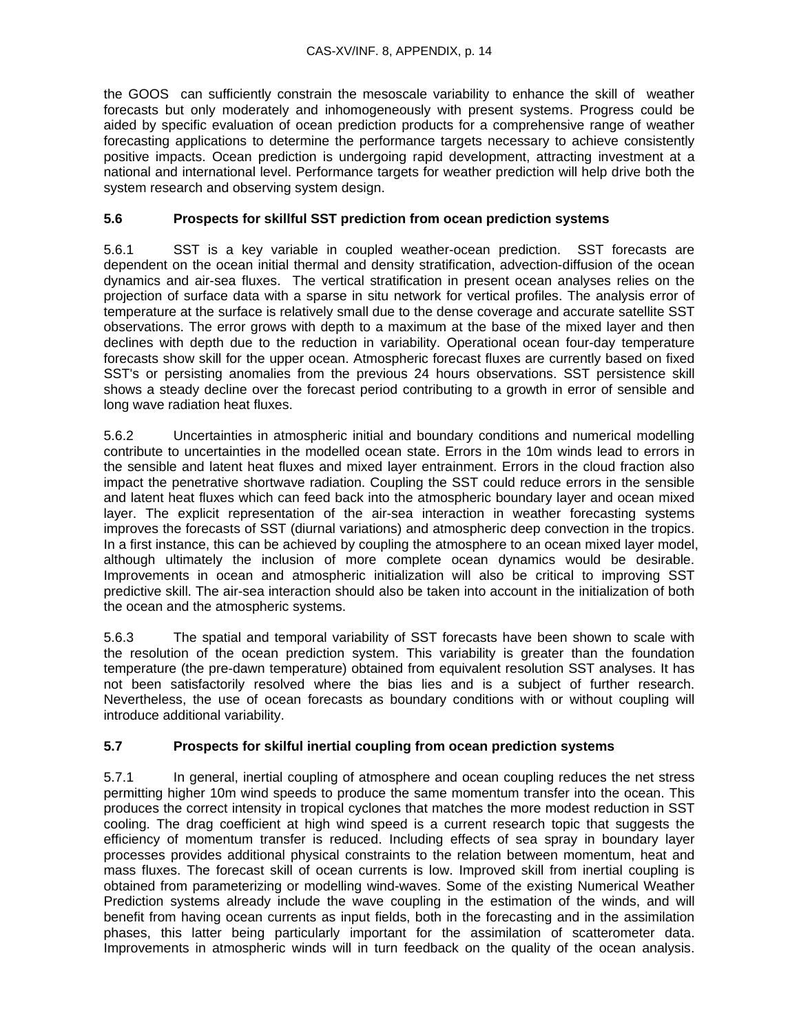the GOOS can sufficiently constrain the mesoscale variability to enhance the skill of weather forecasts but only moderately and inhomogeneously with present systems. Progress could be aided by specific evaluation of ocean prediction products for a comprehensive range of weather forecasting applications to determine the performance targets necessary to achieve consistently positive impacts. Ocean prediction is undergoing rapid development, attracting investment at a national and international level. Performance targets for weather prediction will help drive both the system research and observing system design.

### 5.6 Prospects for skillful SST prediction from ocean prediction systems

5.6.1 SST is a key variable in coupled weather-ocean prediction. SST forecasts are dependent on the ocean initial thermal and density stratification, advection-diffusion of the ocean dynamics and air-sea fluxes. The vertical stratification in present ocean analyses relies on the projection of surface data with a sparse in situ network for vertical profiles. The analysis error of temperature at the surface is relatively small due to the dense coverage and accurate satellite SST observations. The error grows with depth to a maximum at the base of the mixed layer and then declines with depth due to the reduction in variability. Operational ocean four-day temperature forecasts show skill for the upper ocean. Atmospheric forecast fluxes are currently based on fixed SST's or persisting anomalies from the previous 24 hours observations. SST persistence skill shows a steady decline over the forecast period contributing to a growth in error of sensible and long wave radiation heat fluxes.

5.6.2 Uncertainties in atmospheric initial and boundary conditions and numerical modelling contribute to uncertainties in the modelled ocean state. Errors in the 10m winds lead to errors in the sensible and latent heat fluxes and mixed layer entrainment. Errors in the cloud fraction also impact the penetrative shortwave radiation. Coupling the SST could reduce errors in the sensible and latent heat fluxes which can feed back into the atmospheric boundary layer and ocean mixed layer. The explicit representation of the air-sea interaction in weather forecasting systems improves the forecasts of SST (diurnal variations) and atmospheric deep convection in the tropics. In a first instance, this can be achieved by coupling the atmosphere to an ocean mixed layer model, although ultimately the inclusion of more complete ocean dynamics would be desirable. Improvements in ocean and atmospheric initialization will also be critical to improving SST predictive skill. The air-sea interaction should also be taken into account in the initialization of both the ocean and the atmospheric systems.

5.6.3 The spatial and temporal variability of SST forecasts have been shown to scale with the resolution of the ocean prediction system. This variability is greater than the foundation temperature (the pre-dawn temperature) obtained from equivalent resolution SST analyses. It has not been satisfactorily resolved where the bias lies and is a subject of further research. Nevertheless, the use of ocean forecasts as boundary conditions with or without coupling will introduce additional variability.

### 5.7 Prospects for skilful inertial coupling from ocean prediction systems

5.7.1 In general, inertial coupling of atmosphere and ocean coupling reduces the net stress permitting higher 10m wind speeds to produce the same momentum transfer into the ocean. This produces the correct intensity in tropical cyclones that matches the more modest reduction in SST cooling. The drag coefficient at high wind speed is a current research topic that suggests the efficiency of momentum transfer is reduced. Including effects of sea spray in boundary layer processes provides additional physical constraints to the relation between momentum, heat and mass fluxes. The forecast skill of ocean currents is low. Improved skill from inertial coupling is obtained from parameterizing or modelling wind-waves. Some of the existing Numerical Weather Prediction systems already include the wave coupling in the estimation of the winds, and will benefit from having ocean currents as input fields, both in the forecasting and in the assimilation phases, this latter being particularly important for the assimilation of scatterometer data. Improvements in atmospheric winds will in turn feedback on the quality of the ocean analysis.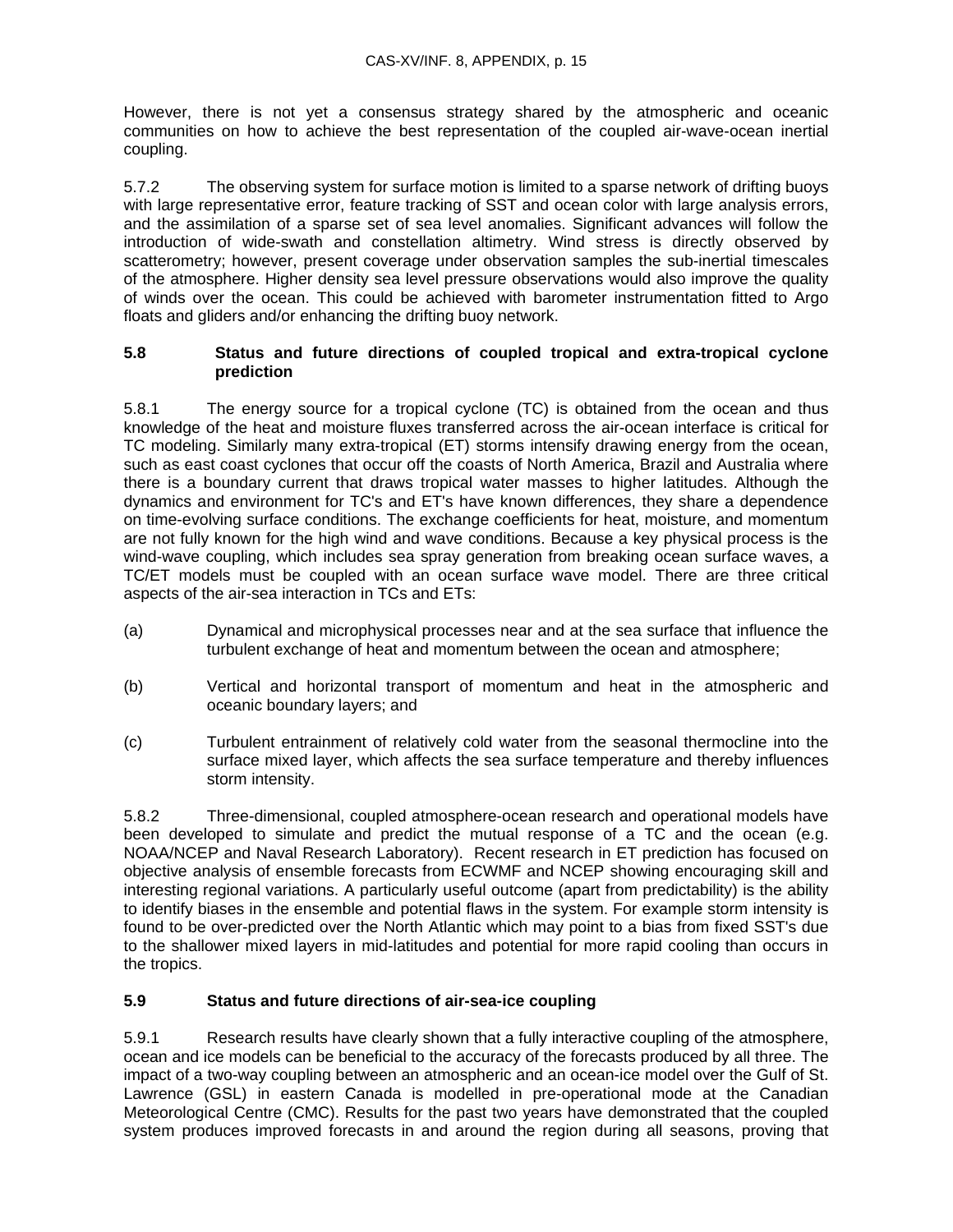However, there is not yet a consensus strategy shared by the atmospheric and oceanic communities on how to achieve the best representation of the coupled air-wave-ocean inertial coupling.

5.7.2 The observing system for surface motion is limited to a sparse network of drifting buoys with large representative error, feature tracking of SST and ocean color with large analysis errors, and the assimilation of a sparse set of sea level anomalies. Significant advances will follow the introduction of wide-swath and constellation altimetry. Wind stress is directly observed by scatterometry; however, present coverage under observation samples the sub-inertial timescales of the atmosphere. Higher density sea level pressure observations would also improve the quality of winds over the ocean. This could be achieved with barometer instrumentation fitted to Argo floats and gliders and/or enhancing the drifting buoy network.

### 5.8 Status and future directions of coupled tropical and extra-tropical cyclone prediction

5.8.1 The energy source for a tropical cyclone (TC) is obtained from the ocean and thus knowledge of the heat and moisture fluxes transferred across the air-ocean interface is critical for TC modeling. Similarly many extra-tropical (ET) storms intensify drawing energy from the ocean, such as east coast cyclones that occur off the coasts of North America, Brazil and Australia where there is a boundary current that draws tropical water masses to higher latitudes. Although the dynamics and environment for TC's and ET's have known differences, they share a dependence on time-evolving surface conditions. The exchange coefficients for heat, moisture, and momentum are not fully known for the high wind and wave conditions. Because a key physical process is the wind-wave coupling, which includes sea spray generation from breaking ocean surface waves, a TC/ET models must be coupled with an ocean surface wave model. There are three critical aspects of the air-sea interaction in TCs and ETs:

(a) Dynamical and microphysical processes near and at the sea surface that influence the turbulent exchange of heat and momentum between the ocean and atmosphere;

(b) Vertical and horizontal transport of momentum and heat in the atmospheric and oceanic boundary layers; and

(c) Turbulent entrainment of relatively cold water from the seasonal thermocline into the surface mixed layer, which affects the sea surface temperature and thereby influences storm intensity.

5.8.2 Three-dimensional, coupled atmosphere-ocean research and operational models have been developed to simulate and predict the mutual response of a TC and the ocean (e.g. NOAA/NCEP and Naval Research Laboratory). Recent research in ET prediction has focused on objective analysis of ensemble forecasts from ECWMF and NCEP showing encouraging skill and interesting regional variations. A particularly useful outcome (apart from predictability) is the ability to identify biases in the ensemble and potential flaws in the system. For example storm intensity is found to be over-predicted over the North Atlantic which may point to a bias from fixed SST's due to the shallower mixed layers in mid-latitudes and potential for more rapid cooling than occurs in the tropics.

### 5.9 Status and future directions of air-sea-ice coupling

5.9.1 Research results have clearly shown that a fully interactive coupling of the atmosphere, ocean and ice models can be beneficial to the accuracy of the forecasts produced by all three. The impact of a two-way coupling between an atmospheric and an ocean-ice model over the Gulf of St. Lawrence (GSL) in eastern Canada is modelled in pre-operational mode at the Canadian Meteorological Centre (CMC). Results for the past two years have demonstrated that the coupled system produces improved forecasts in and around the region during all seasons, proving that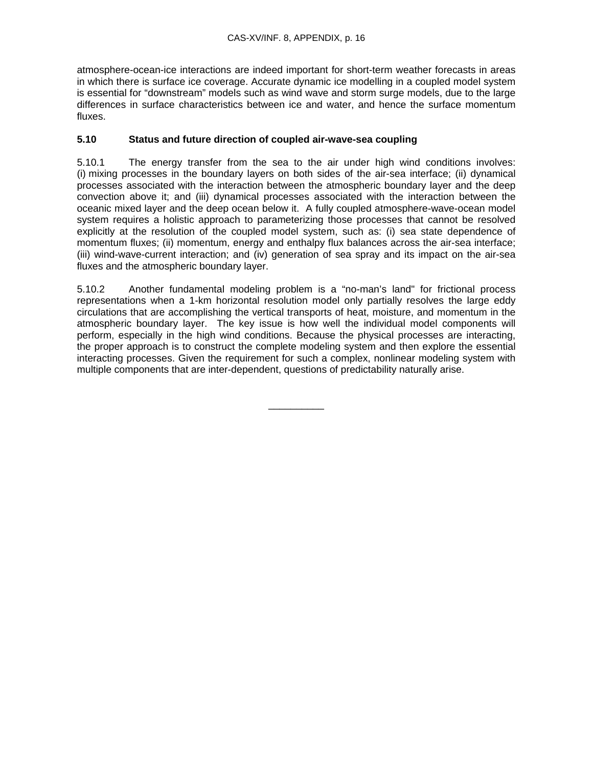atmosphere-ocean-ice interactions are indeed important for short-term weather forecasts in areas in which there is surface ice coverage. Accurate dynamic ice modelling in a coupled model system is essential for “downstream” models such as wind wave and storm surge models, due to the large differences in surface characteristics between ice and water, and hence the surface momentum fluxes.

### 5.10 Status and future direction of coupled air-wave-sea coupling

5.10.1 The energy transfer from the sea to the air under high wind conditions involves: (i) mixing processes in the boundary layers on both sides of the air-sea interface; (ii) dynamical processes associated with the interaction between the atmospheric boundary layer and the deep convection above it; and (iii) dynamical processes associated with the interaction between the oceanic mixed layer and the deep ocean below it. A fully coupled atmosphere-wave-ocean model system requires a holistic approach to parameterizing those processes that cannot be resolved explicitly at the resolution of the coupled model system, such as: (i) sea state dependence of momentum fluxes; (ii) momentum, energy and enthalpy flux balances across the air-sea interface; (iii) wind-wave-current interaction; and (iv) generation of sea spray and its impact on the air-sea fluxes and the atmospheric boundary layer.

5.10.2 Another fundamental modeling problem is a “no-man’s land" for frictional process representations when a 1-km horizontal resolution model only partially resolves the large eddy circulations that are accomplishing the vertical transports of heat, moisture, and momentum in the atmospheric boundary layer. The key issue is how well the individual model components will perform, especially in the high wind conditions. Because the physical processes are interacting, the proper approach is to construct the complete modeling system and then explore the essential interacting processes. Given the requirement for such a complex, nonlinear modeling system with multiple components that are inter-dependent, questions of predictability naturally arise.

__________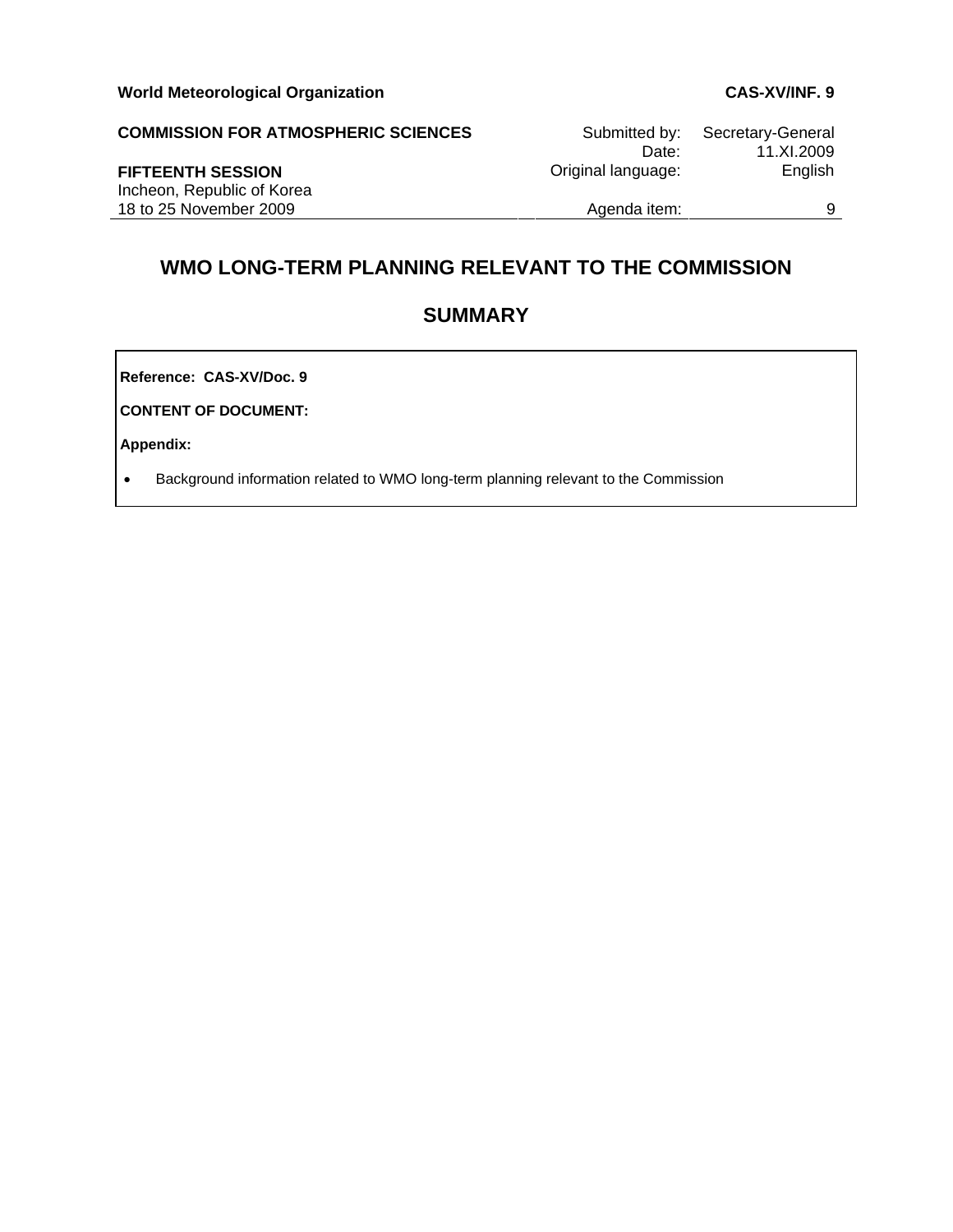**World Meteorological Organization** **CAS-XV/INF. 9**

**COMMISSION FOR ATMOSPHERIC SCIENCES**

**FIFTEENTH SESSION**
Incheon, Republic of Korea
18 to 25 November 2009

| | |
|---|---|
| Submitted by: | Secretary-General |
| Date: | 11.XI.2009 |
| Original language: | English |
| Agenda item: | 9 |

# WMO LONG-TERM PLANNING RELEVANT TO THE COMMISSION

## SUMMARY

**Reference: CAS-XV/Doc. 9**

**CONTENT OF DOCUMENT:**

**Appendix:**

- Background information related to WMO long-term planning relevant to the Commission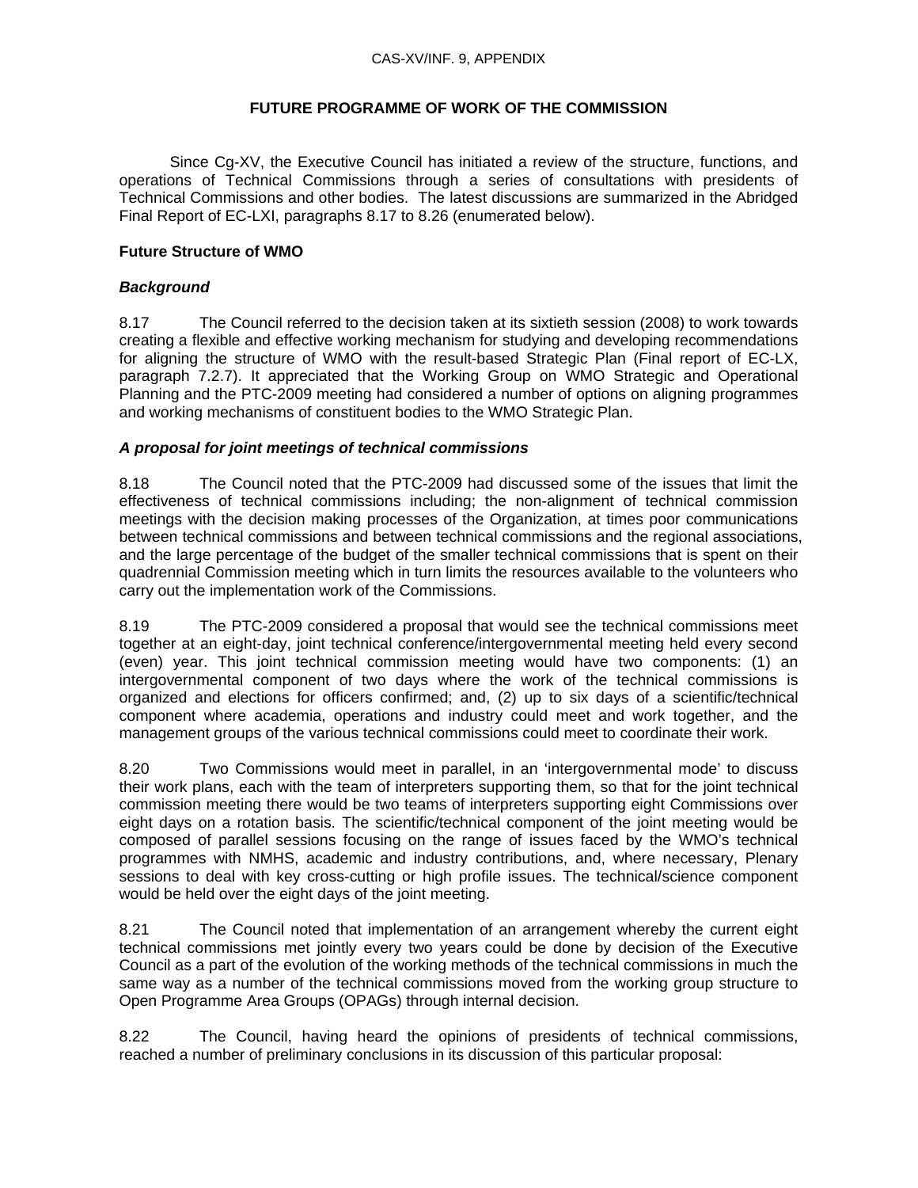CAS-XV/INF. 9, APPENDIX

## FUTURE PROGRAMME OF WORK OF THE COMMISSION

Since Cg-XV, the Executive Council has initiated a review of the structure, functions, and operations of Technical Commissions through a series of consultations with presidents of Technical Commissions and other bodies. The latest discussions are summarized in the Abridged Final Report of EC-LXI, paragraphs 8.17 to 8.26 (enumerated below).

### Future Structure of WMO

#### *Background*

8.17 The Council referred to the decision taken at its sixtieth session (2008) to work towards creating a flexible and effective working mechanism for studying and developing recommendations for aligning the structure of WMO with the result-based Strategic Plan (Final report of EC-LX, paragraph 7.2.7). It appreciated that the Working Group on WMO Strategic and Operational Planning and the PTC-2009 meeting had considered a number of options on aligning programmes and working mechanisms of constituent bodies to the WMO Strategic Plan.

#### *A proposal for joint meetings of technical commissions*

8.18 The Council noted that the PTC-2009 had discussed some of the issues that limit the effectiveness of technical commissions including; the non-alignment of technical commission meetings with the decision making processes of the Organization, at times poor communications between technical commissions and between technical commissions and the regional associations, and the large percentage of the budget of the smaller technical commissions that is spent on their quadrennial Commission meeting which in turn limits the resources available to the volunteers who carry out the implementation work of the Commissions.

8.19 The PTC-2009 considered a proposal that would see the technical commissions meet together at an eight-day, joint technical conference/intergovernmental meeting held every second (even) year. This joint technical commission meeting would have two components: (1) an intergovernmental component of two days where the work of the technical commissions is organized and elections for officers confirmed; and, (2) up to six days of a scientific/technical component where academia, operations and industry could meet and work together, and the management groups of the various technical commissions could meet to coordinate their work.

8.20 Two Commissions would meet in parallel, in an 'intergovernmental mode' to discuss their work plans, each with the team of interpreters supporting them, so that for the joint technical commission meeting there would be two teams of interpreters supporting eight Commissions over eight days on a rotation basis. The scientific/technical component of the joint meeting would be composed of parallel sessions focusing on the range of issues faced by the WMO's technical programmes with NMHS, academic and industry contributions, and, where necessary, Plenary sessions to deal with key cross-cutting or high profile issues. The technical/science component would be held over the eight days of the joint meeting.

8.21 The Council noted that implementation of an arrangement whereby the current eight technical commissions met jointly every two years could be done by decision of the Executive Council as a part of the evolution of the working methods of the technical commissions in much the same way as a number of the technical commissions moved from the working group structure to Open Programme Area Groups (OPAGs) through internal decision.

8.22 The Council, having heard the opinions of presidents of technical commissions, reached a number of preliminary conclusions in its discussion of this particular proposal: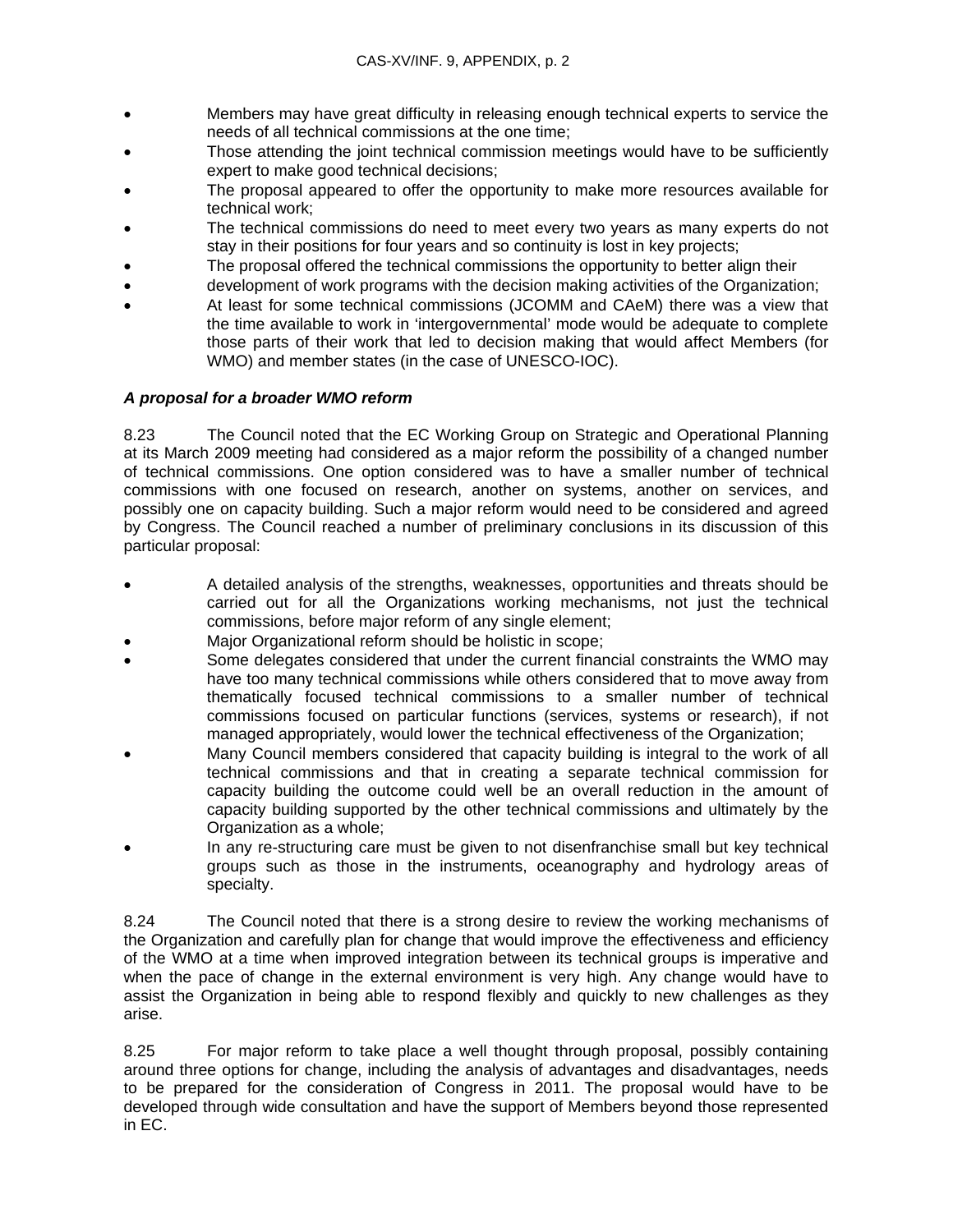- Members may have great difficulty in releasing enough technical experts to service the needs of all technical commissions at the one time;
- Those attending the joint technical commission meetings would have to be sufficiently expert to make good technical decisions;
- The proposal appeared to offer the opportunity to make more resources available for technical work;
- The technical commissions do need to meet every two years as many experts do not stay in their positions for four years and so continuity is lost in key projects;
- The proposal offered the technical commissions the opportunity to better align their
- development of work programs with the decision making activities of the Organization;
- At least for some technical commissions (JCOMM and CAeM) there was a view that the time available to work in 'intergovernmental' mode would be adequate to complete those parts of their work that led to decision making that would affect Members (for WMO) and member states (in the case of UNESCO-IOC).

***A proposal for a broader WMO reform***

8.23 The Council noted that the EC Working Group on Strategic and Operational Planning at its March 2009 meeting had considered as a major reform the possibility of a changed number of technical commissions. One option considered was to have a smaller number of technical commissions with one focused on research, another on systems, another on services, and possibly one on capacity building. Such a major reform would need to be considered and agreed by Congress. The Council reached a number of preliminary conclusions in its discussion of this particular proposal:

- A detailed analysis of the strengths, weaknesses, opportunities and threats should be carried out for all the Organizations working mechanisms, not just the technical commissions, before major reform of any single element;
- Major Organizational reform should be holistic in scope;
- Some delegates considered that under the current financial constraints the WMO may have too many technical commissions while others considered that to move away from thematically focused technical commissions to a smaller number of technical commissions focused on particular functions (services, systems or research), if not managed appropriately, would lower the technical effectiveness of the Organization;
- Many Council members considered that capacity building is integral to the work of all technical commissions and that in creating a separate technical commission for capacity building the outcome could well be an overall reduction in the amount of capacity building supported by the other technical commissions and ultimately by the Organization as a whole;
- In any re-structuring care must be given to not disenfranchise small but key technical groups such as those in the instruments, oceanography and hydrology areas of specialty.

8.24 The Council noted that there is a strong desire to review the working mechanisms of the Organization and carefully plan for change that would improve the effectiveness and efficiency of the WMO at a time when improved integration between its technical groups is imperative and when the pace of change in the external environment is very high. Any change would have to assist the Organization in being able to respond flexibly and quickly to new challenges as they arise.

8.25 For major reform to take place a well thought through proposal, possibly containing around three options for change, including the analysis of advantages and disadvantages, needs to be prepared for the consideration of Congress in 2011. The proposal would have to be developed through wide consultation and have the support of Members beyond those represented in EC.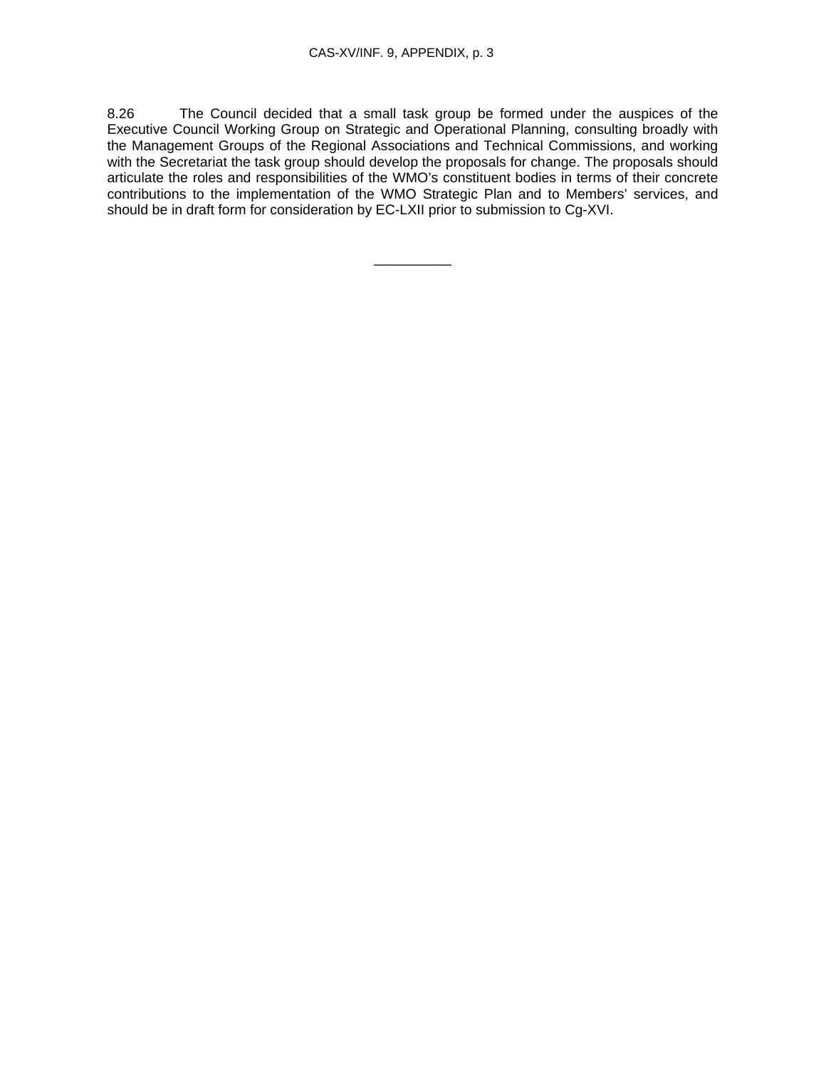8.26 The Council decided that a small task group be formed under the auspices of the Executive Council Working Group on Strategic and Operational Planning, consulting broadly with the Management Groups of the Regional Associations and Technical Commissions, and working with the Secretariat the task group should develop the proposals for change. The proposals should articulate the roles and responsibilities of the WMO's constituent bodies in terms of their concrete contributions to the implementation of the WMO Strategic Plan and to Members' services, and should be in draft form for consideration by EC-LXII prior to submission to Cg-XVI.

__________